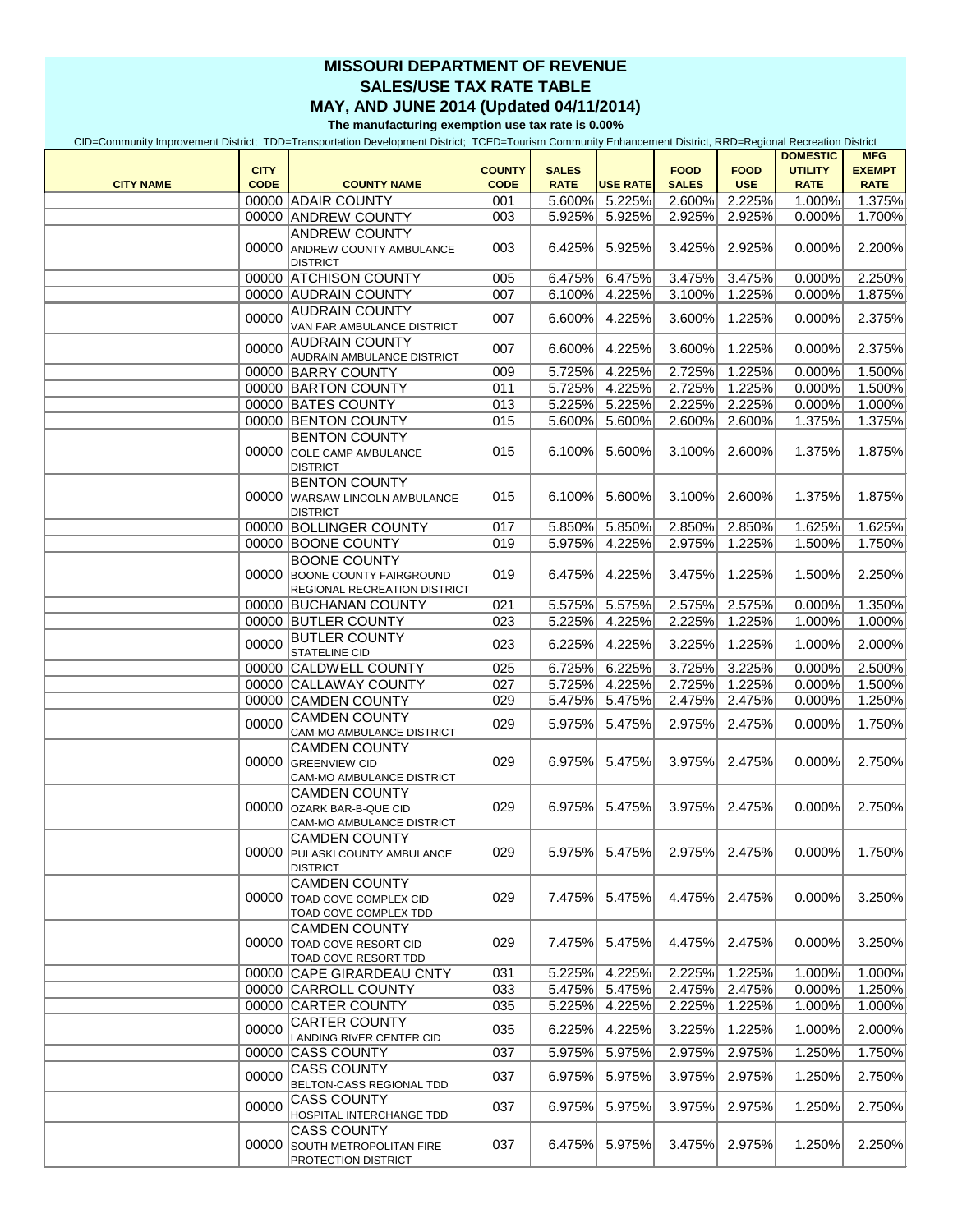# MISSOURI DEPARTMENT OF REVENUE
## SALES/USE TAX RATE TABLE
## MAY, AND JUNE 2014 (Updated 04/11/2014)

**The manufacturing exemption use tax rate is 0.00%**

CID=Community Improvement District; TDD=Transportation Development District; TCED=Tourism Community Enhancement District, RRD=Regional Recreation District

| CITY NAME | CITY CODE | COUNTY NAME | COUNTY CODE | SALES RATE | USE RATE | FOOD SALES | FOOD USE | DOMESTIC UTILITY RATE | MFG EXEMPT RATE |
|---|---|---|---|---|---|---|---|---|---|
| | 00000 | ADAIR COUNTY | 001 | 5.600% | 5.225% | 2.600% | 2.225% | 1.000% | 1.375% |
| | 00000 | ANDREW COUNTY | 003 | 5.925% | 5.925% | 2.925% | 2.925% | 0.000% | 1.700% |
| | 00000 | ANDREW COUNTY ANDREW COUNTY AMBULANCE DISTRICT | 003 | 6.425% | 5.925% | 3.425% | 2.925% | 0.000% | 2.200% |
| | 00000 | ATCHISON COUNTY | 005 | 6.475% | 6.475% | 3.475% | 3.475% | 0.000% | 2.250% |
| | 00000 | AUDRAIN COUNTY | 007 | 6.100% | 4.225% | 3.100% | 1.225% | 0.000% | 1.875% |
| | 00000 | AUDRAIN COUNTY VAN FAR AMBULANCE DISTRICT | 007 | 6.600% | 4.225% | 3.600% | 1.225% | 0.000% | 2.375% |
| | 00000 | AUDRAIN COUNTY AUDRAIN AMBULANCE DISTRICT | 007 | 6.600% | 4.225% | 3.600% | 1.225% | 0.000% | 2.375% |
| | 00000 | BARRY COUNTY | 009 | 5.725% | 4.225% | 2.725% | 1.225% | 0.000% | 1.500% |
| | 00000 | BARTON COUNTY | 011 | 5.725% | 4.225% | 2.725% | 1.225% | 0.000% | 1.500% |
| | 00000 | BATES COUNTY | 013 | 5.225% | 5.225% | 2.225% | 2.225% | 0.000% | 1.000% |
| | 00000 | BENTON COUNTY | 015 | 5.600% | 5.600% | 2.600% | 2.600% | 1.375% | 1.375% |
| | 00000 | BENTON COUNTY COLE CAMP AMBULANCE DISTRICT | 015 | 6.100% | 5.600% | 3.100% | 2.600% | 1.375% | 1.875% |
| | 00000 | BENTON COUNTY WARSAW LINCOLN AMBULANCE DISTRICT | 015 | 6.100% | 5.600% | 3.100% | 2.600% | 1.375% | 1.875% |
| | 00000 | BOLLINGER COUNTY | 017 | 5.850% | 5.850% | 2.850% | 2.850% | 1.625% | 1.625% |
| | 00000 | BOONE COUNTY | 019 | 5.975% | 4.225% | 2.975% | 1.225% | 1.500% | 1.750% |
| | 00000 | BOONE COUNTY BOONE COUNTY FAIRGROUND REGIONAL RECREATION DISTRICT | 019 | 6.475% | 4.225% | 3.475% | 1.225% | 1.500% | 2.250% |
| | 00000 | BUCHANAN COUNTY | 021 | 5.575% | 5.575% | 2.575% | 2.575% | 0.000% | 1.350% |
| | 00000 | BUTLER COUNTY | 023 | 5.225% | 4.225% | 2.225% | 1.225% | 1.000% | 1.000% |
| | 00000 | BUTLER COUNTY STATELINE CID | 023 | 6.225% | 4.225% | 3.225% | 1.225% | 1.000% | 2.000% |
| | 00000 | CALDWELL COUNTY | 025 | 6.725% | 6.225% | 3.725% | 3.225% | 0.000% | 2.500% |
| | 00000 | CALLAWAY COUNTY | 027 | 5.725% | 4.225% | 2.725% | 1.225% | 0.000% | 1.500% |
| | 00000 | CAMDEN COUNTY | 029 | 5.475% | 5.475% | 2.475% | 2.475% | 0.000% | 1.250% |
| | 00000 | CAMDEN COUNTY CAM-MO AMBULANCE DISTRICT | 029 | 5.975% | 5.475% | 2.975% | 2.475% | 0.000% | 1.750% |
| | 00000 | CAMDEN COUNTY GREENVIEW CID CAM-MO AMBULANCE DISTRICT | 029 | 6.975% | 5.475% | 3.975% | 2.475% | 0.000% | 2.750% |
| | 00000 | CAMDEN COUNTY OZARK BAR-B-QUE CID CAM-MO AMBULANCE DISTRICT | 029 | 6.975% | 5.475% | 3.975% | 2.475% | 0.000% | 2.750% |
| | 00000 | CAMDEN COUNTY PULASKI COUNTY AMBULANCE DISTRICT | 029 | 5.975% | 5.475% | 2.975% | 2.475% | 0.000% | 1.750% |
| | 00000 | CAMDEN COUNTY TOAD COVE COMPLEX CID TOAD COVE COMPLEX TDD | 029 | 7.475% | 5.475% | 4.475% | 2.475% | 0.000% | 3.250% |
| | 00000 | CAMDEN COUNTY TOAD COVE RESORT CID TOAD COVE RESORT TDD | 029 | 7.475% | 5.475% | 4.475% | 2.475% | 0.000% | 3.250% |
| | 00000 | CAPE GIRARDEAU CNTY | 031 | 5.225% | 4.225% | 2.225% | 1.225% | 1.000% | 1.000% |
| | 00000 | CARROLL COUNTY | 033 | 5.475% | 5.475% | 2.475% | 2.475% | 0.000% | 1.250% |
| | 00000 | CARTER COUNTY | 035 | 5.225% | 4.225% | 2.225% | 1.225% | 1.000% | 1.000% |
| | 00000 | CARTER COUNTY LANDING RIVER CENTER CID | 035 | 6.225% | 4.225% | 3.225% | 1.225% | 1.000% | 2.000% |
| | 00000 | CASS COUNTY | 037 | 5.975% | 5.975% | 2.975% | 2.975% | 1.250% | 1.750% |
| | 00000 | CASS COUNTY BELTON-CASS REGIONAL TDD | 037 | 6.975% | 5.975% | 3.975% | 2.975% | 1.250% | 2.750% |
| | 00000 | CASS COUNTY HOSPITAL INTERCHANGE TDD | 037 | 6.975% | 5.975% | 3.975% | 2.975% | 1.250% | 2.750% |
| | 00000 | CASS COUNTY SOUTH METROPOLITAN FIRE PROTECTION DISTRICT | 037 | 6.475% | 5.975% | 3.475% | 2.975% | 1.250% | 2.250% |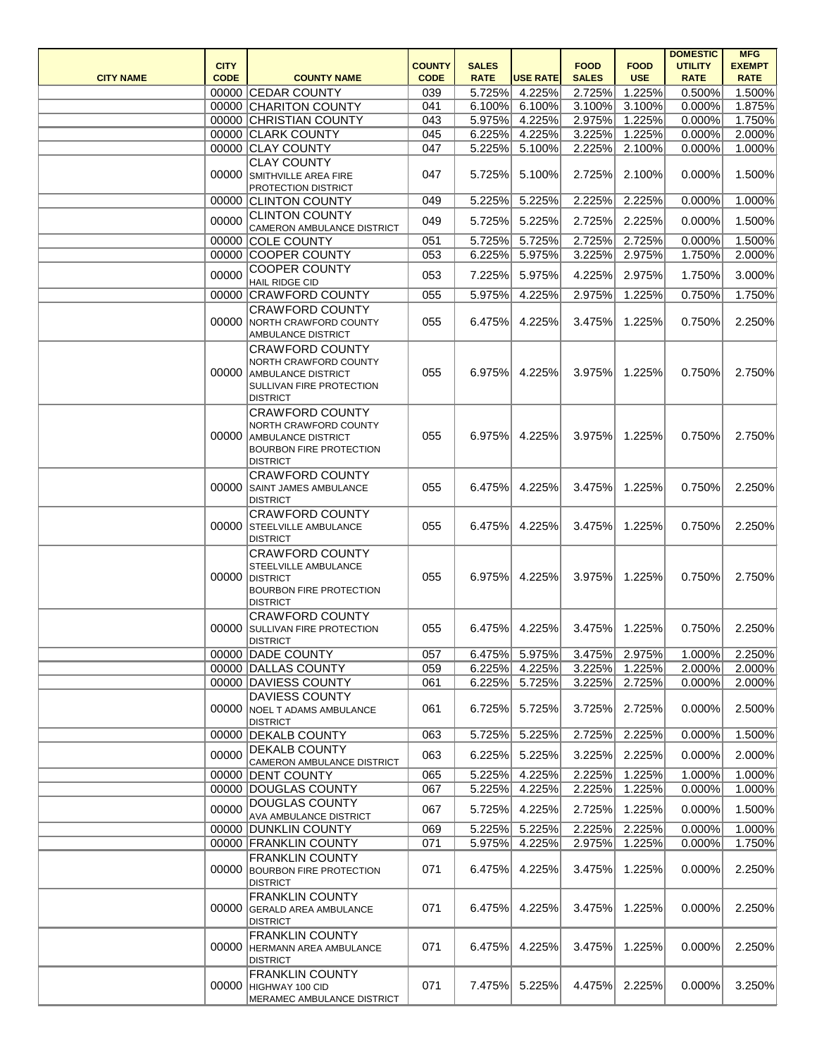| CITY NAME | CITY CODE | COUNTY NAME | COUNTY CODE | SALES RATE | USE RATE | FOOD SALES | FOOD USE | DOMESTIC UTILITY RATE | MFG EXEMPT RATE |
|---|---|---|---|---|---|---|---|---|---|
| | 00000 | CEDAR COUNTY | 039 | 5.725% | 4.225% | 2.725% | 1.225% | 0.500% | 1.500% |
| | 00000 | CHARITON COUNTY | 041 | 6.100% | 6.100% | 3.100% | 3.100% | 0.000% | 1.875% |
| | 00000 | CHRISTIAN COUNTY | 043 | 5.975% | 4.225% | 2.975% | 1.225% | 0.000% | 1.750% |
| | 00000 | CLARK COUNTY | 045 | 6.225% | 4.225% | 3.225% | 1.225% | 0.000% | 2.000% |
| | 00000 | CLAY COUNTY | 047 | 5.225% | 5.100% | 2.225% | 2.100% | 0.000% | 1.000% |
| | 00000 | CLAY COUNTY SMITHVILLE AREA FIRE PROTECTION DISTRICT | 047 | 5.725% | 5.100% | 2.725% | 2.100% | 0.000% | 1.500% |
| | 00000 | CLINTON COUNTY | 049 | 5.225% | 5.225% | 2.225% | 2.225% | 0.000% | 1.000% |
| | 00000 | CLINTON COUNTY CAMERON AMBULANCE DISTRICT | 049 | 5.725% | 5.225% | 2.725% | 2.225% | 0.000% | 1.500% |
| | 00000 | COLE COUNTY | 051 | 5.725% | 5.725% | 2.725% | 2.725% | 0.000% | 1.500% |
| | 00000 | COOPER COUNTY | 053 | 6.225% | 5.975% | 3.225% | 2.975% | 1.750% | 2.000% |
| | 00000 | COOPER COUNTY HAIL RIDGE CID | 053 | 7.225% | 5.975% | 4.225% | 2.975% | 1.750% | 3.000% |
| | 00000 | CRAWFORD COUNTY | 055 | 5.975% | 4.225% | 2.975% | 1.225% | 0.750% | 1.750% |
| | 00000 | CRAWFORD COUNTY NORTH CRAWFORD COUNTY AMBULANCE DISTRICT | 055 | 6.475% | 4.225% | 3.475% | 1.225% | 0.750% | 2.250% |
| | 00000 | CRAWFORD COUNTY NORTH CRAWFORD COUNTY AMBULANCE DISTRICT SULLIVAN FIRE PROTECTION DISTRICT | 055 | 6.975% | 4.225% | 3.975% | 1.225% | 0.750% | 2.750% |
| | 00000 | CRAWFORD COUNTY NORTH CRAWFORD COUNTY AMBULANCE DISTRICT BOURBON FIRE PROTECTION DISTRICT | 055 | 6.975% | 4.225% | 3.975% | 1.225% | 0.750% | 2.750% |
| | 00000 | CRAWFORD COUNTY SAINT JAMES AMBULANCE DISTRICT | 055 | 6.475% | 4.225% | 3.475% | 1.225% | 0.750% | 2.250% |
| | 00000 | CRAWFORD COUNTY STEELVILLE AMBULANCE DISTRICT | 055 | 6.475% | 4.225% | 3.475% | 1.225% | 0.750% | 2.250% |
| | 00000 | CRAWFORD COUNTY STEELVILLE AMBULANCE DISTRICT BOURBON FIRE PROTECTION DISTRICT | 055 | 6.975% | 4.225% | 3.975% | 1.225% | 0.750% | 2.750% |
| | 00000 | CRAWFORD COUNTY SULLIVAN FIRE PROTECTION DISTRICT | 055 | 6.475% | 4.225% | 3.475% | 1.225% | 0.750% | 2.250% |
| | 00000 | DADE COUNTY | 057 | 6.475% | 5.975% | 3.475% | 2.975% | 1.000% | 2.250% |
| | 00000 | DALLAS COUNTY | 059 | 6.225% | 4.225% | 3.225% | 1.225% | 2.000% | 2.000% |
| | 00000 | DAVIESS COUNTY | 061 | 6.225% | 5.725% | 3.225% | 2.725% | 0.000% | 2.000% |
| | 00000 | DAVIESS COUNTY NOEL T ADAMS AMBULANCE DISTRICT | 061 | 6.725% | 5.725% | 3.725% | 2.725% | 0.000% | 2.500% |
| | 00000 | DEKALB COUNTY | 063 | 5.725% | 5.225% | 2.725% | 2.225% | 0.000% | 1.500% |
| | 00000 | DEKALB COUNTY CAMERON AMBULANCE DISTRICT | 063 | 6.225% | 5.225% | 3.225% | 2.225% | 0.000% | 2.000% |
| | 00000 | DENT COUNTY | 065 | 5.225% | 4.225% | 2.225% | 1.225% | 1.000% | 1.000% |
| | 00000 | DOUGLAS COUNTY | 067 | 5.225% | 4.225% | 2.225% | 1.225% | 0.000% | 1.000% |
| | 00000 | DOUGLAS COUNTY AVA AMBULANCE DISTRICT | 067 | 5.725% | 4.225% | 2.725% | 1.225% | 0.000% | 1.500% |
| | 00000 | DUNKLIN COUNTY | 069 | 5.225% | 5.225% | 2.225% | 2.225% | 0.000% | 1.000% |
| | 00000 | FRANKLIN COUNTY | 071 | 5.975% | 4.225% | 2.975% | 1.225% | 0.000% | 1.750% |
| | 00000 | FRANKLIN COUNTY BOURBON FIRE PROTECTION DISTRICT | 071 | 6.475% | 4.225% | 3.475% | 1.225% | 0.000% | 2.250% |
| | 00000 | FRANKLIN COUNTY GERALD AREA AMBULANCE DISTRICT | 071 | 6.475% | 4.225% | 3.475% | 1.225% | 0.000% | 2.250% |
| | 00000 | FRANKLIN COUNTY HERMANN AREA AMBULANCE DISTRICT | 071 | 6.475% | 4.225% | 3.475% | 1.225% | 0.000% | 2.250% |
| | 00000 | FRANKLIN COUNTY HIGHWAY 100 CID MERAMEC AMBULANCE DISTRICT | 071 | 7.475% | 5.225% | 4.475% | 2.225% | 0.000% | 3.250% |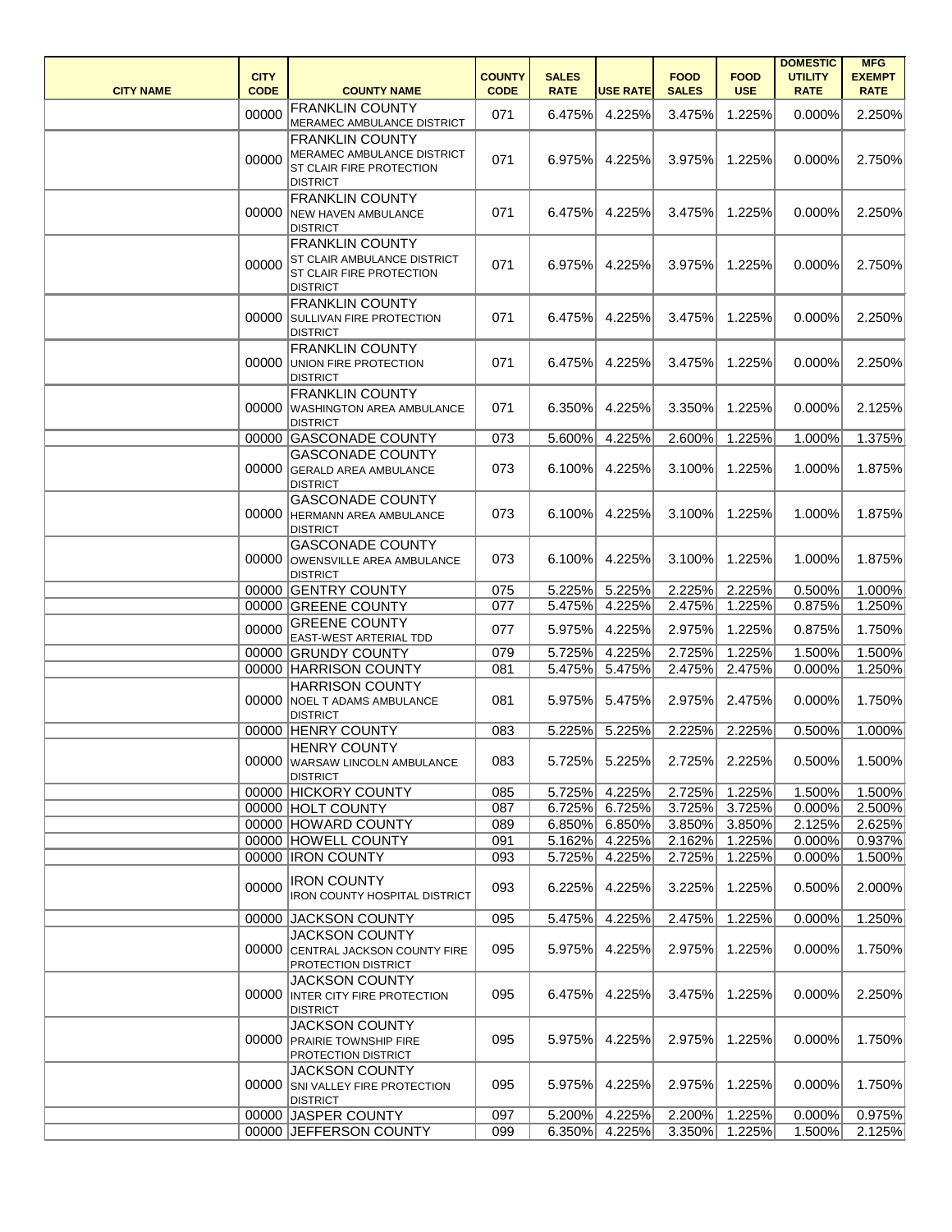| CITY NAME | CITY CODE | COUNTY NAME | COUNTY CODE | SALES RATE | USE RATE | FOOD SALES | FOOD USE | DOMESTIC UTILITY RATE | MFG EXEMPT RATE |
|---|---|---|---|---|---|---|---|---|---|
| | 00000 | FRANKLIN COUNTY MERAMEC AMBULANCE DISTRICT | 071 | 6.475% | 4.225% | 3.475% | 1.225% | 0.000% | 2.250% |
| | 00000 | FRANKLIN COUNTY MERAMEC AMBULANCE DISTRICT ST CLAIR FIRE PROTECTION DISTRICT | 071 | 6.975% | 4.225% | 3.975% | 1.225% | 0.000% | 2.750% |
| | 00000 | FRANKLIN COUNTY NEW HAVEN AMBULANCE DISTRICT | 071 | 6.475% | 4.225% | 3.475% | 1.225% | 0.000% | 2.250% |
| | 00000 | FRANKLIN COUNTY ST CLAIR AMBULANCE DISTRICT ST CLAIR FIRE PROTECTION DISTRICT | 071 | 6.975% | 4.225% | 3.975% | 1.225% | 0.000% | 2.750% |
| | 00000 | FRANKLIN COUNTY SULLIVAN FIRE PROTECTION DISTRICT | 071 | 6.475% | 4.225% | 3.475% | 1.225% | 0.000% | 2.250% |
| | 00000 | FRANKLIN COUNTY UNION FIRE PROTECTION DISTRICT | 071 | 6.475% | 4.225% | 3.475% | 1.225% | 0.000% | 2.250% |
| | 00000 | FRANKLIN COUNTY WASHINGTON AREA AMBULANCE DISTRICT | 071 | 6.350% | 4.225% | 3.350% | 1.225% | 0.000% | 2.125% |
| | 00000 | GASCONADE COUNTY | 073 | 5.600% | 4.225% | 2.600% | 1.225% | 1.000% | 1.375% |
| | 00000 | GASCONADE COUNTY GERALD AREA AMBULANCE DISTRICT | 073 | 6.100% | 4.225% | 3.100% | 1.225% | 1.000% | 1.875% |
| | 00000 | GASCONADE COUNTY HERMANN AREA AMBULANCE DISTRICT | 073 | 6.100% | 4.225% | 3.100% | 1.225% | 1.000% | 1.875% |
| | 00000 | GASCONADE COUNTY OWENSVILLE AREA AMBULANCE DISTRICT | 073 | 6.100% | 4.225% | 3.100% | 1.225% | 1.000% | 1.875% |
| | 00000 | GENTRY COUNTY | 075 | 5.225% | 5.225% | 2.225% | 2.225% | 0.500% | 1.000% |
| | 00000 | GREENE COUNTY | 077 | 5.475% | 4.225% | 2.475% | 1.225% | 0.875% | 1.250% |
| | 00000 | GREENE COUNTY EAST-WEST ARTERIAL TDD | 077 | 5.975% | 4.225% | 2.975% | 1.225% | 0.875% | 1.750% |
| | 00000 | GRUNDY COUNTY | 079 | 5.725% | 4.225% | 2.725% | 1.225% | 1.500% | 1.500% |
| | 00000 | HARRISON COUNTY | 081 | 5.475% | 5.475% | 2.475% | 2.475% | 0.000% | 1.250% |
| | 00000 | HARRISON COUNTY NOEL T ADAMS AMBULANCE DISTRICT | 081 | 5.975% | 5.475% | 2.975% | 2.475% | 0.000% | 1.750% |
| | 00000 | HENRY COUNTY | 083 | 5.225% | 5.225% | 2.225% | 2.225% | 0.500% | 1.000% |
| | 00000 | HENRY COUNTY WARSAW LINCOLN AMBULANCE DISTRICT | 083 | 5.725% | 5.225% | 2.725% | 2.225% | 0.500% | 1.500% |
| | 00000 | HICKORY COUNTY | 085 | 5.725% | 4.225% | 2.725% | 1.225% | 1.500% | 1.500% |
| | 00000 | HOLT COUNTY | 087 | 6.725% | 6.725% | 3.725% | 3.725% | 0.000% | 2.500% |
| | 00000 | HOWARD COUNTY | 089 | 6.850% | 6.850% | 3.850% | 3.850% | 2.125% | 2.625% |
| | 00000 | HOWELL COUNTY | 091 | 5.162% | 4.225% | 2.162% | 1.225% | 0.000% | 0.937% |
| | 00000 | IRON COUNTY | 093 | 5.725% | 4.225% | 2.725% | 1.225% | 0.000% | 1.500% |
| | 00000 | IRON COUNTY IRON COUNTY HOSPITAL DISTRICT | 093 | 6.225% | 4.225% | 3.225% | 1.225% | 0.500% | 2.000% |
| | 00000 | JACKSON COUNTY | 095 | 5.475% | 4.225% | 2.475% | 1.225% | 0.000% | 1.250% |
| | 00000 | JACKSON COUNTY CENTRAL JACKSON COUNTY FIRE PROTECTION DISTRICT | 095 | 5.975% | 4.225% | 2.975% | 1.225% | 0.000% | 1.750% |
| | 00000 | JACKSON COUNTY INTER CITY FIRE PROTECTION DISTRICT | 095 | 6.475% | 4.225% | 3.475% | 1.225% | 0.000% | 2.250% |
| | 00000 | JACKSON COUNTY PRAIRIE TOWNSHIP FIRE PROTECTION DISTRICT | 095 | 5.975% | 4.225% | 2.975% | 1.225% | 0.000% | 1.750% |
| | 00000 | JACKSON COUNTY SNI VALLEY FIRE PROTECTION DISTRICT | 095 | 5.975% | 4.225% | 2.975% | 1.225% | 0.000% | 1.750% |
| | 00000 | JASPER COUNTY | 097 | 5.200% | 4.225% | 2.200% | 1.225% | 0.000% | 0.975% |
| | 00000 | JEFFERSON COUNTY | 099 | 6.350% | 4.225% | 3.350% | 1.225% | 1.500% | 2.125% |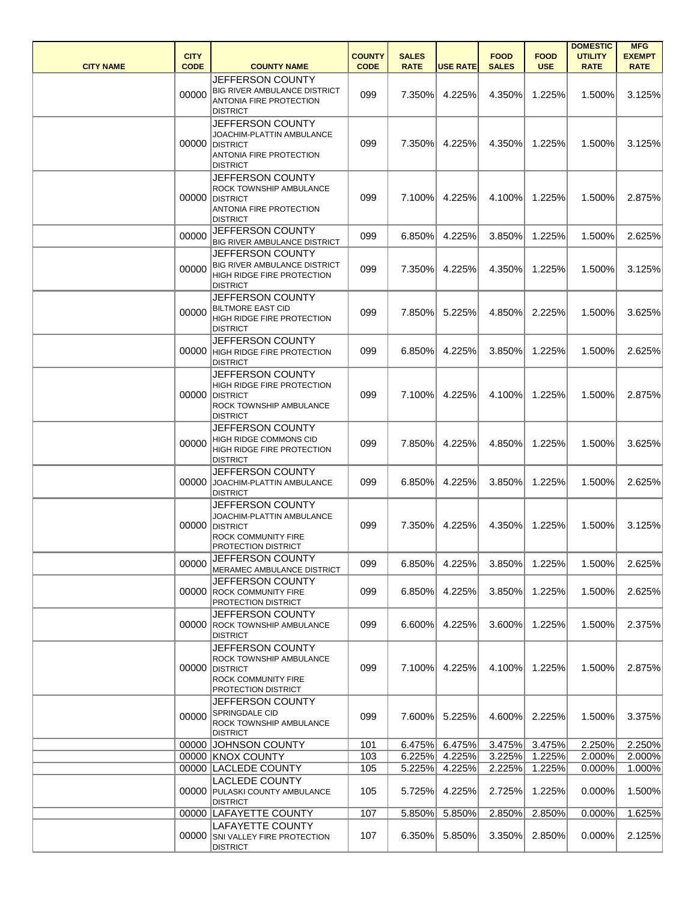| CITY NAME | CITY CODE | COUNTY NAME | COUNTY CODE | SALES RATE | USE RATE | FOOD SALES | FOOD USE | DOMESTIC UTILITY RATE | MFG EXEMPT RATE |
|---|---|---|---|---|---|---|---|---|---|
| | 00000 | JEFFERSON COUNTY BIG RIVER AMBULANCE DISTRICT ANTONIA FIRE PROTECTION DISTRICT | 099 | 7.350% | 4.225% | 4.350% | 1.225% | 1.500% | 3.125% |
| | 00000 | JEFFERSON COUNTY JOACHIM-PLATTIN AMBULANCE DISTRICT ANTONIA FIRE PROTECTION DISTRICT | 099 | 7.350% | 4.225% | 4.350% | 1.225% | 1.500% | 3.125% |
| | 00000 | JEFFERSON COUNTY ROCK TOWNSHIP AMBULANCE DISTRICT ANTONIA FIRE PROTECTION DISTRICT | 099 | 7.100% | 4.225% | 4.100% | 1.225% | 1.500% | 2.875% |
| | 00000 | JEFFERSON COUNTY BIG RIVER AMBULANCE DISTRICT | 099 | 6.850% | 4.225% | 3.850% | 1.225% | 1.500% | 2.625% |
| | 00000 | JEFFERSON COUNTY BIG RIVER AMBULANCE DISTRICT HIGH RIDGE FIRE PROTECTION DISTRICT | 099 | 7.350% | 4.225% | 4.350% | 1.225% | 1.500% | 3.125% |
| | 00000 | JEFFERSON COUNTY BILTMORE EAST CID HIGH RIDGE FIRE PROTECTION DISTRICT | 099 | 7.850% | 5.225% | 4.850% | 2.225% | 1.500% | 3.625% |
| | 00000 | JEFFERSON COUNTY HIGH RIDGE FIRE PROTECTION DISTRICT | 099 | 6.850% | 4.225% | 3.850% | 1.225% | 1.500% | 2.625% |
| | 00000 | JEFFERSON COUNTY HIGH RIDGE FIRE PROTECTION DISTRICT ROCK TOWNSHIP AMBULANCE DISTRICT | 099 | 7.100% | 4.225% | 4.100% | 1.225% | 1.500% | 2.875% |
| | 00000 | JEFFERSON COUNTY HIGH RIDGE COMMONS CID HIGH RIDGE FIRE PROTECTION DISTRICT | 099 | 7.850% | 4.225% | 4.850% | 1.225% | 1.500% | 3.625% |
| | 00000 | JEFFERSON COUNTY JOACHIM-PLATTIN AMBULANCE DISTRICT | 099 | 6.850% | 4.225% | 3.850% | 1.225% | 1.500% | 2.625% |
| | 00000 | JEFFERSON COUNTY JOACHIM-PLATTIN AMBULANCE DISTRICT ROCK COMMUNITY FIRE PROTECTION DISTRICT | 099 | 7.350% | 4.225% | 4.350% | 1.225% | 1.500% | 3.125% |
| | 00000 | JEFFERSON COUNTY MERAMEC AMBULANCE DISTRICT | 099 | 6.850% | 4.225% | 3.850% | 1.225% | 1.500% | 2.625% |
| | 00000 | JEFFERSON COUNTY ROCK COMMUNITY FIRE PROTECTION DISTRICT | 099 | 6.850% | 4.225% | 3.850% | 1.225% | 1.500% | 2.625% |
| | 00000 | JEFFERSON COUNTY ROCK TOWNSHIP AMBULANCE DISTRICT | 099 | 6.600% | 4.225% | 3.600% | 1.225% | 1.500% | 2.375% |
| | 00000 | JEFFERSON COUNTY ROCK TOWNSHIP AMBULANCE DISTRICT ROCK COMMUNITY FIRE PROTECTION DISTRICT | 099 | 7.100% | 4.225% | 4.100% | 1.225% | 1.500% | 2.875% |
| | 00000 | JEFFERSON COUNTY SPRINGDALE CID ROCK TOWNSHIP AMBULANCE DISTRICT | 099 | 7.600% | 5.225% | 4.600% | 2.225% | 1.500% | 3.375% |
| | 00000 | JOHNSON COUNTY | 101 | 6.475% | 6.475% | 3.475% | 3.475% | 2.250% | 2.250% |
| | 00000 | KNOX COUNTY | 103 | 6.225% | 4.225% | 3.225% | 1.225% | 2.000% | 2.000% |
| | 00000 | LACLEDE COUNTY | 105 | 5.225% | 4.225% | 2.225% | 1.225% | 0.000% | 1.000% |
| | 00000 | LACLEDE COUNTY PULASKI COUNTY AMBULANCE DISTRICT | 105 | 5.725% | 4.225% | 2.725% | 1.225% | 0.000% | 1.500% |
| | 00000 | LAFAYETTE COUNTY | 107 | 5.850% | 5.850% | 2.850% | 2.850% | 0.000% | 1.625% |
| | 00000 | LAFAYETTE COUNTY SNI VALLEY FIRE PROTECTION DISTRICT | 107 | 6.350% | 5.850% | 3.350% | 2.850% | 0.000% | 2.125% |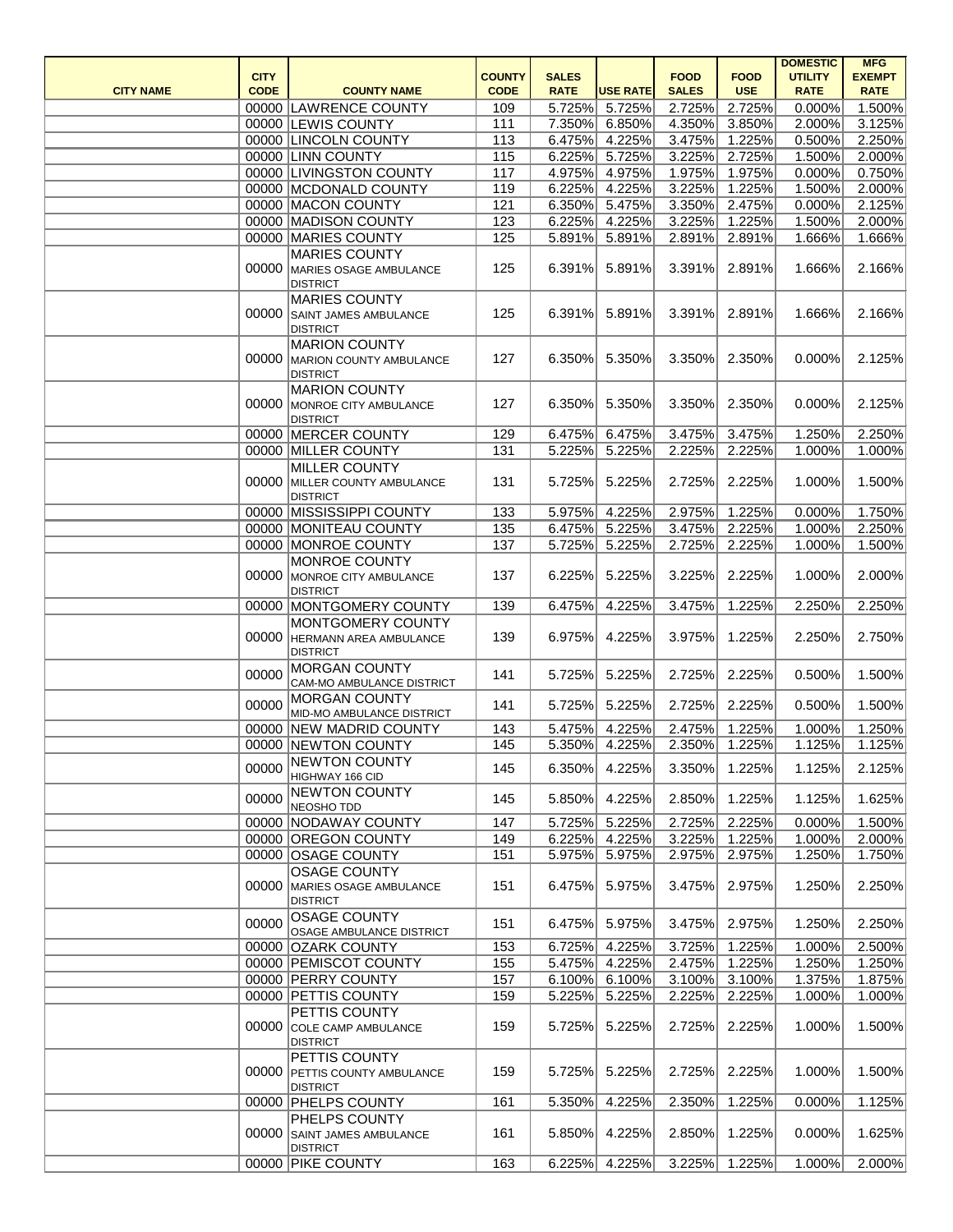| CITY NAME | CITY CODE | COUNTY NAME | COUNTY CODE | SALES RATE | USE RATE | FOOD SALES | FOOD USE | DOMESTIC UTILITY RATE | MFG EXEMPT RATE |
|---|---|---|---|---|---|---|---|---|---|
| | 00000 | LAWRENCE COUNTY | 109 | 5.725% | 5.725% | 2.725% | 2.725% | 0.000% | 1.500% |
| | 00000 | LEWIS COUNTY | 111 | 7.350% | 6.850% | 4.350% | 3.850% | 2.000% | 3.125% |
| | 00000 | LINCOLN COUNTY | 113 | 6.475% | 4.225% | 3.475% | 1.225% | 0.500% | 2.250% |
| | 00000 | LINN COUNTY | 115 | 6.225% | 5.725% | 3.225% | 2.725% | 1.500% | 2.000% |
| | 00000 | LIVINGSTON COUNTY | 117 | 4.975% | 4.975% | 1.975% | 1.975% | 0.000% | 0.750% |
| | 00000 | MCDONALD COUNTY | 119 | 6.225% | 4.225% | 3.225% | 1.225% | 1.500% | 2.000% |
| | 00000 | MACON COUNTY | 121 | 6.350% | 5.475% | 3.350% | 2.475% | 0.000% | 2.125% |
| | 00000 | MADISON COUNTY | 123 | 6.225% | 4.225% | 3.225% | 1.225% | 1.500% | 2.000% |
| | 00000 | MARIES COUNTY | 125 | 5.891% | 5.891% | 2.891% | 2.891% | 1.666% | 1.666% |
| | 00000 | MARIES COUNTY MARIES OSAGE AMBULANCE DISTRICT | 125 | 6.391% | 5.891% | 3.391% | 2.891% | 1.666% | 2.166% |
| | 00000 | MARIES COUNTY SAINT JAMES AMBULANCE DISTRICT | 125 | 6.391% | 5.891% | 3.391% | 2.891% | 1.666% | 2.166% |
| | 00000 | MARION COUNTY MARION COUNTY AMBULANCE DISTRICT | 127 | 6.350% | 5.350% | 3.350% | 2.350% | 0.000% | 2.125% |
| | 00000 | MARION COUNTY MONROE CITY AMBULANCE DISTRICT | 127 | 6.350% | 5.350% | 3.350% | 2.350% | 0.000% | 2.125% |
| | 00000 | MERCER COUNTY | 129 | 6.475% | 6.475% | 3.475% | 3.475% | 1.250% | 2.250% |
| | 00000 | MILLER COUNTY | 131 | 5.225% | 5.225% | 2.225% | 2.225% | 1.000% | 1.000% |
| | 00000 | MILLER COUNTY MILLER COUNTY AMBULANCE DISTRICT | 131 | 5.725% | 5.225% | 2.725% | 2.225% | 1.000% | 1.500% |
| | 00000 | MISSISSIPPI COUNTY | 133 | 5.975% | 4.225% | 2.975% | 1.225% | 0.000% | 1.750% |
| | 00000 | MONITEAU COUNTY | 135 | 6.475% | 5.225% | 3.475% | 2.225% | 1.000% | 2.250% |
| | 00000 | MONROE COUNTY | 137 | 5.725% | 5.225% | 2.725% | 2.225% | 1.000% | 1.500% |
| | 00000 | MONROE COUNTY MONROE CITY AMBULANCE DISTRICT | 137 | 6.225% | 5.225% | 3.225% | 2.225% | 1.000% | 2.000% |
| | 00000 | MONTGOMERY COUNTY | 139 | 6.475% | 4.225% | 3.475% | 1.225% | 2.250% | 2.250% |
| | 00000 | MONTGOMERY COUNTY HERMANN AREA AMBULANCE DISTRICT | 139 | 6.975% | 4.225% | 3.975% | 1.225% | 2.250% | 2.750% |
| | 00000 | MORGAN COUNTY CAM-MO AMBULANCE DISTRICT | 141 | 5.725% | 5.225% | 2.725% | 2.225% | 0.500% | 1.500% |
| | 00000 | MORGAN COUNTY MID-MO AMBULANCE DISTRICT | 141 | 5.725% | 5.225% | 2.725% | 2.225% | 0.500% | 1.500% |
| | 00000 | NEW MADRID COUNTY | 143 | 5.475% | 4.225% | 2.475% | 1.225% | 1.000% | 1.250% |
| | 00000 | NEWTON COUNTY | 145 | 5.350% | 4.225% | 2.350% | 1.225% | 1.125% | 1.125% |
| | 00000 | NEWTON COUNTY HIGHWAY 166 CID | 145 | 6.350% | 4.225% | 3.350% | 1.225% | 1.125% | 2.125% |
| | 00000 | NEWTON COUNTY NEOSHO TDD | 145 | 5.850% | 4.225% | 2.850% | 1.225% | 1.125% | 1.625% |
| | 00000 | NODAWAY COUNTY | 147 | 5.725% | 5.225% | 2.725% | 2.225% | 0.000% | 1.500% |
| | 00000 | OREGON COUNTY | 149 | 6.225% | 4.225% | 3.225% | 1.225% | 1.000% | 2.000% |
| | 00000 | OSAGE COUNTY | 151 | 5.975% | 5.975% | 2.975% | 2.975% | 1.250% | 1.750% |
| | 00000 | OSAGE COUNTY MARIES OSAGE AMBULANCE DISTRICT | 151 | 6.475% | 5.975% | 3.475% | 2.975% | 1.250% | 2.250% |
| | 00000 | OSAGE COUNTY OSAGE AMBULANCE DISTRICT | 151 | 6.475% | 5.975% | 3.475% | 2.975% | 1.250% | 2.250% |
| | 00000 | OZARK COUNTY | 153 | 6.725% | 4.225% | 3.725% | 1.225% | 1.000% | 2.500% |
| | 00000 | PEMISCOT COUNTY | 155 | 5.475% | 4.225% | 2.475% | 1.225% | 1.250% | 1.250% |
| | 00000 | PERRY COUNTY | 157 | 6.100% | 6.100% | 3.100% | 3.100% | 1.375% | 1.875% |
| | 00000 | PETTIS COUNTY | 159 | 5.225% | 5.225% | 2.225% | 2.225% | 1.000% | 1.000% |
| | 00000 | PETTIS COUNTY COLE CAMP AMBULANCE DISTRICT | 159 | 5.725% | 5.225% | 2.725% | 2.225% | 1.000% | 1.500% |
| | 00000 | PETTIS COUNTY PETTIS COUNTY AMBULANCE DISTRICT | 159 | 5.725% | 5.225% | 2.725% | 2.225% | 1.000% | 1.500% |
| | 00000 | PHELPS COUNTY | 161 | 5.350% | 4.225% | 2.350% | 1.225% | 0.000% | 1.125% |
| | 00000 | PHELPS COUNTY SAINT JAMES AMBULANCE DISTRICT | 161 | 5.850% | 4.225% | 2.850% | 1.225% | 0.000% | 1.625% |
| | 00000 | PIKE COUNTY | 163 | 6.225% | 4.225% | 3.225% | 1.225% | 1.000% | 2.000% |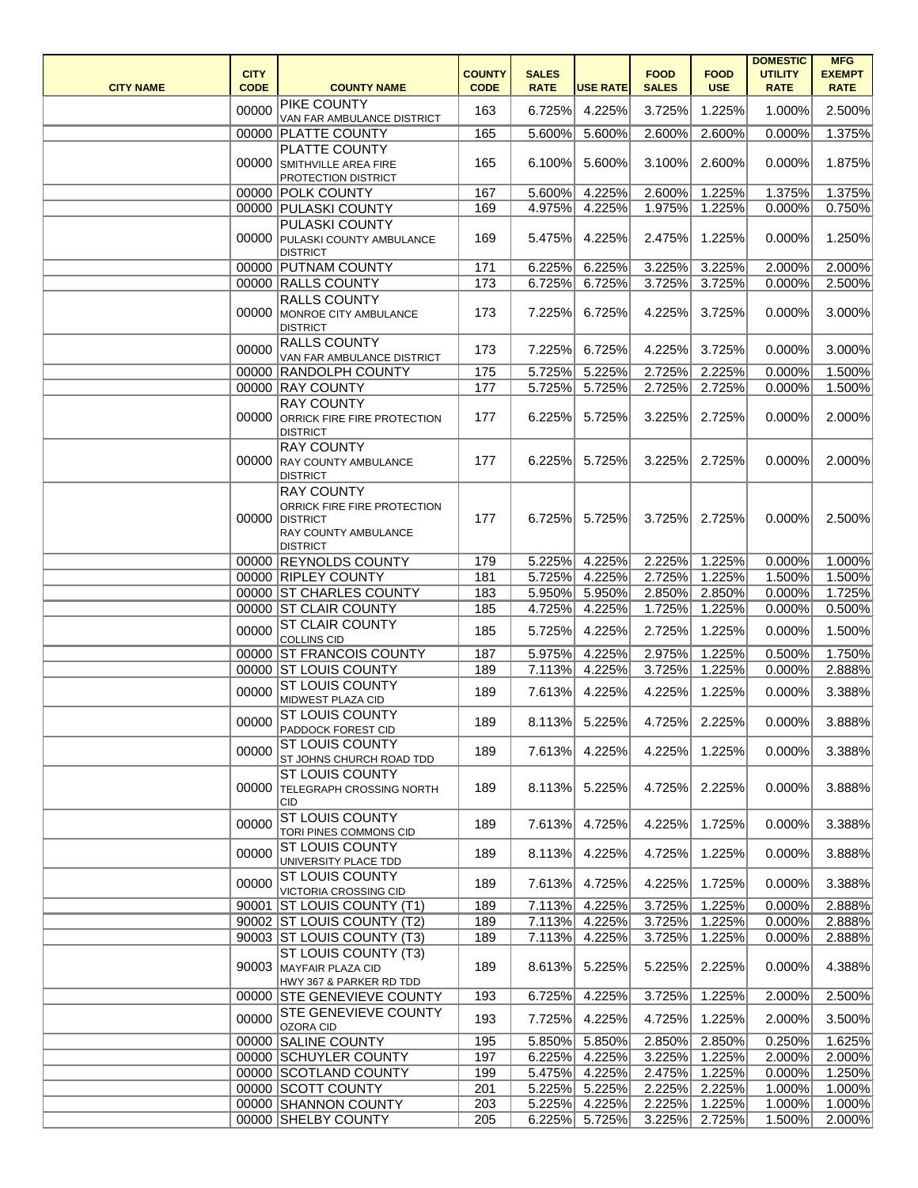| CITY NAME | CITY CODE | COUNTY NAME | COUNTY CODE | SALES RATE | USE RATE | FOOD SALES | FOOD USE | DOMESTIC UTILITY RATE | MFG EXEMPT RATE |
|---|---|---|---|---|---|---|---|---|---|
| | 00000 | PIKE COUNTY VAN FAR AMBULANCE DISTRICT | 163 | 6.725% | 4.225% | 3.725% | 1.225% | 1.000% | 2.500% |
| | 00000 | PLATTE COUNTY | 165 | 5.600% | 5.600% | 2.600% | 2.600% | 0.000% | 1.375% |
| | 00000 | PLATTE COUNTY SMITHVILLE AREA FIRE PROTECTION DISTRICT | 165 | 6.100% | 5.600% | 3.100% | 2.600% | 0.000% | 1.875% |
| | 00000 | POLK COUNTY | 167 | 5.600% | 4.225% | 2.600% | 1.225% | 1.375% | 1.375% |
| | 00000 | PULASKI COUNTY | 169 | 4.975% | 4.225% | 1.975% | 1.225% | 0.000% | 0.750% |
| | 00000 | PULASKI COUNTY PULASKI COUNTY AMBULANCE DISTRICT | 169 | 5.475% | 4.225% | 2.475% | 1.225% | 0.000% | 1.250% |
| | 00000 | PUTNAM COUNTY | 171 | 6.225% | 6.225% | 3.225% | 3.225% | 2.000% | 2.000% |
| | 00000 | RALLS COUNTY | 173 | 6.725% | 6.725% | 3.725% | 3.725% | 0.000% | 2.500% |
| | 00000 | RALLS COUNTY MONROE CITY AMBULANCE DISTRICT | 173 | 7.225% | 6.725% | 4.225% | 3.725% | 0.000% | 3.000% |
| | 00000 | RALLS COUNTY VAN FAR AMBULANCE DISTRICT | 173 | 7.225% | 6.725% | 4.225% | 3.725% | 0.000% | 3.000% |
| | 00000 | RANDOLPH COUNTY | 175 | 5.725% | 5.225% | 2.725% | 2.225% | 0.000% | 1.500% |
| | 00000 | RAY COUNTY | 177 | 5.725% | 5.725% | 2.725% | 2.725% | 0.000% | 1.500% |
| | 00000 | RAY COUNTY ORRICK FIRE FIRE PROTECTION DISTRICT | 177 | 6.225% | 5.725% | 3.225% | 2.725% | 0.000% | 2.000% |
| | 00000 | RAY COUNTY RAY COUNTY AMBULANCE DISTRICT | 177 | 6.225% | 5.725% | 3.225% | 2.725% | 0.000% | 2.000% |
| | 00000 | RAY COUNTY ORRICK FIRE FIRE PROTECTION DISTRICT RAY COUNTY AMBULANCE DISTRICT | 177 | 6.725% | 5.725% | 3.725% | 2.725% | 0.000% | 2.500% |
| | 00000 | REYNOLDS COUNTY | 179 | 5.225% | 4.225% | 2.225% | 1.225% | 0.000% | 1.000% |
| | 00000 | RIPLEY COUNTY | 181 | 5.725% | 4.225% | 2.725% | 1.225% | 1.500% | 1.500% |
| | 00000 | ST CHARLES COUNTY | 183 | 5.950% | 5.950% | 2.850% | 2.850% | 0.000% | 1.725% |
| | 00000 | ST CLAIR COUNTY | 185 | 4.725% | 4.225% | 1.725% | 1.225% | 0.000% | 0.500% |
| | 00000 | ST CLAIR COUNTY COLLINS CID | 185 | 5.725% | 4.225% | 2.725% | 1.225% | 0.000% | 1.500% |
| | 00000 | ST FRANCOIS COUNTY | 187 | 5.975% | 4.225% | 2.975% | 1.225% | 0.500% | 1.750% |
| | 00000 | ST LOUIS COUNTY | 189 | 7.113% | 4.225% | 3.725% | 1.225% | 0.000% | 2.888% |
| | 00000 | ST LOUIS COUNTY MIDWEST PLAZA CID | 189 | 7.613% | 4.225% | 4.225% | 1.225% | 0.000% | 3.388% |
| | 00000 | ST LOUIS COUNTY PADDOCK FOREST CID | 189 | 8.113% | 5.225% | 4.725% | 2.225% | 0.000% | 3.888% |
| | 00000 | ST LOUIS COUNTY ST JOHNS CHURCH ROAD TDD | 189 | 7.613% | 4.225% | 4.225% | 1.225% | 0.000% | 3.388% |
| | 00000 | ST LOUIS COUNTY TELEGRAPH CROSSING NORTH CID | 189 | 8.113% | 5.225% | 4.725% | 2.225% | 0.000% | 3.888% |
| | 00000 | ST LOUIS COUNTY TORI PINES COMMONS CID | 189 | 7.613% | 4.725% | 4.225% | 1.725% | 0.000% | 3.388% |
| | 00000 | ST LOUIS COUNTY UNIVERSITY PLACE TDD | 189 | 8.113% | 4.225% | 4.725% | 1.225% | 0.000% | 3.888% |
| | 00000 | ST LOUIS COUNTY VICTORIA CROSSING CID | 189 | 7.613% | 4.725% | 4.225% | 1.725% | 0.000% | 3.388% |
| | 90001 | ST LOUIS COUNTY (T1) | 189 | 7.113% | 4.225% | 3.725% | 1.225% | 0.000% | 2.888% |
| | 90002 | ST LOUIS COUNTY (T2) | 189 | 7.113% | 4.225% | 3.725% | 1.225% | 0.000% | 2.888% |
| | 90003 | ST LOUIS COUNTY (T3) | 189 | 7.113% | 4.225% | 3.725% | 1.225% | 0.000% | 2.888% |
| | 90003 | ST LOUIS COUNTY (T3) MAYFAIR PLAZA CID HWY 367 & PARKER RD TDD | 189 | 8.613% | 5.225% | 5.225% | 2.225% | 0.000% | 4.388% |
| | 00000 | STE GENEVIEVE COUNTY | 193 | 6.725% | 4.225% | 3.725% | 1.225% | 2.000% | 2.500% |
| | 00000 | STE GENEVIEVE COUNTY OZORA CID | 193 | 7.725% | 4.225% | 4.725% | 1.225% | 2.000% | 3.500% |
| | 00000 | SALINE COUNTY | 195 | 5.850% | 5.850% | 2.850% | 2.850% | 0.250% | 1.625% |
| | 00000 | SCHUYLER COUNTY | 197 | 6.225% | 4.225% | 3.225% | 1.225% | 2.000% | 2.000% |
| | 00000 | SCOTLAND COUNTY | 199 | 5.475% | 4.225% | 2.475% | 1.225% | 0.000% | 1.250% |
| | 00000 | SCOTT COUNTY | 201 | 5.225% | 5.225% | 2.225% | 2.225% | 1.000% | 1.000% |
| | 00000 | SHANNON COUNTY | 203 | 5.225% | 4.225% | 2.225% | 1.225% | 1.000% | 1.000% |
| | 00000 | SHELBY COUNTY | 205 | 6.225% | 5.725% | 3.225% | 2.725% | 1.500% | 2.000% |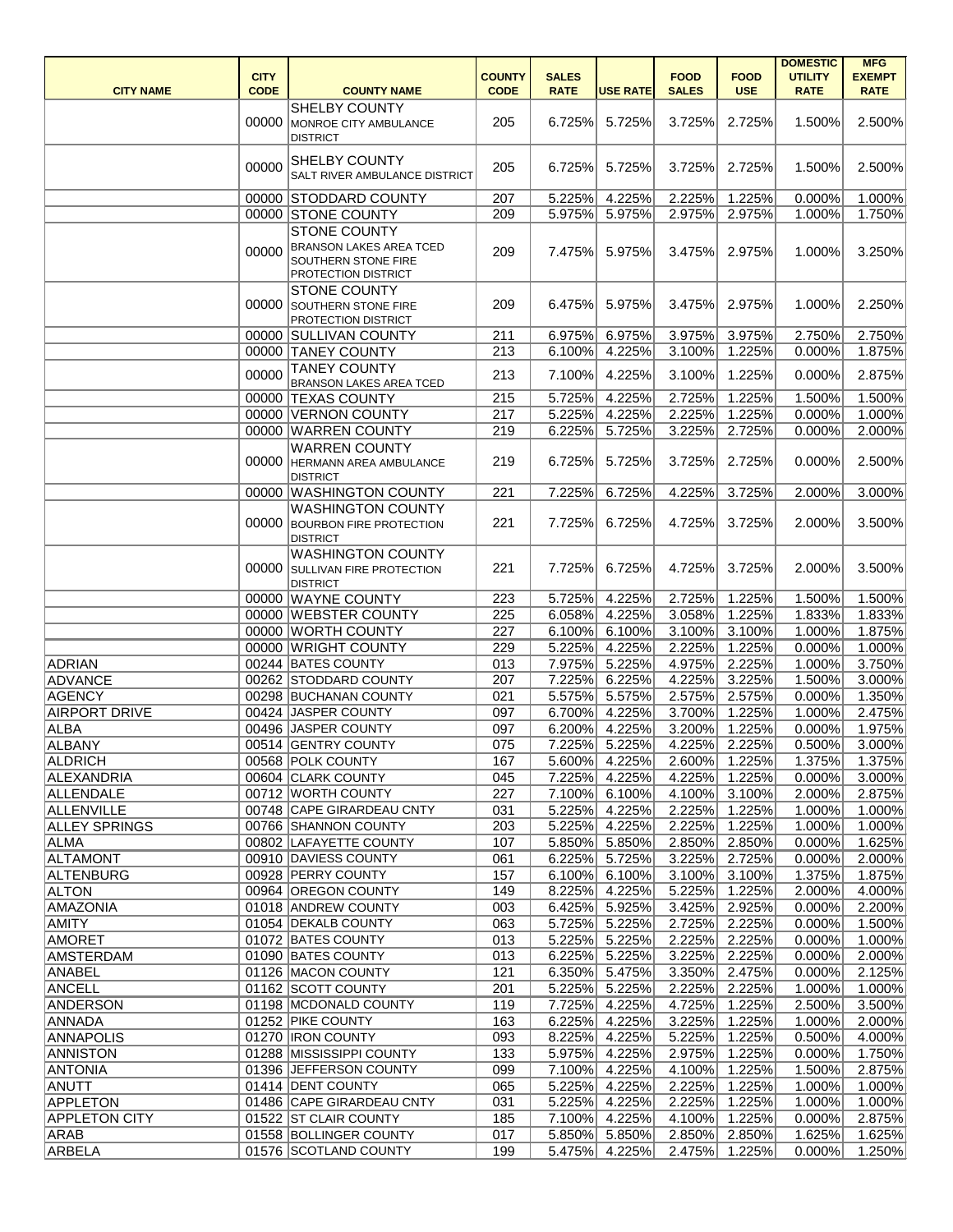| CITY NAME | CITY CODE | COUNTY NAME | COUNTY CODE | SALES RATE | USE RATE | FOOD SALES | FOOD USE | DOMESTIC UTILITY RATE | MFG EXEMPT RATE |
|---|---|---|---|---|---|---|---|---|---|
| | 00000 | SHELBY COUNTY MONROE CITY AMBULANCE DISTRICT | 205 | 6.725% | 5.725% | 3.725% | 2.725% | 1.500% | 2.500% |
| | 00000 | SHELBY COUNTY SALT RIVER AMBULANCE DISTRICT | 205 | 6.725% | 5.725% | 3.725% | 2.725% | 1.500% | 2.500% |
| | 00000 | STODDARD COUNTY | 207 | 5.225% | 4.225% | 2.225% | 1.225% | 0.000% | 1.000% |
| | 00000 | STONE COUNTY | 209 | 5.975% | 5.975% | 2.975% | 2.975% | 1.000% | 1.750% |
| | 00000 | STONE COUNTY BRANSON LAKES AREA TCED SOUTHERN STONE FIRE PROTECTION DISTRICT | 209 | 7.475% | 5.975% | 3.475% | 2.975% | 1.000% | 3.250% |
| | 00000 | STONE COUNTY SOUTHERN STONE FIRE PROTECTION DISTRICT | 209 | 6.475% | 5.975% | 3.475% | 2.975% | 1.000% | 2.250% |
| | 00000 | SULLIVAN COUNTY | 211 | 6.975% | 6.975% | 3.975% | 3.975% | 2.750% | 2.750% |
| | 00000 | TANEY COUNTY | 213 | 6.100% | 4.225% | 3.100% | 1.225% | 0.000% | 1.875% |
| | 00000 | TANEY COUNTY BRANSON LAKES AREA TCED | 213 | 7.100% | 4.225% | 3.100% | 1.225% | 0.000% | 2.875% |
| | 00000 | TEXAS COUNTY | 215 | 5.725% | 4.225% | 2.725% | 1.225% | 1.500% | 1.500% |
| | 00000 | VERNON COUNTY | 217 | 5.225% | 4.225% | 2.225% | 1.225% | 0.000% | 1.000% |
| | 00000 | WARREN COUNTY | 219 | 6.225% | 5.725% | 3.225% | 2.725% | 0.000% | 2.000% |
| | 00000 | WARREN COUNTY HERMANN AREA AMBULANCE DISTRICT | 219 | 6.725% | 5.725% | 3.725% | 2.725% | 0.000% | 2.500% |
| | 00000 | WASHINGTON COUNTY | 221 | 7.225% | 6.725% | 4.225% | 3.725% | 2.000% | 3.000% |
| | 00000 | WASHINGTON COUNTY BOURBON FIRE PROTECTION DISTRICT | 221 | 7.725% | 6.725% | 4.725% | 3.725% | 2.000% | 3.500% |
| | 00000 | WASHINGTON COUNTY SULLIVAN FIRE PROTECTION DISTRICT | 221 | 7.725% | 6.725% | 4.725% | 3.725% | 2.000% | 3.500% |
| | 00000 | WAYNE COUNTY | 223 | 5.725% | 4.225% | 2.725% | 1.225% | 1.500% | 1.500% |
| | 00000 | WEBSTER COUNTY | 225 | 6.058% | 4.225% | 3.058% | 1.225% | 1.833% | 1.833% |
| | 00000 | WORTH COUNTY | 227 | 6.100% | 6.100% | 3.100% | 3.100% | 1.000% | 1.875% |
| | 00000 | WRIGHT COUNTY | 229 | 5.225% | 4.225% | 2.225% | 1.225% | 0.000% | 1.000% |
| ADRIAN | 00244 | BATES COUNTY | 013 | 7.975% | 5.225% | 4.975% | 2.225% | 1.000% | 3.750% |
| ADVANCE | 00262 | STODDARD COUNTY | 207 | 7.225% | 6.225% | 4.225% | 3.225% | 1.500% | 3.000% |
| AGENCY | 00298 | BUCHANAN COUNTY | 021 | 5.575% | 5.575% | 2.575% | 2.575% | 0.000% | 1.350% |
| AIRPORT DRIVE | 00424 | JASPER COUNTY | 097 | 6.700% | 4.225% | 3.700% | 1.225% | 1.000% | 2.475% |
| ALBA | 00496 | JASPER COUNTY | 097 | 6.200% | 4.225% | 3.200% | 1.225% | 0.000% | 1.975% |
| ALBANY | 00514 | GENTRY COUNTY | 075 | 7.225% | 5.225% | 4.225% | 2.225% | 0.500% | 3.000% |
| ALDRICH | 00568 | POLK COUNTY | 167 | 5.600% | 4.225% | 2.600% | 1.225% | 1.375% | 1.375% |
| ALEXANDRIA | 00604 | CLARK COUNTY | 045 | 7.225% | 4.225% | 4.225% | 1.225% | 0.000% | 3.000% |
| ALLENDALE | 00712 | WORTH COUNTY | 227 | 7.100% | 6.100% | 4.100% | 3.100% | 2.000% | 2.875% |
| ALLENVILLE | 00748 | CAPE GIRARDEAU CNTY | 031 | 5.225% | 4.225% | 2.225% | 1.225% | 1.000% | 1.000% |
| ALLEY SPRINGS | 00766 | SHANNON COUNTY | 203 | 5.225% | 4.225% | 2.225% | 1.225% | 1.000% | 1.000% |
| ALMA | 00802 | LAFAYETTE COUNTY | 107 | 5.850% | 5.850% | 2.850% | 2.850% | 0.000% | 1.625% |
| ALTAMONT | 00910 | DAVIESS COUNTY | 061 | 6.225% | 5.725% | 3.225% | 2.725% | 0.000% | 2.000% |
| ALTENBURG | 00928 | PERRY COUNTY | 157 | 6.100% | 6.100% | 3.100% | 3.100% | 1.375% | 1.875% |
| ALTON | 00964 | OREGON COUNTY | 149 | 8.225% | 4.225% | 5.225% | 1.225% | 2.000% | 4.000% |
| AMAZONIA | 01018 | ANDREW COUNTY | 003 | 6.425% | 5.925% | 3.425% | 2.925% | 0.000% | 2.200% |
| AMITY | 01054 | DEKALB COUNTY | 063 | 5.725% | 5.225% | 2.725% | 2.225% | 0.000% | 1.500% |
| AMORET | 01072 | BATES COUNTY | 013 | 5.225% | 5.225% | 2.225% | 2.225% | 0.000% | 1.000% |
| AMSTERDAM | 01090 | BATES COUNTY | 013 | 6.225% | 5.225% | 3.225% | 2.225% | 0.000% | 2.000% |
| ANABEL | 01126 | MACON COUNTY | 121 | 6.350% | 5.475% | 3.350% | 2.475% | 0.000% | 2.125% |
| ANCELL | 01162 | SCOTT COUNTY | 201 | 5.225% | 5.225% | 2.225% | 2.225% | 1.000% | 1.000% |
| ANDERSON | 01198 | MCDONALD COUNTY | 119 | 7.725% | 4.225% | 4.725% | 1.225% | 2.500% | 3.500% |
| ANNADA | 01252 | PIKE COUNTY | 163 | 6.225% | 4.225% | 3.225% | 1.225% | 1.000% | 2.000% |
| ANNAPOLIS | 01270 | IRON COUNTY | 093 | 8.225% | 4.225% | 5.225% | 1.225% | 0.500% | 4.000% |
| ANNISTON | 01288 | MISSISSIPPI COUNTY | 133 | 5.975% | 4.225% | 2.975% | 1.225% | 0.000% | 1.750% |
| ANTONIA | 01396 | JEFFERSON COUNTY | 099 | 7.100% | 4.225% | 4.100% | 1.225% | 1.500% | 2.875% |
| ANUTT | 01414 | DENT COUNTY | 065 | 5.225% | 4.225% | 2.225% | 1.225% | 1.000% | 1.000% |
| APPLETON | 01486 | CAPE GIRARDEAU CNTY | 031 | 5.225% | 4.225% | 2.225% | 1.225% | 1.000% | 1.000% |
| APPLETON CITY | 01522 | ST CLAIR COUNTY | 185 | 7.100% | 4.225% | 4.100% | 1.225% | 0.000% | 2.875% |
| ARAB | 01558 | BOLLINGER COUNTY | 017 | 5.850% | 5.850% | 2.850% | 2.850% | 1.625% | 1.625% |
| ARBELA | 01576 | SCOTLAND COUNTY | 199 | 5.475% | 4.225% | 2.475% | 1.225% | 0.000% | 1.250% |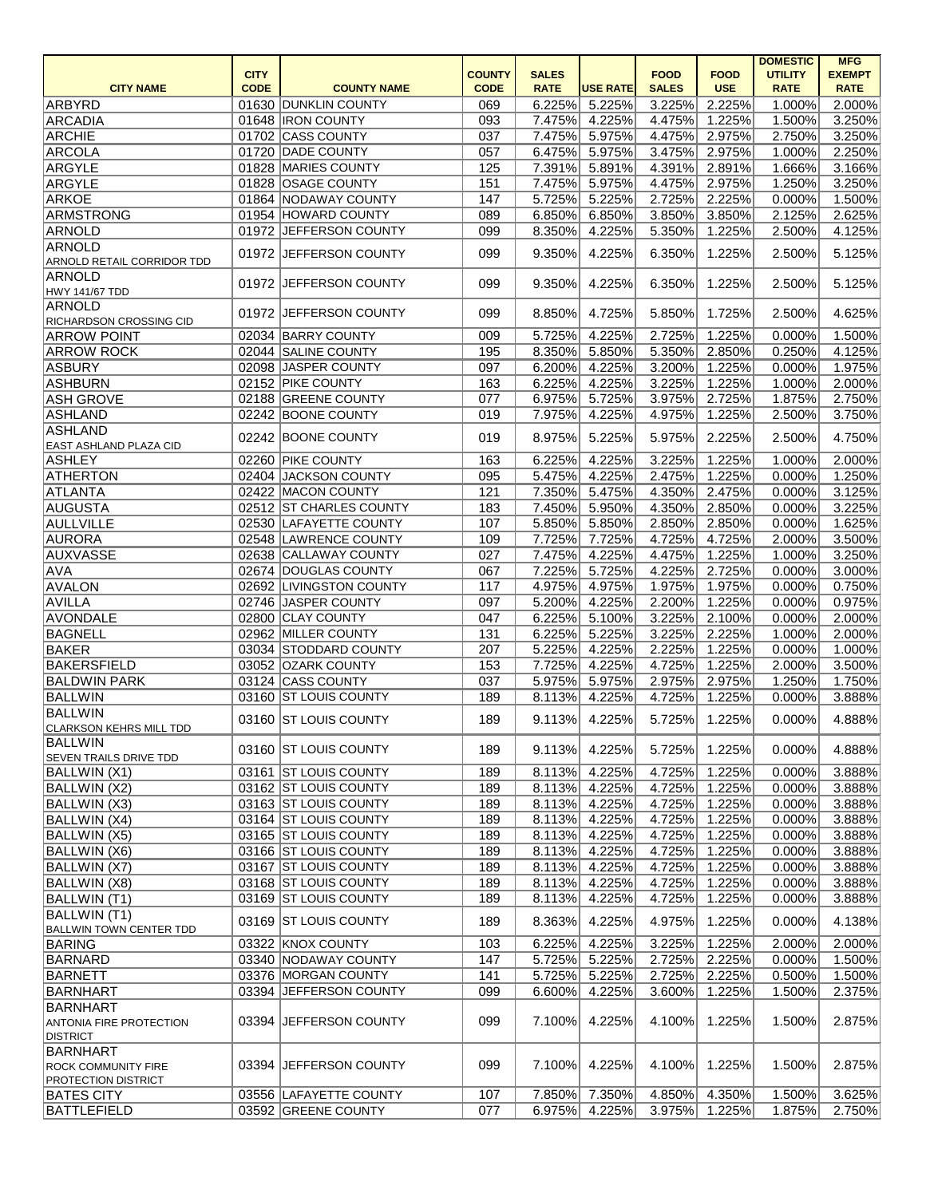| CITY NAME | CITY CODE | COUNTY NAME | COUNTY CODE | SALES RATE | USE RATE | FOOD SALES | FOOD USE | DOMESTIC UTILITY RATE | MFG EXEMPT RATE |
|---|---|---|---|---|---|---|---|---|---|
| ARBYRD | 01630 | DUNKLIN COUNTY | 069 | 6.225% | 5.225% | 3.225% | 2.225% | 1.000% | 2.000% |
| ARCADIA | 01648 | IRON COUNTY | 093 | 7.475% | 4.225% | 4.475% | 1.225% | 1.500% | 3.250% |
| ARCHIE | 01702 | CASS COUNTY | 037 | 7.475% | 5.975% | 4.475% | 2.975% | 2.750% | 3.250% |
| ARCOLA | 01720 | DADE COUNTY | 057 | 6.475% | 5.975% | 3.475% | 2.975% | 1.000% | 2.250% |
| ARGYLE | 01828 | MARIES COUNTY | 125 | 7.391% | 5.891% | 4.391% | 2.891% | 1.666% | 3.166% |
| ARGYLE | 01828 | OSAGE COUNTY | 151 | 7.475% | 5.975% | 4.475% | 2.975% | 1.250% | 3.250% |
| ARKOE | 01864 | NODAWAY COUNTY | 147 | 5.725% | 5.225% | 2.725% | 2.225% | 0.000% | 1.500% |
| ARMSTRONG | 01954 | HOWARD COUNTY | 089 | 6.850% | 6.850% | 3.850% | 3.850% | 2.125% | 2.625% |
| ARNOLD | 01972 | JEFFERSON COUNTY | 099 | 8.350% | 4.225% | 5.350% | 1.225% | 2.500% | 4.125% |
| ARNOLD ARNOLD RETAIL CORRIDOR TDD | 01972 | JEFFERSON COUNTY | 099 | 9.350% | 4.225% | 6.350% | 1.225% | 2.500% | 5.125% |
| ARNOLD HWY 141/67 TDD | 01972 | JEFFERSON COUNTY | 099 | 9.350% | 4.225% | 6.350% | 1.225% | 2.500% | 5.125% |
| ARNOLD RICHARDSON CROSSING CID | 01972 | JEFFERSON COUNTY | 099 | 8.850% | 4.725% | 5.850% | 1.725% | 2.500% | 4.625% |
| ARROW POINT | 02034 | BARRY COUNTY | 009 | 5.725% | 4.225% | 2.725% | 1.225% | 0.000% | 1.500% |
| ARROW ROCK | 02044 | SALINE COUNTY | 195 | 8.350% | 5.850% | 5.350% | 2.850% | 0.250% | 4.125% |
| ASBURY | 02098 | JASPER COUNTY | 097 | 6.200% | 4.225% | 3.200% | 1.225% | 0.000% | 1.975% |
| ASHBURN | 02152 | PIKE COUNTY | 163 | 6.225% | 4.225% | 3.225% | 1.225% | 1.000% | 2.000% |
| ASH GROVE | 02188 | GREENE COUNTY | 077 | 6.975% | 5.725% | 3.975% | 2.725% | 1.875% | 2.750% |
| ASHLAND | 02242 | BOONE COUNTY | 019 | 7.975% | 4.225% | 4.975% | 1.225% | 2.500% | 3.750% |
| ASHLAND EAST ASHLAND PLAZA CID | 02242 | BOONE COUNTY | 019 | 8.975% | 5.225% | 5.975% | 2.225% | 2.500% | 4.750% |
| ASHLEY | 02260 | PIKE COUNTY | 163 | 6.225% | 4.225% | 3.225% | 1.225% | 1.000% | 2.000% |
| ATHERTON | 02404 | JACKSON COUNTY | 095 | 5.475% | 4.225% | 2.475% | 1.225% | 0.000% | 1.250% |
| ATLANTA | 02422 | MACON COUNTY | 121 | 7.350% | 5.475% | 4.350% | 2.475% | 0.000% | 3.125% |
| AUGUSTA | 02512 | ST CHARLES COUNTY | 183 | 7.450% | 5.950% | 4.350% | 2.850% | 0.000% | 3.225% |
| AULLVILLE | 02530 | LAFAYETTE COUNTY | 107 | 5.850% | 5.850% | 2.850% | 2.850% | 0.000% | 1.625% |
| AURORA | 02548 | LAWRENCE COUNTY | 109 | 7.725% | 7.725% | 4.725% | 4.725% | 2.000% | 3.500% |
| AUXVASSE | 02638 | CALLAWAY COUNTY | 027 | 7.475% | 4.225% | 4.475% | 1.225% | 1.000% | 3.250% |
| AVA | 02674 | DOUGLAS COUNTY | 067 | 7.225% | 5.725% | 4.225% | 2.725% | 0.000% | 3.000% |
| AVALON | 02692 | LIVINGSTON COUNTY | 117 | 4.975% | 4.975% | 1.975% | 1.975% | 0.000% | 0.750% |
| AVILLA | 02746 | JASPER COUNTY | 097 | 5.200% | 4.225% | 2.200% | 1.225% | 0.000% | 0.975% |
| AVONDALE | 02800 | CLAY COUNTY | 047 | 6.225% | 5.100% | 3.225% | 2.100% | 0.000% | 2.000% |
| BAGNELL | 02962 | MILLER COUNTY | 131 | 6.225% | 5.225% | 3.225% | 2.225% | 1.000% | 2.000% |
| BAKER | 03034 | STODDARD COUNTY | 207 | 5.225% | 4.225% | 2.225% | 1.225% | 0.000% | 1.000% |
| BAKERSFIELD | 03052 | OZARK COUNTY | 153 | 7.725% | 4.225% | 4.725% | 1.225% | 2.000% | 3.500% |
| BALDWIN PARK | 03124 | CASS COUNTY | 037 | 5.975% | 5.975% | 2.975% | 2.975% | 1.250% | 1.750% |
| BALLWIN | 03160 | ST LOUIS COUNTY | 189 | 8.113% | 4.225% | 4.725% | 1.225% | 0.000% | 3.888% |
| BALLWIN CLARKSON KEHRS MILL TDD | 03160 | ST LOUIS COUNTY | 189 | 9.113% | 4.225% | 5.725% | 1.225% | 0.000% | 4.888% |
| BALLWIN SEVEN TRAILS DRIVE TDD | 03160 | ST LOUIS COUNTY | 189 | 9.113% | 4.225% | 5.725% | 1.225% | 0.000% | 4.888% |
| BALLWIN (X1) | 03161 | ST LOUIS COUNTY | 189 | 8.113% | 4.225% | 4.725% | 1.225% | 0.000% | 3.888% |
| BALLWIN (X2) | 03162 | ST LOUIS COUNTY | 189 | 8.113% | 4.225% | 4.725% | 1.225% | 0.000% | 3.888% |
| BALLWIN (X3) | 03163 | ST LOUIS COUNTY | 189 | 8.113% | 4.225% | 4.725% | 1.225% | 0.000% | 3.888% |
| BALLWIN (X4) | 03164 | ST LOUIS COUNTY | 189 | 8.113% | 4.225% | 4.725% | 1.225% | 0.000% | 3.888% |
| BALLWIN (X5) | 03165 | ST LOUIS COUNTY | 189 | 8.113% | 4.225% | 4.725% | 1.225% | 0.000% | 3.888% |
| BALLWIN (X6) | 03166 | ST LOUIS COUNTY | 189 | 8.113% | 4.225% | 4.725% | 1.225% | 0.000% | 3.888% |
| BALLWIN (X7) | 03167 | ST LOUIS COUNTY | 189 | 8.113% | 4.225% | 4.725% | 1.225% | 0.000% | 3.888% |
| BALLWIN (X8) | 03168 | ST LOUIS COUNTY | 189 | 8.113% | 4.225% | 4.725% | 1.225% | 0.000% | 3.888% |
| BALLWIN (T1) | 03169 | ST LOUIS COUNTY | 189 | 8.113% | 4.225% | 4.725% | 1.225% | 0.000% | 3.888% |
| BALLWIN (T1) BALLWIN TOWN CENTER TDD | 03169 | ST LOUIS COUNTY | 189 | 8.363% | 4.225% | 4.975% | 1.225% | 0.000% | 4.138% |
| BARING | 03322 | KNOX COUNTY | 103 | 6.225% | 4.225% | 3.225% | 1.225% | 2.000% | 2.000% |
| BARNARD | 03340 | NODAWAY COUNTY | 147 | 5.725% | 5.225% | 2.725% | 2.225% | 0.000% | 1.500% |
| BARNETT | 03376 | MORGAN COUNTY | 141 | 5.725% | 5.225% | 2.725% | 2.225% | 0.500% | 1.500% |
| BARNHART | 03394 | JEFFERSON COUNTY | 099 | 6.600% | 4.225% | 3.600% | 1.225% | 1.500% | 2.375% |
| BARNHART ANTONIA FIRE PROTECTION DISTRICT | 03394 | JEFFERSON COUNTY | 099 | 7.100% | 4.225% | 4.100% | 1.225% | 1.500% | 2.875% |
| BARNHART ROCK COMMUNITY FIRE PROTECTION DISTRICT | 03394 | JEFFERSON COUNTY | 099 | 7.100% | 4.225% | 4.100% | 1.225% | 1.500% | 2.875% |
| BATES CITY | 03556 | LAFAYETTE COUNTY | 107 | 7.850% | 7.350% | 4.850% | 4.350% | 1.500% | 3.625% |
| BATTLEFIELD | 03592 | GREENE COUNTY | 077 | 6.975% | 4.225% | 3.975% | 1.225% | 1.875% | 2.750% |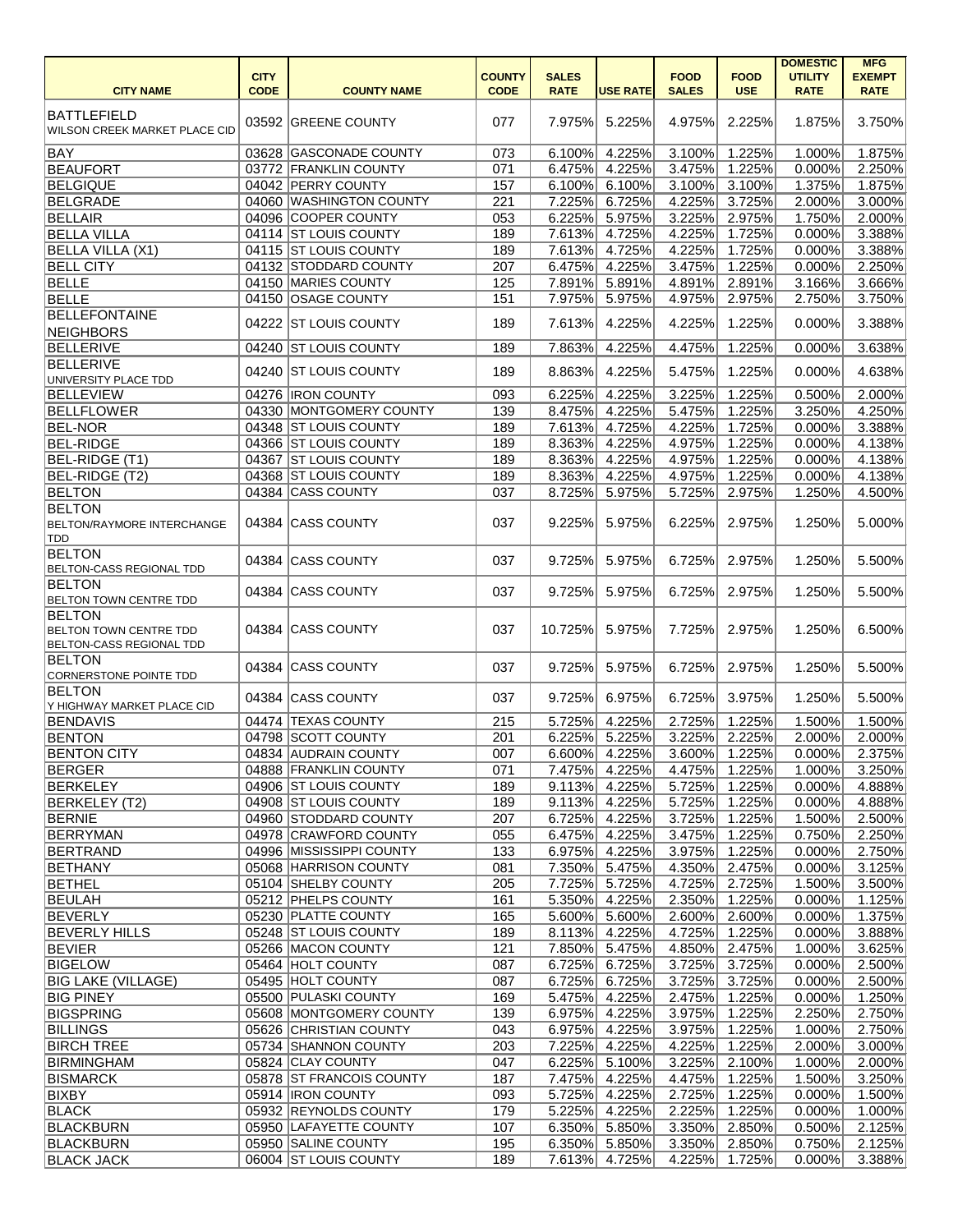| CITY NAME | CITY CODE | COUNTY NAME | COUNTY CODE | SALES RATE | USE RATE | FOOD SALES | FOOD USE | DOMESTIC UTILITY RATE | MFG EXEMPT RATE |
|---|---|---|---|---|---|---|---|---|---|
| BATTLEFIELD WILSON CREEK MARKET PLACE CID | 03592 | GREENE COUNTY | 077 | 7.975% | 5.225% | 4.975% | 2.225% | 1.875% | 3.750% |
| BAY | 03628 | GASCONADE COUNTY | 073 | 6.100% | 4.225% | 3.100% | 1.225% | 1.000% | 1.875% |
| BEAUFORT | 03772 | FRANKLIN COUNTY | 071 | 6.475% | 4.225% | 3.475% | 1.225% | 0.000% | 2.250% |
| BELGIQUE | 04042 | PERRY COUNTY | 157 | 6.100% | 6.100% | 3.100% | 3.100% | 1.375% | 1.875% |
| BELGRADE | 04060 | WASHINGTON COUNTY | 221 | 7.225% | 6.725% | 4.225% | 3.725% | 2.000% | 3.000% |
| BELLAIR | 04096 | COOPER COUNTY | 053 | 6.225% | 5.975% | 3.225% | 2.975% | 1.750% | 2.000% |
| BELLA VILLA | 04114 | ST LOUIS COUNTY | 189 | 7.613% | 4.725% | 4.225% | 1.725% | 0.000% | 3.388% |
| BELLA VILLA (X1) | 04115 | ST LOUIS COUNTY | 189 | 7.613% | 4.725% | 4.225% | 1.725% | 0.000% | 3.388% |
| BELL CITY | 04132 | STODDARD COUNTY | 207 | 6.475% | 4.225% | 3.475% | 1.225% | 0.000% | 2.250% |
| BELLE | 04150 | MARIES COUNTY | 125 | 7.891% | 5.891% | 4.891% | 2.891% | 3.166% | 3.666% |
| BELLE | 04150 | OSAGE COUNTY | 151 | 7.975% | 5.975% | 4.975% | 2.975% | 2.750% | 3.750% |
| BELLEFONTAINE NEIGHBORS | 04222 | ST LOUIS COUNTY | 189 | 7.613% | 4.225% | 4.225% | 1.225% | 0.000% | 3.388% |
| BELLERIVE | 04240 | ST LOUIS COUNTY | 189 | 7.863% | 4.225% | 4.475% | 1.225% | 0.000% | 3.638% |
| BELLERIVE UNIVERSITY PLACE TDD | 04240 | ST LOUIS COUNTY | 189 | 8.863% | 4.225% | 5.475% | 1.225% | 0.000% | 4.638% |
| BELLEVIEW | 04276 | IRON COUNTY | 093 | 6.225% | 4.225% | 3.225% | 1.225% | 0.500% | 2.000% |
| BELLFLOWER | 04330 | MONTGOMERY COUNTY | 139 | 8.475% | 4.225% | 5.475% | 1.225% | 3.250% | 4.250% |
| BEL-NOR | 04348 | ST LOUIS COUNTY | 189 | 7.613% | 4.725% | 4.225% | 1.725% | 0.000% | 3.388% |
| BEL-RIDGE | 04366 | ST LOUIS COUNTY | 189 | 8.363% | 4.225% | 4.975% | 1.225% | 0.000% | 4.138% |
| BEL-RIDGE (T1) | 04367 | ST LOUIS COUNTY | 189 | 8.363% | 4.225% | 4.975% | 1.225% | 0.000% | 4.138% |
| BEL-RIDGE (T2) | 04368 | ST LOUIS COUNTY | 189 | 8.363% | 4.225% | 4.975% | 1.225% | 0.000% | 4.138% |
| BELTON | 04384 | CASS COUNTY | 037 | 8.725% | 5.975% | 5.725% | 2.975% | 1.250% | 4.500% |
| BELTON BELTON/RAYMORE INTERCHANGE TDD | 04384 | CASS COUNTY | 037 | 9.225% | 5.975% | 6.225% | 2.975% | 1.250% | 5.000% |
| BELTON BELTON-CASS REGIONAL TDD | 04384 | CASS COUNTY | 037 | 9.725% | 5.975% | 6.725% | 2.975% | 1.250% | 5.500% |
| BELTON BELTON TOWN CENTRE TDD | 04384 | CASS COUNTY | 037 | 9.725% | 5.975% | 6.725% | 2.975% | 1.250% | 5.500% |
| BELTON BELTON TOWN CENTRE TDD BELTON-CASS REGIONAL TDD | 04384 | CASS COUNTY | 037 | 10.725% | 5.975% | 7.725% | 2.975% | 1.250% | 6.500% |
| BELTON CORNERSTONE POINTE TDD | 04384 | CASS COUNTY | 037 | 9.725% | 5.975% | 6.725% | 2.975% | 1.250% | 5.500% |
| BELTON Y HIGHWAY MARKET PLACE CID | 04384 | CASS COUNTY | 037 | 9.725% | 6.975% | 6.725% | 3.975% | 1.250% | 5.500% |
| BENDAVIS | 04474 | TEXAS COUNTY | 215 | 5.725% | 4.225% | 2.725% | 1.225% | 1.500% | 1.500% |
| BENTON | 04798 | SCOTT COUNTY | 201 | 6.225% | 5.225% | 3.225% | 2.225% | 2.000% | 2.000% |
| BENTON CITY | 04834 | AUDRAIN COUNTY | 007 | 6.600% | 4.225% | 3.600% | 1.225% | 0.000% | 2.375% |
| BERGER | 04888 | FRANKLIN COUNTY | 071 | 7.475% | 4.225% | 4.475% | 1.225% | 1.000% | 3.250% |
| BERKELEY | 04906 | ST LOUIS COUNTY | 189 | 9.113% | 4.225% | 5.725% | 1.225% | 0.000% | 4.888% |
| BERKELEY (T2) | 04908 | ST LOUIS COUNTY | 189 | 9.113% | 4.225% | 5.725% | 1.225% | 0.000% | 4.888% |
| BERNIE | 04960 | STODDARD COUNTY | 207 | 6.725% | 4.225% | 3.725% | 1.225% | 1.500% | 2.500% |
| BERRYMAN | 04978 | CRAWFORD COUNTY | 055 | 6.475% | 4.225% | 3.475% | 1.225% | 0.750% | 2.250% |
| BERTRAND | 04996 | MISSISSIPPI COUNTY | 133 | 6.975% | 4.225% | 3.975% | 1.225% | 0.000% | 2.750% |
| BETHANY | 05068 | HARRISON COUNTY | 081 | 7.350% | 5.475% | 4.350% | 2.475% | 0.000% | 3.125% |
| BETHEL | 05104 | SHELBY COUNTY | 205 | 7.725% | 5.725% | 4.725% | 2.725% | 1.500% | 3.500% |
| BEULAH | 05212 | PHELPS COUNTY | 161 | 5.350% | 4.225% | 2.350% | 1.225% | 0.000% | 1.125% |
| BEVERLY | 05230 | PLATTE COUNTY | 165 | 5.600% | 5.600% | 2.600% | 2.600% | 0.000% | 1.375% |
| BEVERLY HILLS | 05248 | ST LOUIS COUNTY | 189 | 8.113% | 4.225% | 4.725% | 1.225% | 0.000% | 3.888% |
| BEVIER | 05266 | MACON COUNTY | 121 | 7.850% | 5.475% | 4.850% | 2.475% | 1.000% | 3.625% |
| BIGELOW | 05464 | HOLT COUNTY | 087 | 6.725% | 6.725% | 3.725% | 3.725% | 0.000% | 2.500% |
| BIG LAKE (VILLAGE) | 05495 | HOLT COUNTY | 087 | 6.725% | 6.725% | 3.725% | 3.725% | 0.000% | 2.500% |
| BIG PINEY | 05500 | PULASKI COUNTY | 169 | 5.475% | 4.225% | 2.475% | 1.225% | 0.000% | 1.250% |
| BIGSPRING | 05608 | MONTGOMERY COUNTY | 139 | 6.975% | 4.225% | 3.975% | 1.225% | 2.250% | 2.750% |
| BILLINGS | 05626 | CHRISTIAN COUNTY | 043 | 6.975% | 4.225% | 3.975% | 1.225% | 1.000% | 2.750% |
| BIRCH TREE | 05734 | SHANNON COUNTY | 203 | 7.225% | 4.225% | 4.225% | 1.225% | 2.000% | 3.000% |
| BIRMINGHAM | 05824 | CLAY COUNTY | 047 | 6.225% | 5.100% | 3.225% | 2.100% | 1.000% | 2.000% |
| BISMARCK | 05878 | ST FRANCOIS COUNTY | 187 | 7.475% | 4.225% | 4.475% | 1.225% | 1.500% | 3.250% |
| BIXBY | 05914 | IRON COUNTY | 093 | 5.725% | 4.225% | 2.725% | 1.225% | 0.000% | 1.500% |
| BLACK | 05932 | REYNOLDS COUNTY | 179 | 5.225% | 4.225% | 2.225% | 1.225% | 0.000% | 1.000% |
| BLACKBURN | 05950 | LAFAYETTE COUNTY | 107 | 6.350% | 5.850% | 3.350% | 2.850% | 0.500% | 2.125% |
| BLACKBURN | 05950 | SALINE COUNTY | 195 | 6.350% | 5.850% | 3.350% | 2.850% | 0.750% | 2.125% |
| BLACK JACK | 06004 | ST LOUIS COUNTY | 189 | 7.613% | 4.725% | 4.225% | 1.725% | 0.000% | 3.388% |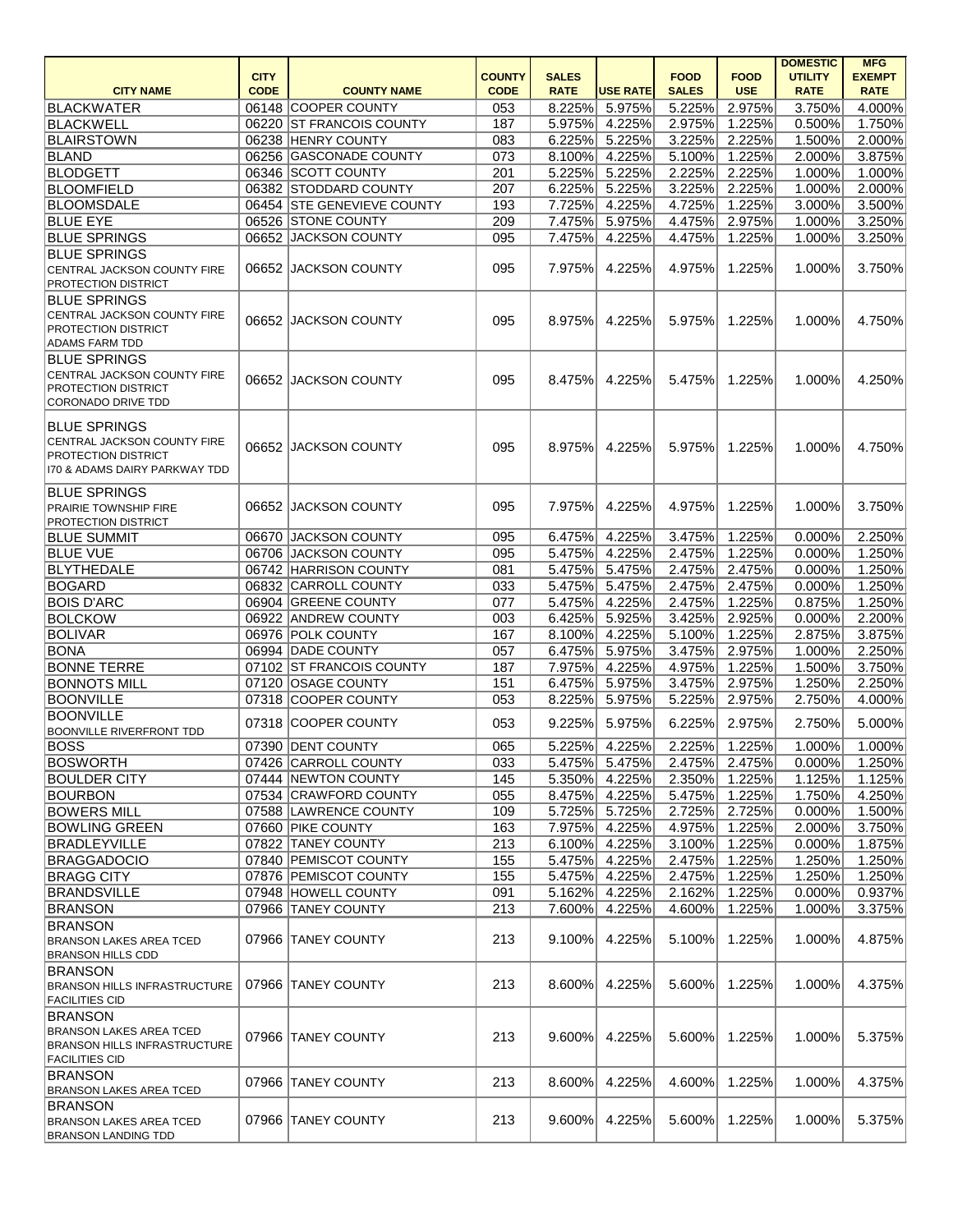| CITY NAME | CITY CODE | COUNTY NAME | COUNTY CODE | SALES RATE | USE RATE | FOOD SALES | FOOD USE | DOMESTIC UTILITY RATE | MFG EXEMPT RATE |
|---|---|---|---|---|---|---|---|---|---|
| BLACKWATER | 06148 | COOPER COUNTY | 053 | 8.225% | 5.975% | 5.225% | 2.975% | 3.750% | 4.000% |
| BLACKWELL | 06220 | ST FRANCOIS COUNTY | 187 | 5.975% | 4.225% | 2.975% | 1.225% | 0.500% | 1.750% |
| BLAIRSTOWN | 06238 | HENRY COUNTY | 083 | 6.225% | 5.225% | 3.225% | 2.225% | 1.500% | 2.000% |
| BLAND | 06256 | GASCONADE COUNTY | 073 | 8.100% | 4.225% | 5.100% | 1.225% | 2.000% | 3.875% |
| BLODGETT | 06346 | SCOTT COUNTY | 201 | 5.225% | 5.225% | 2.225% | 2.225% | 1.000% | 1.000% |
| BLOOMFIELD | 06382 | STODDARD COUNTY | 207 | 6.225% | 5.225% | 3.225% | 2.225% | 1.000% | 2.000% |
| BLOOMSDALE | 06454 | STE GENEVIEVE COUNTY | 193 | 7.725% | 4.225% | 4.725% | 1.225% | 3.000% | 3.500% |
| BLUE EYE | 06526 | STONE COUNTY | 209 | 7.475% | 5.975% | 4.475% | 2.975% | 1.000% | 3.250% |
| BLUE SPRINGS | 06652 | JACKSON COUNTY | 095 | 7.475% | 4.225% | 4.475% | 1.225% | 1.000% | 3.250% |
| BLUE SPRINGS CENTRAL JACKSON COUNTY FIRE PROTECTION DISTRICT | 06652 | JACKSON COUNTY | 095 | 7.975% | 4.225% | 4.975% | 1.225% | 1.000% | 3.750% |
| BLUE SPRINGS CENTRAL JACKSON COUNTY FIRE PROTECTION DISTRICT ADAMS FARM TDD | 06652 | JACKSON COUNTY | 095 | 8.975% | 4.225% | 5.975% | 1.225% | 1.000% | 4.750% |
| BLUE SPRINGS CENTRAL JACKSON COUNTY FIRE PROTECTION DISTRICT CORONADO DRIVE TDD | 06652 | JACKSON COUNTY | 095 | 8.475% | 4.225% | 5.475% | 1.225% | 1.000% | 4.250% |
| BLUE SPRINGS CENTRAL JACKSON COUNTY FIRE PROTECTION DISTRICT I70 & ADAMS DAIRY PARKWAY TDD | 06652 | JACKSON COUNTY | 095 | 8.975% | 4.225% | 5.975% | 1.225% | 1.000% | 4.750% |
| BLUE SPRINGS PRAIRIE TOWNSHIP FIRE PROTECTION DISTRICT | 06652 | JACKSON COUNTY | 095 | 7.975% | 4.225% | 4.975% | 1.225% | 1.000% | 3.750% |
| BLUE SUMMIT | 06670 | JACKSON COUNTY | 095 | 6.475% | 4.225% | 3.475% | 1.225% | 0.000% | 2.250% |
| BLUE VUE | 06706 | JACKSON COUNTY | 095 | 5.475% | 4.225% | 2.475% | 1.225% | 0.000% | 1.250% |
| BLYTHEDALE | 06742 | HARRISON COUNTY | 081 | 5.475% | 5.475% | 2.475% | 2.475% | 0.000% | 1.250% |
| BOGARD | 06832 | CARROLL COUNTY | 033 | 5.475% | 5.475% | 2.475% | 2.475% | 0.000% | 1.250% |
| BOIS D'ARC | 06904 | GREENE COUNTY | 077 | 5.475% | 4.225% | 2.475% | 1.225% | 0.875% | 1.250% |
| BOLCKOW | 06922 | ANDREW COUNTY | 003 | 6.425% | 5.925% | 3.425% | 2.925% | 0.000% | 2.200% |
| BOLIVAR | 06976 | POLK COUNTY | 167 | 8.100% | 4.225% | 5.100% | 1.225% | 2.875% | 3.875% |
| BONA | 06994 | DADE COUNTY | 057 | 6.475% | 5.975% | 3.475% | 2.975% | 1.000% | 2.250% |
| BONNE TERRE | 07102 | ST FRANCOIS COUNTY | 187 | 7.975% | 4.225% | 4.975% | 1.225% | 1.500% | 3.750% |
| BONNOTS MILL | 07120 | OSAGE COUNTY | 151 | 6.475% | 5.975% | 3.475% | 2.975% | 1.250% | 2.250% |
| BOONVILLE | 07318 | COOPER COUNTY | 053 | 8.225% | 5.975% | 5.225% | 2.975% | 2.750% | 4.000% |
| BOONVILLE BOONVILLE RIVERFRONT TDD | 07318 | COOPER COUNTY | 053 | 9.225% | 5.975% | 6.225% | 2.975% | 2.750% | 5.000% |
| BOSS | 07390 | DENT COUNTY | 065 | 5.225% | 4.225% | 2.225% | 1.225% | 1.000% | 1.000% |
| BOSWORTH | 07426 | CARROLL COUNTY | 033 | 5.475% | 5.475% | 2.475% | 2.475% | 0.000% | 1.250% |
| BOULDER CITY | 07444 | NEWTON COUNTY | 145 | 5.350% | 4.225% | 2.350% | 1.225% | 1.125% | 1.125% |
| BOURBON | 07534 | CRAWFORD COUNTY | 055 | 8.475% | 4.225% | 5.475% | 1.225% | 1.750% | 4.250% |
| BOWERS MILL | 07588 | LAWRENCE COUNTY | 109 | 5.725% | 5.725% | 2.725% | 2.725% | 0.000% | 1.500% |
| BOWLING GREEN | 07660 | PIKE COUNTY | 163 | 7.975% | 4.225% | 4.975% | 1.225% | 2.000% | 3.750% |
| BRADLEYVILLE | 07822 | TANEY COUNTY | 213 | 6.100% | 4.225% | 3.100% | 1.225% | 0.000% | 1.875% |
| BRAGGADOCIO | 07840 | PEMISCOT COUNTY | 155 | 5.475% | 4.225% | 2.475% | 1.225% | 1.250% | 1.250% |
| BRAGG CITY | 07876 | PEMISCOT COUNTY | 155 | 5.475% | 4.225% | 2.475% | 1.225% | 1.250% | 1.250% |
| BRANDSVILLE | 07948 | HOWELL COUNTY | 091 | 5.162% | 4.225% | 2.162% | 1.225% | 0.000% | 0.937% |
| BRANSON | 07966 | TANEY COUNTY | 213 | 7.600% | 4.225% | 4.600% | 1.225% | 1.000% | 3.375% |
| BRANSON BRANSON LAKES AREA TCED BRANSON HILLS CDD | 07966 | TANEY COUNTY | 213 | 9.100% | 4.225% | 5.100% | 1.225% | 1.000% | 4.875% |
| BRANSON BRANSON HILLS INFRASTRUCTURE FACILITIES CID | 07966 | TANEY COUNTY | 213 | 8.600% | 4.225% | 5.600% | 1.225% | 1.000% | 4.375% |
| BRANSON BRANSON LAKES AREA TCED BRANSON HILLS INFRASTRUCTURE FACILITIES CID | 07966 | TANEY COUNTY | 213 | 9.600% | 4.225% | 5.600% | 1.225% | 1.000% | 5.375% |
| BRANSON BRANSON LAKES AREA TCED | 07966 | TANEY COUNTY | 213 | 8.600% | 4.225% | 4.600% | 1.225% | 1.000% | 4.375% |
| BRANSON BRANSON LAKES AREA TCED BRANSON LANDING TDD | 07966 | TANEY COUNTY | 213 | 9.600% | 4.225% | 5.600% | 1.225% | 1.000% | 5.375% |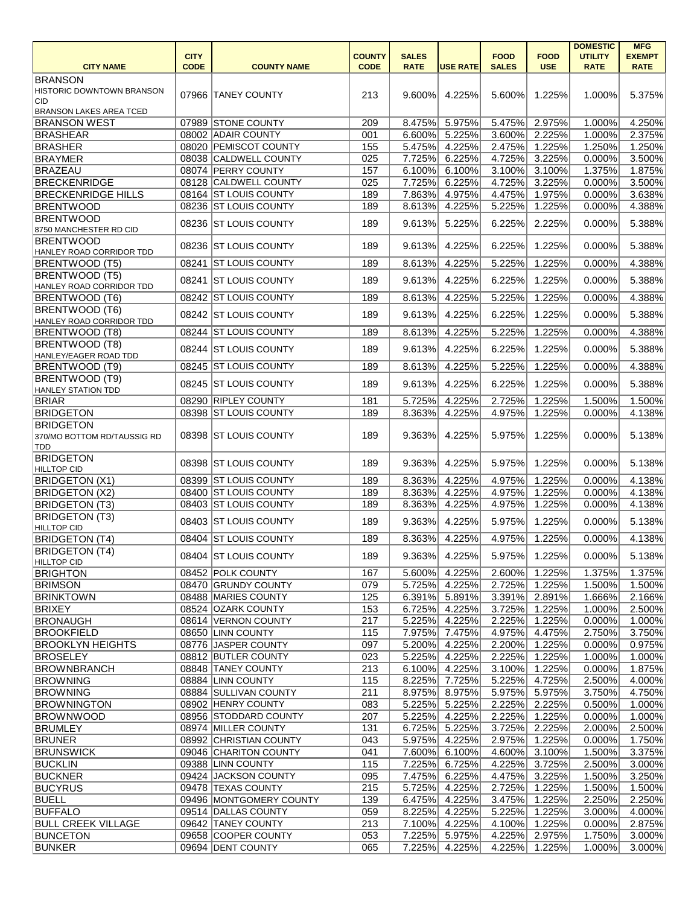| CITY NAME | CITY CODE | COUNTY NAME | COUNTY CODE | SALES RATE | USE RATE | FOOD SALES | FOOD USE | DOMESTIC UTILITY RATE | MFG EXEMPT RATE |
|---|---|---|---|---|---|---|---|---|---|
| BRANSON HISTORIC DOWNTOWN BRANSON CID BRANSON LAKES AREA TCED | 07966 | TANEY COUNTY | 213 | 9.600% | 4.225% | 5.600% | 1.225% | 1.000% | 5.375% |
| BRANSON WEST | 07989 | STONE COUNTY | 209 | 8.475% | 5.975% | 5.475% | 2.975% | 1.000% | 4.250% |
| BRASHEAR | 08002 | ADAIR COUNTY | 001 | 6.600% | 5.225% | 3.600% | 2.225% | 1.000% | 2.375% |
| BRASHER | 08020 | PEMISCOT COUNTY | 155 | 5.475% | 4.225% | 2.475% | 1.225% | 1.250% | 1.250% |
| BRAYMER | 08038 | CALDWELL COUNTY | 025 | 7.725% | 6.225% | 4.725% | 3.225% | 0.000% | 3.500% |
| BRAZEAU | 08074 | PERRY COUNTY | 157 | 6.100% | 6.100% | 3.100% | 3.100% | 1.375% | 1.875% |
| BRECKENRIDGE | 08128 | CALDWELL COUNTY | 025 | 7.725% | 6.225% | 4.725% | 3.225% | 0.000% | 3.500% |
| BRECKENRIDGE HILLS | 08164 | ST LOUIS COUNTY | 189 | 7.863% | 4.975% | 4.475% | 1.975% | 0.000% | 3.638% |
| BRENTWOOD | 08236 | ST LOUIS COUNTY | 189 | 8.613% | 4.225% | 5.225% | 1.225% | 0.000% | 4.388% |
| BRENTWOOD 8750 MANCHESTER RD CID | 08236 | ST LOUIS COUNTY | 189 | 9.613% | 5.225% | 6.225% | 2.225% | 0.000% | 5.388% |
| BRENTWOOD HANLEY ROAD CORRIDOR TDD | 08236 | ST LOUIS COUNTY | 189 | 9.613% | 4.225% | 6.225% | 1.225% | 0.000% | 5.388% |
| BRENTWOOD (T5) | 08241 | ST LOUIS COUNTY | 189 | 8.613% | 4.225% | 5.225% | 1.225% | 0.000% | 4.388% |
| BRENTWOOD (T5) HANLEY ROAD CORRIDOR TDD | 08241 | ST LOUIS COUNTY | 189 | 9.613% | 4.225% | 6.225% | 1.225% | 0.000% | 5.388% |
| BRENTWOOD (T6) | 08242 | ST LOUIS COUNTY | 189 | 8.613% | 4.225% | 5.225% | 1.225% | 0.000% | 4.388% |
| BRENTWOOD (T6) HANLEY ROAD CORRIDOR TDD | 08242 | ST LOUIS COUNTY | 189 | 9.613% | 4.225% | 6.225% | 1.225% | 0.000% | 5.388% |
| BRENTWOOD (T8) | 08244 | ST LOUIS COUNTY | 189 | 8.613% | 4.225% | 5.225% | 1.225% | 0.000% | 4.388% |
| BRENTWOOD (T8) HANLEY/EAGER ROAD TDD | 08244 | ST LOUIS COUNTY | 189 | 9.613% | 4.225% | 6.225% | 1.225% | 0.000% | 5.388% |
| BRENTWOOD (T9) | 08245 | ST LOUIS COUNTY | 189 | 8.613% | 4.225% | 5.225% | 1.225% | 0.000% | 4.388% |
| BRENTWOOD (T9) HANLEY STATION TDD | 08245 | ST LOUIS COUNTY | 189 | 9.613% | 4.225% | 6.225% | 1.225% | 0.000% | 5.388% |
| BRIAR | 08290 | RIPLEY COUNTY | 181 | 5.725% | 4.225% | 2.725% | 1.225% | 1.500% | 1.500% |
| BRIDGETON | 08398 | ST LOUIS COUNTY | 189 | 8.363% | 4.225% | 4.975% | 1.225% | 0.000% | 4.138% |
| BRIDGETON 370/MO BOTTOM RD/TAUSSIG RD TDD | 08398 | ST LOUIS COUNTY | 189 | 9.363% | 4.225% | 5.975% | 1.225% | 0.000% | 5.138% |
| BRIDGETON HILLTOP CID | 08398 | ST LOUIS COUNTY | 189 | 9.363% | 4.225% | 5.975% | 1.225% | 0.000% | 5.138% |
| BRIDGETON (X1) | 08399 | ST LOUIS COUNTY | 189 | 8.363% | 4.225% | 4.975% | 1.225% | 0.000% | 4.138% |
| BRIDGETON (X2) | 08400 | ST LOUIS COUNTY | 189 | 8.363% | 4.225% | 4.975% | 1.225% | 0.000% | 4.138% |
| BRIDGETON (T3) | 08403 | ST LOUIS COUNTY | 189 | 8.363% | 4.225% | 4.975% | 1.225% | 0.000% | 4.138% |
| BRIDGETON (T3) HILLTOP CID | 08403 | ST LOUIS COUNTY | 189 | 9.363% | 4.225% | 5.975% | 1.225% | 0.000% | 5.138% |
| BRIDGETON (T4) | 08404 | ST LOUIS COUNTY | 189 | 8.363% | 4.225% | 4.975% | 1.225% | 0.000% | 4.138% |
| BRIDGETON (T4) HILLTOP CID | 08404 | ST LOUIS COUNTY | 189 | 9.363% | 4.225% | 5.975% | 1.225% | 0.000% | 5.138% |
| BRIGHTON | 08452 | POLK COUNTY | 167 | 5.600% | 4.225% | 2.600% | 1.225% | 1.375% | 1.375% |
| BRIMSON | 08470 | GRUNDY COUNTY | 079 | 5.725% | 4.225% | 2.725% | 1.225% | 1.500% | 1.500% |
| BRINKTOWN | 08488 | MARIES COUNTY | 125 | 6.391% | 5.891% | 3.391% | 2.891% | 1.666% | 2.166% |
| BRIXEY | 08524 | OZARK COUNTY | 153 | 6.725% | 4.225% | 3.725% | 1.225% | 1.000% | 2.500% |
| BRONAUGH | 08614 | VERNON COUNTY | 217 | 5.225% | 4.225% | 2.225% | 1.225% | 0.000% | 1.000% |
| BROOKFIELD | 08650 | LINN COUNTY | 115 | 7.975% | 7.475% | 4.975% | 4.475% | 2.750% | 3.750% |
| BROOKLYN HEIGHTS | 08776 | JASPER COUNTY | 097 | 5.200% | 4.225% | 2.200% | 1.225% | 0.000% | 0.975% |
| BROSELEY | 08812 | BUTLER COUNTY | 023 | 5.225% | 4.225% | 2.225% | 1.225% | 1.000% | 1.000% |
| BROWNBRANCH | 08848 | TANEY COUNTY | 213 | 6.100% | 4.225% | 3.100% | 1.225% | 0.000% | 1.875% |
| BROWNING | 08884 | LINN COUNTY | 115 | 8.225% | 7.725% | 5.225% | 4.725% | 2.500% | 4.000% |
| BROWNING | 08884 | SULLIVAN COUNTY | 211 | 8.975% | 8.975% | 5.975% | 5.975% | 3.750% | 4.750% |
| BROWNINGTON | 08902 | HENRY COUNTY | 083 | 5.225% | 5.225% | 2.225% | 2.225% | 0.500% | 1.000% |
| BROWNWOOD | 08956 | STODDARD COUNTY | 207 | 5.225% | 4.225% | 2.225% | 1.225% | 0.000% | 1.000% |
| BRUMLEY | 08974 | MILLER COUNTY | 131 | 6.725% | 5.225% | 3.725% | 2.225% | 2.000% | 2.500% |
| BRUNER | 08992 | CHRISTIAN COUNTY | 043 | 5.975% | 4.225% | 2.975% | 1.225% | 0.000% | 1.750% |
| BRUNSWICK | 09046 | CHARITON COUNTY | 041 | 7.600% | 6.100% | 4.600% | 3.100% | 1.500% | 3.375% |
| BUCKLIN | 09388 | LINN COUNTY | 115 | 7.225% | 6.725% | 4.225% | 3.725% | 2.500% | 3.000% |
| BUCKNER | 09424 | JACKSON COUNTY | 095 | 7.475% | 6.225% | 4.475% | 3.225% | 1.500% | 3.250% |
| BUCYRUS | 09478 | TEXAS COUNTY | 215 | 5.725% | 4.225% | 2.725% | 1.225% | 1.500% | 1.500% |
| BUELL | 09496 | MONTGOMERY COUNTY | 139 | 6.475% | 4.225% | 3.475% | 1.225% | 2.250% | 2.250% |
| BUFFALO | 09514 | DALLAS COUNTY | 059 | 8.225% | 4.225% | 5.225% | 1.225% | 3.000% | 4.000% |
| BULL CREEK VILLAGE | 09642 | TANEY COUNTY | 213 | 7.100% | 4.225% | 4.100% | 1.225% | 0.000% | 2.875% |
| BUNCETON | 09658 | COOPER COUNTY | 053 | 7.225% | 5.975% | 4.225% | 2.975% | 1.750% | 3.000% |
| BUNKER | 09694 | DENT COUNTY | 065 | 7.225% | 4.225% | 4.225% | 1.225% | 1.000% | 3.000% |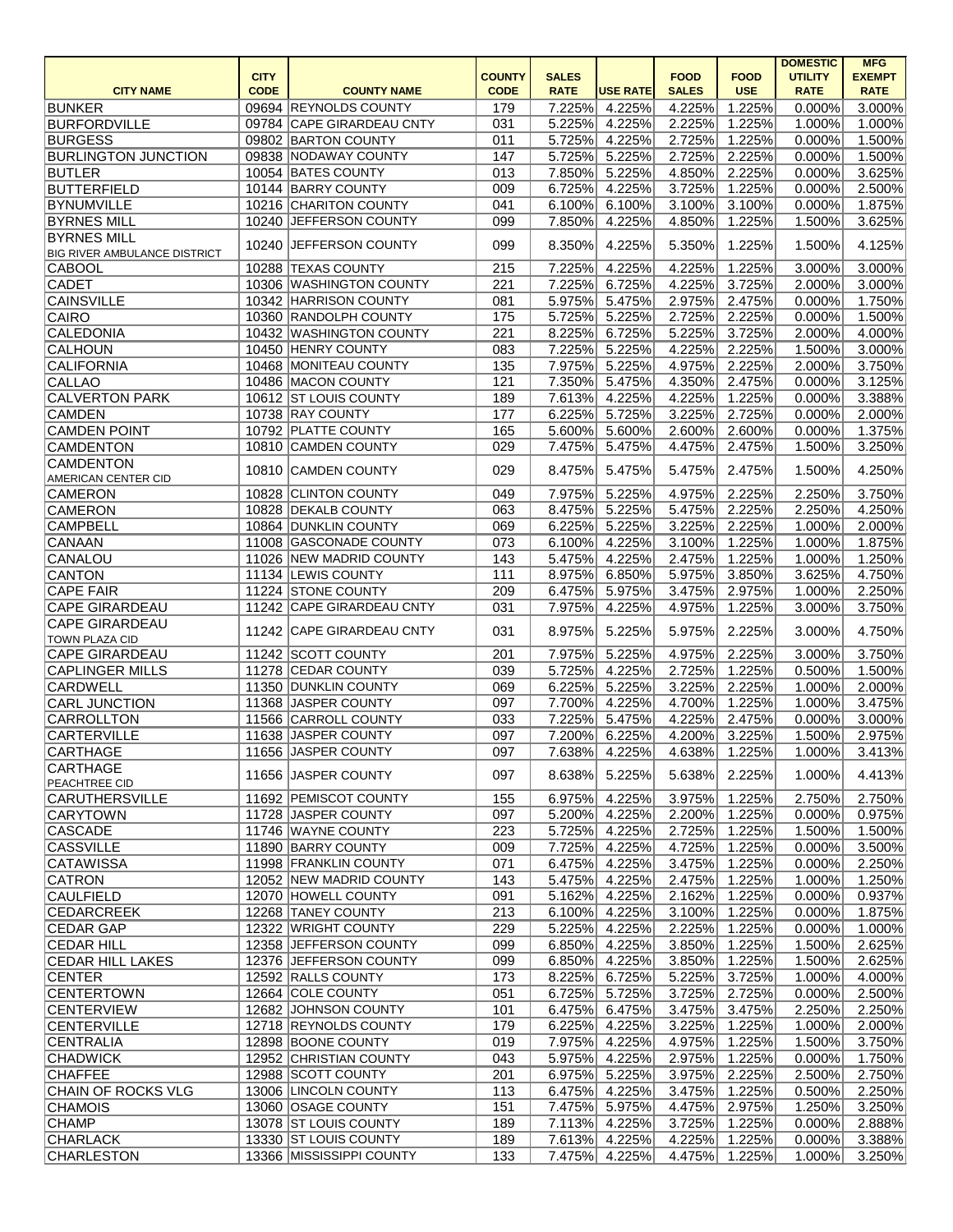| CITY NAME | CITY CODE | COUNTY NAME | COUNTY CODE | SALES RATE | USE RATE | FOOD SALES | FOOD USE | DOMESTIC UTILITY RATE | MFG EXEMPT RATE |
|---|---|---|---|---|---|---|---|---|---|
| BUNKER | 09694 | REYNOLDS COUNTY | 179 | 7.225% | 4.225% | 4.225% | 1.225% | 0.000% | 3.000% |
| BURFORDVILLE | 09784 | CAPE GIRARDEAU CNTY | 031 | 5.225% | 4.225% | 2.225% | 1.225% | 1.000% | 1.000% |
| BURGESS | 09802 | BARTON COUNTY | 011 | 5.725% | 4.225% | 2.725% | 1.225% | 0.000% | 1.500% |
| BURLINGTON JUNCTION | 09838 | NODAWAY COUNTY | 147 | 5.725% | 5.225% | 2.725% | 2.225% | 0.000% | 1.500% |
| BUTLER | 10054 | BATES COUNTY | 013 | 7.850% | 5.225% | 4.850% | 2.225% | 0.000% | 3.625% |
| BUTTERFIELD | 10144 | BARRY COUNTY | 009 | 6.725% | 4.225% | 3.725% | 1.225% | 0.000% | 2.500% |
| BYNUMVILLE | 10216 | CHARITON COUNTY | 041 | 6.100% | 6.100% | 3.100% | 3.100% | 0.000% | 1.875% |
| BYRNES MILL | 10240 | JEFFERSON COUNTY | 099 | 7.850% | 4.225% | 4.850% | 1.225% | 1.500% | 3.625% |
| BYRNES MILL BIG RIVER AMBULANCE DISTRICT | 10240 | JEFFERSON COUNTY | 099 | 8.350% | 4.225% | 5.350% | 1.225% | 1.500% | 4.125% |
| CABOOL | 10288 | TEXAS COUNTY | 215 | 7.225% | 4.225% | 4.225% | 1.225% | 3.000% | 3.000% |
| CADET | 10306 | WASHINGTON COUNTY | 221 | 7.225% | 6.725% | 4.225% | 3.725% | 2.000% | 3.000% |
| CAINSVILLE | 10342 | HARRISON COUNTY | 081 | 5.975% | 5.475% | 2.975% | 2.475% | 0.000% | 1.750% |
| CAIRO | 10360 | RANDOLPH COUNTY | 175 | 5.725% | 5.225% | 2.725% | 2.225% | 0.000% | 1.500% |
| CALEDONIA | 10432 | WASHINGTON COUNTY | 221 | 8.225% | 6.725% | 5.225% | 3.725% | 2.000% | 4.000% |
| CALHOUN | 10450 | HENRY COUNTY | 083 | 7.225% | 5.225% | 4.225% | 2.225% | 1.500% | 3.000% |
| CALIFORNIA | 10468 | MONITEAU COUNTY | 135 | 7.975% | 5.225% | 4.975% | 2.225% | 2.000% | 3.750% |
| CALLAO | 10486 | MACON COUNTY | 121 | 7.350% | 5.475% | 4.350% | 2.475% | 0.000% | 3.125% |
| CALVERTON PARK | 10612 | ST LOUIS COUNTY | 189 | 7.613% | 4.225% | 4.225% | 1.225% | 0.000% | 3.388% |
| CAMDEN | 10738 | RAY COUNTY | 177 | 6.225% | 5.725% | 3.225% | 2.725% | 0.000% | 2.000% |
| CAMDEN POINT | 10792 | PLATTE COUNTY | 165 | 5.600% | 5.600% | 2.600% | 2.600% | 0.000% | 1.375% |
| CAMDENTON | 10810 | CAMDEN COUNTY | 029 | 7.475% | 5.475% | 4.475% | 2.475% | 1.500% | 3.250% |
| CAMDENTON AMERICAN CENTER CID | 10810 | CAMDEN COUNTY | 029 | 8.475% | 5.475% | 5.475% | 2.475% | 1.500% | 4.250% |
| CAMERON | 10828 | CLINTON COUNTY | 049 | 7.975% | 5.225% | 4.975% | 2.225% | 2.250% | 3.750% |
| CAMERON | 10828 | DEKALB COUNTY | 063 | 8.475% | 5.225% | 5.475% | 2.225% | 2.250% | 4.250% |
| CAMPBELL | 10864 | DUNKLIN COUNTY | 069 | 6.225% | 5.225% | 3.225% | 2.225% | 1.000% | 2.000% |
| CANAAN | 11008 | GASCONADE COUNTY | 073 | 6.100% | 4.225% | 3.100% | 1.225% | 1.000% | 1.875% |
| CANALOU | 11026 | NEW MADRID COUNTY | 143 | 5.475% | 4.225% | 2.475% | 1.225% | 1.000% | 1.250% |
| CANTON | 11134 | LEWIS COUNTY | 111 | 8.975% | 6.850% | 5.975% | 3.850% | 3.625% | 4.750% |
| CAPE FAIR | 11224 | STONE COUNTY | 209 | 6.475% | 5.975% | 3.475% | 2.975% | 1.000% | 2.250% |
| CAPE GIRARDEAU | 11242 | CAPE GIRARDEAU CNTY | 031 | 7.975% | 4.225% | 4.975% | 1.225% | 3.000% | 3.750% |
| CAPE GIRARDEAU TOWN PLAZA CID | 11242 | CAPE GIRARDEAU CNTY | 031 | 8.975% | 5.225% | 5.975% | 2.225% | 3.000% | 4.750% |
| CAPE GIRARDEAU | 11242 | SCOTT COUNTY | 201 | 7.975% | 5.225% | 4.975% | 2.225% | 3.000% | 3.750% |
| CAPLINGER MILLS | 11278 | CEDAR COUNTY | 039 | 5.725% | 4.225% | 2.725% | 1.225% | 0.500% | 1.500% |
| CARDWELL | 11350 | DUNKLIN COUNTY | 069 | 6.225% | 5.225% | 3.225% | 2.225% | 1.000% | 2.000% |
| CARL JUNCTION | 11368 | JASPER COUNTY | 097 | 7.700% | 4.225% | 4.700% | 1.225% | 1.000% | 3.475% |
| CARROLLTON | 11566 | CARROLL COUNTY | 033 | 7.225% | 5.475% | 4.225% | 2.475% | 0.000% | 3.000% |
| CARTERVILLE | 11638 | JASPER COUNTY | 097 | 7.200% | 6.225% | 4.200% | 3.225% | 1.500% | 2.975% |
| CARTHAGE | 11656 | JASPER COUNTY | 097 | 7.638% | 4.225% | 4.638% | 1.225% | 1.000% | 3.413% |
| CARTHAGE PEACHTREE CID | 11656 | JASPER COUNTY | 097 | 8.638% | 5.225% | 5.638% | 2.225% | 1.000% | 4.413% |
| CARUTHERSVILLE | 11692 | PEMISCOT COUNTY | 155 | 6.975% | 4.225% | 3.975% | 1.225% | 2.750% | 2.750% |
| CARYTOWN | 11728 | JASPER COUNTY | 097 | 5.200% | 4.225% | 2.200% | 1.225% | 0.000% | 0.975% |
| CASCADE | 11746 | WAYNE COUNTY | 223 | 5.725% | 4.225% | 2.725% | 1.225% | 1.500% | 1.500% |
| CASSVILLE | 11890 | BARRY COUNTY | 009 | 7.725% | 4.225% | 4.725% | 1.225% | 0.000% | 3.500% |
| CATAWISSA | 11998 | FRANKLIN COUNTY | 071 | 6.475% | 4.225% | 3.475% | 1.225% | 0.000% | 2.250% |
| CATRON | 12052 | NEW MADRID COUNTY | 143 | 5.475% | 4.225% | 2.475% | 1.225% | 1.000% | 1.250% |
| CAULFIELD | 12070 | HOWELL COUNTY | 091 | 5.162% | 4.225% | 2.162% | 1.225% | 0.000% | 0.937% |
| CEDARCREEK | 12268 | TANEY COUNTY | 213 | 6.100% | 4.225% | 3.100% | 1.225% | 0.000% | 1.875% |
| CEDAR GAP | 12322 | WRIGHT COUNTY | 229 | 5.225% | 4.225% | 2.225% | 1.225% | 0.000% | 1.000% |
| CEDAR HILL | 12358 | JEFFERSON COUNTY | 099 | 6.850% | 4.225% | 3.850% | 1.225% | 1.500% | 2.625% |
| CEDAR HILL LAKES | 12376 | JEFFERSON COUNTY | 099 | 6.850% | 4.225% | 3.850% | 1.225% | 1.500% | 2.625% |
| CENTER | 12592 | RALLS COUNTY | 173 | 8.225% | 6.725% | 5.225% | 3.725% | 1.000% | 4.000% |
| CENTERTOWN | 12664 | COLE COUNTY | 051 | 6.725% | 5.725% | 3.725% | 2.725% | 0.000% | 2.500% |
| CENTERVIEW | 12682 | JOHNSON COUNTY | 101 | 6.475% | 6.475% | 3.475% | 3.475% | 2.250% | 2.250% |
| CENTERVILLE | 12718 | REYNOLDS COUNTY | 179 | 6.225% | 4.225% | 3.225% | 1.225% | 1.000% | 2.000% |
| CENTRALIA | 12898 | BOONE COUNTY | 019 | 7.975% | 4.225% | 4.975% | 1.225% | 1.500% | 3.750% |
| CHADWICK | 12952 | CHRISTIAN COUNTY | 043 | 5.975% | 4.225% | 2.975% | 1.225% | 0.000% | 1.750% |
| CHAFFEE | 12988 | SCOTT COUNTY | 201 | 6.975% | 5.225% | 3.975% | 2.225% | 2.500% | 2.750% |
| CHAIN OF ROCKS VLG | 13006 | LINCOLN COUNTY | 113 | 6.475% | 4.225% | 3.475% | 1.225% | 0.500% | 2.250% |
| CHAMOIS | 13060 | OSAGE COUNTY | 151 | 7.475% | 5.975% | 4.475% | 2.975% | 1.250% | 3.250% |
| CHAMP | 13078 | ST LOUIS COUNTY | 189 | 7.113% | 4.225% | 3.725% | 1.225% | 0.000% | 2.888% |
| CHARLACK | 13330 | ST LOUIS COUNTY | 189 | 7.613% | 4.225% | 4.225% | 1.225% | 0.000% | 3.388% |
| CHARLESTON | 13366 | MISSISSIPPI COUNTY | 133 | 7.475% | 4.225% | 4.475% | 1.225% | 1.000% | 3.250% |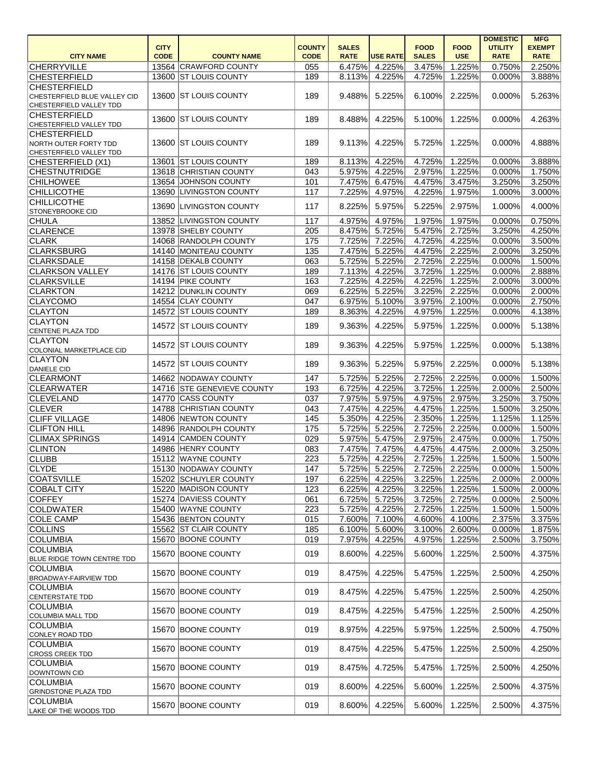| CITY NAME | CITY CODE | COUNTY NAME | COUNTY CODE | SALES RATE | USE RATE | FOOD SALES | FOOD USE | DOMESTIC UTILITY RATE | MFG EXEMPT RATE |
|---|---|---|---|---|---|---|---|---|---|
| CHERRYVILLE | 13564 | CRAWFORD COUNTY | 055 | 6.475% | 4.225% | 3.475% | 1.225% | 0.750% | 2.250% |
| CHESTERFIELD | 13600 | ST LOUIS COUNTY | 189 | 8.113% | 4.225% | 4.725% | 1.225% | 0.000% | 3.888% |
| CHESTERFIELD CHESTERFIELD BLUE VALLEY CID CHESTERFIELD VALLEY TDD | 13600 | ST LOUIS COUNTY | 189 | 9.488% | 5.225% | 6.100% | 2.225% | 0.000% | 5.263% |
| CHESTERFIELD CHESTERFIELD VALLEY TDD | 13600 | ST LOUIS COUNTY | 189 | 8.488% | 4.225% | 5.100% | 1.225% | 0.000% | 4.263% |
| CHESTERFIELD NORTH OUTER FORTY TDD CHESTERFIELD VALLEY TDD | 13600 | ST LOUIS COUNTY | 189 | 9.113% | 4.225% | 5.725% | 1.225% | 0.000% | 4.888% |
| CHESTERFIELD (X1) | 13601 | ST LOUIS COUNTY | 189 | 8.113% | 4.225% | 4.725% | 1.225% | 0.000% | 3.888% |
| CHESTNUTRIDGE | 13618 | CHRISTIAN COUNTY | 043 | 5.975% | 4.225% | 2.975% | 1.225% | 0.000% | 1.750% |
| CHILHOWEE | 13654 | JOHNSON COUNTY | 101 | 7.475% | 6.475% | 4.475% | 3.475% | 3.250% | 3.250% |
| CHILLICOTHE | 13690 | LIVINGSTON COUNTY | 117 | 7.225% | 4.975% | 4.225% | 1.975% | 1.000% | 3.000% |
| CHILLICOTHE STONEYBROOKE CID | 13690 | LIVINGSTON COUNTY | 117 | 8.225% | 5.975% | 5.225% | 2.975% | 1.000% | 4.000% |
| CHULA | 13852 | LIVINGSTON COUNTY | 117 | 4.975% | 4.975% | 1.975% | 1.975% | 0.000% | 0.750% |
| CLARENCE | 13978 | SHELBY COUNTY | 205 | 8.475% | 5.725% | 5.475% | 2.725% | 3.250% | 4.250% |
| CLARK | 14068 | RANDOLPH COUNTY | 175 | 7.725% | 7.225% | 4.725% | 4.225% | 0.000% | 3.500% |
| CLARKSBURG | 14140 | MONITEAU COUNTY | 135 | 7.475% | 5.225% | 4.475% | 2.225% | 2.000% | 3.250% |
| CLARKSDALE | 14158 | DEKALB COUNTY | 063 | 5.725% | 5.225% | 2.725% | 2.225% | 0.000% | 1.500% |
| CLARKSON VALLEY | 14176 | ST LOUIS COUNTY | 189 | 7.113% | 4.225% | 3.725% | 1.225% | 0.000% | 2.888% |
| CLARKSVILLE | 14194 | PIKE COUNTY | 163 | 7.225% | 4.225% | 4.225% | 1.225% | 2.000% | 3.000% |
| CLARKTON | 14212 | DUNKLIN COUNTY | 069 | 6.225% | 5.225% | 3.225% | 2.225% | 0.000% | 2.000% |
| CLAYCOMO | 14554 | CLAY COUNTY | 047 | 6.975% | 5.100% | 3.975% | 2.100% | 0.000% | 2.750% |
| CLAYTON | 14572 | ST LOUIS COUNTY | 189 | 8.363% | 4.225% | 4.975% | 1.225% | 0.000% | 4.138% |
| CLAYTON CENTENE PLAZA TDD | 14572 | ST LOUIS COUNTY | 189 | 9.363% | 4.225% | 5.975% | 1.225% | 0.000% | 5.138% |
| CLAYTON COLONIAL MARKETPLACE CID | 14572 | ST LOUIS COUNTY | 189 | 9.363% | 4.225% | 5.975% | 1.225% | 0.000% | 5.138% |
| CLAYTON DANIELE CID | 14572 | ST LOUIS COUNTY | 189 | 9.363% | 5.225% | 5.975% | 2.225% | 0.000% | 5.138% |
| CLEARMONT | 14662 | NODAWAY COUNTY | 147 | 5.725% | 5.225% | 2.725% | 2.225% | 0.000% | 1.500% |
| CLEARWATER | 14716 | STE GENEVIEVE COUNTY | 193 | 6.725% | 4.225% | 3.725% | 1.225% | 2.000% | 2.500% |
| CLEVELAND | 14770 | CASS COUNTY | 037 | 7.975% | 5.975% | 4.975% | 2.975% | 3.250% | 3.750% |
| CLEVER | 14788 | CHRISTIAN COUNTY | 043 | 7.475% | 4.225% | 4.475% | 1.225% | 1.500% | 3.250% |
| CLIFF VILLAGE | 14806 | NEWTON COUNTY | 145 | 5.350% | 4.225% | 2.350% | 1.225% | 1.125% | 1.125% |
| CLIFTON HILL | 14896 | RANDOLPH COUNTY | 175 | 5.725% | 5.225% | 2.725% | 2.225% | 0.000% | 1.500% |
| CLIMAX SPRINGS | 14914 | CAMDEN COUNTY | 029 | 5.975% | 5.475% | 2.975% | 2.475% | 0.000% | 1.750% |
| CLINTON | 14986 | HENRY COUNTY | 083 | 7.475% | 7.475% | 4.475% | 4.475% | 2.000% | 3.250% |
| CLUBB | 15112 | WAYNE COUNTY | 223 | 5.725% | 4.225% | 2.725% | 1.225% | 1.500% | 1.500% |
| CLYDE | 15130 | NODAWAY COUNTY | 147 | 5.725% | 5.225% | 2.725% | 2.225% | 0.000% | 1.500% |
| COATSVILLE | 15202 | SCHUYLER COUNTY | 197 | 6.225% | 4.225% | 3.225% | 1.225% | 2.000% | 2.000% |
| COBALT CITY | 15220 | MADISON COUNTY | 123 | 6.225% | 4.225% | 3.225% | 1.225% | 1.500% | 2.000% |
| COFFEY | 15274 | DAVIESS COUNTY | 061 | 6.725% | 5.725% | 3.725% | 2.725% | 0.000% | 2.500% |
| COLDWATER | 15400 | WAYNE COUNTY | 223 | 5.725% | 4.225% | 2.725% | 1.225% | 1.500% | 1.500% |
| COLE CAMP | 15436 | BENTON COUNTY | 015 | 7.600% | 7.100% | 4.600% | 4.100% | 2.375% | 3.375% |
| COLLINS | 15562 | ST CLAIR COUNTY | 185 | 6.100% | 5.600% | 3.100% | 2.600% | 0.000% | 1.875% |
| COLUMBIA | 15670 | BOONE COUNTY | 019 | 7.975% | 4.225% | 4.975% | 1.225% | 2.500% | 3.750% |
| COLUMBIA BLUE RIDGE TOWN CENTRE TDD | 15670 | BOONE COUNTY | 019 | 8.600% | 4.225% | 5.600% | 1.225% | 2.500% | 4.375% |
| COLUMBIA BROADWAY-FAIRVIEW TDD | 15670 | BOONE COUNTY | 019 | 8.475% | 4.225% | 5.475% | 1.225% | 2.500% | 4.250% |
| COLUMBIA CENTERSTATE TDD | 15670 | BOONE COUNTY | 019 | 8.475% | 4.225% | 5.475% | 1.225% | 2.500% | 4.250% |
| COLUMBIA COLUMBIA MALL TDD | 15670 | BOONE COUNTY | 019 | 8.475% | 4.225% | 5.475% | 1.225% | 2.500% | 4.250% |
| COLUMBIA CONLEY ROAD TDD | 15670 | BOONE COUNTY | 019 | 8.975% | 4.225% | 5.975% | 1.225% | 2.500% | 4.750% |
| COLUMBIA CROSS CREEK TDD | 15670 | BOONE COUNTY | 019 | 8.475% | 4.225% | 5.475% | 1.225% | 2.500% | 4.250% |
| COLUMBIA DOWNTOWN CID | 15670 | BOONE COUNTY | 019 | 8.475% | 4.725% | 5.475% | 1.725% | 2.500% | 4.250% |
| COLUMBIA GRINDSTONE PLAZA TDD | 15670 | BOONE COUNTY | 019 | 8.600% | 4.225% | 5.600% | 1.225% | 2.500% | 4.375% |
| COLUMBIA LAKE OF THE WOODS TDD | 15670 | BOONE COUNTY | 019 | 8.600% | 4.225% | 5.600% | 1.225% | 2.500% | 4.375% |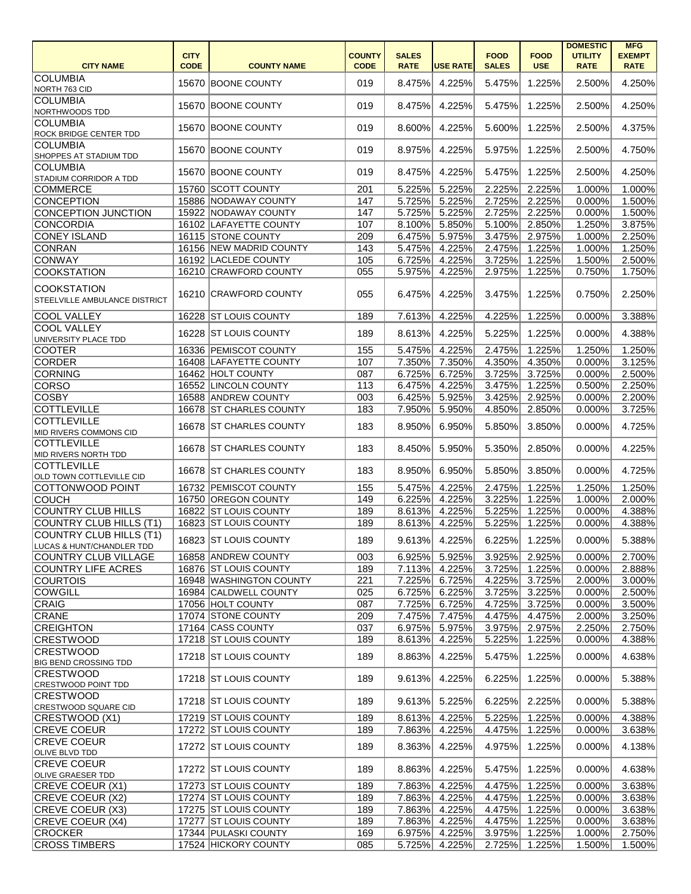| CITY NAME | CITY CODE | COUNTY NAME | COUNTY CODE | SALES RATE | USE RATE | FOOD SALES | FOOD USE | DOMESTIC UTILITY RATE | MFG EXEMPT RATE |
|---|---|---|---|---|---|---|---|---|---|
| COLUMBIA NORTH 763 CID | 15670 | BOONE COUNTY | 019 | 8.475% | 4.225% | 5.475% | 1.225% | 2.500% | 4.250% |
| COLUMBIA NORTHWOODS TDD | 15670 | BOONE COUNTY | 019 | 8.475% | 4.225% | 5.475% | 1.225% | 2.500% | 4.250% |
| COLUMBIA ROCK BRIDGE CENTER TDD | 15670 | BOONE COUNTY | 019 | 8.600% | 4.225% | 5.600% | 1.225% | 2.500% | 4.375% |
| COLUMBIA SHOPPES AT STADIUM TDD | 15670 | BOONE COUNTY | 019 | 8.975% | 4.225% | 5.975% | 1.225% | 2.500% | 4.750% |
| COLUMBIA STADIUM CORRIDOR A TDD | 15670 | BOONE COUNTY | 019 | 8.475% | 4.225% | 5.475% | 1.225% | 2.500% | 4.250% |
| COMMERCE | 15760 | SCOTT COUNTY | 201 | 5.225% | 5.225% | 2.225% | 2.225% | 1.000% | 1.000% |
| CONCEPTION | 15886 | NODAWAY COUNTY | 147 | 5.725% | 5.225% | 2.725% | 2.225% | 0.000% | 1.500% |
| CONCEPTION JUNCTION | 15922 | NODAWAY COUNTY | 147 | 5.725% | 5.225% | 2.725% | 2.225% | 0.000% | 1.500% |
| CONCORDIA | 16102 | LAFAYETTE COUNTY | 107 | 8.100% | 5.850% | 5.100% | 2.850% | 1.250% | 3.875% |
| CONEY ISLAND | 16115 | STONE COUNTY | 209 | 6.475% | 5.975% | 3.475% | 2.975% | 1.000% | 2.250% |
| CONRAN | 16156 | NEW MADRID COUNTY | 143 | 5.475% | 4.225% | 2.475% | 1.225% | 1.000% | 1.250% |
| CONWAY | 16192 | LACLEDE COUNTY | 105 | 6.725% | 4.225% | 3.725% | 1.225% | 1.500% | 2.500% |
| COOKSTATION | 16210 | CRAWFORD COUNTY | 055 | 5.975% | 4.225% | 2.975% | 1.225% | 0.750% | 1.750% |
| COOKSTATION STEELVILLE AMBULANCE DISTRICT | 16210 | CRAWFORD COUNTY | 055 | 6.475% | 4.225% | 3.475% | 1.225% | 0.750% | 2.250% |
| COOL VALLEY | 16228 | ST LOUIS COUNTY | 189 | 7.613% | 4.225% | 4.225% | 1.225% | 0.000% | 3.388% |
| COOL VALLEY UNIVERSITY PLACE TDD | 16228 | ST LOUIS COUNTY | 189 | 8.613% | 4.225% | 5.225% | 1.225% | 0.000% | 4.388% |
| COOTER | 16336 | PEMISCOT COUNTY | 155 | 5.475% | 4.225% | 2.475% | 1.225% | 1.250% | 1.250% |
| CORDER | 16408 | LAFAYETTE COUNTY | 107 | 7.350% | 7.350% | 4.350% | 4.350% | 0.000% | 3.125% |
| CORNING | 16462 | HOLT COUNTY | 087 | 6.725% | 6.725% | 3.725% | 3.725% | 0.000% | 2.500% |
| CORSO | 16552 | LINCOLN COUNTY | 113 | 6.475% | 4.225% | 3.475% | 1.225% | 0.500% | 2.250% |
| COSBY | 16588 | ANDREW COUNTY | 003 | 6.425% | 5.925% | 3.425% | 2.925% | 0.000% | 2.200% |
| COTTLEVILLE | 16678 | ST CHARLES COUNTY | 183 | 7.950% | 5.950% | 4.850% | 2.850% | 0.000% | 3.725% |
| COTTLEVILLE MID RIVERS COMMONS CID | 16678 | ST CHARLES COUNTY | 183 | 8.950% | 6.950% | 5.850% | 3.850% | 0.000% | 4.725% |
| COTTLEVILLE MID RIVERS NORTH TDD | 16678 | ST CHARLES COUNTY | 183 | 8.450% | 5.950% | 5.350% | 2.850% | 0.000% | 4.225% |
| COTTLEVILLE OLD TOWN COTTLEVILLE CID | 16678 | ST CHARLES COUNTY | 183 | 8.950% | 6.950% | 5.850% | 3.850% | 0.000% | 4.725% |
| COTTONWOOD POINT | 16732 | PEMISCOT COUNTY | 155 | 5.475% | 4.225% | 2.475% | 1.225% | 1.250% | 1.250% |
| COUCH | 16750 | OREGON COUNTY | 149 | 6.225% | 4.225% | 3.225% | 1.225% | 1.000% | 2.000% |
| COUNTRY CLUB HILLS | 16822 | ST LOUIS COUNTY | 189 | 8.613% | 4.225% | 5.225% | 1.225% | 0.000% | 4.388% |
| COUNTRY CLUB HILLS (T1) | 16823 | ST LOUIS COUNTY | 189 | 8.613% | 4.225% | 5.225% | 1.225% | 0.000% | 4.388% |
| COUNTRY CLUB HILLS (T1) LUCAS & HUNT/CHANDLER TDD | 16823 | ST LOUIS COUNTY | 189 | 9.613% | 4.225% | 6.225% | 1.225% | 0.000% | 5.388% |
| COUNTRY CLUB VILLAGE | 16858 | ANDREW COUNTY | 003 | 6.925% | 5.925% | 3.925% | 2.925% | 0.000% | 2.700% |
| COUNTRY LIFE ACRES | 16876 | ST LOUIS COUNTY | 189 | 7.113% | 4.225% | 3.725% | 1.225% | 0.000% | 2.888% |
| COURTOIS | 16948 | WASHINGTON COUNTY | 221 | 7.225% | 6.725% | 4.225% | 3.725% | 2.000% | 3.000% |
| COWGILL | 16984 | CALDWELL COUNTY | 025 | 6.725% | 6.225% | 3.725% | 3.225% | 0.000% | 2.500% |
| CRAIG | 17056 | HOLT COUNTY | 087 | 7.725% | 6.725% | 4.725% | 3.725% | 0.000% | 3.500% |
| CRANE | 17074 | STONE COUNTY | 209 | 7.475% | 7.475% | 4.475% | 4.475% | 2.000% | 3.250% |
| CREIGHTON | 17164 | CASS COUNTY | 037 | 6.975% | 5.975% | 3.975% | 2.975% | 2.250% | 2.750% |
| CRESTWOOD | 17218 | ST LOUIS COUNTY | 189 | 8.613% | 4.225% | 5.225% | 1.225% | 0.000% | 4.388% |
| CRESTWOOD BIG BEND CROSSING TDD | 17218 | ST LOUIS COUNTY | 189 | 8.863% | 4.225% | 5.475% | 1.225% | 0.000% | 4.638% |
| CRESTWOOD CRESTWOOD POINT TDD | 17218 | ST LOUIS COUNTY | 189 | 9.613% | 4.225% | 6.225% | 1.225% | 0.000% | 5.388% |
| CRESTWOOD CRESTWOOD SQUARE CID | 17218 | ST LOUIS COUNTY | 189 | 9.613% | 5.225% | 6.225% | 2.225% | 0.000% | 5.388% |
| CRESTWOOD (X1) | 17219 | ST LOUIS COUNTY | 189 | 8.613% | 4.225% | 5.225% | 1.225% | 0.000% | 4.388% |
| CREVE COEUR | 17272 | ST LOUIS COUNTY | 189 | 7.863% | 4.225% | 4.475% | 1.225% | 0.000% | 3.638% |
| CREVE COEUR OLIVE BLVD TDD | 17272 | ST LOUIS COUNTY | 189 | 8.363% | 4.225% | 4.975% | 1.225% | 0.000% | 4.138% |
| CREVE COEUR OLIVE GRAESER TDD | 17272 | ST LOUIS COUNTY | 189 | 8.863% | 4.225% | 5.475% | 1.225% | 0.000% | 4.638% |
| CREVE COEUR (X1) | 17273 | ST LOUIS COUNTY | 189 | 7.863% | 4.225% | 4.475% | 1.225% | 0.000% | 3.638% |
| CREVE COEUR (X2) | 17274 | ST LOUIS COUNTY | 189 | 7.863% | 4.225% | 4.475% | 1.225% | 0.000% | 3.638% |
| CREVE COEUR (X3) | 17275 | ST LOUIS COUNTY | 189 | 7.863% | 4.225% | 4.475% | 1.225% | 0.000% | 3.638% |
| CREVE COEUR (X4) | 17277 | ST LOUIS COUNTY | 189 | 7.863% | 4.225% | 4.475% | 1.225% | 0.000% | 3.638% |
| CROCKER | 17344 | PULASKI COUNTY | 169 | 6.975% | 4.225% | 3.975% | 1.225% | 1.000% | 2.750% |
| CROSS TIMBERS | 17524 | HICKORY COUNTY | 085 | 5.725% | 4.225% | 2.725% | 1.225% | 1.500% | 1.500% |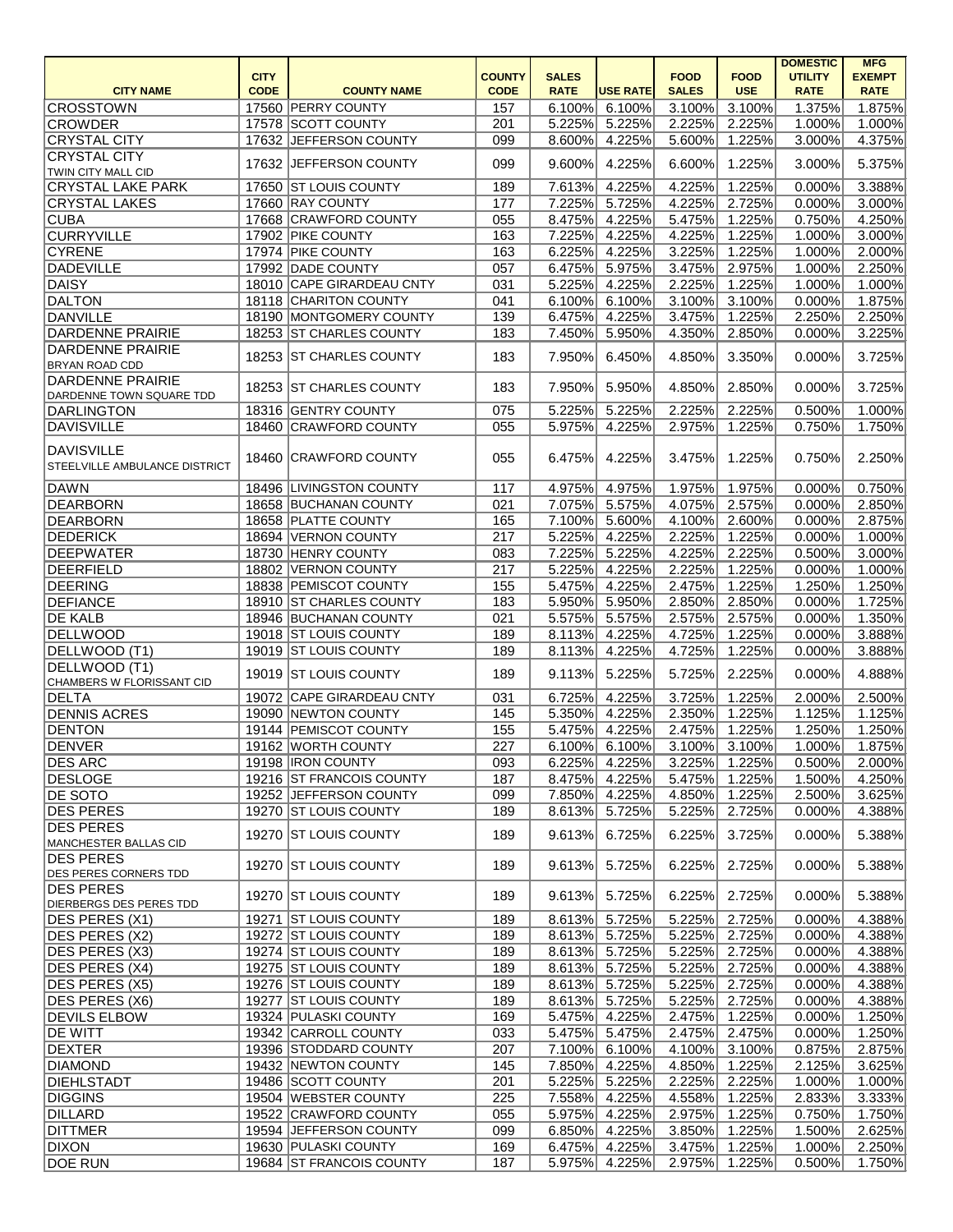| CITY NAME | CITY CODE | COUNTY NAME | COUNTY CODE | SALES RATE | USE RATE | FOOD SALES | FOOD USE | DOMESTIC UTILITY RATE | MFG EXEMPT RATE |
|---|---|---|---|---|---|---|---|---|---|
| CROSSTOWN | 17560 | PERRY COUNTY | 157 | 6.100% | 6.100% | 3.100% | 3.100% | 1.375% | 1.875% |
| CROWDER | 17578 | SCOTT COUNTY | 201 | 5.225% | 5.225% | 2.225% | 2.225% | 1.000% | 1.000% |
| CRYSTAL CITY | 17632 | JEFFERSON COUNTY | 099 | 8.600% | 4.225% | 5.600% | 1.225% | 3.000% | 4.375% |
| CRYSTAL CITY TWIN CITY MALL CID | 17632 | JEFFERSON COUNTY | 099 | 9.600% | 4.225% | 6.600% | 1.225% | 3.000% | 5.375% |
| CRYSTAL LAKE PARK | 17650 | ST LOUIS COUNTY | 189 | 7.613% | 4.225% | 4.225% | 1.225% | 0.000% | 3.388% |
| CRYSTAL LAKES | 17660 | RAY COUNTY | 177 | 7.225% | 5.725% | 4.225% | 2.725% | 0.000% | 3.000% |
| CUBA | 17668 | CRAWFORD COUNTY | 055 | 8.475% | 4.225% | 5.475% | 1.225% | 0.750% | 4.250% |
| CURRYVILLE | 17902 | PIKE COUNTY | 163 | 7.225% | 4.225% | 4.225% | 1.225% | 1.000% | 3.000% |
| CYRENE | 17974 | PIKE COUNTY | 163 | 6.225% | 4.225% | 3.225% | 1.225% | 1.000% | 2.000% |
| DADEVILLE | 17992 | DADE COUNTY | 057 | 6.475% | 5.975% | 3.475% | 2.975% | 1.000% | 2.250% |
| DAISY | 18010 | CAPE GIRARDEAU CNTY | 031 | 5.225% | 4.225% | 2.225% | 1.225% | 1.000% | 1.000% |
| DALTON | 18118 | CHARITON COUNTY | 041 | 6.100% | 6.100% | 3.100% | 3.100% | 0.000% | 1.875% |
| DANVILLE | 18190 | MONTGOMERY COUNTY | 139 | 6.475% | 4.225% | 3.475% | 1.225% | 2.250% | 2.250% |
| DARDENNE PRAIRIE | 18253 | ST CHARLES COUNTY | 183 | 7.450% | 5.950% | 4.350% | 2.850% | 0.000% | 3.225% |
| DARDENNE PRAIRIE BRYAN ROAD CDD | 18253 | ST CHARLES COUNTY | 183 | 7.950% | 6.450% | 4.850% | 3.350% | 0.000% | 3.725% |
| DARDENNE PRAIRIE DARDENNE TOWN SQUARE TDD | 18253 | ST CHARLES COUNTY | 183 | 7.950% | 5.950% | 4.850% | 2.850% | 0.000% | 3.725% |
| DARLINGTON | 18316 | GENTRY COUNTY | 075 | 5.225% | 5.225% | 2.225% | 2.225% | 0.500% | 1.000% |
| DAVISVILLE | 18460 | CRAWFORD COUNTY | 055 | 5.975% | 4.225% | 2.975% | 1.225% | 0.750% | 1.750% |
| DAVISVILLE STEELVILLE AMBULANCE DISTRICT | 18460 | CRAWFORD COUNTY | 055 | 6.475% | 4.225% | 3.475% | 1.225% | 0.750% | 2.250% |
| DAWN | 18496 | LIVINGSTON COUNTY | 117 | 4.975% | 4.975% | 1.975% | 1.975% | 0.000% | 0.750% |
| DEARBORN | 18658 | BUCHANAN COUNTY | 021 | 7.075% | 5.575% | 4.075% | 2.575% | 0.000% | 2.850% |
| DEARBORN | 18658 | PLATTE COUNTY | 165 | 7.100% | 5.600% | 4.100% | 2.600% | 0.000% | 2.875% |
| DEDERICK | 18694 | VERNON COUNTY | 217 | 5.225% | 4.225% | 2.225% | 1.225% | 0.000% | 1.000% |
| DEEPWATER | 18730 | HENRY COUNTY | 083 | 7.225% | 5.225% | 4.225% | 2.225% | 0.500% | 3.000% |
| DEERFIELD | 18802 | VERNON COUNTY | 217 | 5.225% | 4.225% | 2.225% | 1.225% | 0.000% | 1.000% |
| DEERING | 18838 | PEMISCOT COUNTY | 155 | 5.475% | 4.225% | 2.475% | 1.225% | 1.250% | 1.250% |
| DEFIANCE | 18910 | ST CHARLES COUNTY | 183 | 5.950% | 5.950% | 2.850% | 2.850% | 0.000% | 1.725% |
| DE KALB | 18946 | BUCHANAN COUNTY | 021 | 5.575% | 5.575% | 2.575% | 2.575% | 0.000% | 1.350% |
| DELLWOOD | 19018 | ST LOUIS COUNTY | 189 | 8.113% | 4.225% | 4.725% | 1.225% | 0.000% | 3.888% |
| DELLWOOD (T1) | 19019 | ST LOUIS COUNTY | 189 | 8.113% | 4.225% | 4.725% | 1.225% | 0.000% | 3.888% |
| DELLWOOD (T1) CHAMBERS W FLORISSANT CID | 19019 | ST LOUIS COUNTY | 189 | 9.113% | 5.225% | 5.725% | 2.225% | 0.000% | 4.888% |
| DELTA | 19072 | CAPE GIRARDEAU CNTY | 031 | 6.725% | 4.225% | 3.725% | 1.225% | 2.000% | 2.500% |
| DENNIS ACRES | 19090 | NEWTON COUNTY | 145 | 5.350% | 4.225% | 2.350% | 1.225% | 1.125% | 1.125% |
| DENTON | 19144 | PEMISCOT COUNTY | 155 | 5.475% | 4.225% | 2.475% | 1.225% | 1.250% | 1.250% |
| DENVER | 19162 | WORTH COUNTY | 227 | 6.100% | 6.100% | 3.100% | 3.100% | 1.000% | 1.875% |
| DES ARC | 19198 | IRON COUNTY | 093 | 6.225% | 4.225% | 3.225% | 1.225% | 0.500% | 2.000% |
| DESLOGE | 19216 | ST FRANCOIS COUNTY | 187 | 8.475% | 4.225% | 5.475% | 1.225% | 1.500% | 4.250% |
| DE SOTO | 19252 | JEFFERSON COUNTY | 099 | 7.850% | 4.225% | 4.850% | 1.225% | 2.500% | 3.625% |
| DES PERES | 19270 | ST LOUIS COUNTY | 189 | 8.613% | 5.725% | 5.225% | 2.725% | 0.000% | 4.388% |
| DES PERES MANCHESTER BALLAS CID | 19270 | ST LOUIS COUNTY | 189 | 9.613% | 6.725% | 6.225% | 3.725% | 0.000% | 5.388% |
| DES PERES DES PERES CORNERS TDD | 19270 | ST LOUIS COUNTY | 189 | 9.613% | 5.725% | 6.225% | 2.725% | 0.000% | 5.388% |
| DES PERES DIERBERGS DES PERES TDD | 19270 | ST LOUIS COUNTY | 189 | 9.613% | 5.725% | 6.225% | 2.725% | 0.000% | 5.388% |
| DES PERES (X1) | 19271 | ST LOUIS COUNTY | 189 | 8.613% | 5.725% | 5.225% | 2.725% | 0.000% | 4.388% |
| DES PERES (X2) | 19272 | ST LOUIS COUNTY | 189 | 8.613% | 5.725% | 5.225% | 2.725% | 0.000% | 4.388% |
| DES PERES (X3) | 19274 | ST LOUIS COUNTY | 189 | 8.613% | 5.725% | 5.225% | 2.725% | 0.000% | 4.388% |
| DES PERES (X4) | 19275 | ST LOUIS COUNTY | 189 | 8.613% | 5.725% | 5.225% | 2.725% | 0.000% | 4.388% |
| DES PERES (X5) | 19276 | ST LOUIS COUNTY | 189 | 8.613% | 5.725% | 5.225% | 2.725% | 0.000% | 4.388% |
| DES PERES (X6) | 19277 | ST LOUIS COUNTY | 189 | 8.613% | 5.725% | 5.225% | 2.725% | 0.000% | 4.388% |
| DEVILS ELBOW | 19324 | PULASKI COUNTY | 169 | 5.475% | 4.225% | 2.475% | 1.225% | 0.000% | 1.250% |
| DE WITT | 19342 | CARROLL COUNTY | 033 | 5.475% | 5.475% | 2.475% | 2.475% | 0.000% | 1.250% |
| DEXTER | 19396 | STODDARD COUNTY | 207 | 7.100% | 6.100% | 4.100% | 3.100% | 0.875% | 2.875% |
| DIAMOND | 19432 | NEWTON COUNTY | 145 | 7.850% | 4.225% | 4.850% | 1.225% | 2.125% | 3.625% |
| DIEHLSTADT | 19486 | SCOTT COUNTY | 201 | 5.225% | 5.225% | 2.225% | 2.225% | 1.000% | 1.000% |
| DIGGINS | 19504 | WEBSTER COUNTY | 225 | 7.558% | 4.225% | 4.558% | 1.225% | 2.833% | 3.333% |
| DILLARD | 19522 | CRAWFORD COUNTY | 055 | 5.975% | 4.225% | 2.975% | 1.225% | 0.750% | 1.750% |
| DITTMER | 19594 | JEFFERSON COUNTY | 099 | 6.850% | 4.225% | 3.850% | 1.225% | 1.500% | 2.625% |
| DIXON | 19630 | PULASKI COUNTY | 169 | 6.475% | 4.225% | 3.475% | 1.225% | 1.000% | 2.250% |
| DOE RUN | 19684 | ST FRANCOIS COUNTY | 187 | 5.975% | 4.225% | 2.975% | 1.225% | 0.500% | 1.750% |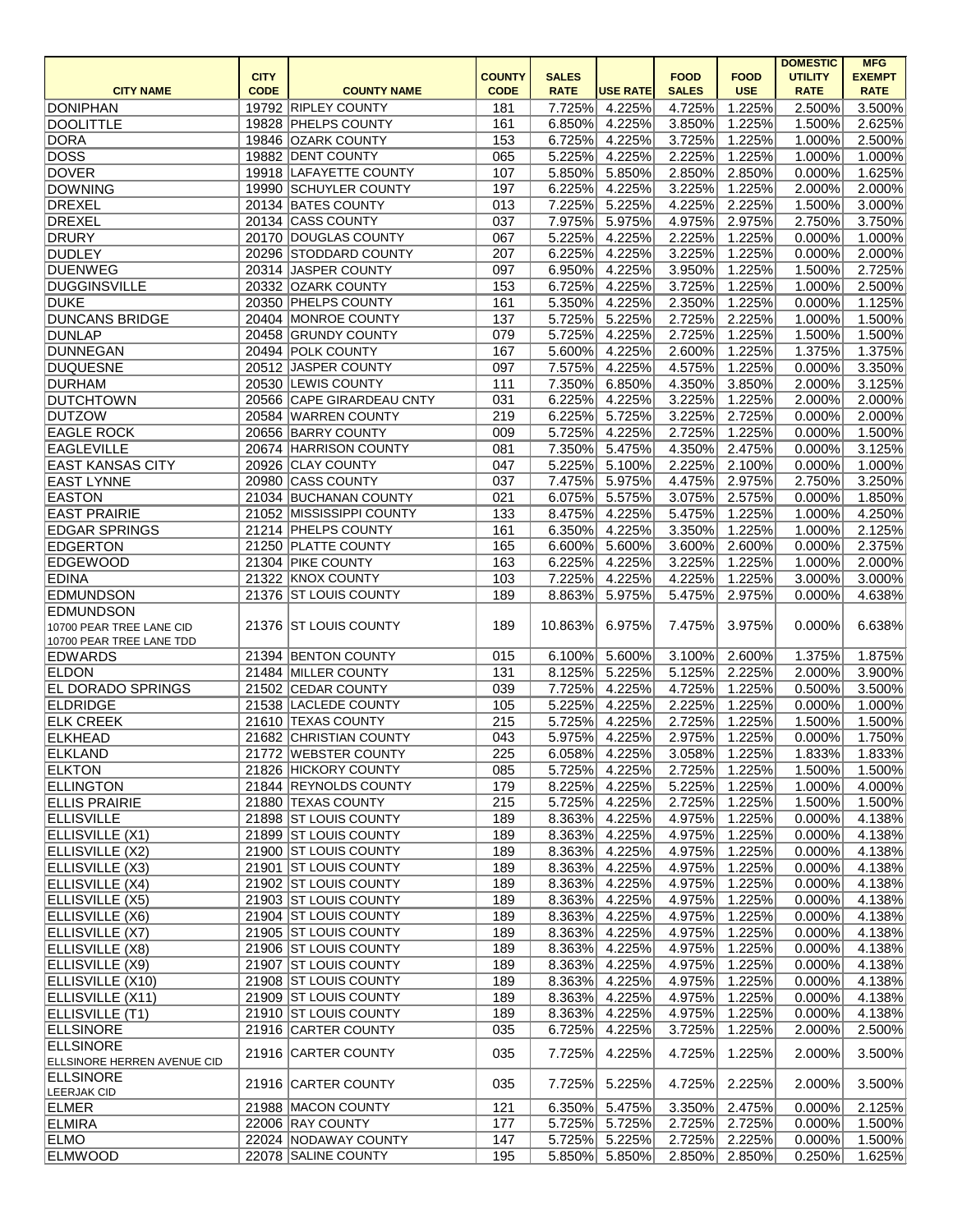| CITY NAME | CITY CODE | COUNTY NAME | COUNTY CODE | SALES RATE | USE RATE | FOOD SALES | FOOD USE | DOMESTIC UTILITY RATE | MFG EXEMPT RATE |
|---|---|---|---|---|---|---|---|---|---|
| DONIPHAN | 19792 | RIPLEY COUNTY | 181 | 7.725% | 4.225% | 4.725% | 1.225% | 2.500% | 3.500% |
| DOOLITTLE | 19828 | PHELPS COUNTY | 161 | 6.850% | 4.225% | 3.850% | 1.225% | 1.500% | 2.625% |
| DORA | 19846 | OZARK COUNTY | 153 | 6.725% | 4.225% | 3.725% | 1.225% | 1.000% | 2.500% |
| DOSS | 19882 | DENT COUNTY | 065 | 5.225% | 4.225% | 2.225% | 1.225% | 1.000% | 1.000% |
| DOVER | 19918 | LAFAYETTE COUNTY | 107 | 5.850% | 5.850% | 2.850% | 2.850% | 0.000% | 1.625% |
| DOWNING | 19990 | SCHUYLER COUNTY | 197 | 6.225% | 4.225% | 3.225% | 1.225% | 2.000% | 2.000% |
| DREXEL | 20134 | BATES COUNTY | 013 | 7.225% | 5.225% | 4.225% | 2.225% | 1.500% | 3.000% |
| DREXEL | 20134 | CASS COUNTY | 037 | 7.975% | 5.975% | 4.975% | 2.975% | 2.750% | 3.750% |
| DRURY | 20170 | DOUGLAS COUNTY | 067 | 5.225% | 4.225% | 2.225% | 1.225% | 0.000% | 1.000% |
| DUDLEY | 20296 | STODDARD COUNTY | 207 | 6.225% | 4.225% | 3.225% | 1.225% | 0.000% | 2.000% |
| DUENWEG | 20314 | JASPER COUNTY | 097 | 6.950% | 4.225% | 3.950% | 1.225% | 1.500% | 2.725% |
| DUGGINSVILLE | 20332 | OZARK COUNTY | 153 | 6.725% | 4.225% | 3.725% | 1.225% | 1.000% | 2.500% |
| DUKE | 20350 | PHELPS COUNTY | 161 | 5.350% | 4.225% | 2.350% | 1.225% | 0.000% | 1.125% |
| DUNCANS BRIDGE | 20404 | MONROE COUNTY | 137 | 5.725% | 5.225% | 2.725% | 2.225% | 1.000% | 1.500% |
| DUNLAP | 20458 | GRUNDY COUNTY | 079 | 5.725% | 4.225% | 2.725% | 1.225% | 1.500% | 1.500% |
| DUNNEGAN | 20494 | POLK COUNTY | 167 | 5.600% | 4.225% | 2.600% | 1.225% | 1.375% | 1.375% |
| DUQUESNE | 20512 | JASPER COUNTY | 097 | 7.575% | 4.225% | 4.575% | 1.225% | 0.000% | 3.350% |
| DURHAM | 20530 | LEWIS COUNTY | 111 | 7.350% | 6.850% | 4.350% | 3.850% | 2.000% | 3.125% |
| DUTCHTOWN | 20566 | CAPE GIRARDEAU CNTY | 031 | 6.225% | 4.225% | 3.225% | 1.225% | 2.000% | 2.000% |
| DUTZOW | 20584 | WARREN COUNTY | 219 | 6.225% | 5.725% | 3.225% | 2.725% | 0.000% | 2.000% |
| EAGLE ROCK | 20656 | BARRY COUNTY | 009 | 5.725% | 4.225% | 2.725% | 1.225% | 0.000% | 1.500% |
| EAGLEVILLE | 20674 | HARRISON COUNTY | 081 | 7.350% | 5.475% | 4.350% | 2.475% | 0.000% | 3.125% |
| EAST KANSAS CITY | 20926 | CLAY COUNTY | 047 | 5.225% | 5.100% | 2.225% | 2.100% | 0.000% | 1.000% |
| EAST LYNNE | 20980 | CASS COUNTY | 037 | 7.475% | 5.975% | 4.475% | 2.975% | 2.750% | 3.250% |
| EASTON | 21034 | BUCHANAN COUNTY | 021 | 6.075% | 5.575% | 3.075% | 2.575% | 0.000% | 1.850% |
| EAST PRAIRIE | 21052 | MISSISSIPPI COUNTY | 133 | 8.475% | 4.225% | 5.475% | 1.225% | 1.000% | 4.250% |
| EDGAR SPRINGS | 21214 | PHELPS COUNTY | 161 | 6.350% | 4.225% | 3.350% | 1.225% | 1.000% | 2.125% |
| EDGERTON | 21250 | PLATTE COUNTY | 165 | 6.600% | 5.600% | 3.600% | 2.600% | 0.000% | 2.375% |
| EDGEWOOD | 21304 | PIKE COUNTY | 163 | 6.225% | 4.225% | 3.225% | 1.225% | 1.000% | 2.000% |
| EDINA | 21322 | KNOX COUNTY | 103 | 7.225% | 4.225% | 4.225% | 1.225% | 3.000% | 3.000% |
| EDMUNDSON | 21376 | ST LOUIS COUNTY | 189 | 8.863% | 5.975% | 5.475% | 2.975% | 0.000% | 4.638% |
| EDMUNDSON 10700 PEAR TREE LANE CID 10700 PEAR TREE LANE TDD | 21376 | ST LOUIS COUNTY | 189 | 10.863% | 6.975% | 7.475% | 3.975% | 0.000% | 6.638% |
| EDWARDS | 21394 | BENTON COUNTY | 015 | 6.100% | 5.600% | 3.100% | 2.600% | 1.375% | 1.875% |
| ELDON | 21484 | MILLER COUNTY | 131 | 8.125% | 5.225% | 5.125% | 2.225% | 2.000% | 3.900% |
| EL DORADO SPRINGS | 21502 | CEDAR COUNTY | 039 | 7.725% | 4.225% | 4.725% | 1.225% | 0.500% | 3.500% |
| ELDRIDGE | 21538 | LACLEDE COUNTY | 105 | 5.225% | 4.225% | 2.225% | 1.225% | 0.000% | 1.000% |
| ELK CREEK | 21610 | TEXAS COUNTY | 215 | 5.725% | 4.225% | 2.725% | 1.225% | 1.500% | 1.500% |
| ELKHEAD | 21682 | CHRISTIAN COUNTY | 043 | 5.975% | 4.225% | 2.975% | 1.225% | 0.000% | 1.750% |
| ELKLAND | 21772 | WEBSTER COUNTY | 225 | 6.058% | 4.225% | 3.058% | 1.225% | 1.833% | 1.833% |
| ELKTON | 21826 | HICKORY COUNTY | 085 | 5.725% | 4.225% | 2.725% | 1.225% | 1.500% | 1.500% |
| ELLINGTON | 21844 | REYNOLDS COUNTY | 179 | 8.225% | 4.225% | 5.225% | 1.225% | 1.000% | 4.000% |
| ELLIS PRAIRIE | 21880 | TEXAS COUNTY | 215 | 5.725% | 4.225% | 2.725% | 1.225% | 1.500% | 1.500% |
| ELLISVILLE | 21898 | ST LOUIS COUNTY | 189 | 8.363% | 4.225% | 4.975% | 1.225% | 0.000% | 4.138% |
| ELLISVILLE (X1) | 21899 | ST LOUIS COUNTY | 189 | 8.363% | 4.225% | 4.975% | 1.225% | 0.000% | 4.138% |
| ELLISVILLE (X2) | 21900 | ST LOUIS COUNTY | 189 | 8.363% | 4.225% | 4.975% | 1.225% | 0.000% | 4.138% |
| ELLISVILLE (X3) | 21901 | ST LOUIS COUNTY | 189 | 8.363% | 4.225% | 4.975% | 1.225% | 0.000% | 4.138% |
| ELLISVILLE (X4) | 21902 | ST LOUIS COUNTY | 189 | 8.363% | 4.225% | 4.975% | 1.225% | 0.000% | 4.138% |
| ELLISVILLE (X5) | 21903 | ST LOUIS COUNTY | 189 | 8.363% | 4.225% | 4.975% | 1.225% | 0.000% | 4.138% |
| ELLISVILLE (X6) | 21904 | ST LOUIS COUNTY | 189 | 8.363% | 4.225% | 4.975% | 1.225% | 0.000% | 4.138% |
| ELLISVILLE (X7) | 21905 | ST LOUIS COUNTY | 189 | 8.363% | 4.225% | 4.975% | 1.225% | 0.000% | 4.138% |
| ELLISVILLE (X8) | 21906 | ST LOUIS COUNTY | 189 | 8.363% | 4.225% | 4.975% | 1.225% | 0.000% | 4.138% |
| ELLISVILLE (X9) | 21907 | ST LOUIS COUNTY | 189 | 8.363% | 4.225% | 4.975% | 1.225% | 0.000% | 4.138% |
| ELLISVILLE (X10) | 21908 | ST LOUIS COUNTY | 189 | 8.363% | 4.225% | 4.975% | 1.225% | 0.000% | 4.138% |
| ELLISVILLE (X11) | 21909 | ST LOUIS COUNTY | 189 | 8.363% | 4.225% | 4.975% | 1.225% | 0.000% | 4.138% |
| ELLISVILLE (T1) | 21910 | ST LOUIS COUNTY | 189 | 8.363% | 4.225% | 4.975% | 1.225% | 0.000% | 4.138% |
| ELLSINORE | 21916 | CARTER COUNTY | 035 | 6.725% | 4.225% | 3.725% | 1.225% | 2.000% | 2.500% |
| ELLSINORE ELLSINORE HERREN AVENUE CID | 21916 | CARTER COUNTY | 035 | 7.725% | 4.225% | 4.725% | 1.225% | 2.000% | 3.500% |
| ELLSINORE LEERJAK CID | 21916 | CARTER COUNTY | 035 | 7.725% | 5.225% | 4.725% | 2.225% | 2.000% | 3.500% |
| ELMER | 21988 | MACON COUNTY | 121 | 6.350% | 5.475% | 3.350% | 2.475% | 0.000% | 2.125% |
| ELMIRA | 22006 | RAY COUNTY | 177 | 5.725% | 5.725% | 2.725% | 2.725% | 0.000% | 1.500% |
| ELMO | 22024 | NODAWAY COUNTY | 147 | 5.725% | 5.225% | 2.725% | 2.225% | 0.000% | 1.500% |
| ELMWOOD | 22078 | SALINE COUNTY | 195 | 5.850% | 5.850% | 2.850% | 2.850% | 0.250% | 1.625% |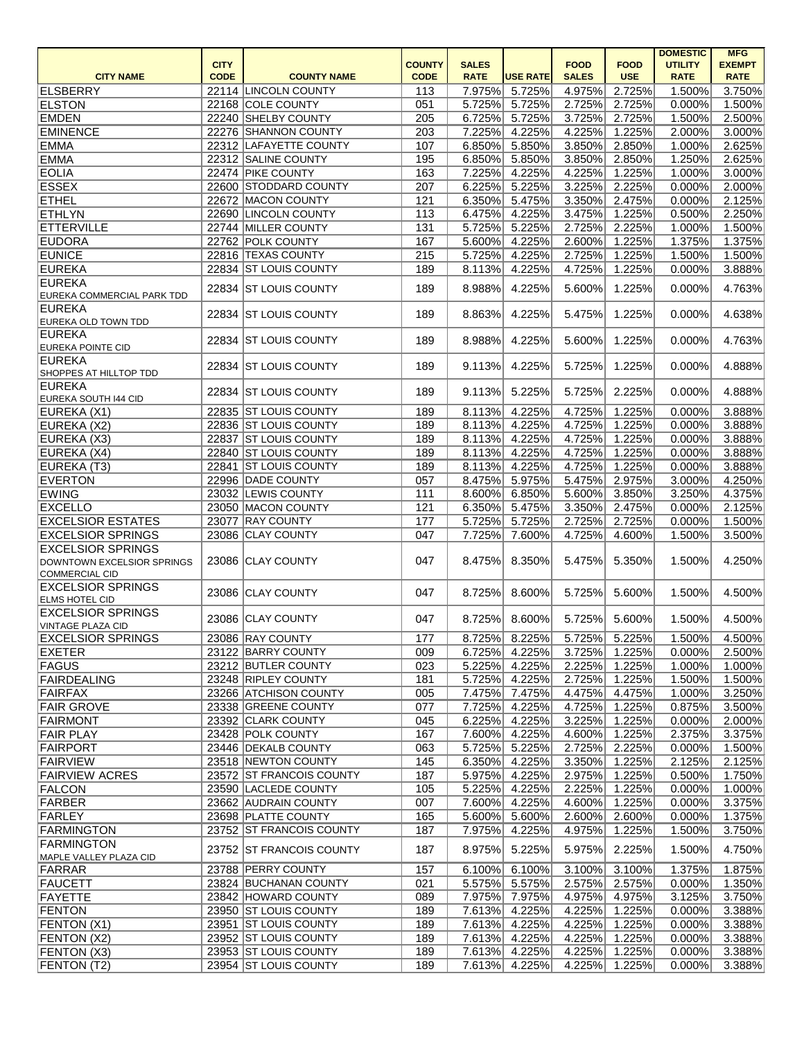| CITY NAME | CITY CODE | COUNTY NAME | COUNTY CODE | SALES RATE | USE RATE | FOOD SALES | FOOD USE | DOMESTIC UTILITY RATE | MFG EXEMPT RATE |
|---|---|---|---|---|---|---|---|---|---|
| ELSBERRY | 22114 | LINCOLN COUNTY | 113 | 7.975% | 5.725% | 4.975% | 2.725% | 1.500% | 3.750% |
| ELSTON | 22168 | COLE COUNTY | 051 | 5.725% | 5.725% | 2.725% | 2.725% | 0.000% | 1.500% |
| EMDEN | 22240 | SHELBY COUNTY | 205 | 6.725% | 5.725% | 3.725% | 2.725% | 1.500% | 2.500% |
| EMINENCE | 22276 | SHANNON COUNTY | 203 | 7.225% | 4.225% | 4.225% | 1.225% | 2.000% | 3.000% |
| EMMA | 22312 | LAFAYETTE COUNTY | 107 | 6.850% | 5.850% | 3.850% | 2.850% | 1.000% | 2.625% |
| EMMA | 22312 | SALINE COUNTY | 195 | 6.850% | 5.850% | 3.850% | 2.850% | 1.250% | 2.625% |
| EOLIA | 22474 | PIKE COUNTY | 163 | 7.225% | 4.225% | 4.225% | 1.225% | 1.000% | 3.000% |
| ESSEX | 22600 | STODDARD COUNTY | 207 | 6.225% | 5.225% | 3.225% | 2.225% | 0.000% | 2.000% |
| ETHEL | 22672 | MACON COUNTY | 121 | 6.350% | 5.475% | 3.350% | 2.475% | 0.000% | 2.125% |
| ETHLYN | 22690 | LINCOLN COUNTY | 113 | 6.475% | 4.225% | 3.475% | 1.225% | 0.500% | 2.250% |
| ETTERVILLE | 22744 | MILLER COUNTY | 131 | 5.725% | 5.225% | 2.725% | 2.225% | 1.000% | 1.500% |
| EUDORA | 22762 | POLK COUNTY | 167 | 5.600% | 4.225% | 2.600% | 1.225% | 1.375% | 1.375% |
| EUNICE | 22816 | TEXAS COUNTY | 215 | 5.725% | 4.225% | 2.725% | 1.225% | 1.500% | 1.500% |
| EUREKA | 22834 | ST LOUIS COUNTY | 189 | 8.113% | 4.225% | 4.725% | 1.225% | 0.000% | 3.888% |
| EUREKA EUREKA COMMERCIAL PARK TDD | 22834 | ST LOUIS COUNTY | 189 | 8.988% | 4.225% | 5.600% | 1.225% | 0.000% | 4.763% |
| EUREKA EUREKA OLD TOWN TDD | 22834 | ST LOUIS COUNTY | 189 | 8.863% | 4.225% | 5.475% | 1.225% | 0.000% | 4.638% |
| EUREKA EUREKA POINTE CID | 22834 | ST LOUIS COUNTY | 189 | 8.988% | 4.225% | 5.600% | 1.225% | 0.000% | 4.763% |
| EUREKA SHOPPES AT HILLTOP TDD | 22834 | ST LOUIS COUNTY | 189 | 9.113% | 4.225% | 5.725% | 1.225% | 0.000% | 4.888% |
| EUREKA EUREKA SOUTH I44 CID | 22834 | ST LOUIS COUNTY | 189 | 9.113% | 5.225% | 5.725% | 2.225% | 0.000% | 4.888% |
| EUREKA (X1) | 22835 | ST LOUIS COUNTY | 189 | 8.113% | 4.225% | 4.725% | 1.225% | 0.000% | 3.888% |
| EUREKA (X2) | 22836 | ST LOUIS COUNTY | 189 | 8.113% | 4.225% | 4.725% | 1.225% | 0.000% | 3.888% |
| EUREKA (X3) | 22837 | ST LOUIS COUNTY | 189 | 8.113% | 4.225% | 4.725% | 1.225% | 0.000% | 3.888% |
| EUREKA (X4) | 22840 | ST LOUIS COUNTY | 189 | 8.113% | 4.225% | 4.725% | 1.225% | 0.000% | 3.888% |
| EUREKA (T3) | 22841 | ST LOUIS COUNTY | 189 | 8.113% | 4.225% | 4.725% | 1.225% | 0.000% | 3.888% |
| EVERTON | 22996 | DADE COUNTY | 057 | 8.475% | 5.975% | 5.475% | 2.975% | 3.000% | 4.250% |
| EWING | 23032 | LEWIS COUNTY | 111 | 8.600% | 6.850% | 5.600% | 3.850% | 3.250% | 4.375% |
| EXCELLO | 23050 | MACON COUNTY | 121 | 6.350% | 5.475% | 3.350% | 2.475% | 0.000% | 2.125% |
| EXCELSIOR ESTATES | 23077 | RAY COUNTY | 177 | 5.725% | 5.725% | 2.725% | 2.725% | 0.000% | 1.500% |
| EXCELSIOR SPRINGS | 23086 | CLAY COUNTY | 047 | 7.725% | 7.600% | 4.725% | 4.600% | 1.500% | 3.500% |
| EXCELSIOR SPRINGS DOWNTOWN EXCELSIOR SPRINGS COMMERCIAL CID | 23086 | CLAY COUNTY | 047 | 8.475% | 8.350% | 5.475% | 5.350% | 1.500% | 4.250% |
| EXCELSIOR SPRINGS ELMS HOTEL CID | 23086 | CLAY COUNTY | 047 | 8.725% | 8.600% | 5.725% | 5.600% | 1.500% | 4.500% |
| EXCELSIOR SPRINGS VINTAGE PLAZA CID | 23086 | CLAY COUNTY | 047 | 8.725% | 8.600% | 5.725% | 5.600% | 1.500% | 4.500% |
| EXCELSIOR SPRINGS | 23086 | RAY COUNTY | 177 | 8.725% | 8.225% | 5.725% | 5.225% | 1.500% | 4.500% |
| EXETER | 23122 | BARRY COUNTY | 009 | 6.725% | 4.225% | 3.725% | 1.225% | 0.000% | 2.500% |
| FAGUS | 23212 | BUTLER COUNTY | 023 | 5.225% | 4.225% | 2.225% | 1.225% | 1.000% | 1.000% |
| FAIRDEALING | 23248 | RIPLEY COUNTY | 181 | 5.725% | 4.225% | 2.725% | 1.225% | 1.500% | 1.500% |
| FAIRFAX | 23266 | ATCHISON COUNTY | 005 | 7.475% | 7.475% | 4.475% | 4.475% | 1.000% | 3.250% |
| FAIR GROVE | 23338 | GREENE COUNTY | 077 | 7.725% | 4.225% | 4.725% | 1.225% | 0.875% | 3.500% |
| FAIRMONT | 23392 | CLARK COUNTY | 045 | 6.225% | 4.225% | 3.225% | 1.225% | 0.000% | 2.000% |
| FAIR PLAY | 23428 | POLK COUNTY | 167 | 7.600% | 4.225% | 4.600% | 1.225% | 2.375% | 3.375% |
| FAIRPORT | 23446 | DEKALB COUNTY | 063 | 5.725% | 5.225% | 2.725% | 2.225% | 0.000% | 1.500% |
| FAIRVIEW | 23518 | NEWTON COUNTY | 145 | 6.350% | 4.225% | 3.350% | 1.225% | 2.125% | 2.125% |
| FAIRVIEW ACRES | 23572 | ST FRANCOIS COUNTY | 187 | 5.975% | 4.225% | 2.975% | 1.225% | 0.500% | 1.750% |
| FALCON | 23590 | LACLEDE COUNTY | 105 | 5.225% | 4.225% | 2.225% | 1.225% | 0.000% | 1.000% |
| FARBER | 23662 | AUDRAIN COUNTY | 007 | 7.600% | 4.225% | 4.600% | 1.225% | 0.000% | 3.375% |
| FARLEY | 23698 | PLATTE COUNTY | 165 | 5.600% | 5.600% | 2.600% | 2.600% | 0.000% | 1.375% |
| FARMINGTON | 23752 | ST FRANCOIS COUNTY | 187 | 7.975% | 4.225% | 4.975% | 1.225% | 1.500% | 3.750% |
| FARMINGTON MAPLE VALLEY PLAZA CID | 23752 | ST FRANCOIS COUNTY | 187 | 8.975% | 5.225% | 5.975% | 2.225% | 1.500% | 4.750% |
| FARRAR | 23788 | PERRY COUNTY | 157 | 6.100% | 6.100% | 3.100% | 3.100% | 1.375% | 1.875% |
| FAUCETT | 23824 | BUCHANAN COUNTY | 021 | 5.575% | 5.575% | 2.575% | 2.575% | 0.000% | 1.350% |
| FAYETTE | 23842 | HOWARD COUNTY | 089 | 7.975% | 7.975% | 4.975% | 4.975% | 3.125% | 3.750% |
| FENTON | 23950 | ST LOUIS COUNTY | 189 | 7.613% | 4.225% | 4.225% | 1.225% | 0.000% | 3.388% |
| FENTON (X1) | 23951 | ST LOUIS COUNTY | 189 | 7.613% | 4.225% | 4.225% | 1.225% | 0.000% | 3.388% |
| FENTON (X2) | 23952 | ST LOUIS COUNTY | 189 | 7.613% | 4.225% | 4.225% | 1.225% | 0.000% | 3.388% |
| FENTON (X3) | 23953 | ST LOUIS COUNTY | 189 | 7.613% | 4.225% | 4.225% | 1.225% | 0.000% | 3.388% |
| FENTON (T2) | 23954 | ST LOUIS COUNTY | 189 | 7.613% | 4.225% | 4.225% | 1.225% | 0.000% | 3.388% |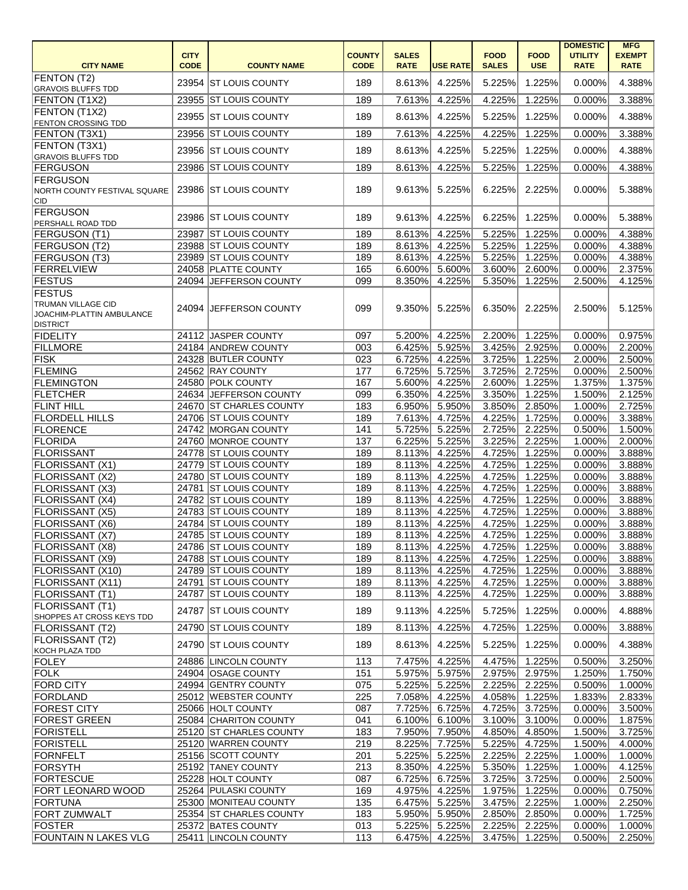| CITY NAME | CITY CODE | COUNTY NAME | COUNTY CODE | SALES RATE | USE RATE | FOOD SALES | FOOD USE | DOMESTIC UTILITY RATE | MFG EXEMPT RATE |
|---|---|---|---|---|---|---|---|---|---|
| FENTON (T2) GRAVOIS BLUFFS TDD | 23954 | ST LOUIS COUNTY | 189 | 8.613% | 4.225% | 5.225% | 1.225% | 0.000% | 4.388% |
| FENTON (T1X2) | 23955 | ST LOUIS COUNTY | 189 | 7.613% | 4.225% | 4.225% | 1.225% | 0.000% | 3.388% |
| FENTON (T1X2) FENTON CROSSING TDD | 23955 | ST LOUIS COUNTY | 189 | 8.613% | 4.225% | 5.225% | 1.225% | 0.000% | 4.388% |
| FENTON (T3X1) | 23956 | ST LOUIS COUNTY | 189 | 7.613% | 4.225% | 4.225% | 1.225% | 0.000% | 3.388% |
| FENTON (T3X1) GRAVOIS BLUFFS TDD | 23956 | ST LOUIS COUNTY | 189 | 8.613% | 4.225% | 5.225% | 1.225% | 0.000% | 4.388% |
| FERGUSON | 23986 | ST LOUIS COUNTY | 189 | 8.613% | 4.225% | 5.225% | 1.225% | 0.000% | 4.388% |
| FERGUSON NORTH COUNTY FESTIVAL SQUARE CID | 23986 | ST LOUIS COUNTY | 189 | 9.613% | 5.225% | 6.225% | 2.225% | 0.000% | 5.388% |
| FERGUSON PERSHALL ROAD TDD | 23986 | ST LOUIS COUNTY | 189 | 9.613% | 4.225% | 6.225% | 1.225% | 0.000% | 5.388% |
| FERGUSON (T1) | 23987 | ST LOUIS COUNTY | 189 | 8.613% | 4.225% | 5.225% | 1.225% | 0.000% | 4.388% |
| FERGUSON (T2) | 23988 | ST LOUIS COUNTY | 189 | 8.613% | 4.225% | 5.225% | 1.225% | 0.000% | 4.388% |
| FERGUSON (T3) | 23989 | ST LOUIS COUNTY | 189 | 8.613% | 4.225% | 5.225% | 1.225% | 0.000% | 4.388% |
| FERRELVIEW | 24058 | PLATTE COUNTY | 165 | 6.600% | 5.600% | 3.600% | 2.600% | 0.000% | 2.375% |
| FESTUS | 24094 | JEFFERSON COUNTY | 099 | 8.350% | 4.225% | 5.350% | 1.225% | 2.500% | 4.125% |
| FESTUS TRUMAN VILLAGE CID JOACHIM-PLATTIN AMBULANCE DISTRICT | 24094 | JEFFERSON COUNTY | 099 | 9.350% | 5.225% | 6.350% | 2.225% | 2.500% | 5.125% |
| FIDELITY | 24112 | JASPER COUNTY | 097 | 5.200% | 4.225% | 2.200% | 1.225% | 0.000% | 0.975% |
| FILLMORE | 24184 | ANDREW COUNTY | 003 | 6.425% | 5.925% | 3.425% | 2.925% | 0.000% | 2.200% |
| FISK | 24328 | BUTLER COUNTY | 023 | 6.725% | 4.225% | 3.725% | 1.225% | 2.000% | 2.500% |
| FLEMING | 24562 | RAY COUNTY | 177 | 6.725% | 5.725% | 3.725% | 2.725% | 0.000% | 2.500% |
| FLEMINGTON | 24580 | POLK COUNTY | 167 | 5.600% | 4.225% | 2.600% | 1.225% | 1.375% | 1.375% |
| FLETCHER | 24634 | JEFFERSON COUNTY | 099 | 6.350% | 4.225% | 3.350% | 1.225% | 1.500% | 2.125% |
| FLINT HILL | 24670 | ST CHARLES COUNTY | 183 | 6.950% | 5.950% | 3.850% | 2.850% | 1.000% | 2.725% |
| FLORDELL HILLS | 24706 | ST LOUIS COUNTY | 189 | 7.613% | 4.725% | 4.225% | 1.725% | 0.000% | 3.388% |
| FLORENCE | 24742 | MORGAN COUNTY | 141 | 5.725% | 5.225% | 2.725% | 2.225% | 0.500% | 1.500% |
| FLORIDA | 24760 | MONROE COUNTY | 137 | 6.225% | 5.225% | 3.225% | 2.225% | 1.000% | 2.000% |
| FLORISSANT | 24778 | ST LOUIS COUNTY | 189 | 8.113% | 4.225% | 4.725% | 1.225% | 0.000% | 3.888% |
| FLORISSANT (X1) | 24779 | ST LOUIS COUNTY | 189 | 8.113% | 4.225% | 4.725% | 1.225% | 0.000% | 3.888% |
| FLORISSANT (X2) | 24780 | ST LOUIS COUNTY | 189 | 8.113% | 4.225% | 4.725% | 1.225% | 0.000% | 3.888% |
| FLORISSANT (X3) | 24781 | ST LOUIS COUNTY | 189 | 8.113% | 4.225% | 4.725% | 1.225% | 0.000% | 3.888% |
| FLORISSANT (X4) | 24782 | ST LOUIS COUNTY | 189 | 8.113% | 4.225% | 4.725% | 1.225% | 0.000% | 3.888% |
| FLORISSANT (X5) | 24783 | ST LOUIS COUNTY | 189 | 8.113% | 4.225% | 4.725% | 1.225% | 0.000% | 3.888% |
| FLORISSANT (X6) | 24784 | ST LOUIS COUNTY | 189 | 8.113% | 4.225% | 4.725% | 1.225% | 0.000% | 3.888% |
| FLORISSANT (X7) | 24785 | ST LOUIS COUNTY | 189 | 8.113% | 4.225% | 4.725% | 1.225% | 0.000% | 3.888% |
| FLORISSANT (X8) | 24786 | ST LOUIS COUNTY | 189 | 8.113% | 4.225% | 4.725% | 1.225% | 0.000% | 3.888% |
| FLORISSANT (X9) | 24788 | ST LOUIS COUNTY | 189 | 8.113% | 4.225% | 4.725% | 1.225% | 0.000% | 3.888% |
| FLORISSANT (X10) | 24789 | ST LOUIS COUNTY | 189 | 8.113% | 4.225% | 4.725% | 1.225% | 0.000% | 3.888% |
| FLORISSANT (X11) | 24791 | ST LOUIS COUNTY | 189 | 8.113% | 4.225% | 4.725% | 1.225% | 0.000% | 3.888% |
| FLORISSANT (T1) | 24787 | ST LOUIS COUNTY | 189 | 8.113% | 4.225% | 4.725% | 1.225% | 0.000% | 3.888% |
| FLORISSANT (T1) SHOPPES AT CROSS KEYS TDD | 24787 | ST LOUIS COUNTY | 189 | 9.113% | 4.225% | 5.725% | 1.225% | 0.000% | 4.888% |
| FLORISSANT (T2) | 24790 | ST LOUIS COUNTY | 189 | 8.113% | 4.225% | 4.725% | 1.225% | 0.000% | 3.888% |
| FLORISSANT (T2) KOCH PLAZA TDD | 24790 | ST LOUIS COUNTY | 189 | 8.613% | 4.225% | 5.225% | 1.225% | 0.000% | 4.388% |
| FOLEY | 24886 | LINCOLN COUNTY | 113 | 7.475% | 4.225% | 4.475% | 1.225% | 0.500% | 3.250% |
| FOLK | 24904 | OSAGE COUNTY | 151 | 5.975% | 5.975% | 2.975% | 2.975% | 1.250% | 1.750% |
| FORD CITY | 24994 | GENTRY COUNTY | 075 | 5.225% | 5.225% | 2.225% | 2.225% | 0.500% | 1.000% |
| FORDLAND | 25012 | WEBSTER COUNTY | 225 | 7.058% | 4.225% | 4.058% | 1.225% | 1.833% | 2.833% |
| FOREST CITY | 25066 | HOLT COUNTY | 087 | 7.725% | 6.725% | 4.725% | 3.725% | 0.000% | 3.500% |
| FOREST GREEN | 25084 | CHARITON COUNTY | 041 | 6.100% | 6.100% | 3.100% | 3.100% | 0.000% | 1.875% |
| FORISTELL | 25120 | ST CHARLES COUNTY | 183 | 7.950% | 7.950% | 4.850% | 4.850% | 1.500% | 3.725% |
| FORISTELL | 25120 | WARREN COUNTY | 219 | 8.225% | 7.725% | 5.225% | 4.725% | 1.500% | 4.000% |
| FORNFELT | 25156 | SCOTT COUNTY | 201 | 5.225% | 5.225% | 2.225% | 2.225% | 1.000% | 1.000% |
| FORSYTH | 25192 | TANEY COUNTY | 213 | 8.350% | 4.225% | 5.350% | 1.225% | 1.000% | 4.125% |
| FORTESCUE | 25228 | HOLT COUNTY | 087 | 6.725% | 6.725% | 3.725% | 3.725% | 0.000% | 2.500% |
| FORT LEONARD WOOD | 25264 | PULASKI COUNTY | 169 | 4.975% | 4.225% | 1.975% | 1.225% | 0.000% | 0.750% |
| FORTUNA | 25300 | MONITEAU COUNTY | 135 | 6.475% | 5.225% | 3.475% | 2.225% | 1.000% | 2.250% |
| FORT ZUMWALT | 25354 | ST CHARLES COUNTY | 183 | 5.950% | 5.950% | 2.850% | 2.850% | 0.000% | 1.725% |
| FOSTER | 25372 | BATES COUNTY | 013 | 5.225% | 5.225% | 2.225% | 2.225% | 0.000% | 1.000% |
| FOUNTAIN N LAKES VLG | 25411 | LINCOLN COUNTY | 113 | 6.475% | 4.225% | 3.475% | 1.225% | 0.500% | 2.250% |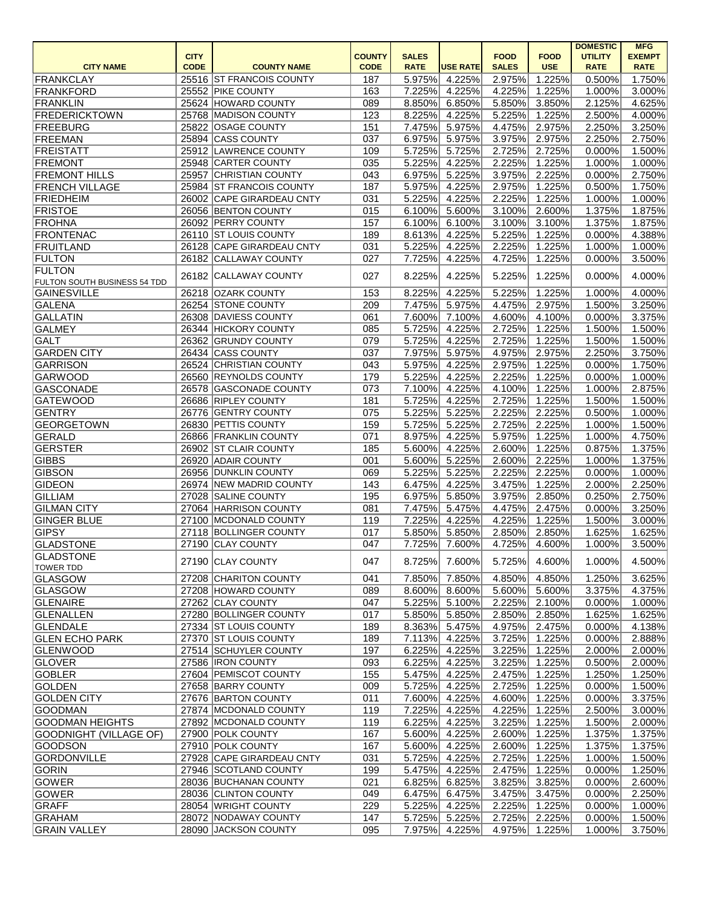| CITY NAME | CITY CODE | COUNTY NAME | COUNTY CODE | SALES RATE | USE RATE | FOOD SALES | FOOD USE | DOMESTIC UTILITY RATE | MFG EXEMPT RATE |
|---|---|---|---|---|---|---|---|---|---|
| FRANKCLAY | 25516 | ST FRANCOIS COUNTY | 187 | 5.975% | 4.225% | 2.975% | 1.225% | 0.500% | 1.750% |
| FRANKFORD | 25552 | PIKE COUNTY | 163 | 7.225% | 4.225% | 4.225% | 1.225% | 1.000% | 3.000% |
| FRANKLIN | 25624 | HOWARD COUNTY | 089 | 8.850% | 6.850% | 5.850% | 3.850% | 2.125% | 4.625% |
| FREDERICKTOWN | 25768 | MADISON COUNTY | 123 | 8.225% | 4.225% | 5.225% | 1.225% | 2.500% | 4.000% |
| FREEBURG | 25822 | OSAGE COUNTY | 151 | 7.475% | 5.975% | 4.475% | 2.975% | 2.250% | 3.250% |
| FREEMAN | 25894 | CASS COUNTY | 037 | 6.975% | 5.975% | 3.975% | 2.975% | 2.250% | 2.750% |
| FREISTATT | 25912 | LAWRENCE COUNTY | 109 | 5.725% | 5.725% | 2.725% | 2.725% | 0.000% | 1.500% |
| FREMONT | 25948 | CARTER COUNTY | 035 | 5.225% | 4.225% | 2.225% | 1.225% | 1.000% | 1.000% |
| FREMONT HILLS | 25957 | CHRISTIAN COUNTY | 043 | 6.975% | 5.225% | 3.975% | 2.225% | 0.000% | 2.750% |
| FRENCH VILLAGE | 25984 | ST FRANCOIS COUNTY | 187 | 5.975% | 4.225% | 2.975% | 1.225% | 0.500% | 1.750% |
| FRIEDHEIM | 26002 | CAPE GIRARDEAU CNTY | 031 | 5.225% | 4.225% | 2.225% | 1.225% | 1.000% | 1.000% |
| FRISTOE | 26056 | BENTON COUNTY | 015 | 6.100% | 5.600% | 3.100% | 2.600% | 1.375% | 1.875% |
| FROHNA | 26092 | PERRY COUNTY | 157 | 6.100% | 6.100% | 3.100% | 3.100% | 1.375% | 1.875% |
| FRONTENAC | 26110 | ST LOUIS COUNTY | 189 | 8.613% | 4.225% | 5.225% | 1.225% | 0.000% | 4.388% |
| FRUITLAND | 26128 | CAPE GIRARDEAU CNTY | 031 | 5.225% | 4.225% | 2.225% | 1.225% | 1.000% | 1.000% |
| FULTON | 26182 | CALLAWAY COUNTY | 027 | 7.725% | 4.225% | 4.725% | 1.225% | 0.000% | 3.500% |
| FULTON FULTON SOUTH BUSINESS 54 TDD | 26182 | CALLAWAY COUNTY | 027 | 8.225% | 4.225% | 5.225% | 1.225% | 0.000% | 4.000% |
| GAINESVILLE | 26218 | OZARK COUNTY | 153 | 8.225% | 4.225% | 5.225% | 1.225% | 1.000% | 4.000% |
| GALENA | 26254 | STONE COUNTY | 209 | 7.475% | 5.975% | 4.475% | 2.975% | 1.500% | 3.250% |
| GALLATIN | 26308 | DAVIESS COUNTY | 061 | 7.600% | 7.100% | 4.600% | 4.100% | 0.000% | 3.375% |
| GALMEY | 26344 | HICKORY COUNTY | 085 | 5.725% | 4.225% | 2.725% | 1.225% | 1.500% | 1.500% |
| GALT | 26362 | GRUNDY COUNTY | 079 | 5.725% | 4.225% | 2.725% | 1.225% | 1.500% | 1.500% |
| GARDEN CITY | 26434 | CASS COUNTY | 037 | 7.975% | 5.975% | 4.975% | 2.975% | 2.250% | 3.750% |
| GARRISON | 26524 | CHRISTIAN COUNTY | 043 | 5.975% | 4.225% | 2.975% | 1.225% | 0.000% | 1.750% |
| GARWOOD | 26560 | REYNOLDS COUNTY | 179 | 5.225% | 4.225% | 2.225% | 1.225% | 0.000% | 1.000% |
| GASCONADE | 26578 | GASCONADE COUNTY | 073 | 7.100% | 4.225% | 4.100% | 1.225% | 1.000% | 2.875% |
| GATEWOOD | 26686 | RIPLEY COUNTY | 181 | 5.725% | 4.225% | 2.725% | 1.225% | 1.500% | 1.500% |
| GENTRY | 26776 | GENTRY COUNTY | 075 | 5.225% | 5.225% | 2.225% | 2.225% | 0.500% | 1.000% |
| GEORGETOWN | 26830 | PETTIS COUNTY | 159 | 5.725% | 5.225% | 2.725% | 2.225% | 1.000% | 1.500% |
| GERALD | 26866 | FRANKLIN COUNTY | 071 | 8.975% | 4.225% | 5.975% | 1.225% | 1.000% | 4.750% |
| GERSTER | 26902 | ST CLAIR COUNTY | 185 | 5.600% | 4.225% | 2.600% | 1.225% | 0.875% | 1.375% |
| GIBBS | 26920 | ADAIR COUNTY | 001 | 5.600% | 5.225% | 2.600% | 2.225% | 1.000% | 1.375% |
| GIBSON | 26956 | DUNKLIN COUNTY | 069 | 5.225% | 5.225% | 2.225% | 2.225% | 0.000% | 1.000% |
| GIDEON | 26974 | NEW MADRID COUNTY | 143 | 6.475% | 4.225% | 3.475% | 1.225% | 2.000% | 2.250% |
| GILLIAM | 27028 | SALINE COUNTY | 195 | 6.975% | 5.850% | 3.975% | 2.850% | 0.250% | 2.750% |
| GILMAN CITY | 27064 | HARRISON COUNTY | 081 | 7.475% | 5.475% | 4.475% | 2.475% | 0.000% | 3.250% |
| GINGER BLUE | 27100 | MCDONALD COUNTY | 119 | 7.225% | 4.225% | 4.225% | 1.225% | 1.500% | 3.000% |
| GIPSY | 27118 | BOLLINGER COUNTY | 017 | 5.850% | 5.850% | 2.850% | 2.850% | 1.625% | 1.625% |
| GLADSTONE | 27190 | CLAY COUNTY | 047 | 7.725% | 7.600% | 4.725% | 4.600% | 1.000% | 3.500% |
| GLADSTONE TOWER TDD | 27190 | CLAY COUNTY | 047 | 8.725% | 7.600% | 5.725% | 4.600% | 1.000% | 4.500% |
| GLASGOW | 27208 | CHARITON COUNTY | 041 | 7.850% | 7.850% | 4.850% | 4.850% | 1.250% | 3.625% |
| GLASGOW | 27208 | HOWARD COUNTY | 089 | 8.600% | 8.600% | 5.600% | 5.600% | 3.375% | 4.375% |
| GLENAIRE | 27262 | CLAY COUNTY | 047 | 5.225% | 5.100% | 2.225% | 2.100% | 0.000% | 1.000% |
| GLENALLEN | 27280 | BOLLINGER COUNTY | 017 | 5.850% | 5.850% | 2.850% | 2.850% | 1.625% | 1.625% |
| GLENDALE | 27334 | ST LOUIS COUNTY | 189 | 8.363% | 5.475% | 4.975% | 2.475% | 0.000% | 4.138% |
| GLEN ECHO PARK | 27370 | ST LOUIS COUNTY | 189 | 7.113% | 4.225% | 3.725% | 1.225% | 0.000% | 2.888% |
| GLENWOOD | 27514 | SCHUYLER COUNTY | 197 | 6.225% | 4.225% | 3.225% | 1.225% | 2.000% | 2.000% |
| GLOVER | 27586 | IRON COUNTY | 093 | 6.225% | 4.225% | 3.225% | 1.225% | 0.500% | 2.000% |
| GOBLER | 27604 | PEMISCOT COUNTY | 155 | 5.475% | 4.225% | 2.475% | 1.225% | 1.250% | 1.250% |
| GOLDEN | 27658 | BARRY COUNTY | 009 | 5.725% | 4.225% | 2.725% | 1.225% | 0.000% | 1.500% |
| GOLDEN CITY | 27676 | BARTON COUNTY | 011 | 7.600% | 4.225% | 4.600% | 1.225% | 0.000% | 3.375% |
| GOODMAN | 27874 | MCDONALD COUNTY | 119 | 7.225% | 4.225% | 4.225% | 1.225% | 2.500% | 3.000% |
| GOODMAN HEIGHTS | 27892 | MCDONALD COUNTY | 119 | 6.225% | 4.225% | 3.225% | 1.225% | 1.500% | 2.000% |
| GOODNIGHT (VILLAGE OF) | 27900 | POLK COUNTY | 167 | 5.600% | 4.225% | 2.600% | 1.225% | 1.375% | 1.375% |
| GOODSON | 27910 | POLK COUNTY | 167 | 5.600% | 4.225% | 2.600% | 1.225% | 1.375% | 1.375% |
| GORDONVILLE | 27928 | CAPE GIRARDEAU CNTY | 031 | 5.725% | 4.225% | 2.725% | 1.225% | 1.000% | 1.500% |
| GORIN | 27946 | SCOTLAND COUNTY | 199 | 5.475% | 4.225% | 2.475% | 1.225% | 0.000% | 1.250% |
| GOWER | 28036 | BUCHANAN COUNTY | 021 | 6.825% | 6.825% | 3.825% | 3.825% | 0.000% | 2.600% |
| GOWER | 28036 | CLINTON COUNTY | 049 | 6.475% | 6.475% | 3.475% | 3.475% | 0.000% | 2.250% |
| GRAFF | 28054 | WRIGHT COUNTY | 229 | 5.225% | 4.225% | 2.225% | 1.225% | 0.000% | 1.000% |
| GRAHAM | 28072 | NODAWAY COUNTY | 147 | 5.725% | 5.225% | 2.725% | 2.225% | 0.000% | 1.500% |
| GRAIN VALLEY | 28090 | JACKSON COUNTY | 095 | 7.975% | 4.225% | 4.975% | 1.225% | 1.000% | 3.750% |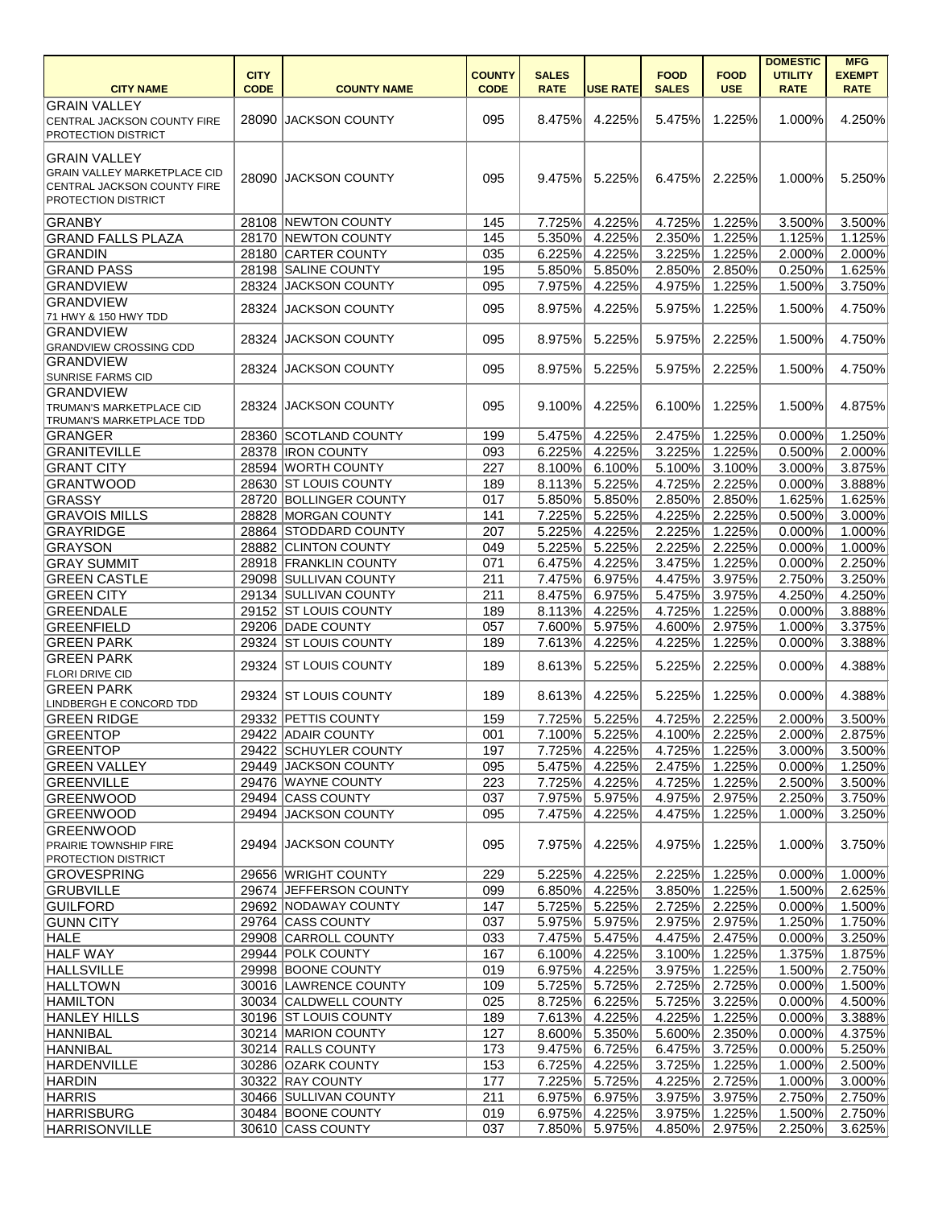| CITY NAME | CITY CODE | COUNTY NAME | COUNTY CODE | SALES RATE | USE RATE | FOOD SALES | FOOD USE | DOMESTIC UTILITY RATE | MFG EXEMPT RATE |
|---|---|---|---|---|---|---|---|---|---|
| GRAIN VALLEY CENTRAL JACKSON COUNTY FIRE PROTECTION DISTRICT | 28090 | JACKSON COUNTY | 095 | 8.475% | 4.225% | 5.475% | 1.225% | 1.000% | 4.250% |
| GRAIN VALLEY GRAIN VALLEY MARKETPLACE CID CENTRAL JACKSON COUNTY FIRE PROTECTION DISTRICT | 28090 | JACKSON COUNTY | 095 | 9.475% | 5.225% | 6.475% | 2.225% | 1.000% | 5.250% |
| GRANBY | 28108 | NEWTON COUNTY | 145 | 7.725% | 4.225% | 4.725% | 1.225% | 3.500% | 3.500% |
| GRAND FALLS PLAZA | 28170 | NEWTON COUNTY | 145 | 5.350% | 4.225% | 2.350% | 1.225% | 1.125% | 1.125% |
| GRANDIN | 28180 | CARTER COUNTY | 035 | 6.225% | 4.225% | 3.225% | 1.225% | 2.000% | 2.000% |
| GRAND PASS | 28198 | SALINE COUNTY | 195 | 5.850% | 5.850% | 2.850% | 2.850% | 0.250% | 1.625% |
| GRANDVIEW | 28324 | JACKSON COUNTY | 095 | 7.975% | 4.225% | 4.975% | 1.225% | 1.500% | 3.750% |
| GRANDVIEW 71 HWY & 150 HWY TDD | 28324 | JACKSON COUNTY | 095 | 8.975% | 4.225% | 5.975% | 1.225% | 1.500% | 4.750% |
| GRANDVIEW GRANDVIEW CROSSING CDD | 28324 | JACKSON COUNTY | 095 | 8.975% | 5.225% | 5.975% | 2.225% | 1.500% | 4.750% |
| GRANDVIEW SUNRISE FARMS CID | 28324 | JACKSON COUNTY | 095 | 8.975% | 5.225% | 5.975% | 2.225% | 1.500% | 4.750% |
| GRANDVIEW TRUMAN'S MARKETPLACE CID TRUMAN'S MARKETPLACE TDD | 28324 | JACKSON COUNTY | 095 | 9.100% | 4.225% | 6.100% | 1.225% | 1.500% | 4.875% |
| GRANGER | 28360 | SCOTLAND COUNTY | 199 | 5.475% | 4.225% | 2.475% | 1.225% | 0.000% | 1.250% |
| GRANITEVILLE | 28378 | IRON COUNTY | 093 | 6.225% | 4.225% | 3.225% | 1.225% | 0.500% | 2.000% |
| GRANT CITY | 28594 | WORTH COUNTY | 227 | 8.100% | 6.100% | 5.100% | 3.100% | 3.000% | 3.875% |
| GRANTWOOD | 28630 | ST LOUIS COUNTY | 189 | 8.113% | 5.225% | 4.725% | 2.225% | 0.000% | 3.888% |
| GRASSY | 28720 | BOLLINGER COUNTY | 017 | 5.850% | 5.850% | 2.850% | 2.850% | 1.625% | 1.625% |
| GRAVOIS MILLS | 28828 | MORGAN COUNTY | 141 | 7.225% | 5.225% | 4.225% | 2.225% | 0.500% | 3.000% |
| GRAYRIDGE | 28864 | STODDARD COUNTY | 207 | 5.225% | 4.225% | 2.225% | 1.225% | 0.000% | 1.000% |
| GRAYSON | 28882 | CLINTON COUNTY | 049 | 5.225% | 5.225% | 2.225% | 2.225% | 0.000% | 1.000% |
| GRAY SUMMIT | 28918 | FRANKLIN COUNTY | 071 | 6.475% | 4.225% | 3.475% | 1.225% | 0.000% | 2.250% |
| GREEN CASTLE | 29098 | SULLIVAN COUNTY | 211 | 7.475% | 6.975% | 4.475% | 3.975% | 2.750% | 3.250% |
| GREEN CITY | 29134 | SULLIVAN COUNTY | 211 | 8.475% | 6.975% | 5.475% | 3.975% | 4.250% | 4.250% |
| GREENDALE | 29152 | ST LOUIS COUNTY | 189 | 8.113% | 4.225% | 4.725% | 1.225% | 0.000% | 3.888% |
| GREENFIELD | 29206 | DADE COUNTY | 057 | 7.600% | 5.975% | 4.600% | 2.975% | 1.000% | 3.375% |
| GREEN PARK | 29324 | ST LOUIS COUNTY | 189 | 7.613% | 4.225% | 4.225% | 1.225% | 0.000% | 3.388% |
| GREEN PARK FLORI DRIVE CID | 29324 | ST LOUIS COUNTY | 189 | 8.613% | 5.225% | 5.225% | 2.225% | 0.000% | 4.388% |
| GREEN PARK LINDBERGH E CONCORD TDD | 29324 | ST LOUIS COUNTY | 189 | 8.613% | 4.225% | 5.225% | 1.225% | 0.000% | 4.388% |
| GREEN RIDGE | 29332 | PETTIS COUNTY | 159 | 7.725% | 5.225% | 4.725% | 2.225% | 2.000% | 3.500% |
| GREENTOP | 29422 | ADAIR COUNTY | 001 | 7.100% | 5.225% | 4.100% | 2.225% | 2.000% | 2.875% |
| GREENTOP | 29422 | SCHUYLER COUNTY | 197 | 7.725% | 4.225% | 4.725% | 1.225% | 3.000% | 3.500% |
| GREEN VALLEY | 29449 | JACKSON COUNTY | 095 | 5.475% | 4.225% | 2.475% | 1.225% | 0.000% | 1.250% |
| GREENVILLE | 29476 | WAYNE COUNTY | 223 | 7.725% | 4.225% | 4.725% | 1.225% | 2.500% | 3.500% |
| GREENWOOD | 29494 | CASS COUNTY | 037 | 7.975% | 5.975% | 4.975% | 2.975% | 2.250% | 3.750% |
| GREENWOOD | 29494 | JACKSON COUNTY | 095 | 7.475% | 4.225% | 4.475% | 1.225% | 1.000% | 3.250% |
| GREENWOOD PRAIRIE TOWNSHIP FIRE PROTECTION DISTRICT | 29494 | JACKSON COUNTY | 095 | 7.975% | 4.225% | 4.975% | 1.225% | 1.000% | 3.750% |
| GROVESPRING | 29656 | WRIGHT COUNTY | 229 | 5.225% | 4.225% | 2.225% | 1.225% | 0.000% | 1.000% |
| GRUBVILLE | 29674 | JEFFERSON COUNTY | 099 | 6.850% | 4.225% | 3.850% | 1.225% | 1.500% | 2.625% |
| GUILFORD | 29692 | NODAWAY COUNTY | 147 | 5.725% | 5.225% | 2.725% | 2.225% | 0.000% | 1.500% |
| GUNN CITY | 29764 | CASS COUNTY | 037 | 5.975% | 5.975% | 2.975% | 2.975% | 1.250% | 1.750% |
| HALE | 29908 | CARROLL COUNTY | 033 | 7.475% | 5.475% | 4.475% | 2.475% | 0.000% | 3.250% |
| HALF WAY | 29944 | POLK COUNTY | 167 | 6.100% | 4.225% | 3.100% | 1.225% | 1.375% | 1.875% |
| HALLSVILLE | 29998 | BOONE COUNTY | 019 | 6.975% | 4.225% | 3.975% | 1.225% | 1.500% | 2.750% |
| HALLTOWN | 30016 | LAWRENCE COUNTY | 109 | 5.725% | 5.725% | 2.725% | 2.725% | 0.000% | 1.500% |
| HAMILTON | 30034 | CALDWELL COUNTY | 025 | 8.725% | 6.225% | 5.725% | 3.225% | 0.000% | 4.500% |
| HANLEY HILLS | 30196 | ST LOUIS COUNTY | 189 | 7.613% | 4.225% | 4.225% | 1.225% | 0.000% | 3.388% |
| HANNIBAL | 30214 | MARION COUNTY | 127 | 8.600% | 5.350% | 5.600% | 2.350% | 0.000% | 4.375% |
| HANNIBAL | 30214 | RALLS COUNTY | 173 | 9.475% | 6.725% | 6.475% | 3.725% | 0.000% | 5.250% |
| HARDENVILLE | 30286 | OZARK COUNTY | 153 | 6.725% | 4.225% | 3.725% | 1.225% | 1.000% | 2.500% |
| HARDIN | 30322 | RAY COUNTY | 177 | 7.225% | 5.725% | 4.225% | 2.725% | 1.000% | 3.000% |
| HARRIS | 30466 | SULLIVAN COUNTY | 211 | 6.975% | 6.975% | 3.975% | 3.975% | 2.750% | 2.750% |
| HARRISBURG | 30484 | BOONE COUNTY | 019 | 6.975% | 4.225% | 3.975% | 1.225% | 1.500% | 2.750% |
| HARRISONVILLE | 30610 | CASS COUNTY | 037 | 7.850% | 5.975% | 4.850% | 2.975% | 2.250% | 3.625% |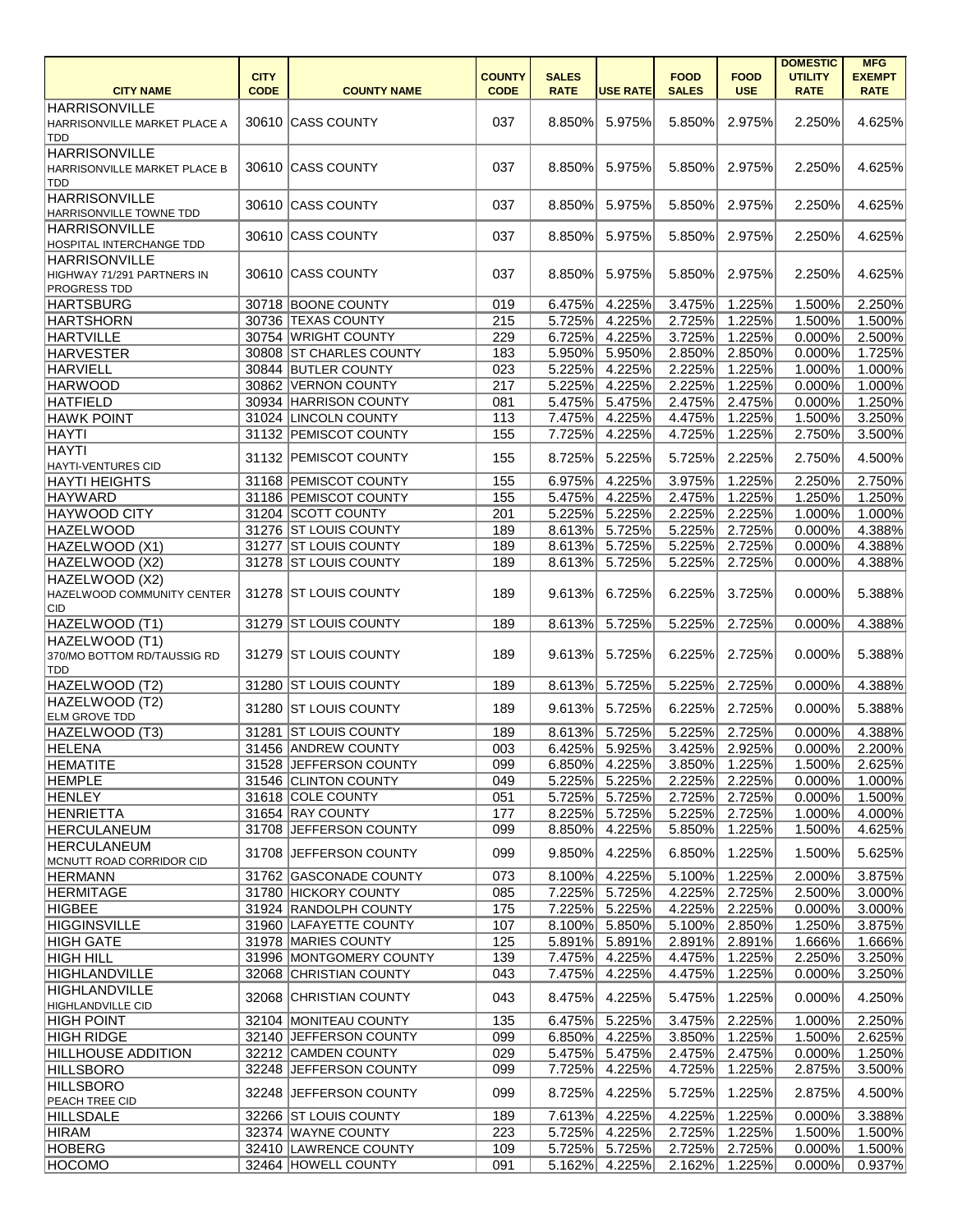| CITY NAME | CITY CODE | COUNTY NAME | COUNTY CODE | SALES RATE | USE RATE | FOOD SALES | FOOD USE | DOMESTIC UTILITY RATE | MFG EXEMPT RATE |
|---|---|---|---|---|---|---|---|---|---|
| HARRISONVILLE HARRISONVILLE MARKET PLACE A TDD | 30610 | CASS COUNTY | 037 | 8.850% | 5.975% | 5.850% | 2.975% | 2.250% | 4.625% |
| HARRISONVILLE HARRISONVILLE MARKET PLACE B TDD | 30610 | CASS COUNTY | 037 | 8.850% | 5.975% | 5.850% | 2.975% | 2.250% | 4.625% |
| HARRISONVILLE HARRISONVILLE TOWNE TDD | 30610 | CASS COUNTY | 037 | 8.850% | 5.975% | 5.850% | 2.975% | 2.250% | 4.625% |
| HARRISONVILLE HOSPITAL INTERCHANGE TDD | 30610 | CASS COUNTY | 037 | 8.850% | 5.975% | 5.850% | 2.975% | 2.250% | 4.625% |
| HARRISONVILLE HIGHWAY 71/291 PARTNERS IN PROGRESS TDD | 30610 | CASS COUNTY | 037 | 8.850% | 5.975% | 5.850% | 2.975% | 2.250% | 4.625% |
| HARTSBURG | 30718 | BOONE COUNTY | 019 | 6.475% | 4.225% | 3.475% | 1.225% | 1.500% | 2.250% |
| HARTSHORN | 30736 | TEXAS COUNTY | 215 | 5.725% | 4.225% | 2.725% | 1.225% | 1.500% | 1.500% |
| HARTVILLE | 30754 | WRIGHT COUNTY | 229 | 6.725% | 4.225% | 3.725% | 1.225% | 0.000% | 2.500% |
| HARVESTER | 30808 | ST CHARLES COUNTY | 183 | 5.950% | 5.950% | 2.850% | 2.850% | 0.000% | 1.725% |
| HARVIELL | 30844 | BUTLER COUNTY | 023 | 5.225% | 4.225% | 2.225% | 1.225% | 1.000% | 1.000% |
| HARWOOD | 30862 | VERNON COUNTY | 217 | 5.225% | 4.225% | 2.225% | 1.225% | 0.000% | 1.000% |
| HATFIELD | 30934 | HARRISON COUNTY | 081 | 5.475% | 5.475% | 2.475% | 2.475% | 0.000% | 1.250% |
| HAWK POINT | 31024 | LINCOLN COUNTY | 113 | 7.475% | 4.225% | 4.475% | 1.225% | 1.500% | 3.250% |
| HAYTI | 31132 | PEMISCOT COUNTY | 155 | 7.725% | 4.225% | 4.725% | 1.225% | 2.750% | 3.500% |
| HAYTI HAYTI-VENTURES CID | 31132 | PEMISCOT COUNTY | 155 | 8.725% | 5.225% | 5.725% | 2.225% | 2.750% | 4.500% |
| HAYTI HEIGHTS | 31168 | PEMISCOT COUNTY | 155 | 6.975% | 4.225% | 3.975% | 1.225% | 2.250% | 2.750% |
| HAYWARD | 31186 | PEMISCOT COUNTY | 155 | 5.475% | 4.225% | 2.475% | 1.225% | 1.250% | 1.250% |
| HAYWOOD CITY | 31204 | SCOTT COUNTY | 201 | 5.225% | 5.225% | 2.225% | 2.225% | 1.000% | 1.000% |
| HAZELWOOD | 31276 | ST LOUIS COUNTY | 189 | 8.613% | 5.725% | 5.225% | 2.725% | 0.000% | 4.388% |
| HAZELWOOD (X1) | 31277 | ST LOUIS COUNTY | 189 | 8.613% | 5.725% | 5.225% | 2.725% | 0.000% | 4.388% |
| HAZELWOOD (X2) | 31278 | ST LOUIS COUNTY | 189 | 8.613% | 5.725% | 5.225% | 2.725% | 0.000% | 4.388% |
| HAZELWOOD (X2) HAZELWOOD COMMUNITY CENTER CID | 31278 | ST LOUIS COUNTY | 189 | 9.613% | 6.725% | 6.225% | 3.725% | 0.000% | 5.388% |
| HAZELWOOD (T1) | 31279 | ST LOUIS COUNTY | 189 | 8.613% | 5.725% | 5.225% | 2.725% | 0.000% | 4.388% |
| HAZELWOOD (T1) 370/MO BOTTOM RD/TAUSSIG RD TDD | 31279 | ST LOUIS COUNTY | 189 | 9.613% | 5.725% | 6.225% | 2.725% | 0.000% | 5.388% |
| HAZELWOOD (T2) | 31280 | ST LOUIS COUNTY | 189 | 8.613% | 5.725% | 5.225% | 2.725% | 0.000% | 4.388% |
| HAZELWOOD (T2) ELM GROVE TDD | 31280 | ST LOUIS COUNTY | 189 | 9.613% | 5.725% | 6.225% | 2.725% | 0.000% | 5.388% |
| HAZELWOOD (T3) | 31281 | ST LOUIS COUNTY | 189 | 8.613% | 5.725% | 5.225% | 2.725% | 0.000% | 4.388% |
| HELENA | 31456 | ANDREW COUNTY | 003 | 6.425% | 5.925% | 3.425% | 2.925% | 0.000% | 2.200% |
| HEMATITE | 31528 | JEFFERSON COUNTY | 099 | 6.850% | 4.225% | 3.850% | 1.225% | 1.500% | 2.625% |
| HEMPLE | 31546 | CLINTON COUNTY | 049 | 5.225% | 5.225% | 2.225% | 2.225% | 0.000% | 1.000% |
| HENLEY | 31618 | COLE COUNTY | 051 | 5.725% | 5.725% | 2.725% | 2.725% | 0.000% | 1.500% |
| HENRIETTA | 31654 | RAY COUNTY | 177 | 8.225% | 5.725% | 5.225% | 2.725% | 1.000% | 4.000% |
| HERCULANEUM | 31708 | JEFFERSON COUNTY | 099 | 8.850% | 4.225% | 5.850% | 1.225% | 1.500% | 4.625% |
| HERCULANEUM MCNUTT ROAD CORRIDOR CID | 31708 | JEFFERSON COUNTY | 099 | 9.850% | 4.225% | 6.850% | 1.225% | 1.500% | 5.625% |
| HERMANN | 31762 | GASCONADE COUNTY | 073 | 8.100% | 4.225% | 5.100% | 1.225% | 2.000% | 3.875% |
| HERMITAGE | 31780 | HICKORY COUNTY | 085 | 7.225% | 5.725% | 4.225% | 2.725% | 2.500% | 3.000% |
| HIGBEE | 31924 | RANDOLPH COUNTY | 175 | 7.225% | 5.225% | 4.225% | 2.225% | 0.000% | 3.000% |
| HIGGINSVILLE | 31960 | LAFAYETTE COUNTY | 107 | 8.100% | 5.850% | 5.100% | 2.850% | 1.250% | 3.875% |
| HIGH GATE | 31978 | MARIES COUNTY | 125 | 5.891% | 5.891% | 2.891% | 2.891% | 1.666% | 1.666% |
| HIGH HILL | 31996 | MONTGOMERY COUNTY | 139 | 7.475% | 4.225% | 4.475% | 1.225% | 2.250% | 3.250% |
| HIGHLANDVILLE | 32068 | CHRISTIAN COUNTY | 043 | 7.475% | 4.225% | 4.475% | 1.225% | 0.000% | 3.250% |
| HIGHLANDVILLE HIGHLANDVILLE CID | 32068 | CHRISTIAN COUNTY | 043 | 8.475% | 4.225% | 5.475% | 1.225% | 0.000% | 4.250% |
| HIGH POINT | 32104 | MONITEAU COUNTY | 135 | 6.475% | 5.225% | 3.475% | 2.225% | 1.000% | 2.250% |
| HIGH RIDGE | 32140 | JEFFERSON COUNTY | 099 | 6.850% | 4.225% | 3.850% | 1.225% | 1.500% | 2.625% |
| HILLHOUSE ADDITION | 32212 | CAMDEN COUNTY | 029 | 5.475% | 5.475% | 2.475% | 2.475% | 0.000% | 1.250% |
| HILLSBORO | 32248 | JEFFERSON COUNTY | 099 | 7.725% | 4.225% | 4.725% | 1.225% | 2.875% | 3.500% |
| HILLSBORO PEACH TREE CID | 32248 | JEFFERSON COUNTY | 099 | 8.725% | 4.225% | 5.725% | 1.225% | 2.875% | 4.500% |
| HILLSDALE | 32266 | ST LOUIS COUNTY | 189 | 7.613% | 4.225% | 4.225% | 1.225% | 0.000% | 3.388% |
| HIRAM | 32374 | WAYNE COUNTY | 223 | 5.725% | 4.225% | 2.725% | 1.225% | 1.500% | 1.500% |
| HOBERG | 32410 | LAWRENCE COUNTY | 109 | 5.725% | 5.725% | 2.725% | 2.725% | 0.000% | 1.500% |
| HOCOMO | 32464 | HOWELL COUNTY | 091 | 5.162% | 4.225% | 2.162% | 1.225% | 0.000% | 0.937% |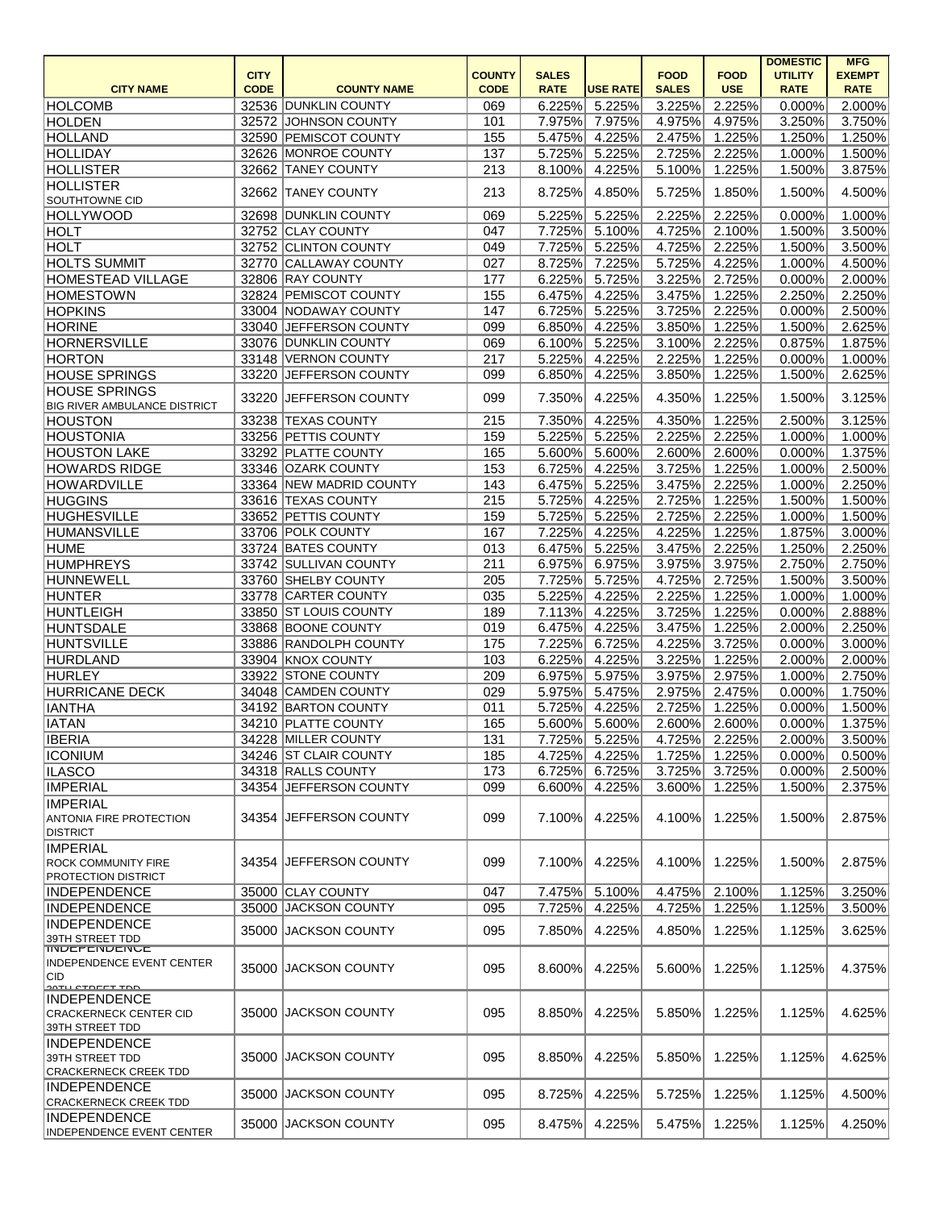| CITY NAME | CITY CODE | COUNTY NAME | COUNTY CODE | SALES RATE | USE RATE | FOOD SALES | FOOD USE | DOMESTIC UTILITY RATE | MFG EXEMPT RATE |
|---|---|---|---|---|---|---|---|---|---|
| HOLCOMB | 32536 | DUNKLIN COUNTY | 069 | 6.225% | 5.225% | 3.225% | 2.225% | 0.000% | 2.000% |
| HOLDEN | 32572 | JOHNSON COUNTY | 101 | 7.975% | 7.975% | 4.975% | 4.975% | 3.250% | 3.750% |
| HOLLAND | 32590 | PEMISCOT COUNTY | 155 | 5.475% | 4.225% | 2.475% | 1.225% | 1.250% | 1.250% |
| HOLLIDAY | 32626 | MONROE COUNTY | 137 | 5.725% | 5.225% | 2.725% | 2.225% | 1.000% | 1.500% |
| HOLLISTER | 32662 | TANEY COUNTY | 213 | 8.100% | 4.225% | 5.100% | 1.225% | 1.500% | 3.875% |
| HOLLISTER SOUTHTOWNE CID | 32662 | TANEY COUNTY | 213 | 8.725% | 4.850% | 5.725% | 1.850% | 1.500% | 4.500% |
| HOLLYWOOD | 32698 | DUNKLIN COUNTY | 069 | 5.225% | 5.225% | 2.225% | 2.225% | 0.000% | 1.000% |
| HOLT | 32752 | CLAY COUNTY | 047 | 7.725% | 5.100% | 4.725% | 2.100% | 1.500% | 3.500% |
| HOLT | 32752 | CLINTON COUNTY | 049 | 7.725% | 5.225% | 4.725% | 2.225% | 1.500% | 3.500% |
| HOLTS SUMMIT | 32770 | CALLAWAY COUNTY | 027 | 8.725% | 7.225% | 5.725% | 4.225% | 1.000% | 4.500% |
| HOMESTEAD VILLAGE | 32806 | RAY COUNTY | 177 | 6.225% | 5.725% | 3.225% | 2.725% | 0.000% | 2.000% |
| HOMESTOWN | 32824 | PEMISCOT COUNTY | 155 | 6.475% | 4.225% | 3.475% | 1.225% | 2.250% | 2.250% |
| HOPKINS | 33004 | NODAWAY COUNTY | 147 | 6.725% | 5.225% | 3.725% | 2.225% | 0.000% | 2.500% |
| HORINE | 33040 | JEFFERSON COUNTY | 099 | 6.850% | 4.225% | 3.850% | 1.225% | 1.500% | 2.625% |
| HORNERSVILLE | 33076 | DUNKLIN COUNTY | 069 | 6.100% | 5.225% | 3.100% | 2.225% | 0.875% | 1.875% |
| HORTON | 33148 | VERNON COUNTY | 217 | 5.225% | 4.225% | 2.225% | 1.225% | 0.000% | 1.000% |
| HOUSE SPRINGS | 33220 | JEFFERSON COUNTY | 099 | 6.850% | 4.225% | 3.850% | 1.225% | 1.500% | 2.625% |
| HOUSE SPRINGS BIG RIVER AMBULANCE DISTRICT | 33220 | JEFFERSON COUNTY | 099 | 7.350% | 4.225% | 4.350% | 1.225% | 1.500% | 3.125% |
| HOUSTON | 33238 | TEXAS COUNTY | 215 | 7.350% | 4.225% | 4.350% | 1.225% | 2.500% | 3.125% |
| HOUSTONIA | 33256 | PETTIS COUNTY | 159 | 5.225% | 5.225% | 2.225% | 2.225% | 1.000% | 1.000% |
| HOUSTON LAKE | 33292 | PLATTE COUNTY | 165 | 5.600% | 5.600% | 2.600% | 2.600% | 0.000% | 1.375% |
| HOWARDS RIDGE | 33346 | OZARK COUNTY | 153 | 6.725% | 4.225% | 3.725% | 1.225% | 1.000% | 2.500% |
| HOWARDVILLE | 33364 | NEW MADRID COUNTY | 143 | 6.475% | 5.225% | 3.475% | 2.225% | 1.000% | 2.250% |
| HUGGINS | 33616 | TEXAS COUNTY | 215 | 5.725% | 4.225% | 2.725% | 1.225% | 1.500% | 1.500% |
| HUGHESVILLE | 33652 | PETTIS COUNTY | 159 | 5.725% | 5.225% | 2.725% | 2.225% | 1.000% | 1.500% |
| HUMANSVILLE | 33706 | POLK COUNTY | 167 | 7.225% | 4.225% | 4.225% | 1.225% | 1.875% | 3.000% |
| HUME | 33724 | BATES COUNTY | 013 | 6.475% | 5.225% | 3.475% | 2.225% | 1.250% | 2.250% |
| HUMPHREYS | 33742 | SULLIVAN COUNTY | 211 | 6.975% | 6.975% | 3.975% | 3.975% | 2.750% | 2.750% |
| HUNNEWELL | 33760 | SHELBY COUNTY | 205 | 7.725% | 5.725% | 4.725% | 2.725% | 1.500% | 3.500% |
| HUNTER | 33778 | CARTER COUNTY | 035 | 5.225% | 4.225% | 2.225% | 1.225% | 1.000% | 1.000% |
| HUNTLEIGH | 33850 | ST LOUIS COUNTY | 189 | 7.113% | 4.225% | 3.725% | 1.225% | 0.000% | 2.888% |
| HUNTSDALE | 33868 | BOONE COUNTY | 019 | 6.475% | 4.225% | 3.475% | 1.225% | 2.000% | 2.250% |
| HUNTSVILLE | 33886 | RANDOLPH COUNTY | 175 | 7.225% | 6.725% | 4.225% | 3.725% | 0.000% | 3.000% |
| HURDLAND | 33904 | KNOX COUNTY | 103 | 6.225% | 4.225% | 3.225% | 1.225% | 2.000% | 2.000% |
| HURLEY | 33922 | STONE COUNTY | 209 | 6.975% | 5.975% | 3.975% | 2.975% | 1.000% | 2.750% |
| HURRICANE DECK | 34048 | CAMDEN COUNTY | 029 | 5.975% | 5.475% | 2.975% | 2.475% | 0.000% | 1.750% |
| IANTHA | 34192 | BARTON COUNTY | 011 | 5.725% | 4.225% | 2.725% | 1.225% | 0.000% | 1.500% |
| IATAN | 34210 | PLATTE COUNTY | 165 | 5.600% | 5.600% | 2.600% | 2.600% | 0.000% | 1.375% |
| IBERIA | 34228 | MILLER COUNTY | 131 | 7.725% | 5.225% | 4.725% | 2.225% | 2.000% | 3.500% |
| ICONIUM | 34246 | ST CLAIR COUNTY | 185 | 4.725% | 4.225% | 1.725% | 1.225% | 0.000% | 0.500% |
| ILASCO | 34318 | RALLS COUNTY | 173 | 6.725% | 6.725% | 3.725% | 3.725% | 0.000% | 2.500% |
| IMPERIAL | 34354 | JEFFERSON COUNTY | 099 | 6.600% | 4.225% | 3.600% | 1.225% | 1.500% | 2.375% |
| IMPERIAL ANTONIA FIRE PROTECTION DISTRICT | 34354 | JEFFERSON COUNTY | 099 | 7.100% | 4.225% | 4.100% | 1.225% | 1.500% | 2.875% |
| IMPERIAL ROCK COMMUNITY FIRE PROTECTION DISTRICT | 34354 | JEFFERSON COUNTY | 099 | 7.100% | 4.225% | 4.100% | 1.225% | 1.500% | 2.875% |
| INDEPENDENCE | 35000 | CLAY COUNTY | 047 | 7.475% | 5.100% | 4.475% | 2.100% | 1.125% | 3.250% |
| INDEPENDENCE | 35000 | JACKSON COUNTY | 095 | 7.725% | 4.225% | 4.725% | 1.225% | 1.125% | 3.500% |
| INDEPENDENCE 39TH STREET TDD | 35000 | JACKSON COUNTY | 095 | 7.850% | 4.225% | 4.850% | 1.225% | 1.125% | 3.625% |
| INDEPENDENCE INDEPENDENCE EVENT CENTER CID 39TH STREET TDD | 35000 | JACKSON COUNTY | 095 | 8.600% | 4.225% | 5.600% | 1.225% | 1.125% | 4.375% |
| INDEPENDENCE CRACKERNECK CENTER CID 39TH STREET TDD | 35000 | JACKSON COUNTY | 095 | 8.850% | 4.225% | 5.850% | 1.225% | 1.125% | 4.625% |
| INDEPENDENCE 39TH STREET TDD CRACKERNECK CREEK TDD | 35000 | JACKSON COUNTY | 095 | 8.850% | 4.225% | 5.850% | 1.225% | 1.125% | 4.625% |
| INDEPENDENCE CRACKERNECK CREEK TDD | 35000 | JACKSON COUNTY | 095 | 8.725% | 4.225% | 5.725% | 1.225% | 1.125% | 4.500% |
| INDEPENDENCE INDEPENDENCE EVENT CENTER | 35000 | JACKSON COUNTY | 095 | 8.475% | 4.225% | 5.475% | 1.225% | 1.125% | 4.250% |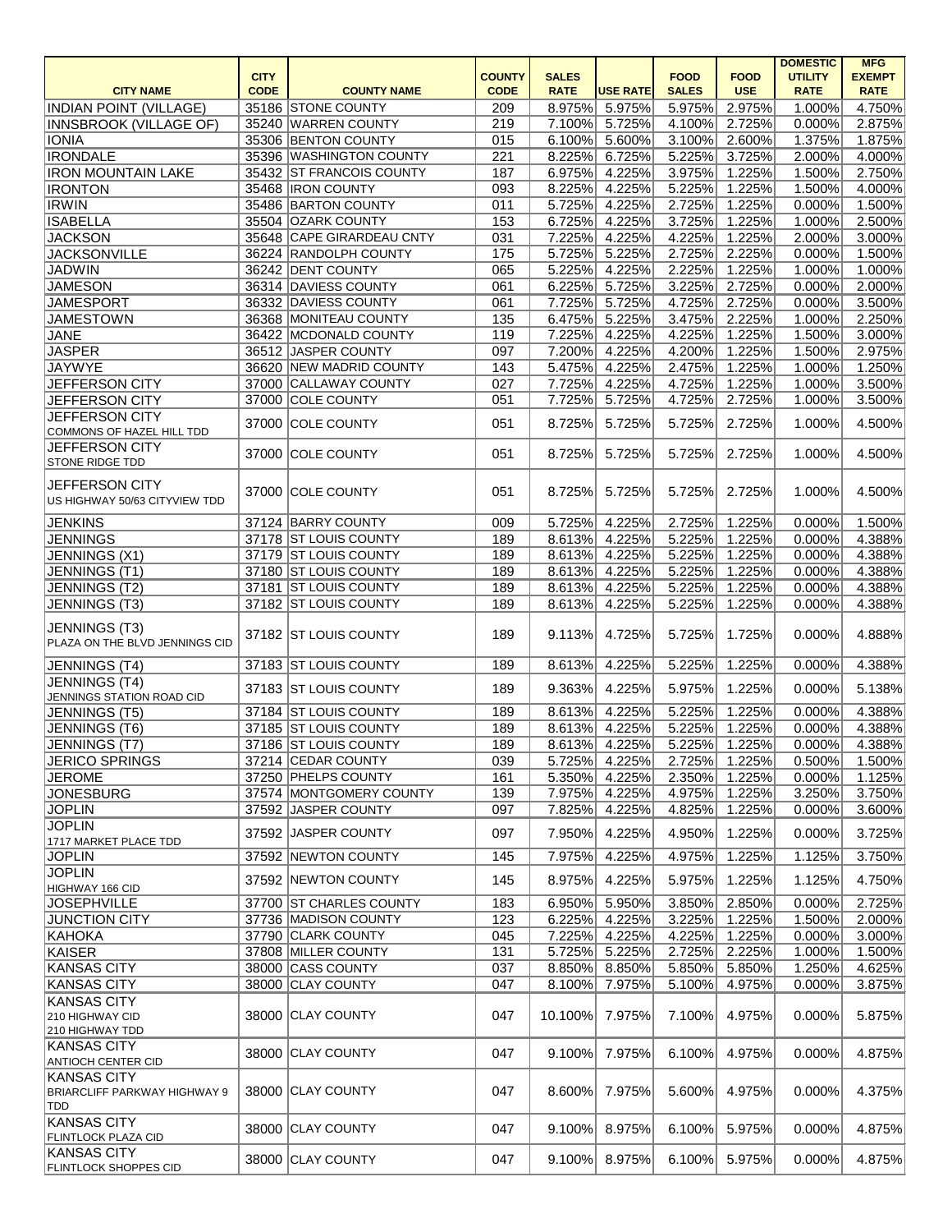| CITY NAME | CITY CODE | COUNTY NAME | COUNTY CODE | SALES RATE | USE RATE | FOOD SALES | FOOD USE | DOMESTIC UTILITY RATE | MFG EXEMPT RATE |
|---|---|---|---|---|---|---|---|---|---|
| INDIAN POINT (VILLAGE) | 35186 | STONE COUNTY | 209 | 8.975% | 5.975% | 5.975% | 2.975% | 1.000% | 4.750% |
| INNSBROOK (VILLAGE OF) | 35240 | WARREN COUNTY | 219 | 7.100% | 5.725% | 4.100% | 2.725% | 0.000% | 2.875% |
| IONIA | 35306 | BENTON COUNTY | 015 | 6.100% | 5.600% | 3.100% | 2.600% | 1.375% | 1.875% |
| IRONDALE | 35396 | WASHINGTON COUNTY | 221 | 8.225% | 6.725% | 5.225% | 3.725% | 2.000% | 4.000% |
| IRON MOUNTAIN LAKE | 35432 | ST FRANCOIS COUNTY | 187 | 6.975% | 4.225% | 3.975% | 1.225% | 1.500% | 2.750% |
| IRONTON | 35468 | IRON COUNTY | 093 | 8.225% | 4.225% | 5.225% | 1.225% | 1.500% | 4.000% |
| IRWIN | 35486 | BARTON COUNTY | 011 | 5.725% | 4.225% | 2.725% | 1.225% | 0.000% | 1.500% |
| ISABELLA | 35504 | OZARK COUNTY | 153 | 6.725% | 4.225% | 3.725% | 1.225% | 1.000% | 2.500% |
| JACKSON | 35648 | CAPE GIRARDEAU CNTY | 031 | 7.225% | 4.225% | 4.225% | 1.225% | 2.000% | 3.000% |
| JACKSONVILLE | 36224 | RANDOLPH COUNTY | 175 | 5.725% | 5.225% | 2.725% | 2.225% | 0.000% | 1.500% |
| JADWIN | 36242 | DENT COUNTY | 065 | 5.225% | 4.225% | 2.225% | 1.225% | 1.000% | 1.000% |
| JAMESON | 36314 | DAVIESS COUNTY | 061 | 6.225% | 5.725% | 3.225% | 2.725% | 0.000% | 2.000% |
| JAMESPORT | 36332 | DAVIESS COUNTY | 061 | 7.725% | 5.725% | 4.725% | 2.725% | 0.000% | 3.500% |
| JAMESTOWN | 36368 | MONITEAU COUNTY | 135 | 6.475% | 5.225% | 3.475% | 2.225% | 1.000% | 2.250% |
| JANE | 36422 | MCDONALD COUNTY | 119 | 7.225% | 4.225% | 4.225% | 1.225% | 1.500% | 3.000% |
| JASPER | 36512 | JASPER COUNTY | 097 | 7.200% | 4.225% | 4.200% | 1.225% | 1.500% | 2.975% |
| JAYWYE | 36620 | NEW MADRID COUNTY | 143 | 5.475% | 4.225% | 2.475% | 1.225% | 1.000% | 1.250% |
| JEFFERSON CITY | 37000 | CALLAWAY COUNTY | 027 | 7.725% | 4.225% | 4.725% | 1.225% | 1.000% | 3.500% |
| JEFFERSON CITY | 37000 | COLE COUNTY | 051 | 7.725% | 5.725% | 4.725% | 2.725% | 1.000% | 3.500% |
| JEFFERSON CITY COMMONS OF HAZEL HILL TDD | 37000 | COLE COUNTY | 051 | 8.725% | 5.725% | 5.725% | 2.725% | 1.000% | 4.500% |
| JEFFERSON CITY STONE RIDGE TDD | 37000 | COLE COUNTY | 051 | 8.725% | 5.725% | 5.725% | 2.725% | 1.000% | 4.500% |
| JEFFERSON CITY US HIGHWAY 50/63 CITYVIEW TDD | 37000 | COLE COUNTY | 051 | 8.725% | 5.725% | 5.725% | 2.725% | 1.000% | 4.500% |
| JENKINS | 37124 | BARRY COUNTY | 009 | 5.725% | 4.225% | 2.725% | 1.225% | 0.000% | 1.500% |
| JENNINGS | 37178 | ST LOUIS COUNTY | 189 | 8.613% | 4.225% | 5.225% | 1.225% | 0.000% | 4.388% |
| JENNINGS (X1) | 37179 | ST LOUIS COUNTY | 189 | 8.613% | 4.225% | 5.225% | 1.225% | 0.000% | 4.388% |
| JENNINGS (T1) | 37180 | ST LOUIS COUNTY | 189 | 8.613% | 4.225% | 5.225% | 1.225% | 0.000% | 4.388% |
| JENNINGS (T2) | 37181 | ST LOUIS COUNTY | 189 | 8.613% | 4.225% | 5.225% | 1.225% | 0.000% | 4.388% |
| JENNINGS (T3) | 37182 | ST LOUIS COUNTY | 189 | 8.613% | 4.225% | 5.225% | 1.225% | 0.000% | 4.388% |
| JENNINGS (T3) PLAZA ON THE BLVD JENNINGS CID | 37182 | ST LOUIS COUNTY | 189 | 9.113% | 4.725% | 5.725% | 1.725% | 0.000% | 4.888% |
| JENNINGS (T4) | 37183 | ST LOUIS COUNTY | 189 | 8.613% | 4.225% | 5.225% | 1.225% | 0.000% | 4.388% |
| JENNINGS (T4) JENNINGS STATION ROAD CID | 37183 | ST LOUIS COUNTY | 189 | 9.363% | 4.225% | 5.975% | 1.225% | 0.000% | 5.138% |
| JENNINGS (T5) | 37184 | ST LOUIS COUNTY | 189 | 8.613% | 4.225% | 5.225% | 1.225% | 0.000% | 4.388% |
| JENNINGS (T6) | 37185 | ST LOUIS COUNTY | 189 | 8.613% | 4.225% | 5.225% | 1.225% | 0.000% | 4.388% |
| JENNINGS (T7) | 37186 | ST LOUIS COUNTY | 189 | 8.613% | 4.225% | 5.225% | 1.225% | 0.000% | 4.388% |
| JERICO SPRINGS | 37214 | CEDAR COUNTY | 039 | 5.725% | 4.225% | 2.725% | 1.225% | 0.500% | 1.500% |
| JEROME | 37250 | PHELPS COUNTY | 161 | 5.350% | 4.225% | 2.350% | 1.225% | 0.000% | 1.125% |
| JONESBURG | 37574 | MONTGOMERY COUNTY | 139 | 7.975% | 4.225% | 4.975% | 1.225% | 3.250% | 3.750% |
| JOPLIN | 37592 | JASPER COUNTY | 097 | 7.825% | 4.225% | 4.825% | 1.225% | 0.000% | 3.600% |
| JOPLIN 1717 MARKET PLACE TDD | 37592 | JASPER COUNTY | 097 | 7.950% | 4.225% | 4.950% | 1.225% | 0.000% | 3.725% |
| JOPLIN | 37592 | NEWTON COUNTY | 145 | 7.975% | 4.225% | 4.975% | 1.225% | 1.125% | 3.750% |
| JOPLIN HIGHWAY 166 CID | 37592 | NEWTON COUNTY | 145 | 8.975% | 4.225% | 5.975% | 1.225% | 1.125% | 4.750% |
| JOSEPHVILLE | 37700 | ST CHARLES COUNTY | 183 | 6.950% | 5.950% | 3.850% | 2.850% | 0.000% | 2.725% |
| JUNCTION CITY | 37736 | MADISON COUNTY | 123 | 6.225% | 4.225% | 3.225% | 1.225% | 1.500% | 2.000% |
| KAHOKA | 37790 | CLARK COUNTY | 045 | 7.225% | 4.225% | 4.225% | 1.225% | 0.000% | 3.000% |
| KAISER | 37808 | MILLER COUNTY | 131 | 5.725% | 5.225% | 2.725% | 2.225% | 1.000% | 1.500% |
| KANSAS CITY | 38000 | CASS COUNTY | 037 | 8.850% | 8.850% | 5.850% | 5.850% | 1.250% | 4.625% |
| KANSAS CITY | 38000 | CLAY COUNTY | 047 | 8.100% | 7.975% | 5.100% | 4.975% | 0.000% | 3.875% |
| KANSAS CITY 210 HIGHWAY CID 210 HIGHWAY TDD | 38000 | CLAY COUNTY | 047 | 10.100% | 7.975% | 7.100% | 4.975% | 0.000% | 5.875% |
| KANSAS CITY ANTIOCH CENTER CID | 38000 | CLAY COUNTY | 047 | 9.100% | 7.975% | 6.100% | 4.975% | 0.000% | 4.875% |
| KANSAS CITY BRIARCLIFF PARKWAY HIGHWAY 9 TDD | 38000 | CLAY COUNTY | 047 | 8.600% | 7.975% | 5.600% | 4.975% | 0.000% | 4.375% |
| KANSAS CITY FLINTLOCK PLAZA CID | 38000 | CLAY COUNTY | 047 | 9.100% | 8.975% | 6.100% | 5.975% | 0.000% | 4.875% |
| KANSAS CITY FLINTLOCK SHOPPES CID | 38000 | CLAY COUNTY | 047 | 9.100% | 8.975% | 6.100% | 5.975% | 0.000% | 4.875% |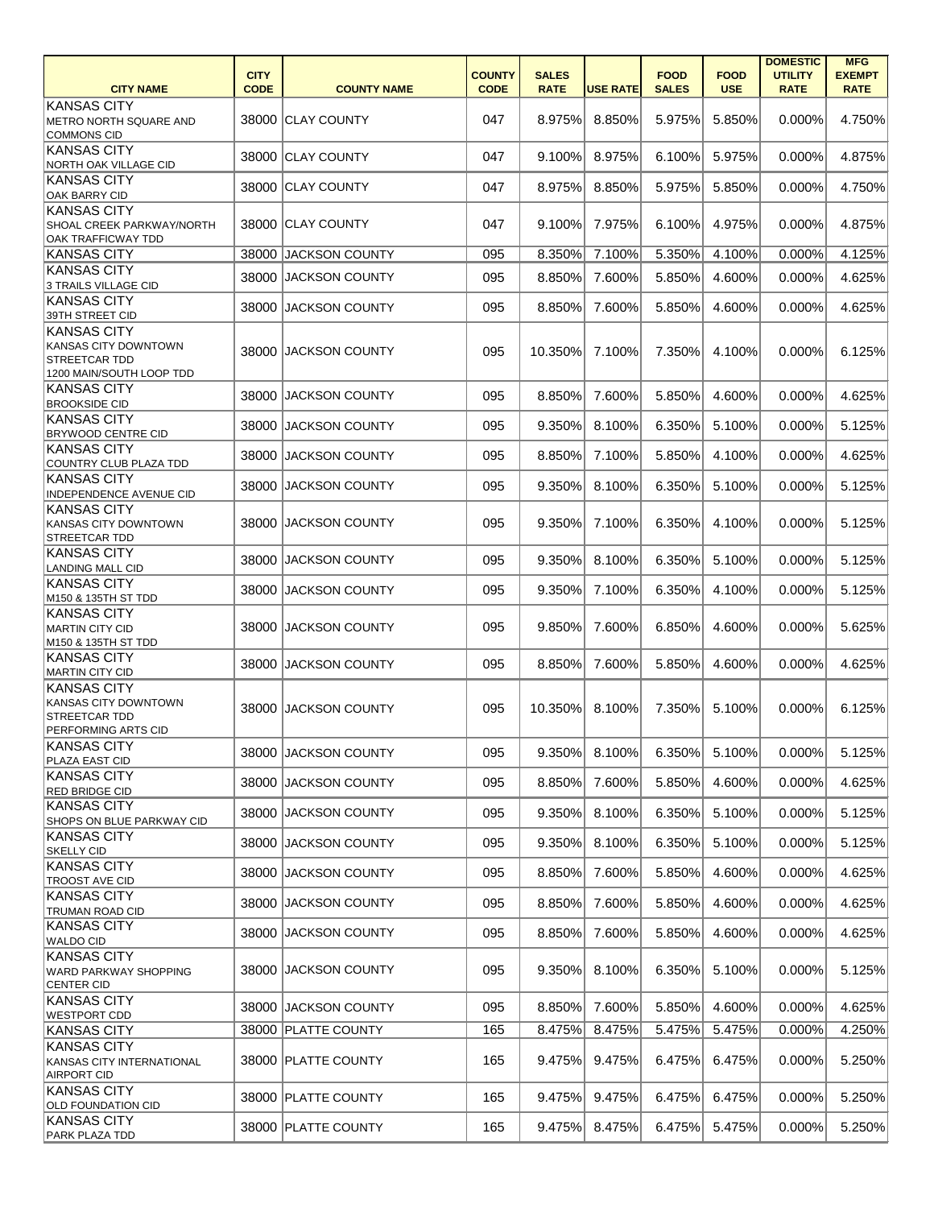| CITY NAME | CITY CODE | COUNTY NAME | COUNTY CODE | SALES RATE | USE RATE | FOOD SALES | FOOD USE | DOMESTIC UTILITY RATE | MFG EXEMPT RATE |
|---|---|---|---|---|---|---|---|---|---|
| KANSAS CITY METRO NORTH SQUARE AND COMMONS CID | 38000 | CLAY COUNTY | 047 | 8.975% | 8.850% | 5.975% | 5.850% | 0.000% | 4.750% |
| KANSAS CITY NORTH OAK VILLAGE CID | 38000 | CLAY COUNTY | 047 | 9.100% | 8.975% | 6.100% | 5.975% | 0.000% | 4.875% |
| KANSAS CITY OAK BARRY CID | 38000 | CLAY COUNTY | 047 | 8.975% | 8.850% | 5.975% | 5.850% | 0.000% | 4.750% |
| KANSAS CITY SHOAL CREEK PARKWAY/NORTH OAK TRAFFICWAY TDD | 38000 | CLAY COUNTY | 047 | 9.100% | 7.975% | 6.100% | 4.975% | 0.000% | 4.875% |
| KANSAS CITY | 38000 | JACKSON COUNTY | 095 | 8.350% | 7.100% | 5.350% | 4.100% | 0.000% | 4.125% |
| KANSAS CITY 3 TRAILS VILLAGE CID | 38000 | JACKSON COUNTY | 095 | 8.850% | 7.600% | 5.850% | 4.600% | 0.000% | 4.625% |
| KANSAS CITY 39TH STREET CID | 38000 | JACKSON COUNTY | 095 | 8.850% | 7.600% | 5.850% | 4.600% | 0.000% | 4.625% |
| KANSAS CITY KANSAS CITY DOWNTOWN STREETCAR TDD 1200 MAIN/SOUTH LOOP TDD | 38000 | JACKSON COUNTY | 095 | 10.350% | 7.100% | 7.350% | 4.100% | 0.000% | 6.125% |
| KANSAS CITY BROOKSIDE CID | 38000 | JACKSON COUNTY | 095 | 8.850% | 7.600% | 5.850% | 4.600% | 0.000% | 4.625% |
| KANSAS CITY BRYWOOD CENTRE CID | 38000 | JACKSON COUNTY | 095 | 9.350% | 8.100% | 6.350% | 5.100% | 0.000% | 5.125% |
| KANSAS CITY COUNTRY CLUB PLAZA TDD | 38000 | JACKSON COUNTY | 095 | 8.850% | 7.100% | 5.850% | 4.100% | 0.000% | 4.625% |
| KANSAS CITY INDEPENDENCE AVENUE CID | 38000 | JACKSON COUNTY | 095 | 9.350% | 8.100% | 6.350% | 5.100% | 0.000% | 5.125% |
| KANSAS CITY KANSAS CITY DOWNTOWN STREETCAR TDD | 38000 | JACKSON COUNTY | 095 | 9.350% | 7.100% | 6.350% | 4.100% | 0.000% | 5.125% |
| KANSAS CITY LANDING MALL CID | 38000 | JACKSON COUNTY | 095 | 9.350% | 8.100% | 6.350% | 5.100% | 0.000% | 5.125% |
| KANSAS CITY M150 & 135TH ST TDD | 38000 | JACKSON COUNTY | 095 | 9.350% | 7.100% | 6.350% | 4.100% | 0.000% | 5.125% |
| KANSAS CITY MARTIN CITY CID M150 & 135TH ST TDD | 38000 | JACKSON COUNTY | 095 | 9.850% | 7.600% | 6.850% | 4.600% | 0.000% | 5.625% |
| KANSAS CITY MARTIN CITY CID | 38000 | JACKSON COUNTY | 095 | 8.850% | 7.600% | 5.850% | 4.600% | 0.000% | 4.625% |
| KANSAS CITY KANSAS CITY DOWNTOWN STREETCAR TDD PERFORMING ARTS CID | 38000 | JACKSON COUNTY | 095 | 10.350% | 8.100% | 7.350% | 5.100% | 0.000% | 6.125% |
| KANSAS CITY PLAZA EAST CID | 38000 | JACKSON COUNTY | 095 | 9.350% | 8.100% | 6.350% | 5.100% | 0.000% | 5.125% |
| KANSAS CITY RED BRIDGE CID | 38000 | JACKSON COUNTY | 095 | 8.850% | 7.600% | 5.850% | 4.600% | 0.000% | 4.625% |
| KANSAS CITY SHOPS ON BLUE PARKWAY CID | 38000 | JACKSON COUNTY | 095 | 9.350% | 8.100% | 6.350% | 5.100% | 0.000% | 5.125% |
| KANSAS CITY SKELLY CID | 38000 | JACKSON COUNTY | 095 | 9.350% | 8.100% | 6.350% | 5.100% | 0.000% | 5.125% |
| KANSAS CITY TROOST AVE CID | 38000 | JACKSON COUNTY | 095 | 8.850% | 7.600% | 5.850% | 4.600% | 0.000% | 4.625% |
| KANSAS CITY TRUMAN ROAD CID | 38000 | JACKSON COUNTY | 095 | 8.850% | 7.600% | 5.850% | 4.600% | 0.000% | 4.625% |
| KANSAS CITY WALDO CID | 38000 | JACKSON COUNTY | 095 | 8.850% | 7.600% | 5.850% | 4.600% | 0.000% | 4.625% |
| KANSAS CITY WARD PARKWAY SHOPPING CENTER CID | 38000 | JACKSON COUNTY | 095 | 9.350% | 8.100% | 6.350% | 5.100% | 0.000% | 5.125% |
| KANSAS CITY WESTPORT CDD | 38000 | JACKSON COUNTY | 095 | 8.850% | 7.600% | 5.850% | 4.600% | 0.000% | 4.625% |
| KANSAS CITY | 38000 | PLATTE COUNTY | 165 | 8.475% | 8.475% | 5.475% | 5.475% | 0.000% | 4.250% |
| KANSAS CITY KANSAS CITY INTERNATIONAL AIRPORT CID | 38000 | PLATTE COUNTY | 165 | 9.475% | 9.475% | 6.475% | 6.475% | 0.000% | 5.250% |
| KANSAS CITY OLD FOUNDATION CID | 38000 | PLATTE COUNTY | 165 | 9.475% | 9.475% | 6.475% | 6.475% | 0.000% | 5.250% |
| KANSAS CITY PARK PLAZA TDD | 38000 | PLATTE COUNTY | 165 | 9.475% | 8.475% | 6.475% | 5.475% | 0.000% | 5.250% |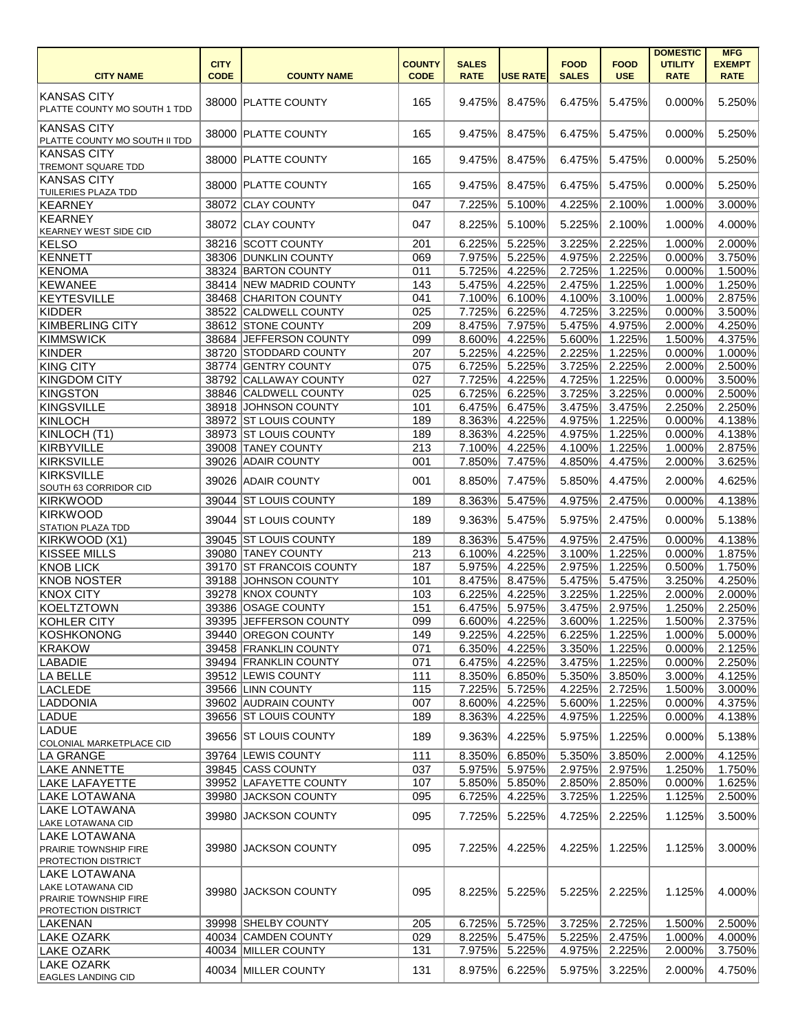| CITY NAME | CITY CODE | COUNTY NAME | COUNTY CODE | SALES RATE | USE RATE | FOOD SALES | FOOD USE | DOMESTIC UTILITY RATE | MFG EXEMPT RATE |
|---|---|---|---|---|---|---|---|---|---|
| KANSAS CITY PLATTE COUNTY MO SOUTH 1 TDD | 38000 | PLATTE COUNTY | 165 | 9.475% | 8.475% | 6.475% | 5.475% | 0.000% | 5.250% |
| KANSAS CITY PLATTE COUNTY MO SOUTH II TDD | 38000 | PLATTE COUNTY | 165 | 9.475% | 8.475% | 6.475% | 5.475% | 0.000% | 5.250% |
| KANSAS CITY TREMONT SQUARE TDD | 38000 | PLATTE COUNTY | 165 | 9.475% | 8.475% | 6.475% | 5.475% | 0.000% | 5.250% |
| KANSAS CITY TUILERIES PLAZA TDD | 38000 | PLATTE COUNTY | 165 | 9.475% | 8.475% | 6.475% | 5.475% | 0.000% | 5.250% |
| KEARNEY | 38072 | CLAY COUNTY | 047 | 7.225% | 5.100% | 4.225% | 2.100% | 1.000% | 3.000% |
| KEARNEY KEARNEY WEST SIDE CID | 38072 | CLAY COUNTY | 047 | 8.225% | 5.100% | 5.225% | 2.100% | 1.000% | 4.000% |
| KELSO | 38216 | SCOTT COUNTY | 201 | 6.225% | 5.225% | 3.225% | 2.225% | 1.000% | 2.000% |
| KENNETT | 38306 | DUNKLIN COUNTY | 069 | 7.975% | 5.225% | 4.975% | 2.225% | 0.000% | 3.750% |
| KENOMA | 38324 | BARTON COUNTY | 011 | 5.725% | 4.225% | 2.725% | 1.225% | 0.000% | 1.500% |
| KEWANEE | 38414 | NEW MADRID COUNTY | 143 | 5.475% | 4.225% | 2.475% | 1.225% | 1.000% | 1.250% |
| KEYTESVILLE | 38468 | CHARITON COUNTY | 041 | 7.100% | 6.100% | 4.100% | 3.100% | 1.000% | 2.875% |
| KIDDER | 38522 | CALDWELL COUNTY | 025 | 7.725% | 6.225% | 4.725% | 3.225% | 0.000% | 3.500% |
| KIMBERLING CITY | 38612 | STONE COUNTY | 209 | 8.475% | 7.975% | 5.475% | 4.975% | 2.000% | 4.250% |
| KIMMSWICK | 38684 | JEFFERSON COUNTY | 099 | 8.600% | 4.225% | 5.600% | 1.225% | 1.500% | 4.375% |
| KINDER | 38720 | STODDARD COUNTY | 207 | 5.225% | 4.225% | 2.225% | 1.225% | 0.000% | 1.000% |
| KING CITY | 38774 | GENTRY COUNTY | 075 | 6.725% | 5.225% | 3.725% | 2.225% | 2.000% | 2.500% |
| KINGDOM CITY | 38792 | CALLAWAY COUNTY | 027 | 7.725% | 4.225% | 4.725% | 1.225% | 0.000% | 3.500% |
| KINGSTON | 38846 | CALDWELL COUNTY | 025 | 6.725% | 6.225% | 3.725% | 3.225% | 0.000% | 2.500% |
| KINGSVILLE | 38918 | JOHNSON COUNTY | 101 | 6.475% | 6.475% | 3.475% | 3.475% | 2.250% | 2.250% |
| KINLOCH | 38972 | ST LOUIS COUNTY | 189 | 8.363% | 4.225% | 4.975% | 1.225% | 0.000% | 4.138% |
| KINLOCH (T1) | 38973 | ST LOUIS COUNTY | 189 | 8.363% | 4.225% | 4.975% | 1.225% | 0.000% | 4.138% |
| KIRBYVILLE | 39008 | TANEY COUNTY | 213 | 7.100% | 4.225% | 4.100% | 1.225% | 1.000% | 2.875% |
| KIRKSVILLE | 39026 | ADAIR COUNTY | 001 | 7.850% | 7.475% | 4.850% | 4.475% | 2.000% | 3.625% |
| KIRKSVILLE SOUTH 63 CORRIDOR CID | 39026 | ADAIR COUNTY | 001 | 8.850% | 7.475% | 5.850% | 4.475% | 2.000% | 4.625% |
| KIRKWOOD | 39044 | ST LOUIS COUNTY | 189 | 8.363% | 5.475% | 4.975% | 2.475% | 0.000% | 4.138% |
| KIRKWOOD STATION PLAZA TDD | 39044 | ST LOUIS COUNTY | 189 | 9.363% | 5.475% | 5.975% | 2.475% | 0.000% | 5.138% |
| KIRKWOOD (X1) | 39045 | ST LOUIS COUNTY | 189 | 8.363% | 5.475% | 4.975% | 2.475% | 0.000% | 4.138% |
| KISSEE MILLS | 39080 | TANEY COUNTY | 213 | 6.100% | 4.225% | 3.100% | 1.225% | 0.000% | 1.875% |
| KNOB LICK | 39170 | ST FRANCOIS COUNTY | 187 | 5.975% | 4.225% | 2.975% | 1.225% | 0.500% | 1.750% |
| KNOB NOSTER | 39188 | JOHNSON COUNTY | 101 | 8.475% | 8.475% | 5.475% | 5.475% | 3.250% | 4.250% |
| KNOX CITY | 39278 | KNOX COUNTY | 103 | 6.225% | 4.225% | 3.225% | 1.225% | 2.000% | 2.000% |
| KOELTZTOWN | 39386 | OSAGE COUNTY | 151 | 6.475% | 5.975% | 3.475% | 2.975% | 1.250% | 2.250% |
| KOHLER CITY | 39395 | JEFFERSON COUNTY | 099 | 6.600% | 4.225% | 3.600% | 1.225% | 1.500% | 2.375% |
| KOSHKONONG | 39440 | OREGON COUNTY | 149 | 9.225% | 4.225% | 6.225% | 1.225% | 1.000% | 5.000% |
| KRAKOW | 39458 | FRANKLIN COUNTY | 071 | 6.350% | 4.225% | 3.350% | 1.225% | 0.000% | 2.125% |
| LABADIE | 39494 | FRANKLIN COUNTY | 071 | 6.475% | 4.225% | 3.475% | 1.225% | 0.000% | 2.250% |
| LA BELLE | 39512 | LEWIS COUNTY | 111 | 8.350% | 6.850% | 5.350% | 3.850% | 3.000% | 4.125% |
| LACLEDE | 39566 | LINN COUNTY | 115 | 7.225% | 5.725% | 4.225% | 2.725% | 1.500% | 3.000% |
| LADDONIA | 39602 | AUDRAIN COUNTY | 007 | 8.600% | 4.225% | 5.600% | 1.225% | 0.000% | 4.375% |
| LADUE | 39656 | ST LOUIS COUNTY | 189 | 8.363% | 4.225% | 4.975% | 1.225% | 0.000% | 4.138% |
| LADUE COLONIAL MARKETPLACE CID | 39656 | ST LOUIS COUNTY | 189 | 9.363% | 4.225% | 5.975% | 1.225% | 0.000% | 5.138% |
| LA GRANGE | 39764 | LEWIS COUNTY | 111 | 8.350% | 6.850% | 5.350% | 3.850% | 2.000% | 4.125% |
| LAKE ANNETTE | 39845 | CASS COUNTY | 037 | 5.975% | 5.975% | 2.975% | 2.975% | 1.250% | 1.750% |
| LAKE LAFAYETTE | 39952 | LAFAYETTE COUNTY | 107 | 5.850% | 5.850% | 2.850% | 2.850% | 0.000% | 1.625% |
| LAKE LOTAWANA | 39980 | JACKSON COUNTY | 095 | 6.725% | 4.225% | 3.725% | 1.225% | 1.125% | 2.500% |
| LAKE LOTAWANA LAKE LOTAWANA CID | 39980 | JACKSON COUNTY | 095 | 7.725% | 5.225% | 4.725% | 2.225% | 1.125% | 3.500% |
| LAKE LOTAWANA PRAIRIE TOWNSHIP FIRE PROTECTION DISTRICT | 39980 | JACKSON COUNTY | 095 | 7.225% | 4.225% | 4.225% | 1.225% | 1.125% | 3.000% |
| LAKE LOTAWANA LAKE LOTAWANA CID PRAIRIE TOWNSHIP FIRE PROTECTION DISTRICT | 39980 | JACKSON COUNTY | 095 | 8.225% | 5.225% | 5.225% | 2.225% | 1.125% | 4.000% |
| LAKENAN | 39998 | SHELBY COUNTY | 205 | 6.725% | 5.725% | 3.725% | 2.725% | 1.500% | 2.500% |
| LAKE OZARK | 40034 | CAMDEN COUNTY | 029 | 8.225% | 5.475% | 5.225% | 2.475% | 1.000% | 4.000% |
| LAKE OZARK | 40034 | MILLER COUNTY | 131 | 7.975% | 5.225% | 4.975% | 2.225% | 2.000% | 3.750% |
| LAKE OZARK EAGLES LANDING CID | 40034 | MILLER COUNTY | 131 | 8.975% | 6.225% | 5.975% | 3.225% | 2.000% | 4.750% |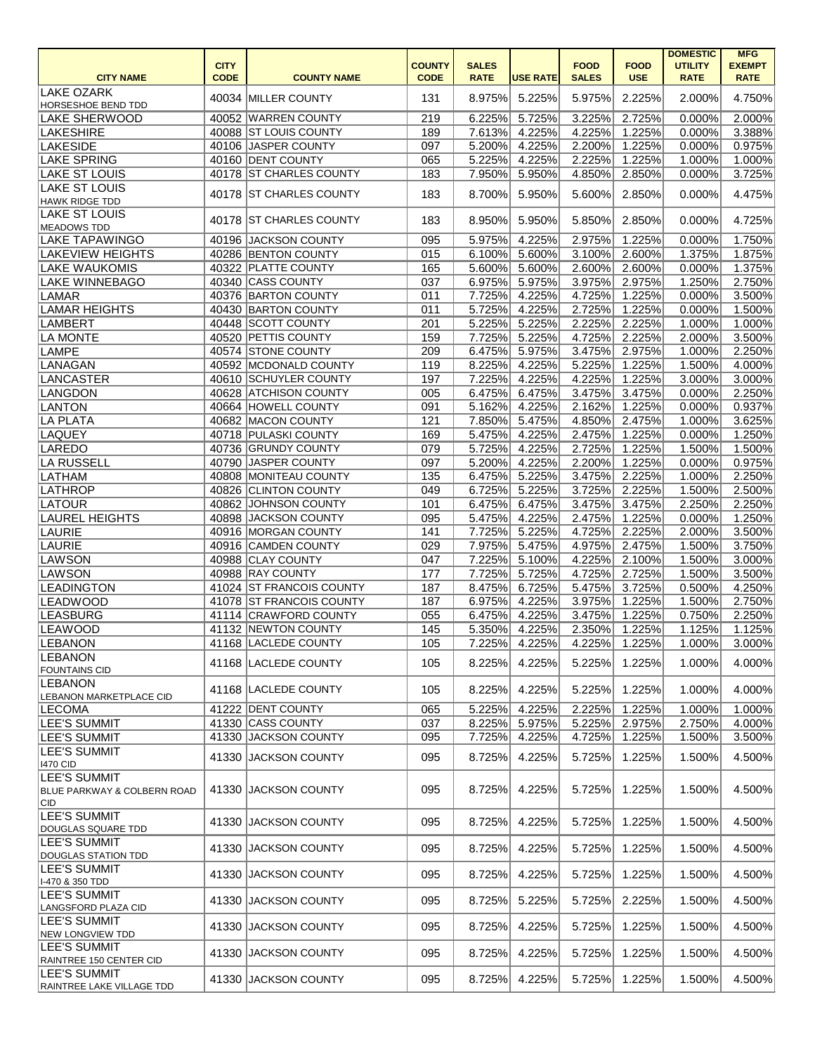| CITY NAME | CITY CODE | COUNTY NAME | COUNTY CODE | SALES RATE | USE RATE | FOOD SALES | FOOD USE | DOMESTIC UTILITY RATE | MFG EXEMPT RATE |
|---|---|---|---|---|---|---|---|---|---|
| LAKE OZARK HORSESHOE BEND TDD | 40034 | MILLER COUNTY | 131 | 8.975% | 5.225% | 5.975% | 2.225% | 2.000% | 4.750% |
| LAKE SHERWOOD | 40052 | WARREN COUNTY | 219 | 6.225% | 5.725% | 3.225% | 2.725% | 0.000% | 2.000% |
| LAKESHIRE | 40088 | ST LOUIS COUNTY | 189 | 7.613% | 4.225% | 4.225% | 1.225% | 0.000% | 3.388% |
| LAKESIDE | 40106 | JASPER COUNTY | 097 | 5.200% | 4.225% | 2.200% | 1.225% | 0.000% | 0.975% |
| LAKE SPRING | 40160 | DENT COUNTY | 065 | 5.225% | 4.225% | 2.225% | 1.225% | 1.000% | 1.000% |
| LAKE ST LOUIS | 40178 | ST CHARLES COUNTY | 183 | 7.950% | 5.950% | 4.850% | 2.850% | 0.000% | 3.725% |
| LAKE ST LOUIS HAWK RIDGE TDD | 40178 | ST CHARLES COUNTY | 183 | 8.700% | 5.950% | 5.600% | 2.850% | 0.000% | 4.475% |
| LAKE ST LOUIS MEADOWS TDD | 40178 | ST CHARLES COUNTY | 183 | 8.950% | 5.950% | 5.850% | 2.850% | 0.000% | 4.725% |
| LAKE TAPAWINGO | 40196 | JACKSON COUNTY | 095 | 5.975% | 4.225% | 2.975% | 1.225% | 0.000% | 1.750% |
| LAKEVIEW HEIGHTS | 40286 | BENTON COUNTY | 015 | 6.100% | 5.600% | 3.100% | 2.600% | 1.375% | 1.875% |
| LAKE WAUKOMIS | 40322 | PLATTE COUNTY | 165 | 5.600% | 5.600% | 2.600% | 2.600% | 0.000% | 1.375% |
| LAKE WINNEBAGO | 40340 | CASS COUNTY | 037 | 6.975% | 5.975% | 3.975% | 2.975% | 1.250% | 2.750% |
| LAMAR | 40376 | BARTON COUNTY | 011 | 7.725% | 4.225% | 4.725% | 1.225% | 0.000% | 3.500% |
| LAMAR HEIGHTS | 40430 | BARTON COUNTY | 011 | 5.725% | 4.225% | 2.725% | 1.225% | 0.000% | 1.500% |
| LAMBERT | 40448 | SCOTT COUNTY | 201 | 5.225% | 5.225% | 2.225% | 2.225% | 1.000% | 1.000% |
| LA MONTE | 40520 | PETTIS COUNTY | 159 | 7.725% | 5.225% | 4.725% | 2.225% | 2.000% | 3.500% |
| LAMPE | 40574 | STONE COUNTY | 209 | 6.475% | 5.975% | 3.475% | 2.975% | 1.000% | 2.250% |
| LANAGAN | 40592 | MCDONALD COUNTY | 119 | 8.225% | 4.225% | 5.225% | 1.225% | 1.500% | 4.000% |
| LANCASTER | 40610 | SCHUYLER COUNTY | 197 | 7.225% | 4.225% | 4.225% | 1.225% | 3.000% | 3.000% |
| LANGDON | 40628 | ATCHISON COUNTY | 005 | 6.475% | 6.475% | 3.475% | 3.475% | 0.000% | 2.250% |
| LANTON | 40664 | HOWELL COUNTY | 091 | 5.162% | 4.225% | 2.162% | 1.225% | 0.000% | 0.937% |
| LA PLATA | 40682 | MACON COUNTY | 121 | 7.850% | 5.475% | 4.850% | 2.475% | 1.000% | 3.625% |
| LAQUEY | 40718 | PULASKI COUNTY | 169 | 5.475% | 4.225% | 2.475% | 1.225% | 0.000% | 1.250% |
| LAREDO | 40736 | GRUNDY COUNTY | 079 | 5.725% | 4.225% | 2.725% | 1.225% | 1.500% | 1.500% |
| LA RUSSELL | 40790 | JASPER COUNTY | 097 | 5.200% | 4.225% | 2.200% | 1.225% | 0.000% | 0.975% |
| LATHAM | 40808 | MONITEAU COUNTY | 135 | 6.475% | 5.225% | 3.475% | 2.225% | 1.000% | 2.250% |
| LATHROP | 40826 | CLINTON COUNTY | 049 | 6.725% | 5.225% | 3.725% | 2.225% | 1.500% | 2.500% |
| LATOUR | 40862 | JOHNSON COUNTY | 101 | 6.475% | 6.475% | 3.475% | 3.475% | 2.250% | 2.250% |
| LAUREL HEIGHTS | 40898 | JACKSON COUNTY | 095 | 5.475% | 4.225% | 2.475% | 1.225% | 0.000% | 1.250% |
| LAURIE | 40916 | MORGAN COUNTY | 141 | 7.725% | 5.225% | 4.725% | 2.225% | 2.000% | 3.500% |
| LAURIE | 40916 | CAMDEN COUNTY | 029 | 7.975% | 5.475% | 4.975% | 2.475% | 1.500% | 3.750% |
| LAWSON | 40988 | CLAY COUNTY | 047 | 7.225% | 5.100% | 4.225% | 2.100% | 1.500% | 3.000% |
| LAWSON | 40988 | RAY COUNTY | 177 | 7.725% | 5.725% | 4.725% | 2.725% | 1.500% | 3.500% |
| LEADINGTON | 41024 | ST FRANCOIS COUNTY | 187 | 8.475% | 6.725% | 5.475% | 3.725% | 0.500% | 4.250% |
| LEADWOOD | 41078 | ST FRANCOIS COUNTY | 187 | 6.975% | 4.225% | 3.975% | 1.225% | 1.500% | 2.750% |
| LEASBURG | 41114 | CRAWFORD COUNTY | 055 | 6.475% | 4.225% | 3.475% | 1.225% | 0.750% | 2.250% |
| LEAWOOD | 41132 | NEWTON COUNTY | 145 | 5.350% | 4.225% | 2.350% | 1.225% | 1.125% | 1.125% |
| LEBANON | 41168 | LACLEDE COUNTY | 105 | 7.225% | 4.225% | 4.225% | 1.225% | 1.000% | 3.000% |
| LEBANON FOUNTAINS CID | 41168 | LACLEDE COUNTY | 105 | 8.225% | 4.225% | 5.225% | 1.225% | 1.000% | 4.000% |
| LEBANON LEBANON MARKETPLACE CID | 41168 | LACLEDE COUNTY | 105 | 8.225% | 4.225% | 5.225% | 1.225% | 1.000% | 4.000% |
| LECOMA | 41222 | DENT COUNTY | 065 | 5.225% | 4.225% | 2.225% | 1.225% | 1.000% | 1.000% |
| LEE'S SUMMIT | 41330 | CASS COUNTY | 037 | 8.225% | 5.975% | 5.225% | 2.975% | 2.750% | 4.000% |
| LEE'S SUMMIT | 41330 | JACKSON COUNTY | 095 | 7.725% | 4.225% | 4.725% | 1.225% | 1.500% | 3.500% |
| LEE'S SUMMIT I470 CID | 41330 | JACKSON COUNTY | 095 | 8.725% | 4.225% | 5.725% | 1.225% | 1.500% | 4.500% |
| LEE'S SUMMIT BLUE PARKWAY & COLBERN ROAD CID | 41330 | JACKSON COUNTY | 095 | 8.725% | 4.225% | 5.725% | 1.225% | 1.500% | 4.500% |
| LEE'S SUMMIT DOUGLAS SQUARE TDD | 41330 | JACKSON COUNTY | 095 | 8.725% | 4.225% | 5.725% | 1.225% | 1.500% | 4.500% |
| LEE'S SUMMIT DOUGLAS STATION TDD | 41330 | JACKSON COUNTY | 095 | 8.725% | 4.225% | 5.725% | 1.225% | 1.500% | 4.500% |
| LEE'S SUMMIT I-470 & 350 TDD | 41330 | JACKSON COUNTY | 095 | 8.725% | 4.225% | 5.725% | 1.225% | 1.500% | 4.500% |
| LEE'S SUMMIT LANGSFORD PLAZA CID | 41330 | JACKSON COUNTY | 095 | 8.725% | 5.225% | 5.725% | 2.225% | 1.500% | 4.500% |
| LEE'S SUMMIT NEW LONGVIEW TDD | 41330 | JACKSON COUNTY | 095 | 8.725% | 4.225% | 5.725% | 1.225% | 1.500% | 4.500% |
| LEE'S SUMMIT RAINTREE 150 CENTER CID | 41330 | JACKSON COUNTY | 095 | 8.725% | 4.225% | 5.725% | 1.225% | 1.500% | 4.500% |
| LEE'S SUMMIT RAINTREE LAKE VILLAGE TDD | 41330 | JACKSON COUNTY | 095 | 8.725% | 4.225% | 5.725% | 1.225% | 1.500% | 4.500% |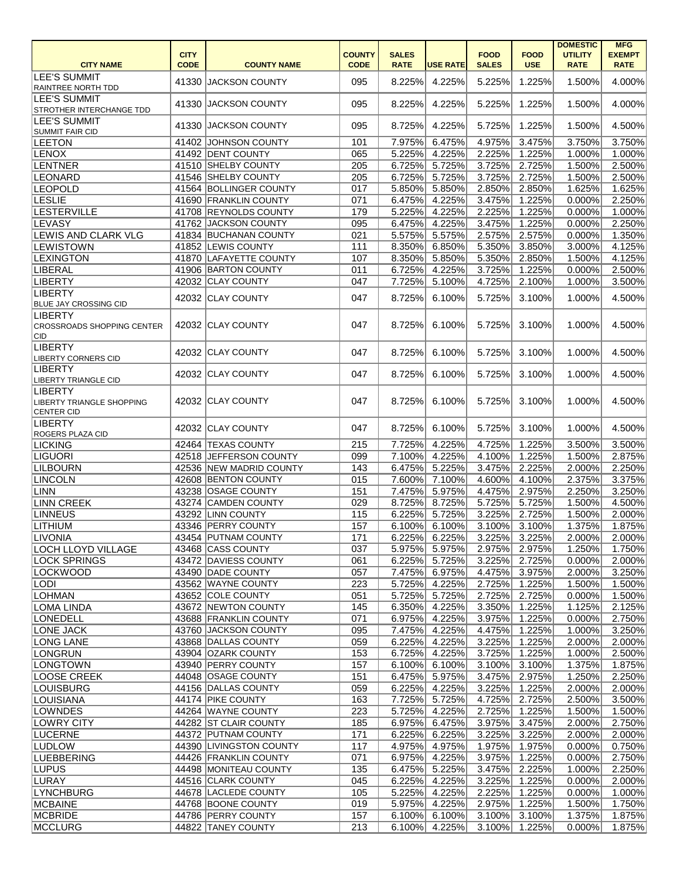| CITY NAME | CITY CODE | COUNTY NAME | COUNTY CODE | SALES RATE | USE RATE | FOOD SALES | FOOD USE | DOMESTIC UTILITY RATE | MFG EXEMPT RATE |
|---|---|---|---|---|---|---|---|---|---|
| LEE'S SUMMIT RAINTREE NORTH TDD | 41330 | JACKSON COUNTY | 095 | 8.225% | 4.225% | 5.225% | 1.225% | 1.500% | 4.000% |
| LEE'S SUMMIT STROTHER INTERCHANGE TDD | 41330 | JACKSON COUNTY | 095 | 8.225% | 4.225% | 5.225% | 1.225% | 1.500% | 4.000% |
| LEE'S SUMMIT SUMMIT FAIR CID | 41330 | JACKSON COUNTY | 095 | 8.725% | 4.225% | 5.725% | 1.225% | 1.500% | 4.500% |
| LEETON | 41402 | JOHNSON COUNTY | 101 | 7.975% | 6.475% | 4.975% | 3.475% | 3.750% | 3.750% |
| LENOX | 41492 | DENT COUNTY | 065 | 5.225% | 4.225% | 2.225% | 1.225% | 1.000% | 1.000% |
| LENTNER | 41510 | SHELBY COUNTY | 205 | 6.725% | 5.725% | 3.725% | 2.725% | 1.500% | 2.500% |
| LEONARD | 41546 | SHELBY COUNTY | 205 | 6.725% | 5.725% | 3.725% | 2.725% | 1.500% | 2.500% |
| LEOPOLD | 41564 | BOLLINGER COUNTY | 017 | 5.850% | 5.850% | 2.850% | 2.850% | 1.625% | 1.625% |
| LESLIE | 41690 | FRANKLIN COUNTY | 071 | 6.475% | 4.225% | 3.475% | 1.225% | 0.000% | 2.250% |
| LESTERVILLE | 41708 | REYNOLDS COUNTY | 179 | 5.225% | 4.225% | 2.225% | 1.225% | 0.000% | 1.000% |
| LEVASY | 41762 | JACKSON COUNTY | 095 | 6.475% | 4.225% | 3.475% | 1.225% | 0.000% | 2.250% |
| LEWIS AND CLARK VLG | 41834 | BUCHANAN COUNTY | 021 | 5.575% | 5.575% | 2.575% | 2.575% | 0.000% | 1.350% |
| LEWISTOWN | 41852 | LEWIS COUNTY | 111 | 8.350% | 6.850% | 5.350% | 3.850% | 3.000% | 4.125% |
| LEXINGTON | 41870 | LAFAYETTE COUNTY | 107 | 8.350% | 5.850% | 5.350% | 2.850% | 1.500% | 4.125% |
| LIBERAL | 41906 | BARTON COUNTY | 011 | 6.725% | 4.225% | 3.725% | 1.225% | 0.000% | 2.500% |
| LIBERTY | 42032 | CLAY COUNTY | 047 | 7.725% | 5.100% | 4.725% | 2.100% | 1.000% | 3.500% |
| LIBERTY BLUE JAY CROSSING CID | 42032 | CLAY COUNTY | 047 | 8.725% | 6.100% | 5.725% | 3.100% | 1.000% | 4.500% |
| LIBERTY CROSSROADS SHOPPING CENTER CID | 42032 | CLAY COUNTY | 047 | 8.725% | 6.100% | 5.725% | 3.100% | 1.000% | 4.500% |
| LIBERTY LIBERTY CORNERS CID | 42032 | CLAY COUNTY | 047 | 8.725% | 6.100% | 5.725% | 3.100% | 1.000% | 4.500% |
| LIBERTY LIBERTY TRIANGLE CID | 42032 | CLAY COUNTY | 047 | 8.725% | 6.100% | 5.725% | 3.100% | 1.000% | 4.500% |
| LIBERTY LIBERTY TRIANGLE SHOPPING CENTER CID | 42032 | CLAY COUNTY | 047 | 8.725% | 6.100% | 5.725% | 3.100% | 1.000% | 4.500% |
| LIBERTY ROGERS PLAZA CID | 42032 | CLAY COUNTY | 047 | 8.725% | 6.100% | 5.725% | 3.100% | 1.000% | 4.500% |
| LICKING | 42464 | TEXAS COUNTY | 215 | 7.725% | 4.225% | 4.725% | 1.225% | 3.500% | 3.500% |
| LIGUORI | 42518 | JEFFERSON COUNTY | 099 | 7.100% | 4.225% | 4.100% | 1.225% | 1.500% | 2.875% |
| LILBOURN | 42536 | NEW MADRID COUNTY | 143 | 6.475% | 5.225% | 3.475% | 2.225% | 2.000% | 2.250% |
| LINCOLN | 42608 | BENTON COUNTY | 015 | 7.600% | 7.100% | 4.600% | 4.100% | 2.375% | 3.375% |
| LINN | 43238 | OSAGE COUNTY | 151 | 7.475% | 5.975% | 4.475% | 2.975% | 2.250% | 3.250% |
| LINN CREEK | 43274 | CAMDEN COUNTY | 029 | 8.725% | 8.725% | 5.725% | 5.725% | 1.500% | 4.500% |
| LINNEUS | 43292 | LINN COUNTY | 115 | 6.225% | 5.725% | 3.225% | 2.725% | 1.500% | 2.000% |
| LITHIUM | 43346 | PERRY COUNTY | 157 | 6.100% | 6.100% | 3.100% | 3.100% | 1.375% | 1.875% |
| LIVONIA | 43454 | PUTNAM COUNTY | 171 | 6.225% | 6.225% | 3.225% | 3.225% | 2.000% | 2.000% |
| LOCH LLOYD VILLAGE | 43468 | CASS COUNTY | 037 | 5.975% | 5.975% | 2.975% | 2.975% | 1.250% | 1.750% |
| LOCK SPRINGS | 43472 | DAVIESS COUNTY | 061 | 6.225% | 5.725% | 3.225% | 2.725% | 0.000% | 2.000% |
| LOCKWOOD | 43490 | DADE COUNTY | 057 | 7.475% | 6.975% | 4.475% | 3.975% | 2.000% | 3.250% |
| LODI | 43562 | WAYNE COUNTY | 223 | 5.725% | 4.225% | 2.725% | 1.225% | 1.500% | 1.500% |
| LOHMAN | 43652 | COLE COUNTY | 051 | 5.725% | 5.725% | 2.725% | 2.725% | 0.000% | 1.500% |
| LOMA LINDA | 43672 | NEWTON COUNTY | 145 | 6.350% | 4.225% | 3.350% | 1.225% | 1.125% | 2.125% |
| LONEDELL | 43688 | FRANKLIN COUNTY | 071 | 6.975% | 4.225% | 3.975% | 1.225% | 0.000% | 2.750% |
| LONE JACK | 43760 | JACKSON COUNTY | 095 | 7.475% | 4.225% | 4.475% | 1.225% | 1.000% | 3.250% |
| LONG LANE | 43868 | DALLAS COUNTY | 059 | 6.225% | 4.225% | 3.225% | 1.225% | 2.000% | 2.000% |
| LONGRUN | 43904 | OZARK COUNTY | 153 | 6.725% | 4.225% | 3.725% | 1.225% | 1.000% | 2.500% |
| LONGTOWN | 43940 | PERRY COUNTY | 157 | 6.100% | 6.100% | 3.100% | 3.100% | 1.375% | 1.875% |
| LOOSE CREEK | 44048 | OSAGE COUNTY | 151 | 6.475% | 5.975% | 3.475% | 2.975% | 1.250% | 2.250% |
| LOUISBURG | 44156 | DALLAS COUNTY | 059 | 6.225% | 4.225% | 3.225% | 1.225% | 2.000% | 2.000% |
| LOUISIANA | 44174 | PIKE COUNTY | 163 | 7.725% | 5.725% | 4.725% | 2.725% | 2.500% | 3.500% |
| LOWNDES | 44264 | WAYNE COUNTY | 223 | 5.725% | 4.225% | 2.725% | 1.225% | 1.500% | 1.500% |
| LOWRY CITY | 44282 | ST CLAIR COUNTY | 185 | 6.975% | 6.475% | 3.975% | 3.475% | 2.000% | 2.750% |
| LUCERNE | 44372 | PUTNAM COUNTY | 171 | 6.225% | 6.225% | 3.225% | 3.225% | 2.000% | 2.000% |
| LUDLOW | 44390 | LIVINGSTON COUNTY | 117 | 4.975% | 4.975% | 1.975% | 1.975% | 0.000% | 0.750% |
| LUEBBERING | 44426 | FRANKLIN COUNTY | 071 | 6.975% | 4.225% | 3.975% | 1.225% | 0.000% | 2.750% |
| LUPUS | 44498 | MONITEAU COUNTY | 135 | 6.475% | 5.225% | 3.475% | 2.225% | 1.000% | 2.250% |
| LURAY | 44516 | CLARK COUNTY | 045 | 6.225% | 4.225% | 3.225% | 1.225% | 0.000% | 2.000% |
| LYNCHBURG | 44678 | LACLEDE COUNTY | 105 | 5.225% | 4.225% | 2.225% | 1.225% | 0.000% | 1.000% |
| MCBAINE | 44768 | BOONE COUNTY | 019 | 5.975% | 4.225% | 2.975% | 1.225% | 1.500% | 1.750% |
| MCBRIDE | 44786 | PERRY COUNTY | 157 | 6.100% | 6.100% | 3.100% | 3.100% | 1.375% | 1.875% |
| MCCLURG | 44822 | TANEY COUNTY | 213 | 6.100% | 4.225% | 3.100% | 1.225% | 0.000% | 1.875% |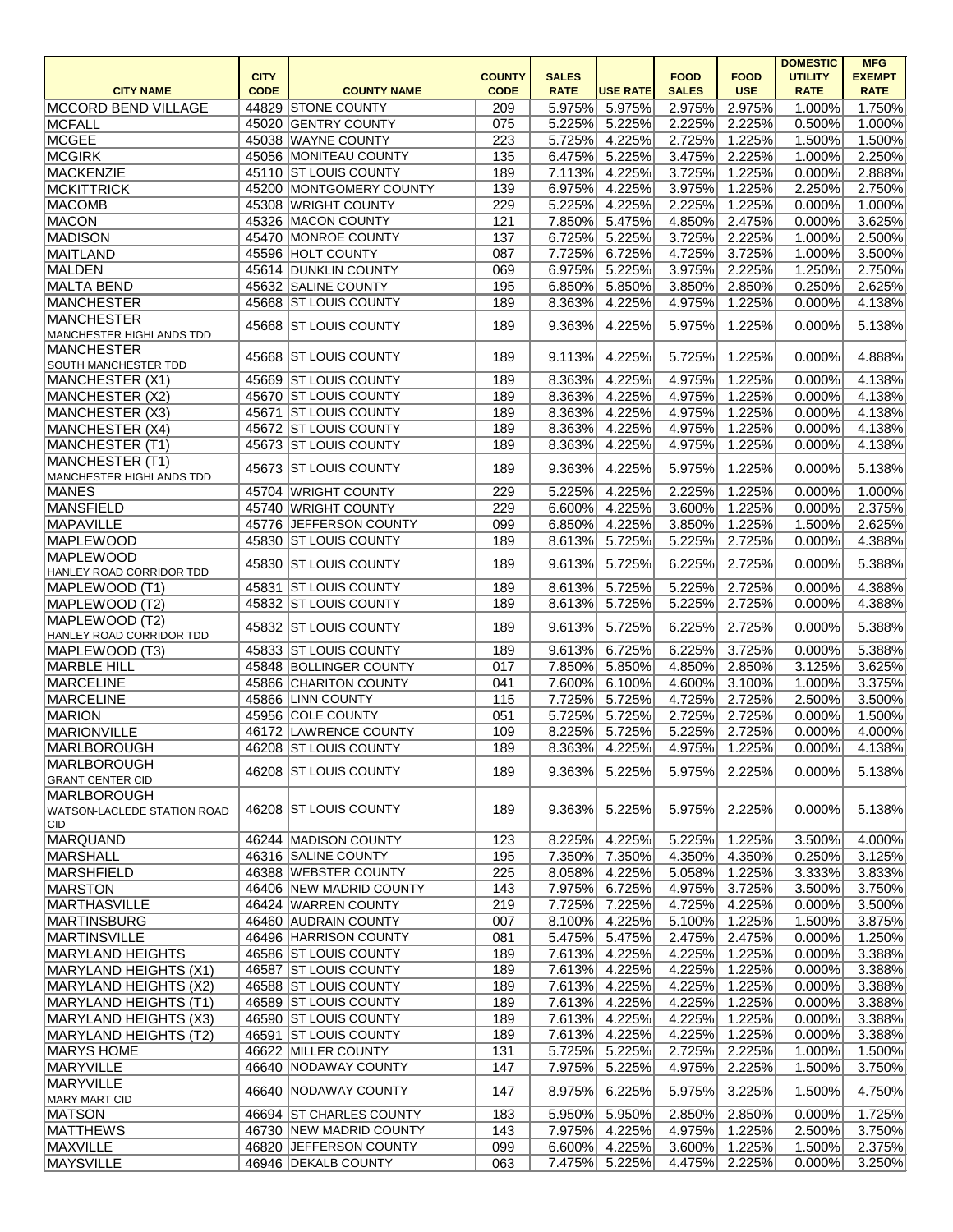| CITY NAME | CITY CODE | COUNTY NAME | COUNTY CODE | SALES RATE | USE RATE | FOOD SALES | FOOD USE | DOMESTIC UTILITY RATE | MFG EXEMPT RATE |
|---|---|---|---|---|---|---|---|---|---|
| MCCORD BEND VILLAGE | 44829 | STONE COUNTY | 209 | 5.975% | 5.975% | 2.975% | 2.975% | 1.000% | 1.750% |
| MCFALL | 45020 | GENTRY COUNTY | 075 | 5.225% | 5.225% | 2.225% | 2.225% | 0.500% | 1.000% |
| MCGEE | 45038 | WAYNE COUNTY | 223 | 5.725% | 4.225% | 2.725% | 1.225% | 1.500% | 1.500% |
| MCGIRK | 45056 | MONITEAU COUNTY | 135 | 6.475% | 5.225% | 3.475% | 2.225% | 1.000% | 2.250% |
| MACKENZIE | 45110 | ST LOUIS COUNTY | 189 | 7.113% | 4.225% | 3.725% | 1.225% | 0.000% | 2.888% |
| MCKITTRICK | 45200 | MONTGOMERY COUNTY | 139 | 6.975% | 4.225% | 3.975% | 1.225% | 2.250% | 2.750% |
| MACOMB | 45308 | WRIGHT COUNTY | 229 | 5.225% | 4.225% | 2.225% | 1.225% | 0.000% | 1.000% |
| MACON | 45326 | MACON COUNTY | 121 | 7.850% | 5.475% | 4.850% | 2.475% | 0.000% | 3.625% |
| MADISON | 45470 | MONROE COUNTY | 137 | 6.725% | 5.225% | 3.725% | 2.225% | 1.000% | 2.500% |
| MAITLAND | 45596 | HOLT COUNTY | 087 | 7.725% | 6.725% | 4.725% | 3.725% | 1.000% | 3.500% |
| MALDEN | 45614 | DUNKLIN COUNTY | 069 | 6.975% | 5.225% | 3.975% | 2.225% | 1.250% | 2.750% |
| MALTA BEND | 45632 | SALINE COUNTY | 195 | 6.850% | 5.850% | 3.850% | 2.850% | 0.250% | 2.625% |
| MANCHESTER | 45668 | ST LOUIS COUNTY | 189 | 8.363% | 4.225% | 4.975% | 1.225% | 0.000% | 4.138% |
| MANCHESTER MANCHESTER HIGHLANDS TDD | 45668 | ST LOUIS COUNTY | 189 | 9.363% | 4.225% | 5.975% | 1.225% | 0.000% | 5.138% |
| MANCHESTER SOUTH MANCHESTER TDD | 45668 | ST LOUIS COUNTY | 189 | 9.113% | 4.225% | 5.725% | 1.225% | 0.000% | 4.888% |
| MANCHESTER (X1) | 45669 | ST LOUIS COUNTY | 189 | 8.363% | 4.225% | 4.975% | 1.225% | 0.000% | 4.138% |
| MANCHESTER (X2) | 45670 | ST LOUIS COUNTY | 189 | 8.363% | 4.225% | 4.975% | 1.225% | 0.000% | 4.138% |
| MANCHESTER (X3) | 45671 | ST LOUIS COUNTY | 189 | 8.363% | 4.225% | 4.975% | 1.225% | 0.000% | 4.138% |
| MANCHESTER (X4) | 45672 | ST LOUIS COUNTY | 189 | 8.363% | 4.225% | 4.975% | 1.225% | 0.000% | 4.138% |
| MANCHESTER (T1) | 45673 | ST LOUIS COUNTY | 189 | 8.363% | 4.225% | 4.975% | 1.225% | 0.000% | 4.138% |
| MANCHESTER (T1) MANCHESTER HIGHLANDS TDD | 45673 | ST LOUIS COUNTY | 189 | 9.363% | 4.225% | 5.975% | 1.225% | 0.000% | 5.138% |
| MANES | 45704 | WRIGHT COUNTY | 229 | 5.225% | 4.225% | 2.225% | 1.225% | 0.000% | 1.000% |
| MANSFIELD | 45740 | WRIGHT COUNTY | 229 | 6.600% | 4.225% | 3.600% | 1.225% | 0.000% | 2.375% |
| MAPAVILLE | 45776 | JEFFERSON COUNTY | 099 | 6.850% | 4.225% | 3.850% | 1.225% | 1.500% | 2.625% |
| MAPLEWOOD | 45830 | ST LOUIS COUNTY | 189 | 8.613% | 5.725% | 5.225% | 2.725% | 0.000% | 4.388% |
| MAPLEWOOD HANLEY ROAD CORRIDOR TDD | 45830 | ST LOUIS COUNTY | 189 | 9.613% | 5.725% | 6.225% | 2.725% | 0.000% | 5.388% |
| MAPLEWOOD (T1) | 45831 | ST LOUIS COUNTY | 189 | 8.613% | 5.725% | 5.225% | 2.725% | 0.000% | 4.388% |
| MAPLEWOOD (T2) | 45832 | ST LOUIS COUNTY | 189 | 8.613% | 5.725% | 5.225% | 2.725% | 0.000% | 4.388% |
| MAPLEWOOD (T2) HANLEY ROAD CORRIDOR TDD | 45832 | ST LOUIS COUNTY | 189 | 9.613% | 5.725% | 6.225% | 2.725% | 0.000% | 5.388% |
| MAPLEWOOD (T3) | 45833 | ST LOUIS COUNTY | 189 | 9.613% | 6.725% | 6.225% | 3.725% | 0.000% | 5.388% |
| MARBLE HILL | 45848 | BOLLINGER COUNTY | 017 | 7.850% | 5.850% | 4.850% | 2.850% | 3.125% | 3.625% |
| MARCELINE | 45866 | CHARITON COUNTY | 041 | 7.600% | 6.100% | 4.600% | 3.100% | 1.000% | 3.375% |
| MARCELINE | 45866 | LINN COUNTY | 115 | 7.725% | 5.725% | 4.725% | 2.725% | 2.500% | 3.500% |
| MARION | 45956 | COLE COUNTY | 051 | 5.725% | 5.725% | 2.725% | 2.725% | 0.000% | 1.500% |
| MARIONVILLE | 46172 | LAWRENCE COUNTY | 109 | 8.225% | 5.725% | 5.225% | 2.725% | 0.000% | 4.000% |
| MARLBOROUGH | 46208 | ST LOUIS COUNTY | 189 | 8.363% | 4.225% | 4.975% | 1.225% | 0.000% | 4.138% |
| MARLBOROUGH GRANT CENTER CID | 46208 | ST LOUIS COUNTY | 189 | 9.363% | 5.225% | 5.975% | 2.225% | 0.000% | 5.138% |
| MARLBOROUGH WATSON-LACLEDE STATION ROAD CID | 46208 | ST LOUIS COUNTY | 189 | 9.363% | 5.225% | 5.975% | 2.225% | 0.000% | 5.138% |
| MARQUAND | 46244 | MADISON COUNTY | 123 | 8.225% | 4.225% | 5.225% | 1.225% | 3.500% | 4.000% |
| MARSHALL | 46316 | SALINE COUNTY | 195 | 7.350% | 7.350% | 4.350% | 4.350% | 0.250% | 3.125% |
| MARSHFIELD | 46388 | WEBSTER COUNTY | 225 | 8.058% | 4.225% | 5.058% | 1.225% | 3.333% | 3.833% |
| MARSTON | 46406 | NEW MADRID COUNTY | 143 | 7.975% | 6.725% | 4.975% | 3.725% | 3.500% | 3.750% |
| MARTHASVILLE | 46424 | WARREN COUNTY | 219 | 7.725% | 7.225% | 4.725% | 4.225% | 0.000% | 3.500% |
| MARTINSBURG | 46460 | AUDRAIN COUNTY | 007 | 8.100% | 4.225% | 5.100% | 1.225% | 1.500% | 3.875% |
| MARTINSVILLE | 46496 | HARRISON COUNTY | 081 | 5.475% | 5.475% | 2.475% | 2.475% | 0.000% | 1.250% |
| MARYLAND HEIGHTS | 46586 | ST LOUIS COUNTY | 189 | 7.613% | 4.225% | 4.225% | 1.225% | 0.000% | 3.388% |
| MARYLAND HEIGHTS (X1) | 46587 | ST LOUIS COUNTY | 189 | 7.613% | 4.225% | 4.225% | 1.225% | 0.000% | 3.388% |
| MARYLAND HEIGHTS (X2) | 46588 | ST LOUIS COUNTY | 189 | 7.613% | 4.225% | 4.225% | 1.225% | 0.000% | 3.388% |
| MARYLAND HEIGHTS (T1) | 46589 | ST LOUIS COUNTY | 189 | 7.613% | 4.225% | 4.225% | 1.225% | 0.000% | 3.388% |
| MARYLAND HEIGHTS (X3) | 46590 | ST LOUIS COUNTY | 189 | 7.613% | 4.225% | 4.225% | 1.225% | 0.000% | 3.388% |
| MARYLAND HEIGHTS (T2) | 46591 | ST LOUIS COUNTY | 189 | 7.613% | 4.225% | 4.225% | 1.225% | 0.000% | 3.388% |
| MARYS HOME | 46622 | MILLER COUNTY | 131 | 5.725% | 5.225% | 2.725% | 2.225% | 1.000% | 1.500% |
| MARYVILLE | 46640 | NODAWAY COUNTY | 147 | 7.975% | 5.225% | 4.975% | 2.225% | 1.500% | 3.750% |
| MARYVILLE MARY MART CID | 46640 | NODAWAY COUNTY | 147 | 8.975% | 6.225% | 5.975% | 3.225% | 1.500% | 4.750% |
| MATSON | 46694 | ST CHARLES COUNTY | 183 | 5.950% | 5.950% | 2.850% | 2.850% | 0.000% | 1.725% |
| MATTHEWS | 46730 | NEW MADRID COUNTY | 143 | 7.975% | 4.225% | 4.975% | 1.225% | 2.500% | 3.750% |
| MAXVILLE | 46820 | JEFFERSON COUNTY | 099 | 6.600% | 4.225% | 3.600% | 1.225% | 1.500% | 2.375% |
| MAYSVILLE | 46946 | DEKALB COUNTY | 063 | 7.475% | 5.225% | 4.475% | 2.225% | 0.000% | 3.250% |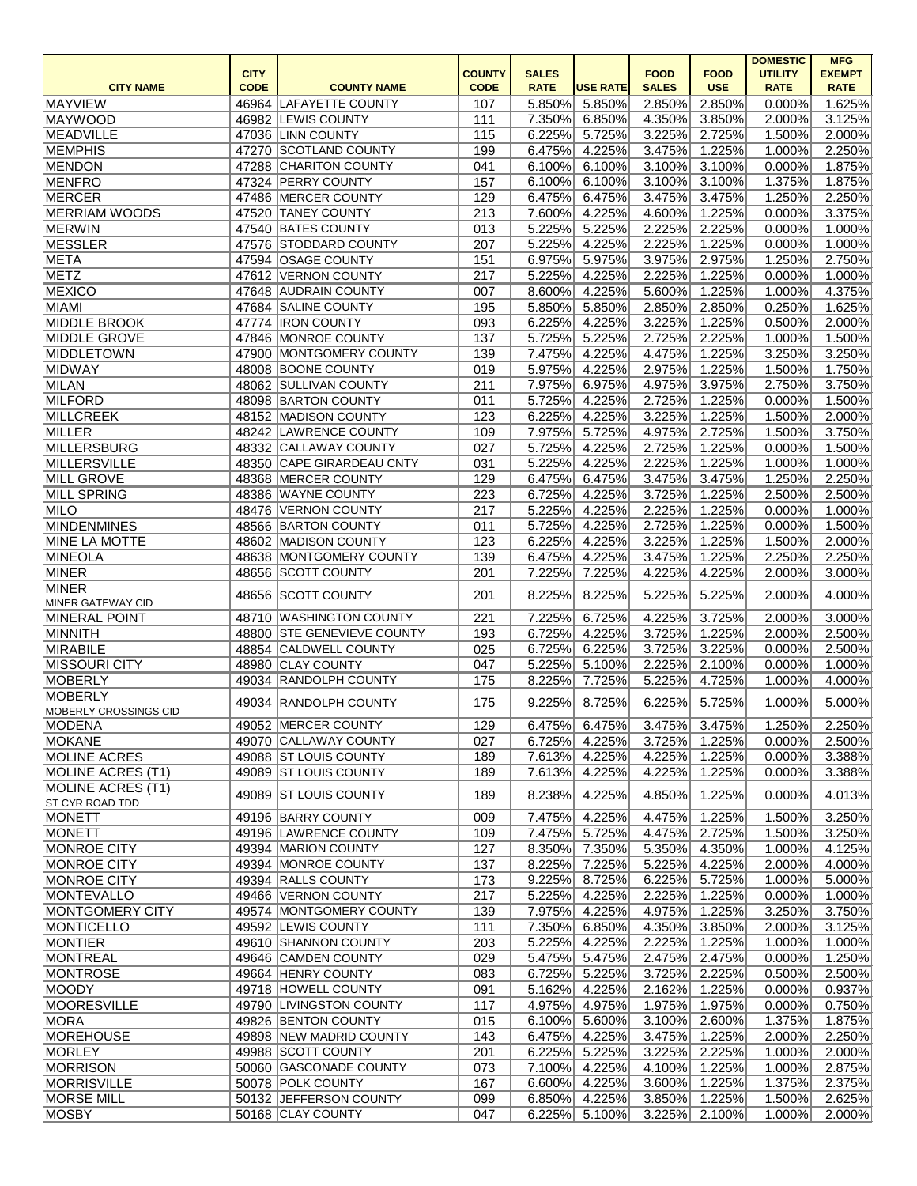| CITY NAME | CITY CODE | COUNTY NAME | COUNTY CODE | SALES RATE | USE RATE | FOOD SALES | FOOD USE | DOMESTIC UTILITY RATE | MFG EXEMPT RATE |
|---|---|---|---|---|---|---|---|---|---|
| MAYVIEW | 46964 | LAFAYETTE COUNTY | 107 | 5.850% | 5.850% | 2.850% | 2.850% | 0.000% | 1.625% |
| MAYWOOD | 46982 | LEWIS COUNTY | 111 | 7.350% | 6.850% | 4.350% | 3.850% | 2.000% | 3.125% |
| MEADVILLE | 47036 | LINN COUNTY | 115 | 6.225% | 5.725% | 3.225% | 2.725% | 1.500% | 2.000% |
| MEMPHIS | 47270 | SCOTLAND COUNTY | 199 | 6.475% | 4.225% | 3.475% | 1.225% | 1.000% | 2.250% |
| MENDON | 47288 | CHARITON COUNTY | 041 | 6.100% | 6.100% | 3.100% | 3.100% | 0.000% | 1.875% |
| MENFRO | 47324 | PERRY COUNTY | 157 | 6.100% | 6.100% | 3.100% | 3.100% | 1.375% | 1.875% |
| MERCER | 47486 | MERCER COUNTY | 129 | 6.475% | 6.475% | 3.475% | 3.475% | 1.250% | 2.250% |
| MERRIAM WOODS | 47520 | TANEY COUNTY | 213 | 7.600% | 4.225% | 4.600% | 1.225% | 0.000% | 3.375% |
| MERWIN | 47540 | BATES COUNTY | 013 | 5.225% | 5.225% | 2.225% | 2.225% | 0.000% | 1.000% |
| MESSLER | 47576 | STODDARD COUNTY | 207 | 5.225% | 4.225% | 2.225% | 1.225% | 0.000% | 1.000% |
| META | 47594 | OSAGE COUNTY | 151 | 6.975% | 5.975% | 3.975% | 2.975% | 1.250% | 2.750% |
| METZ | 47612 | VERNON COUNTY | 217 | 5.225% | 4.225% | 2.225% | 1.225% | 0.000% | 1.000% |
| MEXICO | 47648 | AUDRAIN COUNTY | 007 | 8.600% | 4.225% | 5.600% | 1.225% | 1.000% | 4.375% |
| MIAMI | 47684 | SALINE COUNTY | 195 | 5.850% | 5.850% | 2.850% | 2.850% | 0.250% | 1.625% |
| MIDDLE BROOK | 47774 | IRON COUNTY | 093 | 6.225% | 4.225% | 3.225% | 1.225% | 0.500% | 2.000% |
| MIDDLE GROVE | 47846 | MONROE COUNTY | 137 | 5.725% | 5.225% | 2.725% | 2.225% | 1.000% | 1.500% |
| MIDDLETOWN | 47900 | MONTGOMERY COUNTY | 139 | 7.475% | 4.225% | 4.475% | 1.225% | 3.250% | 3.250% |
| MIDWAY | 48008 | BOONE COUNTY | 019 | 5.975% | 4.225% | 2.975% | 1.225% | 1.500% | 1.750% |
| MILAN | 48062 | SULLIVAN COUNTY | 211 | 7.975% | 6.975% | 4.975% | 3.975% | 2.750% | 3.750% |
| MILFORD | 48098 | BARTON COUNTY | 011 | 5.725% | 4.225% | 2.725% | 1.225% | 0.000% | 1.500% |
| MILLCREEK | 48152 | MADISON COUNTY | 123 | 6.225% | 4.225% | 3.225% | 1.225% | 1.500% | 2.000% |
| MILLER | 48242 | LAWRENCE COUNTY | 109 | 7.975% | 5.725% | 4.975% | 2.725% | 1.500% | 3.750% |
| MILLERSBURG | 48332 | CALLAWAY COUNTY | 027 | 5.725% | 4.225% | 2.725% | 1.225% | 0.000% | 1.500% |
| MILLERSVILLE | 48350 | CAPE GIRARDEAU CNTY | 031 | 5.225% | 4.225% | 2.225% | 1.225% | 1.000% | 1.000% |
| MILL GROVE | 48368 | MERCER COUNTY | 129 | 6.475% | 6.475% | 3.475% | 3.475% | 1.250% | 2.250% |
| MILL SPRING | 48386 | WAYNE COUNTY | 223 | 6.725% | 4.225% | 3.725% | 1.225% | 2.500% | 2.500% |
| MILO | 48476 | VERNON COUNTY | 217 | 5.225% | 4.225% | 2.225% | 1.225% | 0.000% | 1.000% |
| MINDENMINES | 48566 | BARTON COUNTY | 011 | 5.725% | 4.225% | 2.725% | 1.225% | 0.000% | 1.500% |
| MINE LA MOTTE | 48602 | MADISON COUNTY | 123 | 6.225% | 4.225% | 3.225% | 1.225% | 1.500% | 2.000% |
| MINEOLA | 48638 | MONTGOMERY COUNTY | 139 | 6.475% | 4.225% | 3.475% | 1.225% | 2.250% | 2.250% |
| MINER | 48656 | SCOTT COUNTY | 201 | 7.225% | 7.225% | 4.225% | 4.225% | 2.000% | 3.000% |
| MINER MINER GATEWAY CID | 48656 | SCOTT COUNTY | 201 | 8.225% | 8.225% | 5.225% | 5.225% | 2.000% | 4.000% |
| MINERAL POINT | 48710 | WASHINGTON COUNTY | 221 | 7.225% | 6.725% | 4.225% | 3.725% | 2.000% | 3.000% |
| MINNITH | 48800 | STE GENEVIEVE COUNTY | 193 | 6.725% | 4.225% | 3.725% | 1.225% | 2.000% | 2.500% |
| MIRABILE | 48854 | CALDWELL COUNTY | 025 | 6.725% | 6.225% | 3.725% | 3.225% | 0.000% | 2.500% |
| MISSOURI CITY | 48980 | CLAY COUNTY | 047 | 5.225% | 5.100% | 2.225% | 2.100% | 0.000% | 1.000% |
| MOBERLY | 49034 | RANDOLPH COUNTY | 175 | 8.225% | 7.725% | 5.225% | 4.725% | 1.000% | 4.000% |
| MOBERLY MOBERLY CROSSINGS CID | 49034 | RANDOLPH COUNTY | 175 | 9.225% | 8.725% | 6.225% | 5.725% | 1.000% | 5.000% |
| MODENA | 49052 | MERCER COUNTY | 129 | 6.475% | 6.475% | 3.475% | 3.475% | 1.250% | 2.250% |
| MOKANE | 49070 | CALLAWAY COUNTY | 027 | 6.725% | 4.225% | 3.725% | 1.225% | 0.000% | 2.500% |
| MOLINE ACRES | 49088 | ST LOUIS COUNTY | 189 | 7.613% | 4.225% | 4.225% | 1.225% | 0.000% | 3.388% |
| MOLINE ACRES (T1) | 49089 | ST LOUIS COUNTY | 189 | 7.613% | 4.225% | 4.225% | 1.225% | 0.000% | 3.388% |
| MOLINE ACRES (T1) ST CYR ROAD TDD | 49089 | ST LOUIS COUNTY | 189 | 8.238% | 4.225% | 4.850% | 1.225% | 0.000% | 4.013% |
| MONETT | 49196 | BARRY COUNTY | 009 | 7.475% | 4.225% | 4.475% | 1.225% | 1.500% | 3.250% |
| MONETT | 49196 | LAWRENCE COUNTY | 109 | 7.475% | 5.725% | 4.475% | 2.725% | 1.500% | 3.250% |
| MONROE CITY | 49394 | MARION COUNTY | 127 | 8.350% | 7.350% | 5.350% | 4.350% | 1.000% | 4.125% |
| MONROE CITY | 49394 | MONROE COUNTY | 137 | 8.225% | 7.225% | 5.225% | 4.225% | 2.000% | 4.000% |
| MONROE CITY | 49394 | RALLS COUNTY | 173 | 9.225% | 8.725% | 6.225% | 5.725% | 1.000% | 5.000% |
| MONTEVALLO | 49466 | VERNON COUNTY | 217 | 5.225% | 4.225% | 2.225% | 1.225% | 0.000% | 1.000% |
| MONTGOMERY CITY | 49574 | MONTGOMERY COUNTY | 139 | 7.975% | 4.225% | 4.975% | 1.225% | 3.250% | 3.750% |
| MONTICELLO | 49592 | LEWIS COUNTY | 111 | 7.350% | 6.850% | 4.350% | 3.850% | 2.000% | 3.125% |
| MONTIER | 49610 | SHANNON COUNTY | 203 | 5.225% | 4.225% | 2.225% | 1.225% | 1.000% | 1.000% |
| MONTREAL | 49646 | CAMDEN COUNTY | 029 | 5.475% | 5.475% | 2.475% | 2.475% | 0.000% | 1.250% |
| MONTROSE | 49664 | HENRY COUNTY | 083 | 6.725% | 5.225% | 3.725% | 2.225% | 0.500% | 2.500% |
| MOODY | 49718 | HOWELL COUNTY | 091 | 5.162% | 4.225% | 2.162% | 1.225% | 0.000% | 0.937% |
| MOORESVILLE | 49790 | LIVINGSTON COUNTY | 117 | 4.975% | 4.975% | 1.975% | 1.975% | 0.000% | 0.750% |
| MORA | 49826 | BENTON COUNTY | 015 | 6.100% | 5.600% | 3.100% | 2.600% | 1.375% | 1.875% |
| MOREHOUSE | 49898 | NEW MADRID COUNTY | 143 | 6.475% | 4.225% | 3.475% | 1.225% | 2.000% | 2.250% |
| MORLEY | 49988 | SCOTT COUNTY | 201 | 6.225% | 5.225% | 3.225% | 2.225% | 1.000% | 2.000% |
| MORRISON | 50060 | GASCONADE COUNTY | 073 | 7.100% | 4.225% | 4.100% | 1.225% | 1.000% | 2.875% |
| MORRISVILLE | 50078 | POLK COUNTY | 167 | 6.600% | 4.225% | 3.600% | 1.225% | 1.375% | 2.375% |
| MORSE MILL | 50132 | JEFFERSON COUNTY | 099 | 6.850% | 4.225% | 3.850% | 1.225% | 1.500% | 2.625% |
| MOSBY | 50168 | CLAY COUNTY | 047 | 6.225% | 5.100% | 3.225% | 2.100% | 1.000% | 2.000% |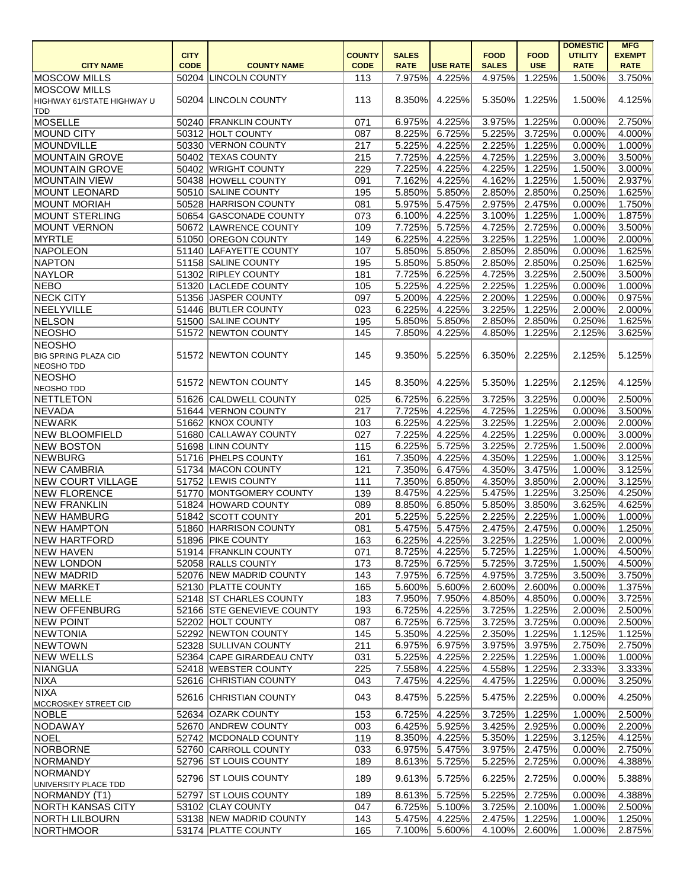| CITY NAME | CITY CODE | COUNTY NAME | COUNTY CODE | SALES RATE | USE RATE | FOOD SALES | FOOD USE | DOMESTIC UTILITY RATE | MFG EXEMPT RATE |
|---|---|---|---|---|---|---|---|---|---|
| MOSCOW MILLS | 50204 | LINCOLN COUNTY | 113 | 7.975% | 4.225% | 4.975% | 1.225% | 1.500% | 3.750% |
| MOSCOW MILLS HIGHWAY 61/STATE HIGHWAY U TDD | 50204 | LINCOLN COUNTY | 113 | 8.350% | 4.225% | 5.350% | 1.225% | 1.500% | 4.125% |
| MOSELLE | 50240 | FRANKLIN COUNTY | 071 | 6.975% | 4.225% | 3.975% | 1.225% | 0.000% | 2.750% |
| MOUND CITY | 50312 | HOLT COUNTY | 087 | 8.225% | 6.725% | 5.225% | 3.725% | 0.000% | 4.000% |
| MOUNDVILLE | 50330 | VERNON COUNTY | 217 | 5.225% | 4.225% | 2.225% | 1.225% | 0.000% | 1.000% |
| MOUNTAIN GROVE | 50402 | TEXAS COUNTY | 215 | 7.725% | 4.225% | 4.725% | 1.225% | 3.000% | 3.500% |
| MOUNTAIN GROVE | 50402 | WRIGHT COUNTY | 229 | 7.225% | 4.225% | 4.225% | 1.225% | 1.500% | 3.000% |
| MOUNTAIN VIEW | 50438 | HOWELL COUNTY | 091 | 7.162% | 4.225% | 4.162% | 1.225% | 1.500% | 2.937% |
| MOUNT LEONARD | 50510 | SALINE COUNTY | 195 | 5.850% | 5.850% | 2.850% | 2.850% | 0.250% | 1.625% |
| MOUNT MORIAH | 50528 | HARRISON COUNTY | 081 | 5.975% | 5.475% | 2.975% | 2.475% | 0.000% | 1.750% |
| MOUNT STERLING | 50654 | GASCONADE COUNTY | 073 | 6.100% | 4.225% | 3.100% | 1.225% | 1.000% | 1.875% |
| MOUNT VERNON | 50672 | LAWRENCE COUNTY | 109 | 7.725% | 5.725% | 4.725% | 2.725% | 0.000% | 3.500% |
| MYRTLE | 51050 | OREGON COUNTY | 149 | 6.225% | 4.225% | 3.225% | 1.225% | 1.000% | 2.000% |
| NAPOLEON | 51140 | LAFAYETTE COUNTY | 107 | 5.850% | 5.850% | 2.850% | 2.850% | 0.000% | 1.625% |
| NAPTON | 51158 | SALINE COUNTY | 195 | 5.850% | 5.850% | 2.850% | 2.850% | 0.250% | 1.625% |
| NAYLOR | 51302 | RIPLEY COUNTY | 181 | 7.725% | 6.225% | 4.725% | 3.225% | 2.500% | 3.500% |
| NEBO | 51320 | LACLEDE COUNTY | 105 | 5.225% | 4.225% | 2.225% | 1.225% | 0.000% | 1.000% |
| NECK CITY | 51356 | JASPER COUNTY | 097 | 5.200% | 4.225% | 2.200% | 1.225% | 0.000% | 0.975% |
| NEELYVILLE | 51446 | BUTLER COUNTY | 023 | 6.225% | 4.225% | 3.225% | 1.225% | 2.000% | 2.000% |
| NELSON | 51500 | SALINE COUNTY | 195 | 5.850% | 5.850% | 2.850% | 2.850% | 0.250% | 1.625% |
| NEOSHO | 51572 | NEWTON COUNTY | 145 | 7.850% | 4.225% | 4.850% | 1.225% | 2.125% | 3.625% |
| NEOSHO BIG SPRING PLAZA CID NEOSHO TDD | 51572 | NEWTON COUNTY | 145 | 9.350% | 5.225% | 6.350% | 2.225% | 2.125% | 5.125% |
| NEOSHO NEOSHO TDD | 51572 | NEWTON COUNTY | 145 | 8.350% | 4.225% | 5.350% | 1.225% | 2.125% | 4.125% |
| NETTLETON | 51626 | CALDWELL COUNTY | 025 | 6.725% | 6.225% | 3.725% | 3.225% | 0.000% | 2.500% |
| NEVADA | 51644 | VERNON COUNTY | 217 | 7.725% | 4.225% | 4.725% | 1.225% | 0.000% | 3.500% |
| NEWARK | 51662 | KNOX COUNTY | 103 | 6.225% | 4.225% | 3.225% | 1.225% | 2.000% | 2.000% |
| NEW BLOOMFIELD | 51680 | CALLAWAY COUNTY | 027 | 7.225% | 4.225% | 4.225% | 1.225% | 0.000% | 3.000% |
| NEW BOSTON | 51698 | LINN COUNTY | 115 | 6.225% | 5.725% | 3.225% | 2.725% | 1.500% | 2.000% |
| NEWBURG | 51716 | PHELPS COUNTY | 161 | 7.350% | 4.225% | 4.350% | 1.225% | 1.000% | 3.125% |
| NEW CAMBRIA | 51734 | MACON COUNTY | 121 | 7.350% | 6.475% | 4.350% | 3.475% | 1.000% | 3.125% |
| NEW COURT VILLAGE | 51752 | LEWIS COUNTY | 111 | 7.350% | 6.850% | 4.350% | 3.850% | 2.000% | 3.125% |
| NEW FLORENCE | 51770 | MONTGOMERY COUNTY | 139 | 8.475% | 4.225% | 5.475% | 1.225% | 3.250% | 4.250% |
| NEW FRANKLIN | 51824 | HOWARD COUNTY | 089 | 8.850% | 6.850% | 5.850% | 3.850% | 3.625% | 4.625% |
| NEW HAMBURG | 51842 | SCOTT COUNTY | 201 | 5.225% | 5.225% | 2.225% | 2.225% | 1.000% | 1.000% |
| NEW HAMPTON | 51860 | HARRISON COUNTY | 081 | 5.475% | 5.475% | 2.475% | 2.475% | 0.000% | 1.250% |
| NEW HARTFORD | 51896 | PIKE COUNTY | 163 | 6.225% | 4.225% | 3.225% | 1.225% | 1.000% | 2.000% |
| NEW HAVEN | 51914 | FRANKLIN COUNTY | 071 | 8.725% | 4.225% | 5.725% | 1.225% | 1.000% | 4.500% |
| NEW LONDON | 52058 | RALLS COUNTY | 173 | 8.725% | 6.725% | 5.725% | 3.725% | 1.500% | 4.500% |
| NEW MADRID | 52076 | NEW MADRID COUNTY | 143 | 7.975% | 6.725% | 4.975% | 3.725% | 3.500% | 3.750% |
| NEW MARKET | 52130 | PLATTE COUNTY | 165 | 5.600% | 5.600% | 2.600% | 2.600% | 0.000% | 1.375% |
| NEW MELLE | 52148 | ST CHARLES COUNTY | 183 | 7.950% | 7.950% | 4.850% | 4.850% | 0.000% | 3.725% |
| NEW OFFENBURG | 52166 | STE GENEVIEVE COUNTY | 193 | 6.725% | 4.225% | 3.725% | 1.225% | 2.000% | 2.500% |
| NEW POINT | 52202 | HOLT COUNTY | 087 | 6.725% | 6.725% | 3.725% | 3.725% | 0.000% | 2.500% |
| NEWTONIA | 52292 | NEWTON COUNTY | 145 | 5.350% | 4.225% | 2.350% | 1.225% | 1.125% | 1.125% |
| NEWTOWN | 52328 | SULLIVAN COUNTY | 211 | 6.975% | 6.975% | 3.975% | 3.975% | 2.750% | 2.750% |
| NEW WELLS | 52364 | CAPE GIRARDEAU CNTY | 031 | 5.225% | 4.225% | 2.225% | 1.225% | 1.000% | 1.000% |
| NIANGUA | 52418 | WEBSTER COUNTY | 225 | 7.558% | 4.225% | 4.558% | 1.225% | 2.333% | 3.333% |
| NIXA | 52616 | CHRISTIAN COUNTY | 043 | 7.475% | 4.225% | 4.475% | 1.225% | 0.000% | 3.250% |
| NIXA MCCROSKEY STREET CID | 52616 | CHRISTIAN COUNTY | 043 | 8.475% | 5.225% | 5.475% | 2.225% | 0.000% | 4.250% |
| NOBLE | 52634 | OZARK COUNTY | 153 | 6.725% | 4.225% | 3.725% | 1.225% | 1.000% | 2.500% |
| NODAWAY | 52670 | ANDREW COUNTY | 003 | 6.425% | 5.925% | 3.425% | 2.925% | 0.000% | 2.200% |
| NOEL | 52742 | MCDONALD COUNTY | 119 | 8.350% | 4.225% | 5.350% | 1.225% | 3.125% | 4.125% |
| NORBORNE | 52760 | CARROLL COUNTY | 033 | 6.975% | 5.475% | 3.975% | 2.475% | 0.000% | 2.750% |
| NORMANDY | 52796 | ST LOUIS COUNTY | 189 | 8.613% | 5.725% | 5.225% | 2.725% | 0.000% | 4.388% |
| NORMANDY UNIVERSITY PLACE TDD | 52796 | ST LOUIS COUNTY | 189 | 9.613% | 5.725% | 6.225% | 2.725% | 0.000% | 5.388% |
| NORMANDY (T1) | 52797 | ST LOUIS COUNTY | 189 | 8.613% | 5.725% | 5.225% | 2.725% | 0.000% | 4.388% |
| NORTH KANSAS CITY | 53102 | CLAY COUNTY | 047 | 6.725% | 5.100% | 3.725% | 2.100% | 1.000% | 2.500% |
| NORTH LILBOURN | 53138 | NEW MADRID COUNTY | 143 | 5.475% | 4.225% | 2.475% | 1.225% | 1.000% | 1.250% |
| NORTHMOOR | 53174 | PLATTE COUNTY | 165 | 7.100% | 5.600% | 4.100% | 2.600% | 1.000% | 2.875% |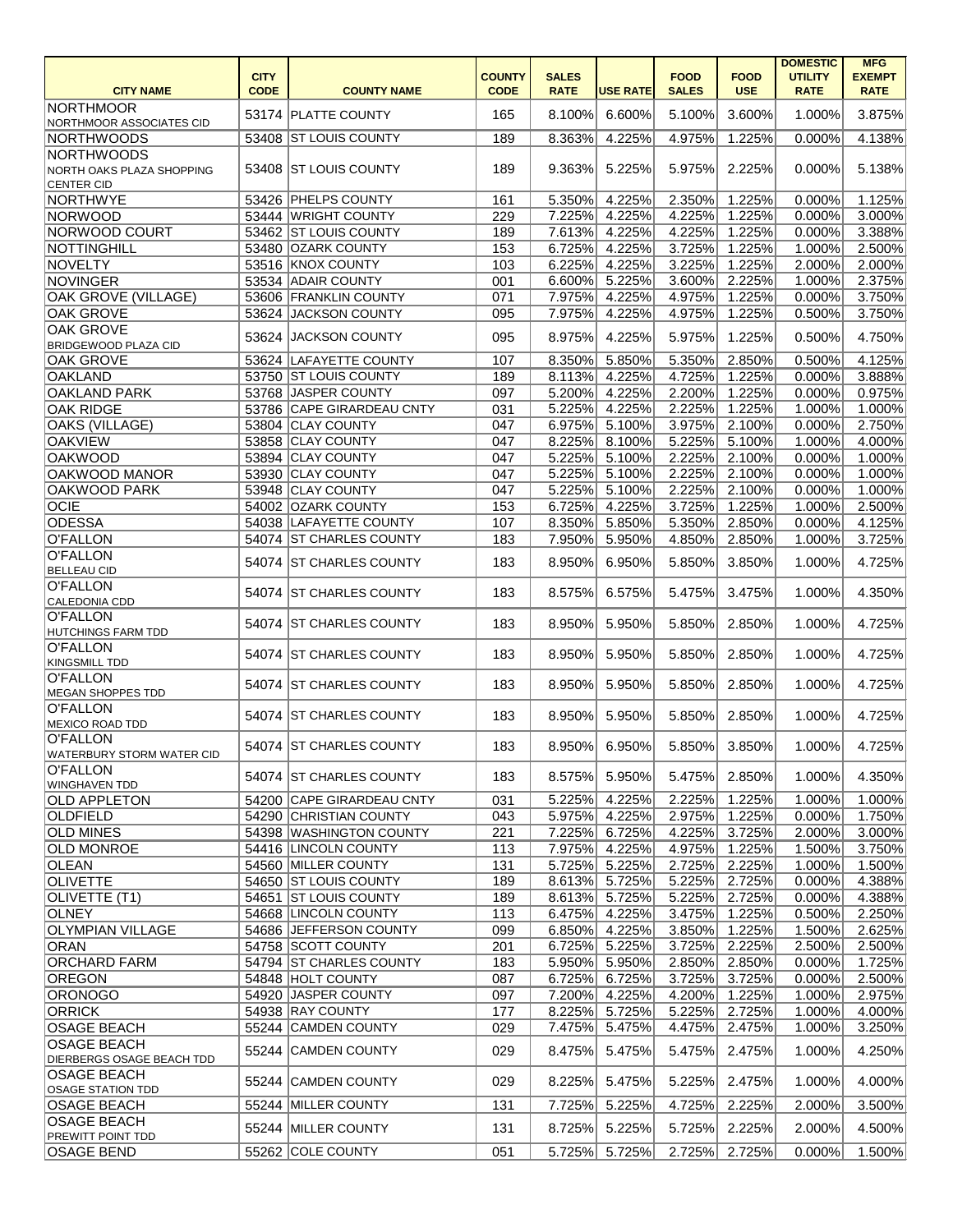| CITY NAME | CITY CODE | COUNTY NAME | COUNTY CODE | SALES RATE | USE RATE | FOOD SALES | FOOD USE | DOMESTIC UTILITY RATE | MFG EXEMPT RATE |
|---|---|---|---|---|---|---|---|---|---|
| NORTHMOOR<br>NORTHMOOR ASSOCIATES CID | 53174 | PLATTE COUNTY | 165 | 8.100% | 6.600% | 5.100% | 3.600% | 1.000% | 3.875% |
| NORTHWOODS | 53408 | ST LOUIS COUNTY | 189 | 8.363% | 4.225% | 4.975% | 1.225% | 0.000% | 4.138% |
| NORTHWOODS<br>NORTH OAKS PLAZA SHOPPING CENTER CID | 53408 | ST LOUIS COUNTY | 189 | 9.363% | 5.225% | 5.975% | 2.225% | 0.000% | 5.138% |
| NORTHWYE | 53426 | PHELPS COUNTY | 161 | 5.350% | 4.225% | 2.350% | 1.225% | 0.000% | 1.125% |
| NORWOOD | 53444 | WRIGHT COUNTY | 229 | 7.225% | 4.225% | 4.225% | 1.225% | 0.000% | 3.000% |
| NORWOOD COURT | 53462 | ST LOUIS COUNTY | 189 | 7.613% | 4.225% | 4.225% | 1.225% | 0.000% | 3.388% |
| NOTTINGHILL | 53480 | OZARK COUNTY | 153 | 6.725% | 4.225% | 3.725% | 1.225% | 1.000% | 2.500% |
| NOVELTY | 53516 | KNOX COUNTY | 103 | 6.225% | 4.225% | 3.225% | 1.225% | 2.000% | 2.000% |
| NOVINGER | 53534 | ADAIR COUNTY | 001 | 6.600% | 5.225% | 3.600% | 2.225% | 1.000% | 2.375% |
| OAK GROVE (VILLAGE) | 53606 | FRANKLIN COUNTY | 071 | 7.975% | 4.225% | 4.975% | 1.225% | 0.000% | 3.750% |
| OAK GROVE | 53624 | JACKSON COUNTY | 095 | 7.975% | 4.225% | 4.975% | 1.225% | 0.500% | 3.750% |
| OAK GROVE<br>BRIDGEWOOD PLAZA CID | 53624 | JACKSON COUNTY | 095 | 8.975% | 4.225% | 5.975% | 1.225% | 0.500% | 4.750% |
| OAK GROVE | 53624 | LAFAYETTE COUNTY | 107 | 8.350% | 5.850% | 5.350% | 2.850% | 0.500% | 4.125% |
| OAKLAND | 53750 | ST LOUIS COUNTY | 189 | 8.113% | 4.225% | 4.725% | 1.225% | 0.000% | 3.888% |
| OAKLAND PARK | 53768 | JASPER COUNTY | 097 | 5.200% | 4.225% | 2.200% | 1.225% | 0.000% | 0.975% |
| OAK RIDGE | 53786 | CAPE GIRARDEAU CNTY | 031 | 5.225% | 4.225% | 2.225% | 1.225% | 1.000% | 1.000% |
| OAKS (VILLAGE) | 53804 | CLAY COUNTY | 047 | 6.975% | 5.100% | 3.975% | 2.100% | 0.000% | 2.750% |
| OAKVIEW | 53858 | CLAY COUNTY | 047 | 8.225% | 8.100% | 5.225% | 5.100% | 1.000% | 4.000% |
| OAKWOOD | 53894 | CLAY COUNTY | 047 | 5.225% | 5.100% | 2.225% | 2.100% | 0.000% | 1.000% |
| OAKWOOD MANOR | 53930 | CLAY COUNTY | 047 | 5.225% | 5.100% | 2.225% | 2.100% | 0.000% | 1.000% |
| OAKWOOD PARK | 53948 | CLAY COUNTY | 047 | 5.225% | 5.100% | 2.225% | 2.100% | 0.000% | 1.000% |
| OCIE | 54002 | OZARK COUNTY | 153 | 6.725% | 4.225% | 3.725% | 1.225% | 1.000% | 2.500% |
| ODESSA | 54038 | LAFAYETTE COUNTY | 107 | 8.350% | 5.850% | 5.350% | 2.850% | 0.000% | 4.125% |
| O'FALLON | 54074 | ST CHARLES COUNTY | 183 | 7.950% | 5.950% | 4.850% | 2.850% | 1.000% | 3.725% |
| O'FALLON<br>BELLEAU CID | 54074 | ST CHARLES COUNTY | 183 | 8.950% | 6.950% | 5.850% | 3.850% | 1.000% | 4.725% |
| O'FALLON<br>CALEDONIA CDD | 54074 | ST CHARLES COUNTY | 183 | 8.575% | 6.575% | 5.475% | 3.475% | 1.000% | 4.350% |
| O'FALLON<br>HUTCHINGS FARM TDD | 54074 | ST CHARLES COUNTY | 183 | 8.950% | 5.950% | 5.850% | 2.850% | 1.000% | 4.725% |
| O'FALLON<br>KINGSMILL TDD | 54074 | ST CHARLES COUNTY | 183 | 8.950% | 5.950% | 5.850% | 2.850% | 1.000% | 4.725% |
| O'FALLON<br>MEGAN SHOPPES TDD | 54074 | ST CHARLES COUNTY | 183 | 8.950% | 5.950% | 5.850% | 2.850% | 1.000% | 4.725% |
| O'FALLON<br>MEXICO ROAD TDD | 54074 | ST CHARLES COUNTY | 183 | 8.950% | 5.950% | 5.850% | 2.850% | 1.000% | 4.725% |
| O'FALLON<br>WATERBURY STORM WATER CID | 54074 | ST CHARLES COUNTY | 183 | 8.950% | 6.950% | 5.850% | 3.850% | 1.000% | 4.725% |
| O'FALLON<br>WINGHAVEN TDD | 54074 | ST CHARLES COUNTY | 183 | 8.575% | 5.950% | 5.475% | 2.850% | 1.000% | 4.350% |
| OLD APPLETON | 54200 | CAPE GIRARDEAU CNTY | 031 | 5.225% | 4.225% | 2.225% | 1.225% | 1.000% | 1.000% |
| OLDFIELD | 54290 | CHRISTIAN COUNTY | 043 | 5.975% | 4.225% | 2.975% | 1.225% | 0.000% | 1.750% |
| OLD MINES | 54398 | WASHINGTON COUNTY | 221 | 7.225% | 6.725% | 4.225% | 3.725% | 2.000% | 3.000% |
| OLD MONROE | 54416 | LINCOLN COUNTY | 113 | 7.975% | 4.225% | 4.975% | 1.225% | 1.500% | 3.750% |
| OLEAN | 54560 | MILLER COUNTY | 131 | 5.725% | 5.225% | 2.725% | 2.225% | 1.000% | 1.500% |
| OLIVETTE | 54650 | ST LOUIS COUNTY | 189 | 8.613% | 5.725% | 5.225% | 2.725% | 0.000% | 4.388% |
| OLIVETTE (T1) | 54651 | ST LOUIS COUNTY | 189 | 8.613% | 5.725% | 5.225% | 2.725% | 0.000% | 4.388% |
| OLNEY | 54668 | LINCOLN COUNTY | 113 | 6.475% | 4.225% | 3.475% | 1.225% | 0.500% | 2.250% |
| OLYMPIAN VILLAGE | 54686 | JEFFERSON COUNTY | 099 | 6.850% | 4.225% | 3.850% | 1.225% | 1.500% | 2.625% |
| ORAN | 54758 | SCOTT COUNTY | 201 | 6.725% | 5.225% | 3.725% | 2.225% | 2.500% | 2.500% |
| ORCHARD FARM | 54794 | ST CHARLES COUNTY | 183 | 5.950% | 5.950% | 2.850% | 2.850% | 0.000% | 1.725% |
| OREGON | 54848 | HOLT COUNTY | 087 | 6.725% | 6.725% | 3.725% | 3.725% | 0.000% | 2.500% |
| ORONOGO | 54920 | JASPER COUNTY | 097 | 7.200% | 4.225% | 4.200% | 1.225% | 1.000% | 2.975% |
| ORRICK | 54938 | RAY COUNTY | 177 | 8.225% | 5.725% | 5.225% | 2.725% | 1.000% | 4.000% |
| OSAGE BEACH | 55244 | CAMDEN COUNTY | 029 | 7.475% | 5.475% | 4.475% | 2.475% | 1.000% | 3.250% |
| OSAGE BEACH<br>DIERBERGS OSAGE BEACH TDD | 55244 | CAMDEN COUNTY | 029 | 8.475% | 5.475% | 5.475% | 2.475% | 1.000% | 4.250% |
| OSAGE BEACH<br>OSAGE STATION TDD | 55244 | CAMDEN COUNTY | 029 | 8.225% | 5.475% | 5.225% | 2.475% | 1.000% | 4.000% |
| OSAGE BEACH | 55244 | MILLER COUNTY | 131 | 7.725% | 5.225% | 4.725% | 2.225% | 2.000% | 3.500% |
| OSAGE BEACH<br>PREWITT POINT TDD | 55244 | MILLER COUNTY | 131 | 8.725% | 5.225% | 5.725% | 2.225% | 2.000% | 4.500% |
| OSAGE BEND | 55262 | COLE COUNTY | 051 | 5.725% | 5.725% | 2.725% | 2.725% | 0.000% | 1.500% |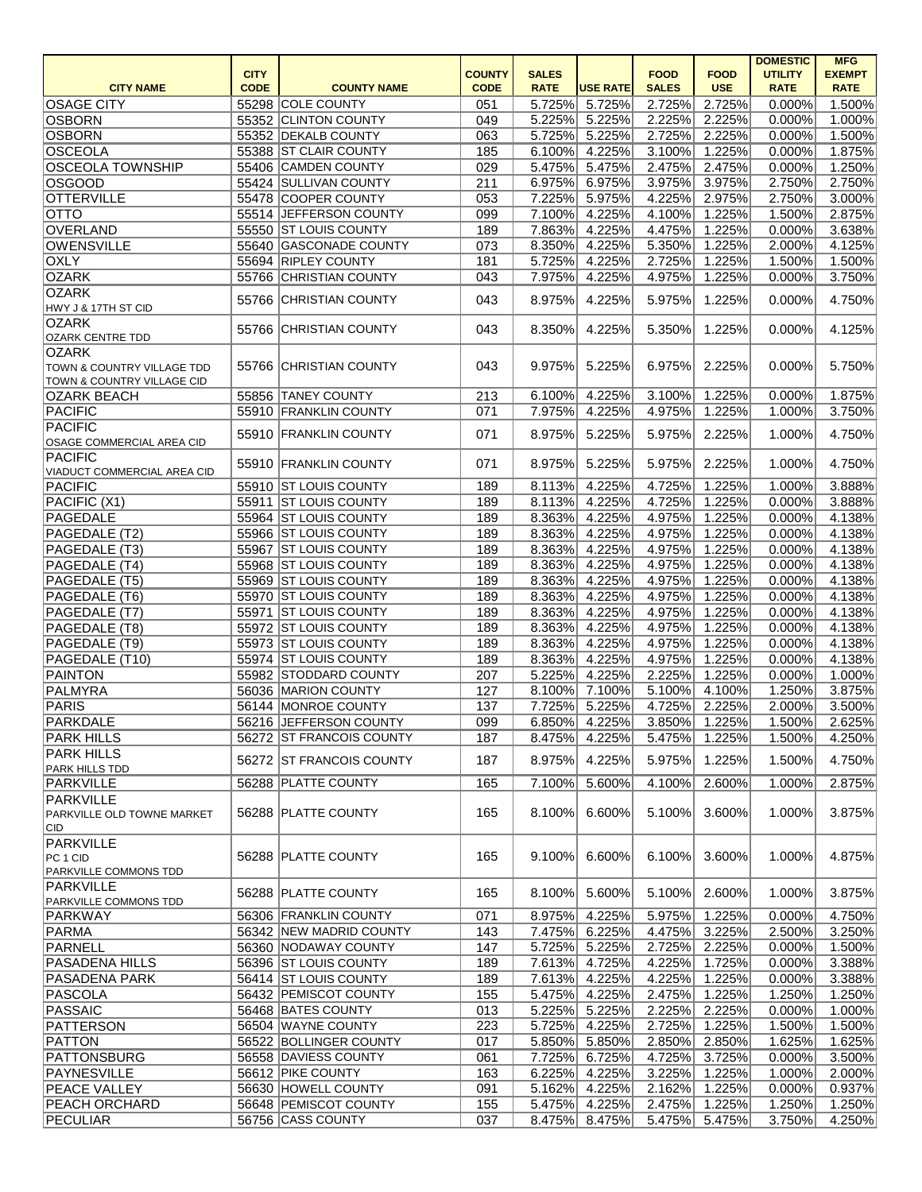| CITY NAME | CITY CODE | COUNTY NAME | COUNTY CODE | SALES RATE | USE RATE | FOOD SALES | FOOD USE | DOMESTIC UTILITY RATE | MFG EXEMPT RATE |
|---|---|---|---|---|---|---|---|---|---|
| OSAGE CITY | 55298 | COLE COUNTY | 051 | 5.725% | 5.725% | 2.725% | 2.725% | 0.000% | 1.500% |
| OSBORN | 55352 | CLINTON COUNTY | 049 | 5.225% | 5.225% | 2.225% | 2.225% | 0.000% | 1.000% |
| OSBORN | 55352 | DEKALB COUNTY | 063 | 5.725% | 5.225% | 2.725% | 2.225% | 0.000% | 1.500% |
| OSCEOLA | 55388 | ST CLAIR COUNTY | 185 | 6.100% | 4.225% | 3.100% | 1.225% | 0.000% | 1.875% |
| OSCEOLA TOWNSHIP | 55406 | CAMDEN COUNTY | 029 | 5.475% | 5.475% | 2.475% | 2.475% | 0.000% | 1.250% |
| OSGOOD | 55424 | SULLIVAN COUNTY | 211 | 6.975% | 6.975% | 3.975% | 3.975% | 2.750% | 2.750% |
| OTTERVILLE | 55478 | COOPER COUNTY | 053 | 7.225% | 5.975% | 4.225% | 2.975% | 2.750% | 3.000% |
| OTTO | 55514 | JEFFERSON COUNTY | 099 | 7.100% | 4.225% | 4.100% | 1.225% | 1.500% | 2.875% |
| OVERLAND | 55550 | ST LOUIS COUNTY | 189 | 7.863% | 4.225% | 4.475% | 1.225% | 0.000% | 3.638% |
| OWENSVILLE | 55640 | GASCONADE COUNTY | 073 | 8.350% | 4.225% | 5.350% | 1.225% | 2.000% | 4.125% |
| OXLY | 55694 | RIPLEY COUNTY | 181 | 5.725% | 4.225% | 2.725% | 1.225% | 1.500% | 1.500% |
| OZARK | 55766 | CHRISTIAN COUNTY | 043 | 7.975% | 4.225% | 4.975% | 1.225% | 0.000% | 3.750% |
| OZARK<br>HWY J & 17TH ST CID | 55766 | CHRISTIAN COUNTY | 043 | 8.975% | 4.225% | 5.975% | 1.225% | 0.000% | 4.750% |
| OZARK<br>OZARK CENTRE TDD | 55766 | CHRISTIAN COUNTY | 043 | 8.350% | 4.225% | 5.350% | 1.225% | 0.000% | 4.125% |
| OZARK<br>TOWN & COUNTRY VILLAGE TDD<br>TOWN & COUNTRY VILLAGE CID | 55766 | CHRISTIAN COUNTY | 043 | 9.975% | 5.225% | 6.975% | 2.225% | 0.000% | 5.750% |
| OZARK BEACH | 55856 | TANEY COUNTY | 213 | 6.100% | 4.225% | 3.100% | 1.225% | 0.000% | 1.875% |
| PACIFIC | 55910 | FRANKLIN COUNTY | 071 | 7.975% | 4.225% | 4.975% | 1.225% | 1.000% | 3.750% |
| PACIFIC<br>OSAGE COMMERCIAL AREA CID | 55910 | FRANKLIN COUNTY | 071 | 8.975% | 5.225% | 5.975% | 2.225% | 1.000% | 4.750% |
| PACIFIC<br>VIADUCT COMMERCIAL AREA CID | 55910 | FRANKLIN COUNTY | 071 | 8.975% | 5.225% | 5.975% | 2.225% | 1.000% | 4.750% |
| PACIFIC | 55910 | ST LOUIS COUNTY | 189 | 8.113% | 4.225% | 4.725% | 1.225% | 1.000% | 3.888% |
| PACIFIC (X1) | 55911 | ST LOUIS COUNTY | 189 | 8.113% | 4.225% | 4.725% | 1.225% | 0.000% | 3.888% |
| PAGEDALE | 55964 | ST LOUIS COUNTY | 189 | 8.363% | 4.225% | 4.975% | 1.225% | 0.000% | 4.138% |
| PAGEDALE (T2) | 55966 | ST LOUIS COUNTY | 189 | 8.363% | 4.225% | 4.975% | 1.225% | 0.000% | 4.138% |
| PAGEDALE (T3) | 55967 | ST LOUIS COUNTY | 189 | 8.363% | 4.225% | 4.975% | 1.225% | 0.000% | 4.138% |
| PAGEDALE (T4) | 55968 | ST LOUIS COUNTY | 189 | 8.363% | 4.225% | 4.975% | 1.225% | 0.000% | 4.138% |
| PAGEDALE (T5) | 55969 | ST LOUIS COUNTY | 189 | 8.363% | 4.225% | 4.975% | 1.225% | 0.000% | 4.138% |
| PAGEDALE (T6) | 55970 | ST LOUIS COUNTY | 189 | 8.363% | 4.225% | 4.975% | 1.225% | 0.000% | 4.138% |
| PAGEDALE (T7) | 55971 | ST LOUIS COUNTY | 189 | 8.363% | 4.225% | 4.975% | 1.225% | 0.000% | 4.138% |
| PAGEDALE (T8) | 55972 | ST LOUIS COUNTY | 189 | 8.363% | 4.225% | 4.975% | 1.225% | 0.000% | 4.138% |
| PAGEDALE (T9) | 55973 | ST LOUIS COUNTY | 189 | 8.363% | 4.225% | 4.975% | 1.225% | 0.000% | 4.138% |
| PAGEDALE (T10) | 55974 | ST LOUIS COUNTY | 189 | 8.363% | 4.225% | 4.975% | 1.225% | 0.000% | 4.138% |
| PAINTON | 55982 | STODDARD COUNTY | 207 | 5.225% | 4.225% | 2.225% | 1.225% | 0.000% | 1.000% |
| PALMYRA | 56036 | MARION COUNTY | 127 | 8.100% | 7.100% | 5.100% | 4.100% | 1.250% | 3.875% |
| PARIS | 56144 | MONROE COUNTY | 137 | 7.725% | 5.225% | 4.725% | 2.225% | 2.000% | 3.500% |
| PARKDALE | 56216 | JEFFERSON COUNTY | 099 | 6.850% | 4.225% | 3.850% | 1.225% | 1.500% | 2.625% |
| PARK HILLS | 56272 | ST FRANCOIS COUNTY | 187 | 8.475% | 4.225% | 5.475% | 1.225% | 1.500% | 4.250% |
| PARK HILLS<br>PARK HILLS TDD | 56272 | ST FRANCOIS COUNTY | 187 | 8.975% | 4.225% | 5.975% | 1.225% | 1.500% | 4.750% |
| PARKVILLE | 56288 | PLATTE COUNTY | 165 | 7.100% | 5.600% | 4.100% | 2.600% | 1.000% | 2.875% |
| PARKVILLE<br>PARKVILLE OLD TOWNE MARKET CID | 56288 | PLATTE COUNTY | 165 | 8.100% | 6.600% | 5.100% | 3.600% | 1.000% | 3.875% |
| PARKVILLE<br>PC 1 CID<br>PARKVILLE COMMONS TDD | 56288 | PLATTE COUNTY | 165 | 9.100% | 6.600% | 6.100% | 3.600% | 1.000% | 4.875% |
| PARKVILLE<br>PARKVILLE COMMONS TDD | 56288 | PLATTE COUNTY | 165 | 8.100% | 5.600% | 5.100% | 2.600% | 1.000% | 3.875% |
| PARKWAY | 56306 | FRANKLIN COUNTY | 071 | 8.975% | 4.225% | 5.975% | 1.225% | 0.000% | 4.750% |
| PARMA | 56342 | NEW MADRID COUNTY | 143 | 7.475% | 6.225% | 4.475% | 3.225% | 2.500% | 3.250% |
| PARNELL | 56360 | NODAWAY COUNTY | 147 | 5.725% | 5.225% | 2.725% | 2.225% | 0.000% | 1.500% |
| PASADENA HILLS | 56396 | ST LOUIS COUNTY | 189 | 7.613% | 4.725% | 4.225% | 1.725% | 0.000% | 3.388% |
| PASADENA PARK | 56414 | ST LOUIS COUNTY | 189 | 7.613% | 4.225% | 4.225% | 1.225% | 0.000% | 3.388% |
| PASCOLA | 56432 | PEMISCOT COUNTY | 155 | 5.475% | 4.225% | 2.475% | 1.225% | 1.250% | 1.250% |
| PASSAIC | 56468 | BATES COUNTY | 013 | 5.225% | 5.225% | 2.225% | 2.225% | 0.000% | 1.000% |
| PATTERSON | 56504 | WAYNE COUNTY | 223 | 5.725% | 4.225% | 2.725% | 1.225% | 1.500% | 1.500% |
| PATTON | 56522 | BOLLINGER COUNTY | 017 | 5.850% | 5.850% | 2.850% | 2.850% | 1.625% | 1.625% |
| PATTONSBURG | 56558 | DAVIESS COUNTY | 061 | 7.725% | 6.725% | 4.725% | 3.725% | 0.000% | 3.500% |
| PAYNESVILLE | 56612 | PIKE COUNTY | 163 | 6.225% | 4.225% | 3.225% | 1.225% | 1.000% | 2.000% |
| PEACE VALLEY | 56630 | HOWELL COUNTY | 091 | 5.162% | 4.225% | 2.162% | 1.225% | 0.000% | 0.937% |
| PEACH ORCHARD | 56648 | PEMISCOT COUNTY | 155 | 5.475% | 4.225% | 2.475% | 1.225% | 1.250% | 1.250% |
| PECULIAR | 56756 | CASS COUNTY | 037 | 8.475% | 8.475% | 5.475% | 5.475% | 3.750% | 4.250% |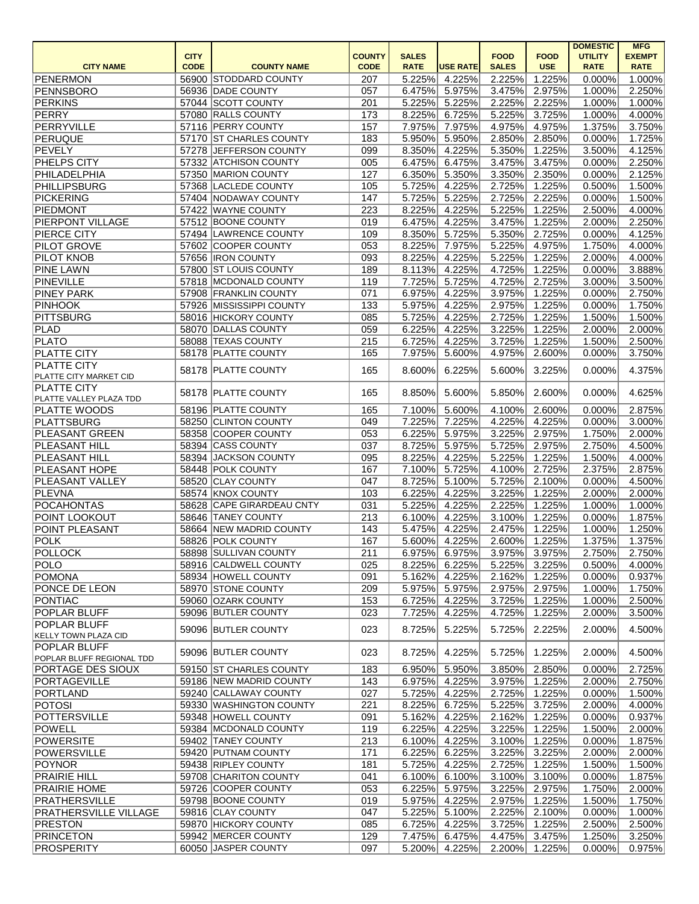| CITY NAME | CITY CODE | COUNTY NAME | COUNTY CODE | SALES RATE | USE RATE | FOOD SALES | FOOD USE | DOMESTIC UTILITY RATE | MFG EXEMPT RATE |
|---|---|---|---|---|---|---|---|---|---|
| PENERMON | 56900 | STODDARD COUNTY | 207 | 5.225% | 4.225% | 2.225% | 1.225% | 0.000% | 1.000% |
| PENNSBORO | 56936 | DADE COUNTY | 057 | 6.475% | 5.975% | 3.475% | 2.975% | 1.000% | 2.250% |
| PERKINS | 57044 | SCOTT COUNTY | 201 | 5.225% | 5.225% | 2.225% | 2.225% | 1.000% | 1.000% |
| PERRY | 57080 | RALLS COUNTY | 173 | 8.225% | 6.725% | 5.225% | 3.725% | 1.000% | 4.000% |
| PERRYVILLE | 57116 | PERRY COUNTY | 157 | 7.975% | 7.975% | 4.975% | 4.975% | 1.375% | 3.750% |
| PERUQUE | 57170 | ST CHARLES COUNTY | 183 | 5.950% | 5.950% | 2.850% | 2.850% | 0.000% | 1.725% |
| PEVELY | 57278 | JEFFERSON COUNTY | 099 | 8.350% | 4.225% | 5.350% | 1.225% | 3.500% | 4.125% |
| PHELPS CITY | 57332 | ATCHISON COUNTY | 005 | 6.475% | 6.475% | 3.475% | 3.475% | 0.000% | 2.250% |
| PHILADELPHIA | 57350 | MARION COUNTY | 127 | 6.350% | 5.350% | 3.350% | 2.350% | 0.000% | 2.125% |
| PHILLIPSBURG | 57368 | LACLEDE COUNTY | 105 | 5.725% | 4.225% | 2.725% | 1.225% | 0.500% | 1.500% |
| PICKERING | 57404 | NODAWAY COUNTY | 147 | 5.725% | 5.225% | 2.725% | 2.225% | 0.000% | 1.500% |
| PIEDMONT | 57422 | WAYNE COUNTY | 223 | 8.225% | 4.225% | 5.225% | 1.225% | 2.500% | 4.000% |
| PIERPONT VILLAGE | 57512 | BOONE COUNTY | 019 | 6.475% | 4.225% | 3.475% | 1.225% | 2.000% | 2.250% |
| PIERCE CITY | 57494 | LAWRENCE COUNTY | 109 | 8.350% | 5.725% | 5.350% | 2.725% | 0.000% | 4.125% |
| PILOT GROVE | 57602 | COOPER COUNTY | 053 | 8.225% | 7.975% | 5.225% | 4.975% | 1.750% | 4.000% |
| PILOT KNOB | 57656 | IRON COUNTY | 093 | 8.225% | 4.225% | 5.225% | 1.225% | 2.000% | 4.000% |
| PINE LAWN | 57800 | ST LOUIS COUNTY | 189 | 8.113% | 4.225% | 4.725% | 1.225% | 0.000% | 3.888% |
| PINEVILLE | 57818 | MCDONALD COUNTY | 119 | 7.725% | 5.725% | 4.725% | 2.725% | 3.000% | 3.500% |
| PINEY PARK | 57908 | FRANKLIN COUNTY | 071 | 6.975% | 4.225% | 3.975% | 1.225% | 0.000% | 2.750% |
| PINHOOK | 57926 | MISSISSIPPI COUNTY | 133 | 5.975% | 4.225% | 2.975% | 1.225% | 0.000% | 1.750% |
| PITTSBURG | 58016 | HICKORY COUNTY | 085 | 5.725% | 4.225% | 2.725% | 1.225% | 1.500% | 1.500% |
| PLAD | 58070 | DALLAS COUNTY | 059 | 6.225% | 4.225% | 3.225% | 1.225% | 2.000% | 2.000% |
| PLATO | 58088 | TEXAS COUNTY | 215 | 6.725% | 4.225% | 3.725% | 1.225% | 1.500% | 2.500% |
| PLATTE CITY | 58178 | PLATTE COUNTY | 165 | 7.975% | 5.600% | 4.975% | 2.600% | 0.000% | 3.750% |
| PLATTE CITY PLATTE CITY MARKET CID | 58178 | PLATTE COUNTY | 165 | 8.600% | 6.225% | 5.600% | 3.225% | 0.000% | 4.375% |
| PLATTE CITY PLATTE VALLEY PLAZA TDD | 58178 | PLATTE COUNTY | 165 | 8.850% | 5.600% | 5.850% | 2.600% | 0.000% | 4.625% |
| PLATTE WOODS | 58196 | PLATTE COUNTY | 165 | 7.100% | 5.600% | 4.100% | 2.600% | 0.000% | 2.875% |
| PLATTSBURG | 58250 | CLINTON COUNTY | 049 | 7.225% | 7.225% | 4.225% | 4.225% | 0.000% | 3.000% |
| PLEASANT GREEN | 58358 | COOPER COUNTY | 053 | 6.225% | 5.975% | 3.225% | 2.975% | 1.750% | 2.000% |
| PLEASANT HILL | 58394 | CASS COUNTY | 037 | 8.725% | 5.975% | 5.725% | 2.975% | 2.750% | 4.500% |
| PLEASANT HILL | 58394 | JACKSON COUNTY | 095 | 8.225% | 4.225% | 5.225% | 1.225% | 1.500% | 4.000% |
| PLEASANT HOPE | 58448 | POLK COUNTY | 167 | 7.100% | 5.725% | 4.100% | 2.725% | 2.375% | 2.875% |
| PLEASANT VALLEY | 58520 | CLAY COUNTY | 047 | 8.725% | 5.100% | 5.725% | 2.100% | 0.000% | 4.500% |
| PLEVNA | 58574 | KNOX COUNTY | 103 | 6.225% | 4.225% | 3.225% | 1.225% | 2.000% | 2.000% |
| POCAHONTAS | 58628 | CAPE GIRARDEAU CNTY | 031 | 5.225% | 4.225% | 2.225% | 1.225% | 1.000% | 1.000% |
| POINT LOOKOUT | 58646 | TANEY COUNTY | 213 | 6.100% | 4.225% | 3.100% | 1.225% | 0.000% | 1.875% |
| POINT PLEASANT | 58664 | NEW MADRID COUNTY | 143 | 5.475% | 4.225% | 2.475% | 1.225% | 1.000% | 1.250% |
| POLK | 58826 | POLK COUNTY | 167 | 5.600% | 4.225% | 2.600% | 1.225% | 1.375% | 1.375% |
| POLLOCK | 58898 | SULLIVAN COUNTY | 211 | 6.975% | 6.975% | 3.975% | 3.975% | 2.750% | 2.750% |
| POLO | 58916 | CALDWELL COUNTY | 025 | 8.225% | 6.225% | 5.225% | 3.225% | 0.500% | 4.000% |
| POMONA | 58934 | HOWELL COUNTY | 091 | 5.162% | 4.225% | 2.162% | 1.225% | 0.000% | 0.937% |
| PONCE DE LEON | 58970 | STONE COUNTY | 209 | 5.975% | 5.975% | 2.975% | 2.975% | 1.000% | 1.750% |
| PONTIAC | 59060 | OZARK COUNTY | 153 | 6.725% | 4.225% | 3.725% | 1.225% | 1.000% | 2.500% |
| POPLAR BLUFF | 59096 | BUTLER COUNTY | 023 | 7.725% | 4.225% | 4.725% | 1.225% | 2.000% | 3.500% |
| POPLAR BLUFF KELLY TOWN PLAZA CID | 59096 | BUTLER COUNTY | 023 | 8.725% | 5.225% | 5.725% | 2.225% | 2.000% | 4.500% |
| POPLAR BLUFF POPLAR BLUFF REGIONAL TDD | 59096 | BUTLER COUNTY | 023 | 8.725% | 4.225% | 5.725% | 1.225% | 2.000% | 4.500% |
| PORTAGE DES SIOUX | 59150 | ST CHARLES COUNTY | 183 | 6.950% | 5.950% | 3.850% | 2.850% | 0.000% | 2.725% |
| PORTAGEVILLE | 59186 | NEW MADRID COUNTY | 143 | 6.975% | 4.225% | 3.975% | 1.225% | 2.000% | 2.750% |
| PORTLAND | 59240 | CALLAWAY COUNTY | 027 | 5.725% | 4.225% | 2.725% | 1.225% | 0.000% | 1.500% |
| POTOSI | 59330 | WASHINGTON COUNTY | 221 | 8.225% | 6.725% | 5.225% | 3.725% | 2.000% | 4.000% |
| POTTERSVILLE | 59348 | HOWELL COUNTY | 091 | 5.162% | 4.225% | 2.162% | 1.225% | 0.000% | 0.937% |
| POWELL | 59384 | MCDONALD COUNTY | 119 | 6.225% | 4.225% | 3.225% | 1.225% | 1.500% | 2.000% |
| POWERSITE | 59402 | TANEY COUNTY | 213 | 6.100% | 4.225% | 3.100% | 1.225% | 0.000% | 1.875% |
| POWERSVILLE | 59420 | PUTNAM COUNTY | 171 | 6.225% | 6.225% | 3.225% | 3.225% | 2.000% | 2.000% |
| POYNOR | 59438 | RIPLEY COUNTY | 181 | 5.725% | 4.225% | 2.725% | 1.225% | 1.500% | 1.500% |
| PRAIRIE HILL | 59708 | CHARITON COUNTY | 041 | 6.100% | 6.100% | 3.100% | 3.100% | 0.000% | 1.875% |
| PRAIRIE HOME | 59726 | COOPER COUNTY | 053 | 6.225% | 5.975% | 3.225% | 2.975% | 1.750% | 2.000% |
| PRATHERSVILLE | 59798 | BOONE COUNTY | 019 | 5.975% | 4.225% | 2.975% | 1.225% | 1.500% | 1.750% |
| PRATHERSVILLE VILLAGE | 59816 | CLAY COUNTY | 047 | 5.225% | 5.100% | 2.225% | 2.100% | 0.000% | 1.000% |
| PRESTON | 59870 | HICKORY COUNTY | 085 | 6.725% | 4.225% | 3.725% | 1.225% | 2.500% | 2.500% |
| PRINCETON | 59942 | MERCER COUNTY | 129 | 7.475% | 6.475% | 4.475% | 3.475% | 1.250% | 3.250% |
| PROSPERITY | 60050 | JASPER COUNTY | 097 | 5.200% | 4.225% | 2.200% | 1.225% | 0.000% | 0.975% |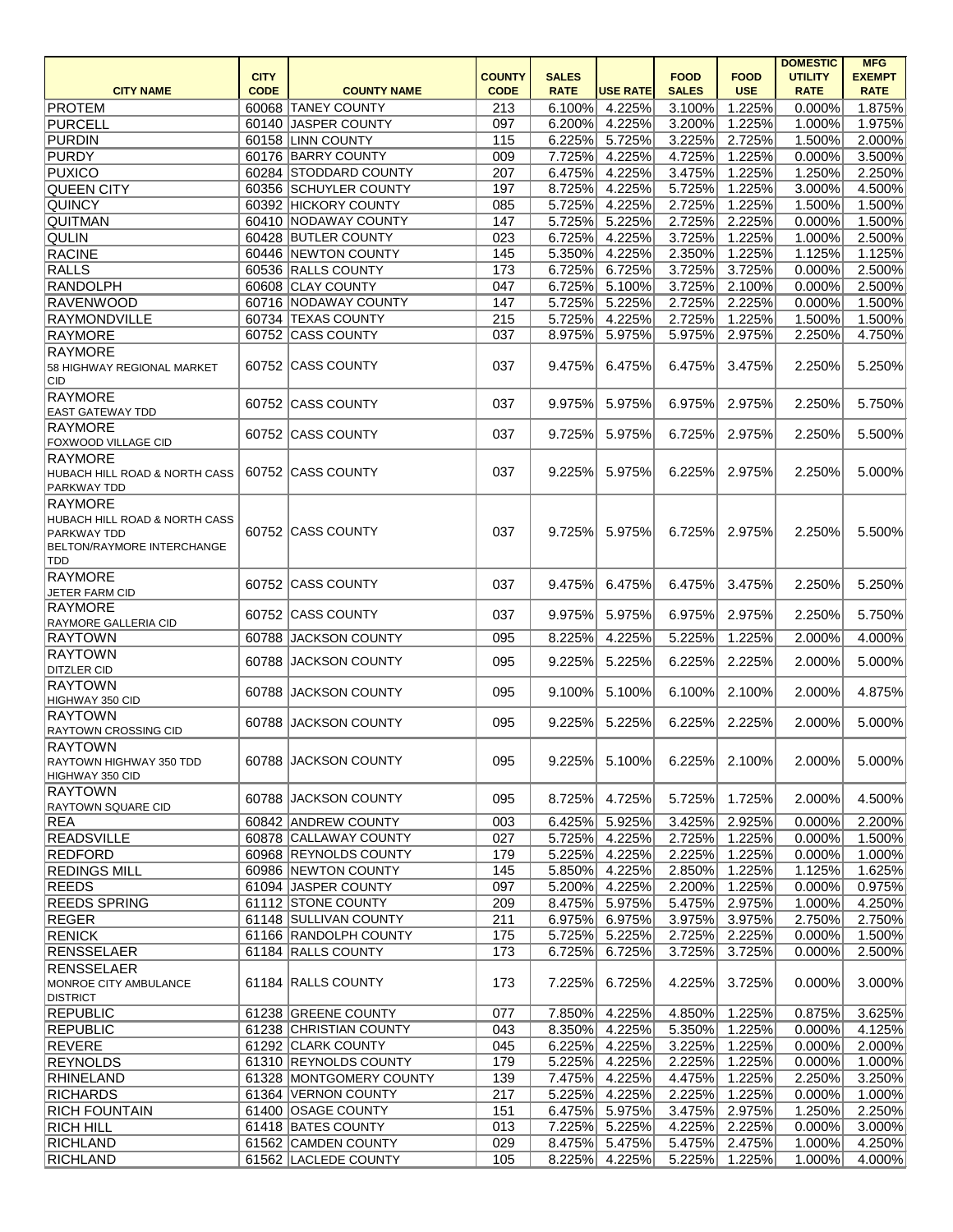| CITY NAME | CITY CODE | COUNTY NAME | COUNTY CODE | SALES RATE | USE RATE | FOOD SALES | FOOD USE | DOMESTIC UTILITY RATE | MFG EXEMPT RATE |
|---|---|---|---|---|---|---|---|---|---|
| PROTEM | 60068 | TANEY COUNTY | 213 | 6.100% | 4.225% | 3.100% | 1.225% | 0.000% | 1.875% |
| PURCELL | 60140 | JASPER COUNTY | 097 | 6.200% | 4.225% | 3.200% | 1.225% | 1.000% | 1.975% |
| PURDIN | 60158 | LINN COUNTY | 115 | 6.225% | 5.725% | 3.225% | 2.725% | 1.500% | 2.000% |
| PURDY | 60176 | BARRY COUNTY | 009 | 7.725% | 4.225% | 4.725% | 1.225% | 0.000% | 3.500% |
| PUXICO | 60284 | STODDARD COUNTY | 207 | 6.475% | 4.225% | 3.475% | 1.225% | 1.250% | 2.250% |
| QUEEN CITY | 60356 | SCHUYLER COUNTY | 197 | 8.725% | 4.225% | 5.725% | 1.225% | 3.000% | 4.500% |
| QUINCY | 60392 | HICKORY COUNTY | 085 | 5.725% | 4.225% | 2.725% | 1.225% | 1.500% | 1.500% |
| QUITMAN | 60410 | NODAWAY COUNTY | 147 | 5.725% | 5.225% | 2.725% | 2.225% | 0.000% | 1.500% |
| QULIN | 60428 | BUTLER COUNTY | 023 | 6.725% | 4.225% | 3.725% | 1.225% | 1.000% | 2.500% |
| RACINE | 60446 | NEWTON COUNTY | 145 | 5.350% | 4.225% | 2.350% | 1.225% | 1.125% | 1.125% |
| RALLS | 60536 | RALLS COUNTY | 173 | 6.725% | 6.725% | 3.725% | 3.725% | 0.000% | 2.500% |
| RANDOLPH | 60608 | CLAY COUNTY | 047 | 6.725% | 5.100% | 3.725% | 2.100% | 0.000% | 2.500% |
| RAVENWOOD | 60716 | NODAWAY COUNTY | 147 | 5.725% | 5.225% | 2.725% | 2.225% | 0.000% | 1.500% |
| RAYMONDVILLE | 60734 | TEXAS COUNTY | 215 | 5.725% | 4.225% | 2.725% | 1.225% | 1.500% | 1.500% |
| RAYMORE | 60752 | CASS COUNTY | 037 | 8.975% | 5.975% | 5.975% | 2.975% | 2.250% | 4.750% |
| RAYMORE 58 HIGHWAY REGIONAL MARKET CID | 60752 | CASS COUNTY | 037 | 9.475% | 6.475% | 6.475% | 3.475% | 2.250% | 5.250% |
| RAYMORE EAST GATEWAY TDD | 60752 | CASS COUNTY | 037 | 9.975% | 5.975% | 6.975% | 2.975% | 2.250% | 5.750% |
| RAYMORE FOXWOOD VILLAGE CID | 60752 | CASS COUNTY | 037 | 9.725% | 5.975% | 6.725% | 2.975% | 2.250% | 5.500% |
| RAYMORE HUBACH HILL ROAD & NORTH CASS PARKWAY TDD | 60752 | CASS COUNTY | 037 | 9.225% | 5.975% | 6.225% | 2.975% | 2.250% | 5.000% |
| RAYMORE HUBACH HILL ROAD & NORTH CASS PARKWAY TDD BELTON/RAYMORE INTERCHANGE TDD | 60752 | CASS COUNTY | 037 | 9.725% | 5.975% | 6.725% | 2.975% | 2.250% | 5.500% |
| RAYMORE JETER FARM CID | 60752 | CASS COUNTY | 037 | 9.475% | 6.475% | 6.475% | 3.475% | 2.250% | 5.250% |
| RAYMORE RAYMORE GALLERIA CID | 60752 | CASS COUNTY | 037 | 9.975% | 5.975% | 6.975% | 2.975% | 2.250% | 5.750% |
| RAYTOWN | 60788 | JACKSON COUNTY | 095 | 8.225% | 4.225% | 5.225% | 1.225% | 2.000% | 4.000% |
| RAYTOWN DITZLER CID | 60788 | JACKSON COUNTY | 095 | 9.225% | 5.225% | 6.225% | 2.225% | 2.000% | 5.000% |
| RAYTOWN HIGHWAY 350 CID | 60788 | JACKSON COUNTY | 095 | 9.100% | 5.100% | 6.100% | 2.100% | 2.000% | 4.875% |
| RAYTOWN RAYTOWN CROSSING CID | 60788 | JACKSON COUNTY | 095 | 9.225% | 5.225% | 6.225% | 2.225% | 2.000% | 5.000% |
| RAYTOWN RAYTOWN HIGHWAY 350 TDD HIGHWAY 350 CID | 60788 | JACKSON COUNTY | 095 | 9.225% | 5.100% | 6.225% | 2.100% | 2.000% | 5.000% |
| RAYTOWN RAYTOWN SQUARE CID | 60788 | JACKSON COUNTY | 095 | 8.725% | 4.725% | 5.725% | 1.725% | 2.000% | 4.500% |
| REA | 60842 | ANDREW COUNTY | 003 | 6.425% | 5.925% | 3.425% | 2.925% | 0.000% | 2.200% |
| READSVILLE | 60878 | CALLAWAY COUNTY | 027 | 5.725% | 4.225% | 2.725% | 1.225% | 0.000% | 1.500% |
| REDFORD | 60968 | REYNOLDS COUNTY | 179 | 5.225% | 4.225% | 2.225% | 1.225% | 0.000% | 1.000% |
| REDINGS MILL | 60986 | NEWTON COUNTY | 145 | 5.850% | 4.225% | 2.850% | 1.225% | 1.125% | 1.625% |
| REEDS | 61094 | JASPER COUNTY | 097 | 5.200% | 4.225% | 2.200% | 1.225% | 0.000% | 0.975% |
| REEDS SPRING | 61112 | STONE COUNTY | 209 | 8.475% | 5.975% | 5.475% | 2.975% | 1.000% | 4.250% |
| REGER | 61148 | SULLIVAN COUNTY | 211 | 6.975% | 6.975% | 3.975% | 3.975% | 2.750% | 2.750% |
| RENICK | 61166 | RANDOLPH COUNTY | 175 | 5.725% | 5.225% | 2.725% | 2.225% | 0.000% | 1.500% |
| RENSSELAER | 61184 | RALLS COUNTY | 173 | 6.725% | 6.725% | 3.725% | 3.725% | 0.000% | 2.500% |
| RENSSELAER MONROE CITY AMBULANCE DISTRICT | 61184 | RALLS COUNTY | 173 | 7.225% | 6.725% | 4.225% | 3.725% | 0.000% | 3.000% |
| REPUBLIC | 61238 | GREENE COUNTY | 077 | 7.850% | 4.225% | 4.850% | 1.225% | 0.875% | 3.625% |
| REPUBLIC | 61238 | CHRISTIAN COUNTY | 043 | 8.350% | 4.225% | 5.350% | 1.225% | 0.000% | 4.125% |
| REVERE | 61292 | CLARK COUNTY | 045 | 6.225% | 4.225% | 3.225% | 1.225% | 0.000% | 2.000% |
| REYNOLDS | 61310 | REYNOLDS COUNTY | 179 | 5.225% | 4.225% | 2.225% | 1.225% | 0.000% | 1.000% |
| RHINELAND | 61328 | MONTGOMERY COUNTY | 139 | 7.475% | 4.225% | 4.475% | 1.225% | 2.250% | 3.250% |
| RICHARDS | 61364 | VERNON COUNTY | 217 | 5.225% | 4.225% | 2.225% | 1.225% | 0.000% | 1.000% |
| RICH FOUNTAIN | 61400 | OSAGE COUNTY | 151 | 6.475% | 5.975% | 3.475% | 2.975% | 1.250% | 2.250% |
| RICH HILL | 61418 | BATES COUNTY | 013 | 7.225% | 5.225% | 4.225% | 2.225% | 0.000% | 3.000% |
| RICHLAND | 61562 | CAMDEN COUNTY | 029 | 8.475% | 5.475% | 5.475% | 2.475% | 1.000% | 4.250% |
| RICHLAND | 61562 | LACLEDE COUNTY | 105 | 8.225% | 4.225% | 5.225% | 1.225% | 1.000% | 4.000% |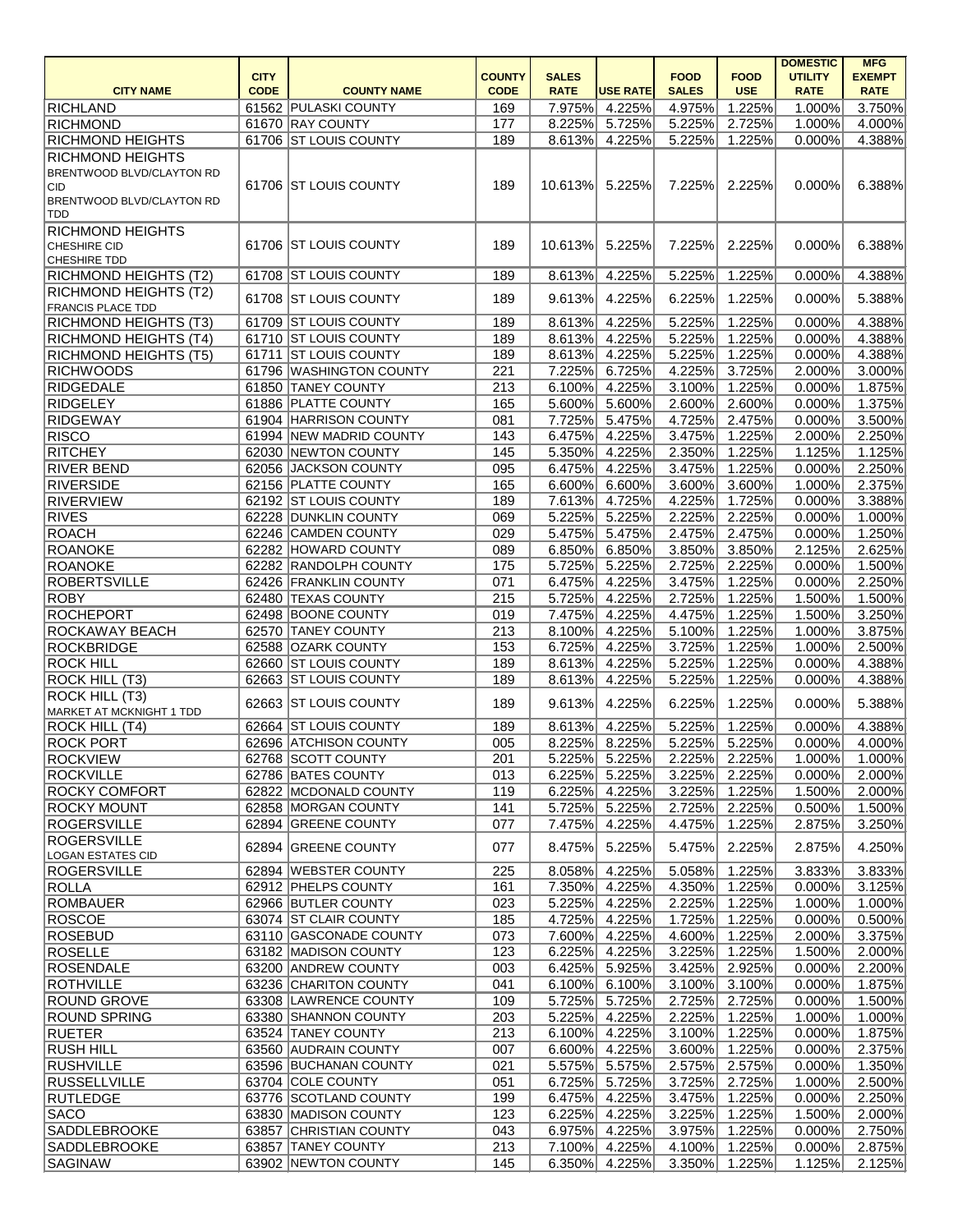| CITY NAME | CITY CODE | COUNTY NAME | COUNTY CODE | SALES RATE | USE RATE | FOOD SALES | FOOD USE | DOMESTIC UTILITY RATE | MFG EXEMPT RATE |
|---|---|---|---|---|---|---|---|---|---|
| RICHLAND | 61562 | PULASKI COUNTY | 169 | 7.975% | 4.225% | 4.975% | 1.225% | 1.000% | 3.750% |
| RICHMOND | 61670 | RAY COUNTY | 177 | 8.225% | 5.725% | 5.225% | 2.725% | 1.000% | 4.000% |
| RICHMOND HEIGHTS | 61706 | ST LOUIS COUNTY | 189 | 8.613% | 4.225% | 5.225% | 1.225% | 0.000% | 4.388% |
| RICHMOND HEIGHTS BRENTWOOD BLVD/CLAYTON RD CID BRENTWOOD BLVD/CLAYTON RD TDD | 61706 | ST LOUIS COUNTY | 189 | 10.613% | 5.225% | 7.225% | 2.225% | 0.000% | 6.388% |
| RICHMOND HEIGHTS CHESHIRE CID CHESHIRE TDD | 61706 | ST LOUIS COUNTY | 189 | 10.613% | 5.225% | 7.225% | 2.225% | 0.000% | 6.388% |
| RICHMOND HEIGHTS (T2) | 61708 | ST LOUIS COUNTY | 189 | 8.613% | 4.225% | 5.225% | 1.225% | 0.000% | 4.388% |
| RICHMOND HEIGHTS (T2) FRANCIS PLACE TDD | 61708 | ST LOUIS COUNTY | 189 | 9.613% | 4.225% | 6.225% | 1.225% | 0.000% | 5.388% |
| RICHMOND HEIGHTS (T3) | 61709 | ST LOUIS COUNTY | 189 | 8.613% | 4.225% | 5.225% | 1.225% | 0.000% | 4.388% |
| RICHMOND HEIGHTS (T4) | 61710 | ST LOUIS COUNTY | 189 | 8.613% | 4.225% | 5.225% | 1.225% | 0.000% | 4.388% |
| RICHMOND HEIGHTS (T5) | 61711 | ST LOUIS COUNTY | 189 | 8.613% | 4.225% | 5.225% | 1.225% | 0.000% | 4.388% |
| RICHWOODS | 61796 | WASHINGTON COUNTY | 221 | 7.225% | 6.725% | 4.225% | 3.725% | 2.000% | 3.000% |
| RIDGEDALE | 61850 | TANEY COUNTY | 213 | 6.100% | 4.225% | 3.100% | 1.225% | 0.000% | 1.875% |
| RIDGELEY | 61886 | PLATTE COUNTY | 165 | 5.600% | 5.600% | 2.600% | 2.600% | 0.000% | 1.375% |
| RIDGEWAY | 61904 | HARRISON COUNTY | 081 | 7.725% | 5.475% | 4.725% | 2.475% | 0.000% | 3.500% |
| RISCO | 61994 | NEW MADRID COUNTY | 143 | 6.475% | 4.225% | 3.475% | 1.225% | 2.000% | 2.250% |
| RITCHEY | 62030 | NEWTON COUNTY | 145 | 5.350% | 4.225% | 2.350% | 1.225% | 1.125% | 1.125% |
| RIVER BEND | 62056 | JACKSON COUNTY | 095 | 6.475% | 4.225% | 3.475% | 1.225% | 0.000% | 2.250% |
| RIVERSIDE | 62156 | PLATTE COUNTY | 165 | 6.600% | 6.600% | 3.600% | 3.600% | 1.000% | 2.375% |
| RIVERVIEW | 62192 | ST LOUIS COUNTY | 189 | 7.613% | 4.725% | 4.225% | 1.725% | 0.000% | 3.388% |
| RIVES | 62228 | DUNKLIN COUNTY | 069 | 5.225% | 5.225% | 2.225% | 2.225% | 0.000% | 1.000% |
| ROACH | 62246 | CAMDEN COUNTY | 029 | 5.475% | 5.475% | 2.475% | 2.475% | 0.000% | 1.250% |
| ROANOKE | 62282 | HOWARD COUNTY | 089 | 6.850% | 6.850% | 3.850% | 3.850% | 2.125% | 2.625% |
| ROANOKE | 62282 | RANDOLPH COUNTY | 175 | 5.725% | 5.225% | 2.725% | 2.225% | 0.000% | 1.500% |
| ROBERTSVILLE | 62426 | FRANKLIN COUNTY | 071 | 6.475% | 4.225% | 3.475% | 1.225% | 0.000% | 2.250% |
| ROBY | 62480 | TEXAS COUNTY | 215 | 5.725% | 4.225% | 2.725% | 1.225% | 1.500% | 1.500% |
| ROCHEPORT | 62498 | BOONE COUNTY | 019 | 7.475% | 4.225% | 4.475% | 1.225% | 1.500% | 3.250% |
| ROCKAWAY BEACH | 62570 | TANEY COUNTY | 213 | 8.100% | 4.225% | 5.100% | 1.225% | 1.000% | 3.875% |
| ROCKBRIDGE | 62588 | OZARK COUNTY | 153 | 6.725% | 4.225% | 3.725% | 1.225% | 1.000% | 2.500% |
| ROCK HILL | 62660 | ST LOUIS COUNTY | 189 | 8.613% | 4.225% | 5.225% | 1.225% | 0.000% | 4.388% |
| ROCK HILL (T3) | 62663 | ST LOUIS COUNTY | 189 | 8.613% | 4.225% | 5.225% | 1.225% | 0.000% | 4.388% |
| ROCK HILL (T3) MARKET AT MCKNIGHT 1 TDD | 62663 | ST LOUIS COUNTY | 189 | 9.613% | 4.225% | 6.225% | 1.225% | 0.000% | 5.388% |
| ROCK HILL (T4) | 62664 | ST LOUIS COUNTY | 189 | 8.613% | 4.225% | 5.225% | 1.225% | 0.000% | 4.388% |
| ROCK PORT | 62696 | ATCHISON COUNTY | 005 | 8.225% | 8.225% | 5.225% | 5.225% | 0.000% | 4.000% |
| ROCKVIEW | 62768 | SCOTT COUNTY | 201 | 5.225% | 5.225% | 2.225% | 2.225% | 1.000% | 1.000% |
| ROCKVILLE | 62786 | BATES COUNTY | 013 | 6.225% | 5.225% | 3.225% | 2.225% | 0.000% | 2.000% |
| ROCKY COMFORT | 62822 | MCDONALD COUNTY | 119 | 6.225% | 4.225% | 3.225% | 1.225% | 1.500% | 2.000% |
| ROCKY MOUNT | 62858 | MORGAN COUNTY | 141 | 5.725% | 5.225% | 2.725% | 2.225% | 0.500% | 1.500% |
| ROGERSVILLE | 62894 | GREENE COUNTY | 077 | 7.475% | 4.225% | 4.475% | 1.225% | 2.875% | 3.250% |
| ROGERSVILLE LOGAN ESTATES CID | 62894 | GREENE COUNTY | 077 | 8.475% | 5.225% | 5.475% | 2.225% | 2.875% | 4.250% |
| ROGERSVILLE | 62894 | WEBSTER COUNTY | 225 | 8.058% | 4.225% | 5.058% | 1.225% | 3.833% | 3.833% |
| ROLLA | 62912 | PHELPS COUNTY | 161 | 7.350% | 4.225% | 4.350% | 1.225% | 0.000% | 3.125% |
| ROMBAUER | 62966 | BUTLER COUNTY | 023 | 5.225% | 4.225% | 2.225% | 1.225% | 1.000% | 1.000% |
| ROSCOE | 63074 | ST CLAIR COUNTY | 185 | 4.725% | 4.225% | 1.725% | 1.225% | 0.000% | 0.500% |
| ROSEBUD | 63110 | GASCONADE COUNTY | 073 | 7.600% | 4.225% | 4.600% | 1.225% | 2.000% | 3.375% |
| ROSELLE | 63182 | MADISON COUNTY | 123 | 6.225% | 4.225% | 3.225% | 1.225% | 1.500% | 2.000% |
| ROSENDALE | 63200 | ANDREW COUNTY | 003 | 6.425% | 5.925% | 3.425% | 2.925% | 0.000% | 2.200% |
| ROTHVILLE | 63236 | CHARITON COUNTY | 041 | 6.100% | 6.100% | 3.100% | 3.100% | 0.000% | 1.875% |
| ROUND GROVE | 63308 | LAWRENCE COUNTY | 109 | 5.725% | 5.725% | 2.725% | 2.725% | 0.000% | 1.500% |
| ROUND SPRING | 63380 | SHANNON COUNTY | 203 | 5.225% | 4.225% | 2.225% | 1.225% | 1.000% | 1.000% |
| RUETER | 63524 | TANEY COUNTY | 213 | 6.100% | 4.225% | 3.100% | 1.225% | 0.000% | 1.875% |
| RUSH HILL | 63560 | AUDRAIN COUNTY | 007 | 6.600% | 4.225% | 3.600% | 1.225% | 0.000% | 2.375% |
| RUSHVILLE | 63596 | BUCHANAN COUNTY | 021 | 5.575% | 5.575% | 2.575% | 2.575% | 0.000% | 1.350% |
| RUSSELLVILLE | 63704 | COLE COUNTY | 051 | 6.725% | 5.725% | 3.725% | 2.725% | 1.000% | 2.500% |
| RUTLEDGE | 63776 | SCOTLAND COUNTY | 199 | 6.475% | 4.225% | 3.475% | 1.225% | 0.000% | 2.250% |
| SACO | 63830 | MADISON COUNTY | 123 | 6.225% | 4.225% | 3.225% | 1.225% | 1.500% | 2.000% |
| SADDLEBROOKE | 63857 | CHRISTIAN COUNTY | 043 | 6.975% | 4.225% | 3.975% | 1.225% | 0.000% | 2.750% |
| SADDLEBROOKE | 63857 | TANEY COUNTY | 213 | 7.100% | 4.225% | 4.100% | 1.225% | 0.000% | 2.875% |
| SAGINAW | 63902 | NEWTON COUNTY | 145 | 6.350% | 4.225% | 3.350% | 1.225% | 1.125% | 2.125% |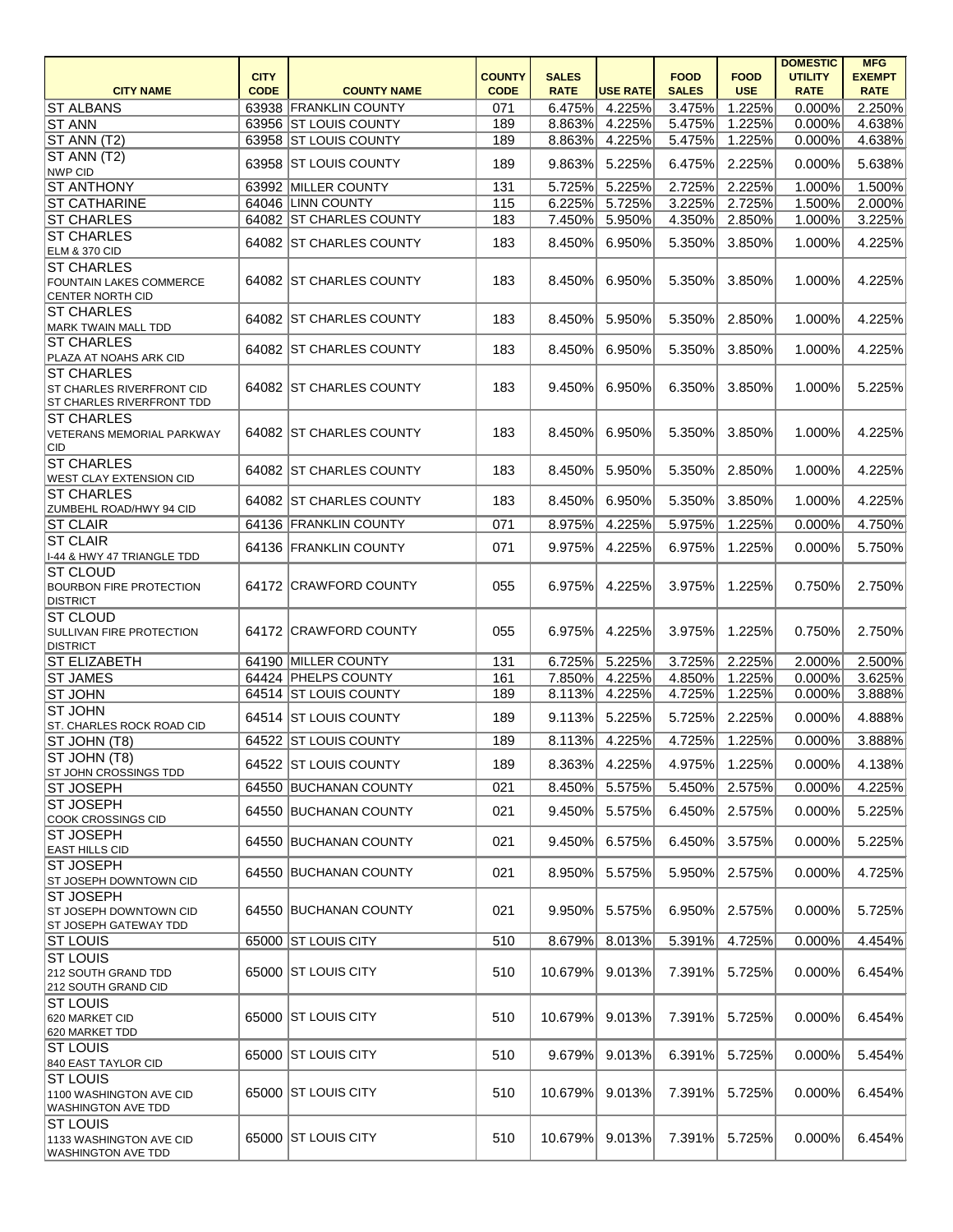| CITY NAME | CITY CODE | COUNTY NAME | COUNTY CODE | SALES RATE | USE RATE | FOOD SALES | FOOD USE | DOMESTIC UTILITY RATE | MFG EXEMPT RATE |
|---|---|---|---|---|---|---|---|---|---|
| ST ALBANS | 63938 | FRANKLIN COUNTY | 071 | 6.475% | 4.225% | 3.475% | 1.225% | 0.000% | 2.250% |
| ST ANN | 63956 | ST LOUIS COUNTY | 189 | 8.863% | 4.225% | 5.475% | 1.225% | 0.000% | 4.638% |
| ST ANN (T2) | 63958 | ST LOUIS COUNTY | 189 | 8.863% | 4.225% | 5.475% | 1.225% | 0.000% | 4.638% |
| ST ANN (T2) NWP CID | 63958 | ST LOUIS COUNTY | 189 | 9.863% | 5.225% | 6.475% | 2.225% | 0.000% | 5.638% |
| ST ANTHONY | 63992 | MILLER COUNTY | 131 | 5.725% | 5.225% | 2.725% | 2.225% | 1.000% | 1.500% |
| ST CATHARINE | 64046 | LINN COUNTY | 115 | 6.225% | 5.725% | 3.225% | 2.725% | 1.500% | 2.000% |
| ST CHARLES | 64082 | ST CHARLES COUNTY | 183 | 7.450% | 5.950% | 4.350% | 2.850% | 1.000% | 3.225% |
| ST CHARLES ELM & 370 CID | 64082 | ST CHARLES COUNTY | 183 | 8.450% | 6.950% | 5.350% | 3.850% | 1.000% | 4.225% |
| ST CHARLES FOUNTAIN LAKES COMMERCE CENTER NORTH CID | 64082 | ST CHARLES COUNTY | 183 | 8.450% | 6.950% | 5.350% | 3.850% | 1.000% | 4.225% |
| ST CHARLES MARK TWAIN MALL TDD | 64082 | ST CHARLES COUNTY | 183 | 8.450% | 5.950% | 5.350% | 2.850% | 1.000% | 4.225% |
| ST CHARLES PLAZA AT NOAHS ARK CID | 64082 | ST CHARLES COUNTY | 183 | 8.450% | 6.950% | 5.350% | 3.850% | 1.000% | 4.225% |
| ST CHARLES ST CHARLES RIVERFRONT CID ST CHARLES RIVERFRONT TDD | 64082 | ST CHARLES COUNTY | 183 | 9.450% | 6.950% | 6.350% | 3.850% | 1.000% | 5.225% |
| ST CHARLES VETERANS MEMORIAL PARKWAY CID | 64082 | ST CHARLES COUNTY | 183 | 8.450% | 6.950% | 5.350% | 3.850% | 1.000% | 4.225% |
| ST CHARLES WEST CLAY EXTENSION CID | 64082 | ST CHARLES COUNTY | 183 | 8.450% | 5.950% | 5.350% | 2.850% | 1.000% | 4.225% |
| ST CHARLES ZUMBEHL ROAD/HWY 94 CID | 64082 | ST CHARLES COUNTY | 183 | 8.450% | 6.950% | 5.350% | 3.850% | 1.000% | 4.225% |
| ST CLAIR | 64136 | FRANKLIN COUNTY | 071 | 8.975% | 4.225% | 5.975% | 1.225% | 0.000% | 4.750% |
| ST CLAIR I-44 & HWY 47 TRIANGLE TDD | 64136 | FRANKLIN COUNTY | 071 | 9.975% | 4.225% | 6.975% | 1.225% | 0.000% | 5.750% |
| ST CLOUD BOURBON FIRE PROTECTION DISTRICT | 64172 | CRAWFORD COUNTY | 055 | 6.975% | 4.225% | 3.975% | 1.225% | 0.750% | 2.750% |
| ST CLOUD SULLIVAN FIRE PROTECTION DISTRICT | 64172 | CRAWFORD COUNTY | 055 | 6.975% | 4.225% | 3.975% | 1.225% | 0.750% | 2.750% |
| ST ELIZABETH | 64190 | MILLER COUNTY | 131 | 6.725% | 5.225% | 3.725% | 2.225% | 2.000% | 2.500% |
| ST JAMES | 64424 | PHELPS COUNTY | 161 | 7.850% | 4.225% | 4.850% | 1.225% | 0.000% | 3.625% |
| ST JOHN | 64514 | ST LOUIS COUNTY | 189 | 8.113% | 4.225% | 4.725% | 1.225% | 0.000% | 3.888% |
| ST JOHN ST. CHARLES ROCK ROAD CID | 64514 | ST LOUIS COUNTY | 189 | 9.113% | 5.225% | 5.725% | 2.225% | 0.000% | 4.888% |
| ST JOHN (T8) | 64522 | ST LOUIS COUNTY | 189 | 8.113% | 4.225% | 4.725% | 1.225% | 0.000% | 3.888% |
| ST JOHN (T8) ST JOHN CROSSINGS TDD | 64522 | ST LOUIS COUNTY | 189 | 8.363% | 4.225% | 4.975% | 1.225% | 0.000% | 4.138% |
| ST JOSEPH | 64550 | BUCHANAN COUNTY | 021 | 8.450% | 5.575% | 5.450% | 2.575% | 0.000% | 4.225% |
| ST JOSEPH COOK CROSSINGS CID | 64550 | BUCHANAN COUNTY | 021 | 9.450% | 5.575% | 6.450% | 2.575% | 0.000% | 5.225% |
| ST JOSEPH EAST HILLS CID | 64550 | BUCHANAN COUNTY | 021 | 9.450% | 6.575% | 6.450% | 3.575% | 0.000% | 5.225% |
| ST JOSEPH ST JOSEPH DOWNTOWN CID | 64550 | BUCHANAN COUNTY | 021 | 8.950% | 5.575% | 5.950% | 2.575% | 0.000% | 4.725% |
| ST JOSEPH ST JOSEPH DOWNTOWN CID ST JOSEPH GATEWAY TDD | 64550 | BUCHANAN COUNTY | 021 | 9.950% | 5.575% | 6.950% | 2.575% | 0.000% | 5.725% |
| ST LOUIS | 65000 | ST LOUIS CITY | 510 | 8.679% | 8.013% | 5.391% | 4.725% | 0.000% | 4.454% |
| ST LOUIS 212 SOUTH GRAND TDD 212 SOUTH GRAND CID | 65000 | ST LOUIS CITY | 510 | 10.679% | 9.013% | 7.391% | 5.725% | 0.000% | 6.454% |
| ST LOUIS 620 MARKET CID 620 MARKET TDD | 65000 | ST LOUIS CITY | 510 | 10.679% | 9.013% | 7.391% | 5.725% | 0.000% | 6.454% |
| ST LOUIS 840 EAST TAYLOR CID | 65000 | ST LOUIS CITY | 510 | 9.679% | 9.013% | 6.391% | 5.725% | 0.000% | 5.454% |
| ST LOUIS 1100 WASHINGTON AVE CID WASHINGTON AVE TDD | 65000 | ST LOUIS CITY | 510 | 10.679% | 9.013% | 7.391% | 5.725% | 0.000% | 6.454% |
| ST LOUIS 1133 WASHINGTON AVE CID WASHINGTON AVE TDD | 65000 | ST LOUIS CITY | 510 | 10.679% | 9.013% | 7.391% | 5.725% | 0.000% | 6.454% |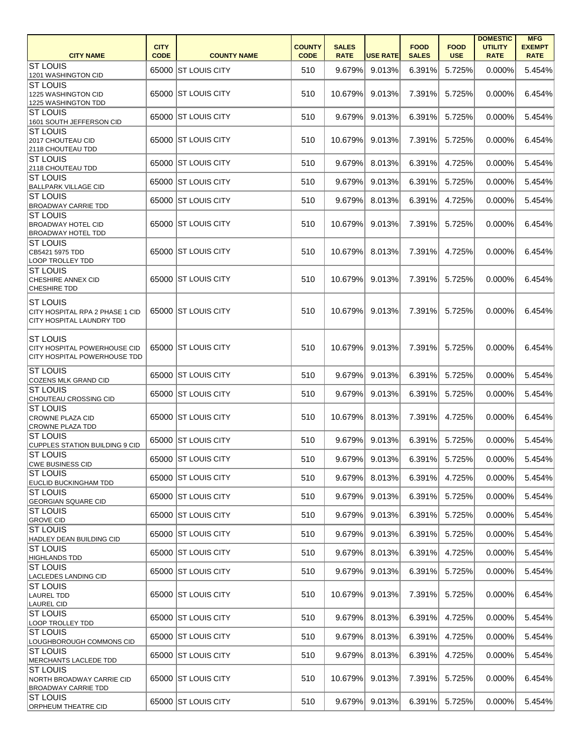| CITY NAME | CITY CODE | COUNTY NAME | COUNTY CODE | SALES RATE | USE RATE | FOOD SALES | FOOD USE | DOMESTIC UTILITY RATE | MFG EXEMPT RATE |
|---|---|---|---|---|---|---|---|---|---|
| ST LOUIS<br>1201 WASHINGTON CID | 65000 | ST LOUIS CITY | 510 | 9.679% | 9.013% | 6.391% | 5.725% | 0.000% | 5.454% |
| ST LOUIS<br>1225 WASHINGTON CID<br>1225 WASHINGTON TDD | 65000 | ST LOUIS CITY | 510 | 10.679% | 9.013% | 7.391% | 5.725% | 0.000% | 6.454% |
| ST LOUIS<br>1601 SOUTH JEFFERSON CID | 65000 | ST LOUIS CITY | 510 | 9.679% | 9.013% | 6.391% | 5.725% | 0.000% | 5.454% |
| ST LOUIS<br>2017 CHOUTEAU CID<br>2118 CHOUTEAU TDD | 65000 | ST LOUIS CITY | 510 | 10.679% | 9.013% | 7.391% | 5.725% | 0.000% | 6.454% |
| ST LOUIS<br>2118 CHOUTEAU TDD | 65000 | ST LOUIS CITY | 510 | 9.679% | 8.013% | 6.391% | 4.725% | 0.000% | 5.454% |
| ST LOUIS<br>BALLPARK VILLAGE CID | 65000 | ST LOUIS CITY | 510 | 9.679% | 9.013% | 6.391% | 5.725% | 0.000% | 5.454% |
| ST LOUIS<br>BROADWAY CARRIE TDD | 65000 | ST LOUIS CITY | 510 | 9.679% | 8.013% | 6.391% | 4.725% | 0.000% | 5.454% |
| ST LOUIS<br>BROADWAY HOTEL CID<br>BROADWAY HOTEL TDD | 65000 | ST LOUIS CITY | 510 | 10.679% | 9.013% | 7.391% | 5.725% | 0.000% | 6.454% |
| ST LOUIS<br>CB5421 5975 TDD<br>LOOP TROLLEY TDD | 65000 | ST LOUIS CITY | 510 | 10.679% | 8.013% | 7.391% | 4.725% | 0.000% | 6.454% |
| ST LOUIS<br>CHESHIRE ANNEX CID<br>CHESHIRE TDD | 65000 | ST LOUIS CITY | 510 | 10.679% | 9.013% | 7.391% | 5.725% | 0.000% | 6.454% |
| ST LOUIS<br>CITY HOSPITAL RPA 2 PHASE 1 CID<br>CITY HOSPITAL LAUNDRY TDD | 65000 | ST LOUIS CITY | 510 | 10.679% | 9.013% | 7.391% | 5.725% | 0.000% | 6.454% |
| ST LOUIS<br>CITY HOSPITAL POWERHOUSE CID<br>CITY HOSPITAL POWERHOUSE TDD | 65000 | ST LOUIS CITY | 510 | 10.679% | 9.013% | 7.391% | 5.725% | 0.000% | 6.454% |
| ST LOUIS<br>COZENS MLK GRAND CID | 65000 | ST LOUIS CITY | 510 | 9.679% | 9.013% | 6.391% | 5.725% | 0.000% | 5.454% |
| ST LOUIS<br>CHOUTEAU CROSSING CID | 65000 | ST LOUIS CITY | 510 | 9.679% | 9.013% | 6.391% | 5.725% | 0.000% | 5.454% |
| ST LOUIS<br>CROWNE PLAZA CID<br>CROWNE PLAZA TDD | 65000 | ST LOUIS CITY | 510 | 10.679% | 8.013% | 7.391% | 4.725% | 0.000% | 6.454% |
| ST LOUIS<br>CUPPLES STATION BUILDING 9 CID | 65000 | ST LOUIS CITY | 510 | 9.679% | 9.013% | 6.391% | 5.725% | 0.000% | 5.454% |
| ST LOUIS<br>CWE BUSINESS CID | 65000 | ST LOUIS CITY | 510 | 9.679% | 9.013% | 6.391% | 5.725% | 0.000% | 5.454% |
| ST LOUIS<br>EUCLID BUCKINGHAM TDD | 65000 | ST LOUIS CITY | 510 | 9.679% | 8.013% | 6.391% | 4.725% | 0.000% | 5.454% |
| ST LOUIS<br>GEORGIAN SQUARE CID | 65000 | ST LOUIS CITY | 510 | 9.679% | 9.013% | 6.391% | 5.725% | 0.000% | 5.454% |
| ST LOUIS<br>GROVE CID | 65000 | ST LOUIS CITY | 510 | 9.679% | 9.013% | 6.391% | 5.725% | 0.000% | 5.454% |
| ST LOUIS<br>HADLEY DEAN BUILDING CID | 65000 | ST LOUIS CITY | 510 | 9.679% | 9.013% | 6.391% | 5.725% | 0.000% | 5.454% |
| ST LOUIS<br>HIGHLANDS TDD | 65000 | ST LOUIS CITY | 510 | 9.679% | 8.013% | 6.391% | 4.725% | 0.000% | 5.454% |
| ST LOUIS<br>LACLEDES LANDING CID | 65000 | ST LOUIS CITY | 510 | 9.679% | 9.013% | 6.391% | 5.725% | 0.000% | 5.454% |
| ST LOUIS<br>LAUREL TDD<br>LAUREL CID | 65000 | ST LOUIS CITY | 510 | 10.679% | 9.013% | 7.391% | 5.725% | 0.000% | 6.454% |
| ST LOUIS<br>LOOP TROLLEY TDD | 65000 | ST LOUIS CITY | 510 | 9.679% | 8.013% | 6.391% | 4.725% | 0.000% | 5.454% |
| ST LOUIS<br>LOUGHBOROUGH COMMONS CID | 65000 | ST LOUIS CITY | 510 | 9.679% | 8.013% | 6.391% | 4.725% | 0.000% | 5.454% |
| ST LOUIS<br>MERCHANTS LACLEDE TDD | 65000 | ST LOUIS CITY | 510 | 9.679% | 8.013% | 6.391% | 4.725% | 0.000% | 5.454% |
| ST LOUIS<br>NORTH BROADWAY CARRIE CID<br>BROADWAY CARRIE TDD | 65000 | ST LOUIS CITY | 510 | 10.679% | 9.013% | 7.391% | 5.725% | 0.000% | 6.454% |
| ST LOUIS<br>ORPHEUM THEATRE CID | 65000 | ST LOUIS CITY | 510 | 9.679% | 9.013% | 6.391% | 5.725% | 0.000% | 5.454% |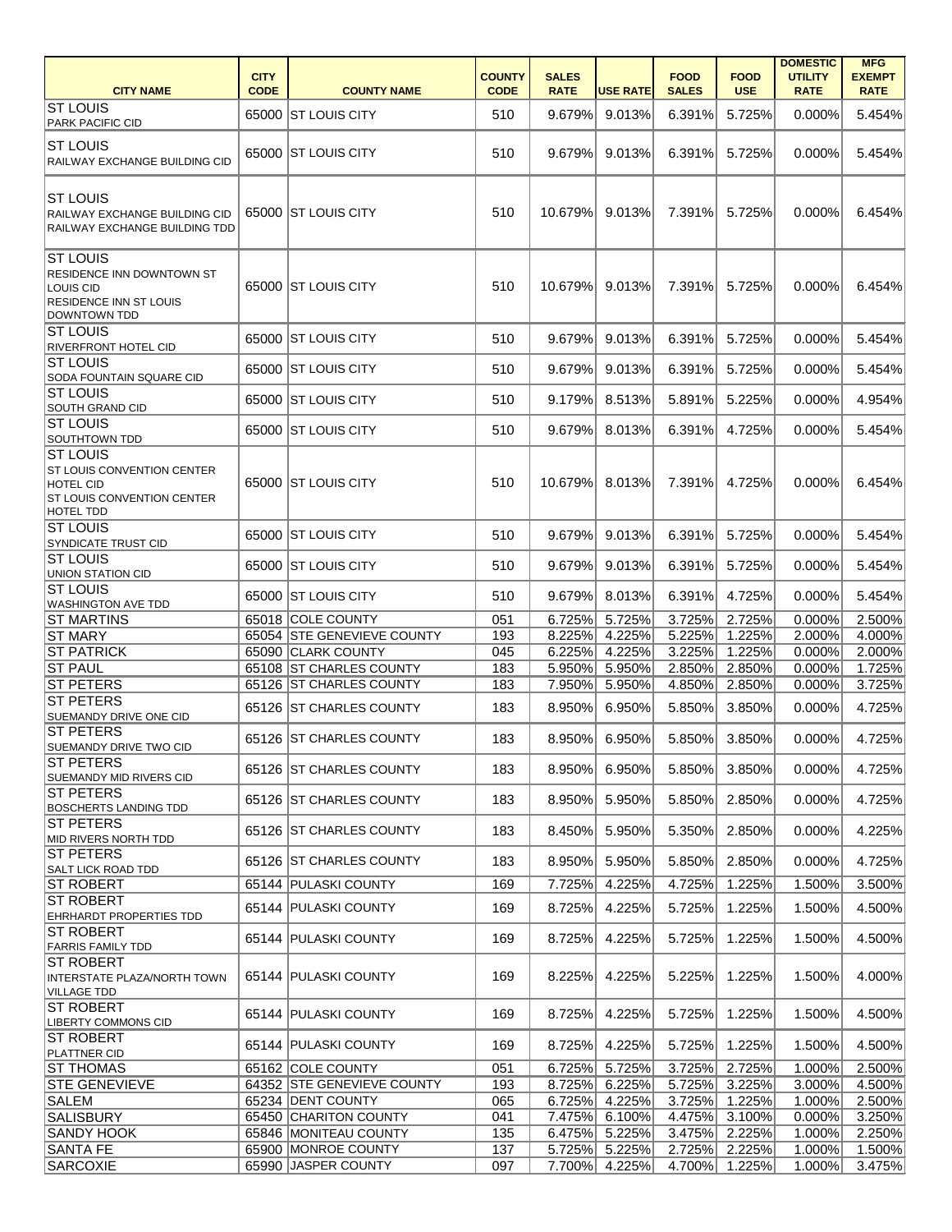| CITY NAME | CITY CODE | COUNTY NAME | COUNTY CODE | SALES RATE | USE RATE | FOOD SALES | FOOD USE | DOMESTIC UTILITY RATE | MFG EXEMPT RATE |
|---|---|---|---|---|---|---|---|---|---|
| ST LOUIS<br>PARK PACIFIC CID | 65000 | ST LOUIS CITY | 510 | 9.679% | 9.013% | 6.391% | 5.725% | 0.000% | 5.454% |
| ST LOUIS<br>RAILWAY EXCHANGE BUILDING CID | 65000 | ST LOUIS CITY | 510 | 9.679% | 9.013% | 6.391% | 5.725% | 0.000% | 5.454% |
| ST LOUIS<br>RAILWAY EXCHANGE BUILDING CID<br>RAILWAY EXCHANGE BUILDING TDD | 65000 | ST LOUIS CITY | 510 | 10.679% | 9.013% | 7.391% | 5.725% | 0.000% | 6.454% |
| ST LOUIS<br>RESIDENCE INN DOWNTOWN ST LOUIS CID<br>RESIDENCE INN ST LOUIS DOWNTOWN TDD | 65000 | ST LOUIS CITY | 510 | 10.679% | 9.013% | 7.391% | 5.725% | 0.000% | 6.454% |
| ST LOUIS<br>RIVERFRONT HOTEL CID | 65000 | ST LOUIS CITY | 510 | 9.679% | 9.013% | 6.391% | 5.725% | 0.000% | 5.454% |
| ST LOUIS<br>SODA FOUNTAIN SQUARE CID | 65000 | ST LOUIS CITY | 510 | 9.679% | 9.013% | 6.391% | 5.725% | 0.000% | 5.454% |
| ST LOUIS<br>SOUTH GRAND CID | 65000 | ST LOUIS CITY | 510 | 9.179% | 8.513% | 5.891% | 5.225% | 0.000% | 4.954% |
| ST LOUIS<br>SOUTHTOWN TDD | 65000 | ST LOUIS CITY | 510 | 9.679% | 8.013% | 6.391% | 4.725% | 0.000% | 5.454% |
| ST LOUIS<br>ST LOUIS CONVENTION CENTER HOTEL CID<br>ST LOUIS CONVENTION CENTER HOTEL TDD | 65000 | ST LOUIS CITY | 510 | 10.679% | 8.013% | 7.391% | 4.725% | 0.000% | 6.454% |
| ST LOUIS<br>SYNDICATE TRUST CID | 65000 | ST LOUIS CITY | 510 | 9.679% | 9.013% | 6.391% | 5.725% | 0.000% | 5.454% |
| ST LOUIS<br>UNION STATION CID | 65000 | ST LOUIS CITY | 510 | 9.679% | 9.013% | 6.391% | 5.725% | 0.000% | 5.454% |
| ST LOUIS<br>WASHINGTON AVE TDD | 65000 | ST LOUIS CITY | 510 | 9.679% | 8.013% | 6.391% | 4.725% | 0.000% | 5.454% |
| ST MARTINS | 65018 | COLE COUNTY | 051 | 6.725% | 5.725% | 3.725% | 2.725% | 0.000% | 2.500% |
| ST MARY | 65054 | STE GENEVIEVE COUNTY | 193 | 8.225% | 4.225% | 5.225% | 1.225% | 2.000% | 4.000% |
| ST PATRICK | 65090 | CLARK COUNTY | 045 | 6.225% | 4.225% | 3.225% | 1.225% | 0.000% | 2.000% |
| ST PAUL | 65108 | ST CHARLES COUNTY | 183 | 5.950% | 5.950% | 2.850% | 2.850% | 0.000% | 1.725% |
| ST PETERS | 65126 | ST CHARLES COUNTY | 183 | 7.950% | 5.950% | 4.850% | 2.850% | 0.000% | 3.725% |
| ST PETERS<br>SUEMANDY DRIVE ONE CID | 65126 | ST CHARLES COUNTY | 183 | 8.950% | 6.950% | 5.850% | 3.850% | 0.000% | 4.725% |
| ST PETERS<br>SUEMANDY DRIVE TWO CID | 65126 | ST CHARLES COUNTY | 183 | 8.950% | 6.950% | 5.850% | 3.850% | 0.000% | 4.725% |
| ST PETERS<br>SUEMANDY MID RIVERS CID | 65126 | ST CHARLES COUNTY | 183 | 8.950% | 6.950% | 5.850% | 3.850% | 0.000% | 4.725% |
| ST PETERS<br>BOSCHERTS LANDING TDD | 65126 | ST CHARLES COUNTY | 183 | 8.950% | 5.950% | 5.850% | 2.850% | 0.000% | 4.725% |
| ST PETERS<br>MID RIVERS NORTH TDD | 65126 | ST CHARLES COUNTY | 183 | 8.450% | 5.950% | 5.350% | 2.850% | 0.000% | 4.225% |
| ST PETERS<br>SALT LICK ROAD TDD | 65126 | ST CHARLES COUNTY | 183 | 8.950% | 5.950% | 5.850% | 2.850% | 0.000% | 4.725% |
| ST ROBERT | 65144 | PULASKI COUNTY | 169 | 7.725% | 4.225% | 4.725% | 1.225% | 1.500% | 3.500% |
| ST ROBERT<br>EHRHARDT PROPERTIES TDD | 65144 | PULASKI COUNTY | 169 | 8.725% | 4.225% | 5.725% | 1.225% | 1.500% | 4.500% |
| ST ROBERT<br>FARRIS FAMILY TDD | 65144 | PULASKI COUNTY | 169 | 8.725% | 4.225% | 5.725% | 1.225% | 1.500% | 4.500% |
| ST ROBERT<br>INTERSTATE PLAZA/NORTH TOWN VILLAGE TDD | 65144 | PULASKI COUNTY | 169 | 8.225% | 4.225% | 5.225% | 1.225% | 1.500% | 4.000% |
| ST ROBERT<br>LIBERTY COMMONS CID | 65144 | PULASKI COUNTY | 169 | 8.725% | 4.225% | 5.725% | 1.225% | 1.500% | 4.500% |
| ST ROBERT<br>PLATTNER CID | 65144 | PULASKI COUNTY | 169 | 8.725% | 4.225% | 5.725% | 1.225% | 1.500% | 4.500% |
| ST THOMAS | 65162 | COLE COUNTY | 051 | 6.725% | 5.725% | 3.725% | 2.725% | 1.000% | 2.500% |
| STE GENEVIEVE | 64352 | STE GENEVIEVE COUNTY | 193 | 8.725% | 6.225% | 5.725% | 3.225% | 3.000% | 4.500% |
| SALEM | 65234 | DENT COUNTY | 065 | 6.725% | 4.225% | 3.725% | 1.225% | 1.000% | 2.500% |
| SALISBURY | 65450 | CHARITON COUNTY | 041 | 7.475% | 6.100% | 4.475% | 3.100% | 0.000% | 3.250% |
| SANDY HOOK | 65846 | MONITEAU COUNTY | 135 | 6.475% | 5.225% | 3.475% | 2.225% | 1.000% | 2.250% |
| SANTA FE | 65900 | MONROE COUNTY | 137 | 5.725% | 5.225% | 2.725% | 2.225% | 1.000% | 1.500% |
| SARCOXIE | 65990 | JASPER COUNTY | 097 | 7.700% | 4.225% | 4.700% | 1.225% | 1.000% | 3.475% |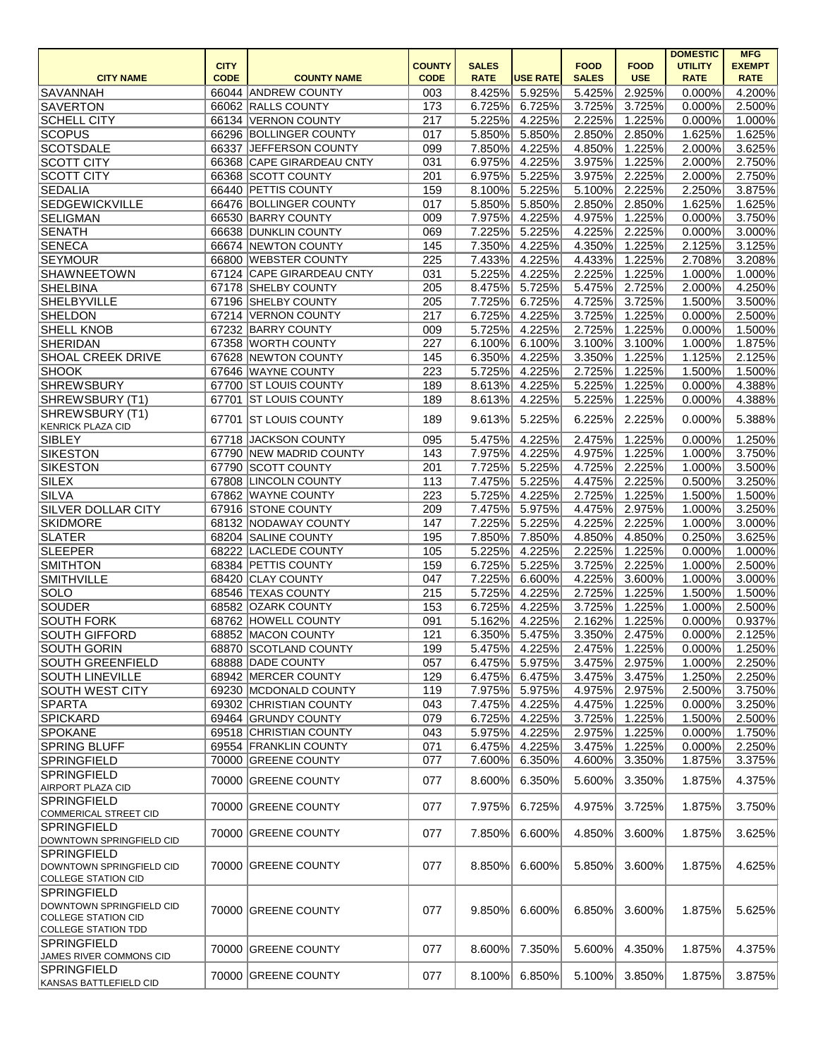| CITY NAME | CITY CODE | COUNTY NAME | COUNTY CODE | SALES RATE | USE RATE | FOOD SALES | FOOD USE | DOMESTIC UTILITY RATE | MFG EXEMPT RATE |
|---|---|---|---|---|---|---|---|---|---|
| SAVANNAH | 66044 | ANDREW COUNTY | 003 | 8.425% | 5.925% | 5.425% | 2.925% | 0.000% | 4.200% |
| SAVERTON | 66062 | RALLS COUNTY | 173 | 6.725% | 6.725% | 3.725% | 3.725% | 0.000% | 2.500% |
| SCHELL CITY | 66134 | VERNON COUNTY | 217 | 5.225% | 4.225% | 2.225% | 1.225% | 0.000% | 1.000% |
| SCOPUS | 66296 | BOLLINGER COUNTY | 017 | 5.850% | 5.850% | 2.850% | 2.850% | 1.625% | 1.625% |
| SCOTSDALE | 66337 | JEFFERSON COUNTY | 099 | 7.850% | 4.225% | 4.850% | 1.225% | 2.000% | 3.625% |
| SCOTT CITY | 66368 | CAPE GIRARDEAU CNTY | 031 | 6.975% | 4.225% | 3.975% | 1.225% | 2.000% | 2.750% |
| SCOTT CITY | 66368 | SCOTT COUNTY | 201 | 6.975% | 5.225% | 3.975% | 2.225% | 2.000% | 2.750% |
| SEDALIA | 66440 | PETTIS COUNTY | 159 | 8.100% | 5.225% | 5.100% | 2.225% | 2.250% | 3.875% |
| SEDGEWICKVILLE | 66476 | BOLLINGER COUNTY | 017 | 5.850% | 5.850% | 2.850% | 2.850% | 1.625% | 1.625% |
| SELIGMAN | 66530 | BARRY COUNTY | 009 | 7.975% | 4.225% | 4.975% | 1.225% | 0.000% | 3.750% |
| SENATH | 66638 | DUNKLIN COUNTY | 069 | 7.225% | 5.225% | 4.225% | 2.225% | 0.000% | 3.000% |
| SENECA | 66674 | NEWTON COUNTY | 145 | 7.350% | 4.225% | 4.350% | 1.225% | 2.125% | 3.125% |
| SEYMOUR | 66800 | WEBSTER COUNTY | 225 | 7.433% | 4.225% | 4.433% | 1.225% | 2.708% | 3.208% |
| SHAWNEETOWN | 67124 | CAPE GIRARDEAU CNTY | 031 | 5.225% | 4.225% | 2.225% | 1.225% | 1.000% | 1.000% |
| SHELBINA | 67178 | SHELBY COUNTY | 205 | 8.475% | 5.725% | 5.475% | 2.725% | 2.000% | 4.250% |
| SHELBYVILLE | 67196 | SHELBY COUNTY | 205 | 7.725% | 6.725% | 4.725% | 3.725% | 1.500% | 3.500% |
| SHELDON | 67214 | VERNON COUNTY | 217 | 6.725% | 4.225% | 3.725% | 1.225% | 0.000% | 2.500% |
| SHELL KNOB | 67232 | BARRY COUNTY | 009 | 5.725% | 4.225% | 2.725% | 1.225% | 0.000% | 1.500% |
| SHERIDAN | 67358 | WORTH COUNTY | 227 | 6.100% | 6.100% | 3.100% | 3.100% | 1.000% | 1.875% |
| SHOAL CREEK DRIVE | 67628 | NEWTON COUNTY | 145 | 6.350% | 4.225% | 3.350% | 1.225% | 1.125% | 2.125% |
| SHOOK | 67646 | WAYNE COUNTY | 223 | 5.725% | 4.225% | 2.725% | 1.225% | 1.500% | 1.500% |
| SHREWSBURY | 67700 | ST LOUIS COUNTY | 189 | 8.613% | 4.225% | 5.225% | 1.225% | 0.000% | 4.388% |
| SHREWSBURY (T1) | 67701 | ST LOUIS COUNTY | 189 | 8.613% | 4.225% | 5.225% | 1.225% | 0.000% | 4.388% |
| SHREWSBURY (T1) KENRICK PLAZA CID | 67701 | ST LOUIS COUNTY | 189 | 9.613% | 5.225% | 6.225% | 2.225% | 0.000% | 5.388% |
| SIBLEY | 67718 | JACKSON COUNTY | 095 | 5.475% | 4.225% | 2.475% | 1.225% | 0.000% | 1.250% |
| SIKESTON | 67790 | NEW MADRID COUNTY | 143 | 7.975% | 4.225% | 4.975% | 1.225% | 1.000% | 3.750% |
| SIKESTON | 67790 | SCOTT COUNTY | 201 | 7.725% | 5.225% | 4.725% | 2.225% | 1.000% | 3.500% |
| SILEX | 67808 | LINCOLN COUNTY | 113 | 7.475% | 5.225% | 4.475% | 2.225% | 0.500% | 3.250% |
| SILVA | 67862 | WAYNE COUNTY | 223 | 5.725% | 4.225% | 2.725% | 1.225% | 1.500% | 1.500% |
| SILVER DOLLAR CITY | 67916 | STONE COUNTY | 209 | 7.475% | 5.975% | 4.475% | 2.975% | 1.000% | 3.250% |
| SKIDMORE | 68132 | NODAWAY COUNTY | 147 | 7.225% | 5.225% | 4.225% | 2.225% | 1.000% | 3.000% |
| SLATER | 68204 | SALINE COUNTY | 195 | 7.850% | 7.850% | 4.850% | 4.850% | 0.250% | 3.625% |
| SLEEPER | 68222 | LACLEDE COUNTY | 105 | 5.225% | 4.225% | 2.225% | 1.225% | 0.000% | 1.000% |
| SMITHTON | 68384 | PETTIS COUNTY | 159 | 6.725% | 5.225% | 3.725% | 2.225% | 1.000% | 2.500% |
| SMITHVILLE | 68420 | CLAY COUNTY | 047 | 7.225% | 6.600% | 4.225% | 3.600% | 1.000% | 3.000% |
| SOLO | 68546 | TEXAS COUNTY | 215 | 5.725% | 4.225% | 2.725% | 1.225% | 1.500% | 1.500% |
| SOUDER | 68582 | OZARK COUNTY | 153 | 6.725% | 4.225% | 3.725% | 1.225% | 1.000% | 2.500% |
| SOUTH FORK | 68762 | HOWELL COUNTY | 091 | 5.162% | 4.225% | 2.162% | 1.225% | 0.000% | 0.937% |
| SOUTH GIFFORD | 68852 | MACON COUNTY | 121 | 6.350% | 5.475% | 3.350% | 2.475% | 0.000% | 2.125% |
| SOUTH GORIN | 68870 | SCOTLAND COUNTY | 199 | 5.475% | 4.225% | 2.475% | 1.225% | 0.000% | 1.250% |
| SOUTH GREENFIELD | 68888 | DADE COUNTY | 057 | 6.475% | 5.975% | 3.475% | 2.975% | 1.000% | 2.250% |
| SOUTH LINEVILLE | 68942 | MERCER COUNTY | 129 | 6.475% | 6.475% | 3.475% | 3.475% | 1.250% | 2.250% |
| SOUTH WEST CITY | 69230 | MCDONALD COUNTY | 119 | 7.975% | 5.975% | 4.975% | 2.975% | 2.500% | 3.750% |
| SPARTA | 69302 | CHRISTIAN COUNTY | 043 | 7.475% | 4.225% | 4.475% | 1.225% | 0.000% | 3.250% |
| SPICKARD | 69464 | GRUNDY COUNTY | 079 | 6.725% | 4.225% | 3.725% | 1.225% | 1.500% | 2.500% |
| SPOKANE | 69518 | CHRISTIAN COUNTY | 043 | 5.975% | 4.225% | 2.975% | 1.225% | 0.000% | 1.750% |
| SPRING BLUFF | 69554 | FRANKLIN COUNTY | 071 | 6.475% | 4.225% | 3.475% | 1.225% | 0.000% | 2.250% |
| SPRINGFIELD | 70000 | GREENE COUNTY | 077 | 7.600% | 6.350% | 4.600% | 3.350% | 1.875% | 3.375% |
| SPRINGFIELD AIRPORT PLAZA CID | 70000 | GREENE COUNTY | 077 | 8.600% | 6.350% | 5.600% | 3.350% | 1.875% | 4.375% |
| SPRINGFIELD COMMERICAL STREET CID | 70000 | GREENE COUNTY | 077 | 7.975% | 6.725% | 4.975% | 3.725% | 1.875% | 3.750% |
| SPRINGFIELD DOWNTOWN SPRINGFIELD CID | 70000 | GREENE COUNTY | 077 | 7.850% | 6.600% | 4.850% | 3.600% | 1.875% | 3.625% |
| SPRINGFIELD DOWNTOWN SPRINGFIELD CID COLLEGE STATION CID | 70000 | GREENE COUNTY | 077 | 8.850% | 6.600% | 5.850% | 3.600% | 1.875% | 4.625% |
| SPRINGFIELD DOWNTOWN SPRINGFIELD CID COLLEGE STATION CID COLLEGE STATION TDD | 70000 | GREENE COUNTY | 077 | 9.850% | 6.600% | 6.850% | 3.600% | 1.875% | 5.625% |
| SPRINGFIELD JAMES RIVER COMMONS CID | 70000 | GREENE COUNTY | 077 | 8.600% | 7.350% | 5.600% | 4.350% | 1.875% | 4.375% |
| SPRINGFIELD KANSAS BATTLEFIELD CID | 70000 | GREENE COUNTY | 077 | 8.100% | 6.850% | 5.100% | 3.850% | 1.875% | 3.875% |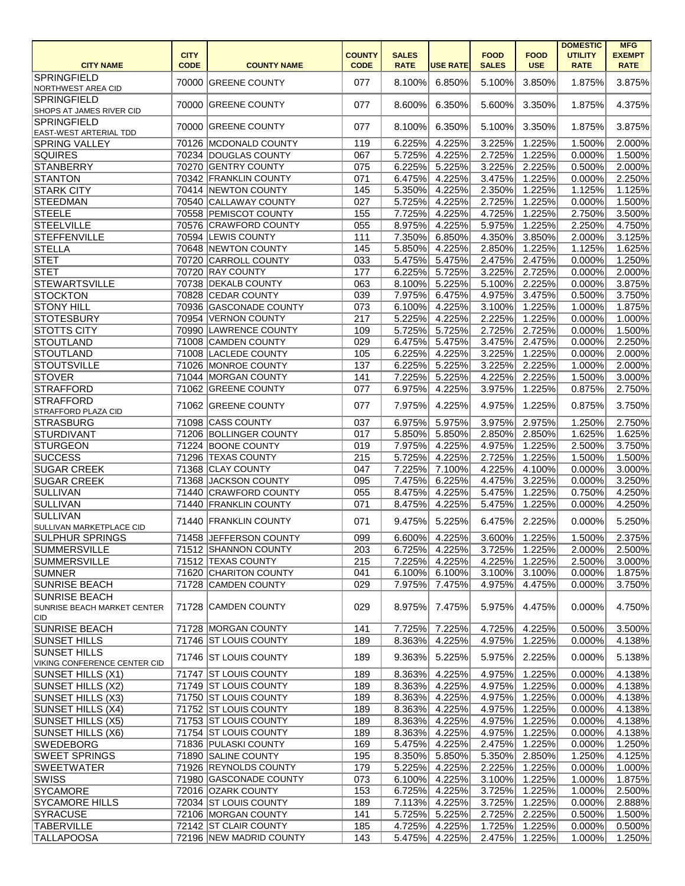| CITY NAME | CITY CODE | COUNTY NAME | COUNTY CODE | SALES RATE | USE RATE | FOOD SALES | FOOD USE | DOMESTIC UTILITY RATE | MFG EXEMPT RATE |
|---|---|---|---|---|---|---|---|---|---|
| SPRINGFIELD NORTHWEST AREA CID | 70000 | GREENE COUNTY | 077 | 8.100% | 6.850% | 5.100% | 3.850% | 1.875% | 3.875% |
| SPRINGFIELD SHOPS AT JAMES RIVER CID | 70000 | GREENE COUNTY | 077 | 8.600% | 6.350% | 5.600% | 3.350% | 1.875% | 4.375% |
| SPRINGFIELD EAST-WEST ARTERIAL TDD | 70000 | GREENE COUNTY | 077 | 8.100% | 6.350% | 5.100% | 3.350% | 1.875% | 3.875% |
| SPRING VALLEY | 70126 | MCDONALD COUNTY | 119 | 6.225% | 4.225% | 3.225% | 1.225% | 1.500% | 2.000% |
| SQUIRES | 70234 | DOUGLAS COUNTY | 067 | 5.725% | 4.225% | 2.725% | 1.225% | 0.000% | 1.500% |
| STANBERRY | 70270 | GENTRY COUNTY | 075 | 6.225% | 5.225% | 3.225% | 2.225% | 0.500% | 2.000% |
| STANTON | 70342 | FRANKLIN COUNTY | 071 | 6.475% | 4.225% | 3.475% | 1.225% | 0.000% | 2.250% |
| STARK CITY | 70414 | NEWTON COUNTY | 145 | 5.350% | 4.225% | 2.350% | 1.225% | 1.125% | 1.125% |
| STEEDMAN | 70540 | CALLAWAY COUNTY | 027 | 5.725% | 4.225% | 2.725% | 1.225% | 0.000% | 1.500% |
| STEELE | 70558 | PEMISCOT COUNTY | 155 | 7.725% | 4.225% | 4.725% | 1.225% | 2.750% | 3.500% |
| STEELVILLE | 70576 | CRAWFORD COUNTY | 055 | 8.975% | 4.225% | 5.975% | 1.225% | 2.250% | 4.750% |
| STEFFENVILLE | 70594 | LEWIS COUNTY | 111 | 7.350% | 6.850% | 4.350% | 3.850% | 2.000% | 3.125% |
| STELLA | 70648 | NEWTON COUNTY | 145 | 5.850% | 4.225% | 2.850% | 1.225% | 1.125% | 1.625% |
| STET | 70720 | CARROLL COUNTY | 033 | 5.475% | 5.475% | 2.475% | 2.475% | 0.000% | 1.250% |
| STET | 70720 | RAY COUNTY | 177 | 6.225% | 5.725% | 3.225% | 2.725% | 0.000% | 2.000% |
| STEWARTSVILLE | 70738 | DEKALB COUNTY | 063 | 8.100% | 5.225% | 5.100% | 2.225% | 0.000% | 3.875% |
| STOCKTON | 70828 | CEDAR COUNTY | 039 | 7.975% | 6.475% | 4.975% | 3.475% | 0.500% | 3.750% |
| STONY HILL | 70936 | GASCONADE COUNTY | 073 | 6.100% | 4.225% | 3.100% | 1.225% | 1.000% | 1.875% |
| STOTESBURY | 70954 | VERNON COUNTY | 217 | 5.225% | 4.225% | 2.225% | 1.225% | 0.000% | 1.000% |
| STOTTS CITY | 70990 | LAWRENCE COUNTY | 109 | 5.725% | 5.725% | 2.725% | 2.725% | 0.000% | 1.500% |
| STOUTLAND | 71008 | CAMDEN COUNTY | 029 | 6.475% | 5.475% | 3.475% | 2.475% | 0.000% | 2.250% |
| STOUTLAND | 71008 | LACLEDE COUNTY | 105 | 6.225% | 4.225% | 3.225% | 1.225% | 0.000% | 2.000% |
| STOUTSVILLE | 71026 | MONROE COUNTY | 137 | 6.225% | 5.225% | 3.225% | 2.225% | 1.000% | 2.000% |
| STOVER | 71044 | MORGAN COUNTY | 141 | 7.225% | 5.225% | 4.225% | 2.225% | 1.500% | 3.000% |
| STRAFFORD | 71062 | GREENE COUNTY | 077 | 6.975% | 4.225% | 3.975% | 1.225% | 0.875% | 2.750% |
| STRAFFORD STRAFFORD PLAZA CID | 71062 | GREENE COUNTY | 077 | 7.975% | 4.225% | 4.975% | 1.225% | 0.875% | 3.750% |
| STRASBURG | 71098 | CASS COUNTY | 037 | 6.975% | 5.975% | 3.975% | 2.975% | 1.250% | 2.750% |
| STURDIVANT | 71206 | BOLLINGER COUNTY | 017 | 5.850% | 5.850% | 2.850% | 2.850% | 1.625% | 1.625% |
| STURGEON | 71224 | BOONE COUNTY | 019 | 7.975% | 4.225% | 4.975% | 1.225% | 2.500% | 3.750% |
| SUCCESS | 71296 | TEXAS COUNTY | 215 | 5.725% | 4.225% | 2.725% | 1.225% | 1.500% | 1.500% |
| SUGAR CREEK | 71368 | CLAY COUNTY | 047 | 7.225% | 7.100% | 4.225% | 4.100% | 0.000% | 3.000% |
| SUGAR CREEK | 71368 | JACKSON COUNTY | 095 | 7.475% | 6.225% | 4.475% | 3.225% | 0.000% | 3.250% |
| SULLIVAN | 71440 | CRAWFORD COUNTY | 055 | 8.475% | 4.225% | 5.475% | 1.225% | 0.750% | 4.250% |
| SULLIVAN | 71440 | FRANKLIN COUNTY | 071 | 8.475% | 4.225% | 5.475% | 1.225% | 0.000% | 4.250% |
| SULLIVAN SULLIVAN MARKETPLACE CID | 71440 | FRANKLIN COUNTY | 071 | 9.475% | 5.225% | 6.475% | 2.225% | 0.000% | 5.250% |
| SULPHUR SPRINGS | 71458 | JEFFERSON COUNTY | 099 | 6.600% | 4.225% | 3.600% | 1.225% | 1.500% | 2.375% |
| SUMMERSVILLE | 71512 | SHANNON COUNTY | 203 | 6.725% | 4.225% | 3.725% | 1.225% | 2.000% | 2.500% |
| SUMMERSVILLE | 71512 | TEXAS COUNTY | 215 | 7.225% | 4.225% | 4.225% | 1.225% | 2.500% | 3.000% |
| SUMNER | 71620 | CHARITON COUNTY | 041 | 6.100% | 6.100% | 3.100% | 3.100% | 0.000% | 1.875% |
| SUNRISE BEACH | 71728 | CAMDEN COUNTY | 029 | 7.975% | 7.475% | 4.975% | 4.475% | 0.000% | 3.750% |
| SUNRISE BEACH SUNRISE BEACH MARKET CENTER CID | 71728 | CAMDEN COUNTY | 029 | 8.975% | 7.475% | 5.975% | 4.475% | 0.000% | 4.750% |
| SUNRISE BEACH | 71728 | MORGAN COUNTY | 141 | 7.725% | 7.225% | 4.725% | 4.225% | 0.500% | 3.500% |
| SUNSET HILLS | 71746 | ST LOUIS COUNTY | 189 | 8.363% | 4.225% | 4.975% | 1.225% | 0.000% | 4.138% |
| SUNSET HILLS VIKING CONFERENCE CENTER CID | 71746 | ST LOUIS COUNTY | 189 | 9.363% | 5.225% | 5.975% | 2.225% | 0.000% | 5.138% |
| SUNSET HILLS (X1) | 71747 | ST LOUIS COUNTY | 189 | 8.363% | 4.225% | 4.975% | 1.225% | 0.000% | 4.138% |
| SUNSET HILLS (X2) | 71749 | ST LOUIS COUNTY | 189 | 8.363% | 4.225% | 4.975% | 1.225% | 0.000% | 4.138% |
| SUNSET HILLS (X3) | 71750 | ST LOUIS COUNTY | 189 | 8.363% | 4.225% | 4.975% | 1.225% | 0.000% | 4.138% |
| SUNSET HILLS (X4) | 71752 | ST LOUIS COUNTY | 189 | 8.363% | 4.225% | 4.975% | 1.225% | 0.000% | 4.138% |
| SUNSET HILLS (X5) | 71753 | ST LOUIS COUNTY | 189 | 8.363% | 4.225% | 4.975% | 1.225% | 0.000% | 4.138% |
| SUNSET HILLS (X6) | 71754 | ST LOUIS COUNTY | 189 | 8.363% | 4.225% | 4.975% | 1.225% | 0.000% | 4.138% |
| SWEDEBORG | 71836 | PULASKI COUNTY | 169 | 5.475% | 4.225% | 2.475% | 1.225% | 0.000% | 1.250% |
| SWEET SPRINGS | 71890 | SALINE COUNTY | 195 | 8.350% | 5.850% | 5.350% | 2.850% | 1.250% | 4.125% |
| SWEETWATER | 71926 | REYNOLDS COUNTY | 179 | 5.225% | 4.225% | 2.225% | 1.225% | 0.000% | 1.000% |
| SWISS | 71980 | GASCONADE COUNTY | 073 | 6.100% | 4.225% | 3.100% | 1.225% | 1.000% | 1.875% |
| SYCAMORE | 72016 | OZARK COUNTY | 153 | 6.725% | 4.225% | 3.725% | 1.225% | 1.000% | 2.500% |
| SYCAMORE HILLS | 72034 | ST LOUIS COUNTY | 189 | 7.113% | 4.225% | 3.725% | 1.225% | 0.000% | 2.888% |
| SYRACUSE | 72106 | MORGAN COUNTY | 141 | 5.725% | 5.225% | 2.725% | 2.225% | 0.500% | 1.500% |
| TABERVILLE | 72142 | ST CLAIR COUNTY | 185 | 4.725% | 4.225% | 1.725% | 1.225% | 0.000% | 0.500% |
| TALLAPOOSA | 72196 | NEW MADRID COUNTY | 143 | 5.475% | 4.225% | 2.475% | 1.225% | 1.000% | 1.250% |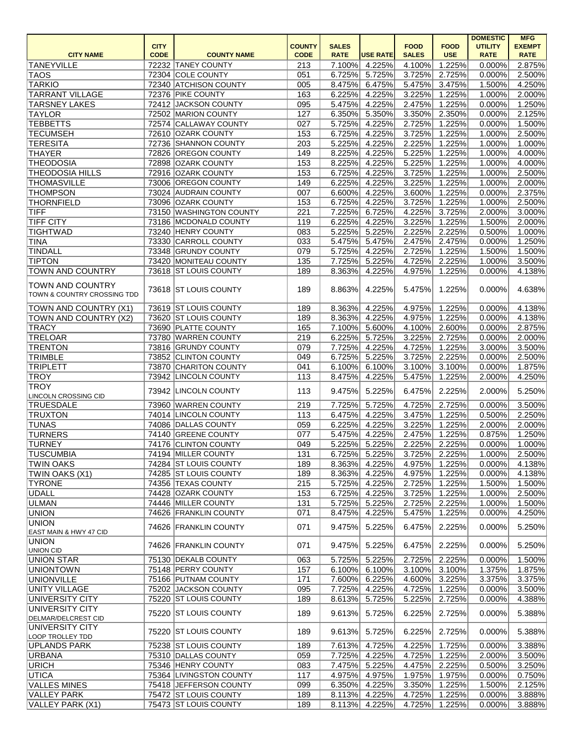| CITY NAME | CITY CODE | COUNTY NAME | COUNTY CODE | SALES RATE | USE RATE | FOOD SALES | FOOD USE | DOMESTIC UTILITY RATE | MFG EXEMPT RATE |
|---|---|---|---|---|---|---|---|---|---|
| TANEYVILLE | 72232 | TANEY COUNTY | 213 | 7.100% | 4.225% | 4.100% | 1.225% | 0.000% | 2.875% |
| TAOS | 72304 | COLE COUNTY | 051 | 6.725% | 5.725% | 3.725% | 2.725% | 0.000% | 2.500% |
| TARKIO | 72340 | ATCHISON COUNTY | 005 | 8.475% | 6.475% | 5.475% | 3.475% | 1.500% | 4.250% |
| TARRANT VILLAGE | 72376 | PIKE COUNTY | 163 | 6.225% | 4.225% | 3.225% | 1.225% | 1.000% | 2.000% |
| TARSNEY LAKES | 72412 | JACKSON COUNTY | 095 | 5.475% | 4.225% | 2.475% | 1.225% | 0.000% | 1.250% |
| TAYLOR | 72502 | MARION COUNTY | 127 | 6.350% | 5.350% | 3.350% | 2.350% | 0.000% | 2.125% |
| TEBBETTS | 72574 | CALLAWAY COUNTY | 027 | 5.725% | 4.225% | 2.725% | 1.225% | 0.000% | 1.500% |
| TECUMSEH | 72610 | OZARK COUNTY | 153 | 6.725% | 4.225% | 3.725% | 1.225% | 1.000% | 2.500% |
| TERESITA | 72736 | SHANNON COUNTY | 203 | 5.225% | 4.225% | 2.225% | 1.225% | 1.000% | 1.000% |
| THAYER | 72826 | OREGON COUNTY | 149 | 8.225% | 4.225% | 5.225% | 1.225% | 1.000% | 4.000% |
| THEODOSIA | 72898 | OZARK COUNTY | 153 | 8.225% | 4.225% | 5.225% | 1.225% | 1.000% | 4.000% |
| THEODOSIA HILLS | 72916 | OZARK COUNTY | 153 | 6.725% | 4.225% | 3.725% | 1.225% | 1.000% | 2.500% |
| THOMASVILLE | 73006 | OREGON COUNTY | 149 | 6.225% | 4.225% | 3.225% | 1.225% | 1.000% | 2.000% |
| THOMPSON | 73024 | AUDRAIN COUNTY | 007 | 6.600% | 4.225% | 3.600% | 1.225% | 0.000% | 2.375% |
| THORNFIELD | 73096 | OZARK COUNTY | 153 | 6.725% | 4.225% | 3.725% | 1.225% | 1.000% | 2.500% |
| TIFF | 73150 | WASHINGTON COUNTY | 221 | 7.225% | 6.725% | 4.225% | 3.725% | 2.000% | 3.000% |
| TIFF CITY | 73186 | MCDONALD COUNTY | 119 | 6.225% | 4.225% | 3.225% | 1.225% | 1.500% | 2.000% |
| TIGHTWAD | 73240 | HENRY COUNTY | 083 | 5.225% | 5.225% | 2.225% | 2.225% | 0.500% | 1.000% |
| TINA | 73330 | CARROLL COUNTY | 033 | 5.475% | 5.475% | 2.475% | 2.475% | 0.000% | 1.250% |
| TINDALL | 73348 | GRUNDY COUNTY | 079 | 5.725% | 4.225% | 2.725% | 1.225% | 1.500% | 1.500% |
| TIPTON | 73420 | MONITEAU COUNTY | 135 | 7.725% | 5.225% | 4.725% | 2.225% | 1.000% | 3.500% |
| TOWN AND COUNTRY | 73618 | ST LOUIS COUNTY | 189 | 8.363% | 4.225% | 4.975% | 1.225% | 0.000% | 4.138% |
| TOWN AND COUNTRY TOWN & COUNTRY CROSSING TDD | 73618 | ST LOUIS COUNTY | 189 | 8.863% | 4.225% | 5.475% | 1.225% | 0.000% | 4.638% |
| TOWN AND COUNTRY (X1) | 73619 | ST LOUIS COUNTY | 189 | 8.363% | 4.225% | 4.975% | 1.225% | 0.000% | 4.138% |
| TOWN AND COUNTRY (X2) | 73620 | ST LOUIS COUNTY | 189 | 8.363% | 4.225% | 4.975% | 1.225% | 0.000% | 4.138% |
| TRACY | 73690 | PLATTE COUNTY | 165 | 7.100% | 5.600% | 4.100% | 2.600% | 0.000% | 2.875% |
| TRELOAR | 73780 | WARREN COUNTY | 219 | 6.225% | 5.725% | 3.225% | 2.725% | 0.000% | 2.000% |
| TRENTON | 73816 | GRUNDY COUNTY | 079 | 7.725% | 4.225% | 4.725% | 1.225% | 3.000% | 3.500% |
| TRIMBLE | 73852 | CLINTON COUNTY | 049 | 6.725% | 5.225% | 3.725% | 2.225% | 0.000% | 2.500% |
| TRIPLETT | 73870 | CHARITON COUNTY | 041 | 6.100% | 6.100% | 3.100% | 3.100% | 0.000% | 1.875% |
| TROY | 73942 | LINCOLN COUNTY | 113 | 8.475% | 4.225% | 5.475% | 1.225% | 2.000% | 4.250% |
| TROY LINCOLN CROSSING CID | 73942 | LINCOLN COUNTY | 113 | 9.475% | 5.225% | 6.475% | 2.225% | 2.000% | 5.250% |
| TRUESDALE | 73960 | WARREN COUNTY | 219 | 7.725% | 5.725% | 4.725% | 2.725% | 0.000% | 3.500% |
| TRUXTON | 74014 | LINCOLN COUNTY | 113 | 6.475% | 4.225% | 3.475% | 1.225% | 0.500% | 2.250% |
| TUNAS | 74086 | DALLAS COUNTY | 059 | 6.225% | 4.225% | 3.225% | 1.225% | 2.000% | 2.000% |
| TURNERS | 74140 | GREENE COUNTY | 077 | 5.475% | 4.225% | 2.475% | 1.225% | 0.875% | 1.250% |
| TURNEY | 74176 | CLINTON COUNTY | 049 | 5.225% | 5.225% | 2.225% | 2.225% | 0.000% | 1.000% |
| TUSCUMBIA | 74194 | MILLER COUNTY | 131 | 6.725% | 5.225% | 3.725% | 2.225% | 1.000% | 2.500% |
| TWIN OAKS | 74284 | ST LOUIS COUNTY | 189 | 8.363% | 4.225% | 4.975% | 1.225% | 0.000% | 4.138% |
| TWIN OAKS (X1) | 74285 | ST LOUIS COUNTY | 189 | 8.363% | 4.225% | 4.975% | 1.225% | 0.000% | 4.138% |
| TYRONE | 74356 | TEXAS COUNTY | 215 | 5.725% | 4.225% | 2.725% | 1.225% | 1.500% | 1.500% |
| UDALL | 74428 | OZARK COUNTY | 153 | 6.725% | 4.225% | 3.725% | 1.225% | 1.000% | 2.500% |
| ULMAN | 74446 | MILLER COUNTY | 131 | 5.725% | 5.225% | 2.725% | 2.225% | 1.000% | 1.500% |
| UNION | 74626 | FRANKLIN COUNTY | 071 | 8.475% | 4.225% | 5.475% | 1.225% | 0.000% | 4.250% |
| UNION EAST MAIN & HWY 47 CID | 74626 | FRANKLIN COUNTY | 071 | 9.475% | 5.225% | 6.475% | 2.225% | 0.000% | 5.250% |
| UNION UNION CID | 74626 | FRANKLIN COUNTY | 071 | 9.475% | 5.225% | 6.475% | 2.225% | 0.000% | 5.250% |
| UNION STAR | 75130 | DEKALB COUNTY | 063 | 5.725% | 5.225% | 2.725% | 2.225% | 0.000% | 1.500% |
| UNIONTOWN | 75148 | PERRY COUNTY | 157 | 6.100% | 6.100% | 3.100% | 3.100% | 1.375% | 1.875% |
| UNIONVILLE | 75166 | PUTNAM COUNTY | 171 | 7.600% | 6.225% | 4.600% | 3.225% | 3.375% | 3.375% |
| UNITY VILLAGE | 75202 | JACKSON COUNTY | 095 | 7.725% | 4.225% | 4.725% | 1.225% | 0.000% | 3.500% |
| UNIVERSITY CITY | 75220 | ST LOUIS COUNTY | 189 | 8.613% | 5.725% | 5.225% | 2.725% | 0.000% | 4.388% |
| UNIVERSITY CITY DELMAR/DELCREST CID | 75220 | ST LOUIS COUNTY | 189 | 9.613% | 5.725% | 6.225% | 2.725% | 0.000% | 5.388% |
| UNIVERSITY CITY LOOP TROLLEY TDD | 75220 | ST LOUIS COUNTY | 189 | 9.613% | 5.725% | 6.225% | 2.725% | 0.000% | 5.388% |
| UPLANDS PARK | 75238 | ST LOUIS COUNTY | 189 | 7.613% | 4.725% | 4.225% | 1.725% | 0.000% | 3.388% |
| URBANA | 75310 | DALLAS COUNTY | 059 | 7.725% | 4.225% | 4.725% | 1.225% | 2.000% | 3.500% |
| URICH | 75346 | HENRY COUNTY | 083 | 7.475% | 5.225% | 4.475% | 2.225% | 0.500% | 3.250% |
| UTICA | 75364 | LIVINGSTON COUNTY | 117 | 4.975% | 4.975% | 1.975% | 1.975% | 0.000% | 0.750% |
| VALLES MINES | 75418 | JEFFERSON COUNTY | 099 | 6.350% | 4.225% | 3.350% | 1.225% | 1.500% | 2.125% |
| VALLEY PARK | 75472 | ST LOUIS COUNTY | 189 | 8.113% | 4.225% | 4.725% | 1.225% | 0.000% | 3.888% |
| VALLEY PARK (X1) | 75473 | ST LOUIS COUNTY | 189 | 8.113% | 4.225% | 4.725% | 1.225% | 0.000% | 3.888% |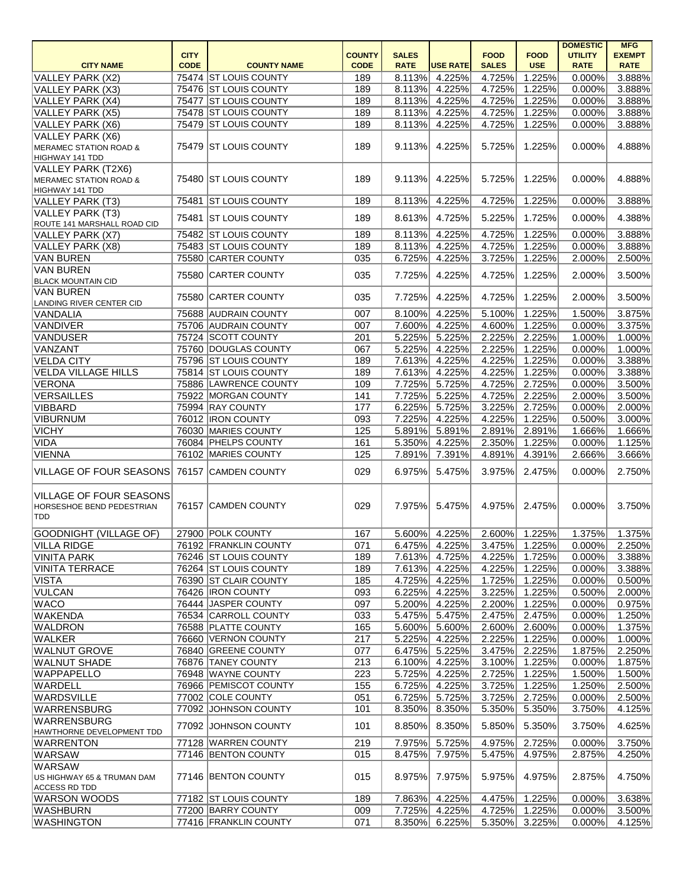| CITY NAME | CITY CODE | COUNTY NAME | COUNTY CODE | SALES RATE | USE RATE | FOOD SALES | FOOD USE | DOMESTIC UTILITY RATE | MFG EXEMPT RATE |
|---|---|---|---|---|---|---|---|---|---|
| VALLEY PARK (X2) | 75474 | ST LOUIS COUNTY | 189 | 8.113% | 4.225% | 4.725% | 1.225% | 0.000% | 3.888% |
| VALLEY PARK (X3) | 75476 | ST LOUIS COUNTY | 189 | 8.113% | 4.225% | 4.725% | 1.225% | 0.000% | 3.888% |
| VALLEY PARK (X4) | 75477 | ST LOUIS COUNTY | 189 | 8.113% | 4.225% | 4.725% | 1.225% | 0.000% | 3.888% |
| VALLEY PARK (X5) | 75478 | ST LOUIS COUNTY | 189 | 8.113% | 4.225% | 4.725% | 1.225% | 0.000% | 3.888% |
| VALLEY PARK (X6) | 75479 | ST LOUIS COUNTY | 189 | 8.113% | 4.225% | 4.725% | 1.225% | 0.000% | 3.888% |
| VALLEY PARK (X6) MERAMEC STATION ROAD & HIGHWAY 141 TDD | 75479 | ST LOUIS COUNTY | 189 | 9.113% | 4.225% | 5.725% | 1.225% | 0.000% | 4.888% |
| VALLEY PARK (T2X6) MERAMEC STATION ROAD & HIGHWAY 141 TDD | 75480 | ST LOUIS COUNTY | 189 | 9.113% | 4.225% | 5.725% | 1.225% | 0.000% | 4.888% |
| VALLEY PARK (T3) | 75481 | ST LOUIS COUNTY | 189 | 8.113% | 4.225% | 4.725% | 1.225% | 0.000% | 3.888% |
| VALLEY PARK (T3) ROUTE 141 MARSHALL ROAD CID | 75481 | ST LOUIS COUNTY | 189 | 8.613% | 4.725% | 5.225% | 1.725% | 0.000% | 4.388% |
| VALLEY PARK (X7) | 75482 | ST LOUIS COUNTY | 189 | 8.113% | 4.225% | 4.725% | 1.225% | 0.000% | 3.888% |
| VALLEY PARK (X8) | 75483 | ST LOUIS COUNTY | 189 | 8.113% | 4.225% | 4.725% | 1.225% | 0.000% | 3.888% |
| VAN BUREN | 75580 | CARTER COUNTY | 035 | 6.725% | 4.225% | 3.725% | 1.225% | 2.000% | 2.500% |
| VAN BUREN BLACK MOUNTAIN CID | 75580 | CARTER COUNTY | 035 | 7.725% | 4.225% | 4.725% | 1.225% | 2.000% | 3.500% |
| VAN BUREN LANDING RIVER CENTER CID | 75580 | CARTER COUNTY | 035 | 7.725% | 4.225% | 4.725% | 1.225% | 2.000% | 3.500% |
| VANDALIA | 75688 | AUDRAIN COUNTY | 007 | 8.100% | 4.225% | 5.100% | 1.225% | 1.500% | 3.875% |
| VANDIVER | 75706 | AUDRAIN COUNTY | 007 | 7.600% | 4.225% | 4.600% | 1.225% | 0.000% | 3.375% |
| VANDUSER | 75724 | SCOTT COUNTY | 201 | 5.225% | 5.225% | 2.225% | 2.225% | 1.000% | 1.000% |
| VANZANT | 75760 | DOUGLAS COUNTY | 067 | 5.225% | 4.225% | 2.225% | 1.225% | 0.000% | 1.000% |
| VELDA CITY | 75796 | ST LOUIS COUNTY | 189 | 7.613% | 4.225% | 4.225% | 1.225% | 0.000% | 3.388% |
| VELDA VILLAGE HILLS | 75814 | ST LOUIS COUNTY | 189 | 7.613% | 4.225% | 4.225% | 1.225% | 0.000% | 3.388% |
| VERONA | 75886 | LAWRENCE COUNTY | 109 | 7.725% | 5.725% | 4.725% | 2.725% | 0.000% | 3.500% |
| VERSAILLES | 75922 | MORGAN COUNTY | 141 | 7.725% | 5.225% | 4.725% | 2.225% | 2.000% | 3.500% |
| VIBBARD | 75994 | RAY COUNTY | 177 | 6.225% | 5.725% | 3.225% | 2.725% | 0.000% | 2.000% |
| VIBURNUM | 76012 | IRON COUNTY | 093 | 7.225% | 4.225% | 4.225% | 1.225% | 0.500% | 3.000% |
| VICHY | 76030 | MARIES COUNTY | 125 | 5.891% | 5.891% | 2.891% | 2.891% | 1.666% | 1.666% |
| VIDA | 76084 | PHELPS COUNTY | 161 | 5.350% | 4.225% | 2.350% | 1.225% | 0.000% | 1.125% |
| VIENNA | 76102 | MARIES COUNTY | 125 | 7.891% | 7.391% | 4.891% | 4.391% | 2.666% | 3.666% |
| VILLAGE OF FOUR SEASONS | 76157 | CAMDEN COUNTY | 029 | 6.975% | 5.475% | 3.975% | 2.475% | 0.000% | 2.750% |
| VILLAGE OF FOUR SEASONS HORSESHOE BEND PEDESTRIAN TDD | 76157 | CAMDEN COUNTY | 029 | 7.975% | 5.475% | 4.975% | 2.475% | 0.000% | 3.750% |
| GOODNIGHT (VILLAGE OF) | 27900 | POLK COUNTY | 167 | 5.600% | 4.225% | 2.600% | 1.225% | 1.375% | 1.375% |
| VILLA RIDGE | 76192 | FRANKLIN COUNTY | 071 | 6.475% | 4.225% | 3.475% | 1.225% | 0.000% | 2.250% |
| VINITA PARK | 76246 | ST LOUIS COUNTY | 189 | 7.613% | 4.725% | 4.225% | 1.725% | 0.000% | 3.388% |
| VINITA TERRACE | 76264 | ST LOUIS COUNTY | 189 | 7.613% | 4.225% | 4.225% | 1.225% | 0.000% | 3.388% |
| VISTA | 76390 | ST CLAIR COUNTY | 185 | 4.725% | 4.225% | 1.725% | 1.225% | 0.000% | 0.500% |
| VULCAN | 76426 | IRON COUNTY | 093 | 6.225% | 4.225% | 3.225% | 1.225% | 0.500% | 2.000% |
| WACO | 76444 | JASPER COUNTY | 097 | 5.200% | 4.225% | 2.200% | 1.225% | 0.000% | 0.975% |
| WAKENDA | 76534 | CARROLL COUNTY | 033 | 5.475% | 5.475% | 2.475% | 2.475% | 0.000% | 1.250% |
| WALDRON | 76588 | PLATTE COUNTY | 165 | 5.600% | 5.600% | 2.600% | 2.600% | 0.000% | 1.375% |
| WALKER | 76660 | VERNON COUNTY | 217 | 5.225% | 4.225% | 2.225% | 1.225% | 0.000% | 1.000% |
| WALNUT GROVE | 76840 | GREENE COUNTY | 077 | 6.475% | 5.225% | 3.475% | 2.225% | 1.875% | 2.250% |
| WALNUT SHADE | 76876 | TANEY COUNTY | 213 | 6.100% | 4.225% | 3.100% | 1.225% | 0.000% | 1.875% |
| WAPPAPELLO | 76948 | WAYNE COUNTY | 223 | 5.725% | 4.225% | 2.725% | 1.225% | 1.500% | 1.500% |
| WARDELL | 76966 | PEMISCOT COUNTY | 155 | 6.725% | 4.225% | 3.725% | 1.225% | 1.250% | 2.500% |
| WARDSVILLE | 77002 | COLE COUNTY | 051 | 6.725% | 5.725% | 3.725% | 2.725% | 0.000% | 2.500% |
| WARRENSBURG | 77092 | JOHNSON COUNTY | 101 | 8.350% | 8.350% | 5.350% | 5.350% | 3.750% | 4.125% |
| WARRENSBURG HAWTHORNE DEVELOPMENT TDD | 77092 | JOHNSON COUNTY | 101 | 8.850% | 8.350% | 5.850% | 5.350% | 3.750% | 4.625% |
| WARRENTON | 77128 | WARREN COUNTY | 219 | 7.975% | 5.725% | 4.975% | 2.725% | 0.000% | 3.750% |
| WARSAW | 77146 | BENTON COUNTY | 015 | 8.475% | 7.975% | 5.475% | 4.975% | 2.875% | 4.250% |
| WARSAW US HIGHWAY 65 & TRUMAN DAM ACCESS RD TDD | 77146 | BENTON COUNTY | 015 | 8.975% | 7.975% | 5.975% | 4.975% | 2.875% | 4.750% |
| WARSON WOODS | 77182 | ST LOUIS COUNTY | 189 | 7.863% | 4.225% | 4.475% | 1.225% | 0.000% | 3.638% |
| WASHBURN | 77200 | BARRY COUNTY | 009 | 7.725% | 4.225% | 4.725% | 1.225% | 0.000% | 3.500% |
| WASHINGTON | 77416 | FRANKLIN COUNTY | 071 | 8.350% | 6.225% | 5.350% | 3.225% | 0.000% | 4.125% |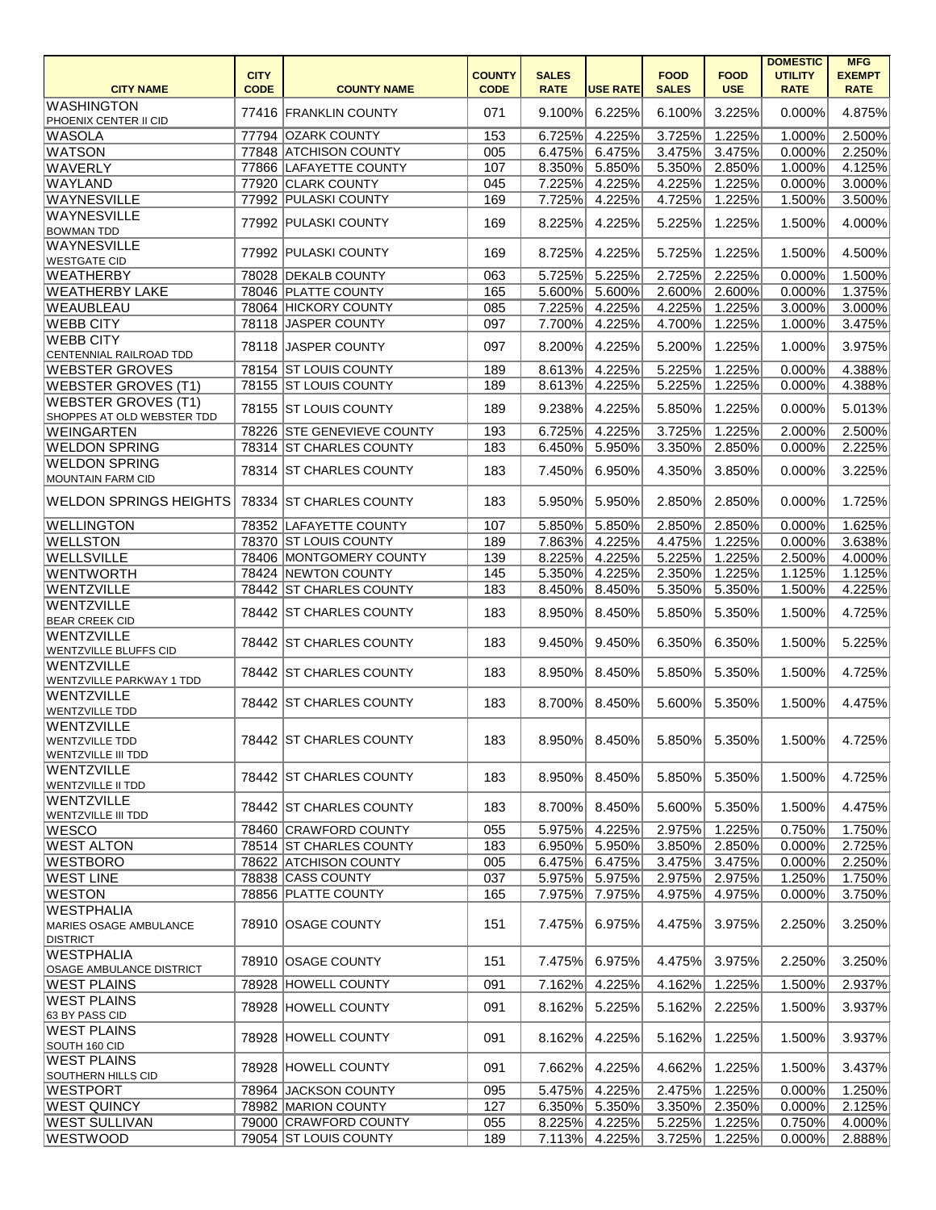| CITY NAME | CITY CODE | COUNTY NAME | COUNTY CODE | SALES RATE | USE RATE | FOOD SALES | FOOD USE | DOMESTIC UTILITY RATE | MFG EXEMPT RATE |
|---|---|---|---|---|---|---|---|---|---|
| WASHINGTON PHOENIX CENTER II CID | 77416 | FRANKLIN COUNTY | 071 | 9.100% | 6.225% | 6.100% | 3.225% | 0.000% | 4.875% |
| WASOLA | 77794 | OZARK COUNTY | 153 | 6.725% | 4.225% | 3.725% | 1.225% | 1.000% | 2.500% |
| WATSON | 77848 | ATCHISON COUNTY | 005 | 6.475% | 6.475% | 3.475% | 3.475% | 0.000% | 2.250% |
| WAVERLY | 77866 | LAFAYETTE COUNTY | 107 | 8.350% | 5.850% | 5.350% | 2.850% | 1.000% | 4.125% |
| WAYLAND | 77920 | CLARK COUNTY | 045 | 7.225% | 4.225% | 4.225% | 1.225% | 0.000% | 3.000% |
| WAYNESVILLE | 77992 | PULASKI COUNTY | 169 | 7.725% | 4.225% | 4.725% | 1.225% | 1.500% | 3.500% |
| WAYNESVILLE BOWMAN TDD | 77992 | PULASKI COUNTY | 169 | 8.225% | 4.225% | 5.225% | 1.225% | 1.500% | 4.000% |
| WAYNESVILLE WESTGATE CID | 77992 | PULASKI COUNTY | 169 | 8.725% | 4.225% | 5.725% | 1.225% | 1.500% | 4.500% |
| WEATHERBY | 78028 | DEKALB COUNTY | 063 | 5.725% | 5.225% | 2.725% | 2.225% | 0.000% | 1.500% |
| WEATHERBY LAKE | 78046 | PLATTE COUNTY | 165 | 5.600% | 5.600% | 2.600% | 2.600% | 0.000% | 1.375% |
| WEAUBLEAU | 78064 | HICKORY COUNTY | 085 | 7.225% | 4.225% | 4.225% | 1.225% | 3.000% | 3.000% |
| WEBB CITY | 78118 | JASPER COUNTY | 097 | 7.700% | 4.225% | 4.700% | 1.225% | 1.000% | 3.475% |
| WEBB CITY CENTENNIAL RAILROAD TDD | 78118 | JASPER COUNTY | 097 | 8.200% | 4.225% | 5.200% | 1.225% | 1.000% | 3.975% |
| WEBSTER GROVES | 78154 | ST LOUIS COUNTY | 189 | 8.613% | 4.225% | 5.225% | 1.225% | 0.000% | 4.388% |
| WEBSTER GROVES (T1) | 78155 | ST LOUIS COUNTY | 189 | 8.613% | 4.225% | 5.225% | 1.225% | 0.000% | 4.388% |
| WEBSTER GROVES (T1) SHOPPES AT OLD WEBSTER TDD | 78155 | ST LOUIS COUNTY | 189 | 9.238% | 4.225% | 5.850% | 1.225% | 0.000% | 5.013% |
| WEINGARTEN | 78226 | STE GENEVIEVE COUNTY | 193 | 6.725% | 4.225% | 3.725% | 1.225% | 2.000% | 2.500% |
| WELDON SPRING | 78314 | ST CHARLES COUNTY | 183 | 6.450% | 5.950% | 3.350% | 2.850% | 0.000% | 2.225% |
| WELDON SPRING MOUNTAIN FARM CID | 78314 | ST CHARLES COUNTY | 183 | 7.450% | 6.950% | 4.350% | 3.850% | 0.000% | 3.225% |
| WELDON SPRINGS HEIGHTS | 78334 | ST CHARLES COUNTY | 183 | 5.950% | 5.950% | 2.850% | 2.850% | 0.000% | 1.725% |
| WELLINGTON | 78352 | LAFAYETTE COUNTY | 107 | 5.850% | 5.850% | 2.850% | 2.850% | 0.000% | 1.625% |
| WELLSTON | 78370 | ST LOUIS COUNTY | 189 | 7.863% | 4.225% | 4.475% | 1.225% | 0.000% | 3.638% |
| WELLSVILLE | 78406 | MONTGOMERY COUNTY | 139 | 8.225% | 4.225% | 5.225% | 1.225% | 2.500% | 4.000% |
| WENTWORTH | 78424 | NEWTON COUNTY | 145 | 5.350% | 4.225% | 2.350% | 1.225% | 1.125% | 1.125% |
| WENTZVILLE | 78442 | ST CHARLES COUNTY | 183 | 8.450% | 8.450% | 5.350% | 5.350% | 1.500% | 4.225% |
| WENTZVILLE BEAR CREEK CID | 78442 | ST CHARLES COUNTY | 183 | 8.950% | 8.450% | 5.850% | 5.350% | 1.500% | 4.725% |
| WENTZVILLE WENTZVILLE BLUFFS CID | 78442 | ST CHARLES COUNTY | 183 | 9.450% | 9.450% | 6.350% | 6.350% | 1.500% | 5.225% |
| WENTZVILLE WENTZVILLE PARKWAY 1 TDD | 78442 | ST CHARLES COUNTY | 183 | 8.950% | 8.450% | 5.850% | 5.350% | 1.500% | 4.725% |
| WENTZVILLE WENTZVILLE TDD | 78442 | ST CHARLES COUNTY | 183 | 8.700% | 8.450% | 5.600% | 5.350% | 1.500% | 4.475% |
| WENTZVILLE WENTZVILLE TDD WENTZVILLE III TDD | 78442 | ST CHARLES COUNTY | 183 | 8.950% | 8.450% | 5.850% | 5.350% | 1.500% | 4.725% |
| WENTZVILLE WENTZVILLE II TDD | 78442 | ST CHARLES COUNTY | 183 | 8.950% | 8.450% | 5.850% | 5.350% | 1.500% | 4.725% |
| WENTZVILLE WENTZVILLE III TDD | 78442 | ST CHARLES COUNTY | 183 | 8.700% | 8.450% | 5.600% | 5.350% | 1.500% | 4.475% |
| WESCO | 78460 | CRAWFORD COUNTY | 055 | 5.975% | 4.225% | 2.975% | 1.225% | 0.750% | 1.750% |
| WEST ALTON | 78514 | ST CHARLES COUNTY | 183 | 6.950% | 5.950% | 3.850% | 2.850% | 0.000% | 2.725% |
| WESTBORO | 78622 | ATCHISON COUNTY | 005 | 6.475% | 6.475% | 3.475% | 3.475% | 0.000% | 2.250% |
| WEST LINE | 78838 | CASS COUNTY | 037 | 5.975% | 5.975% | 2.975% | 2.975% | 1.250% | 1.750% |
| WESTON | 78856 | PLATTE COUNTY | 165 | 7.975% | 7.975% | 4.975% | 4.975% | 0.000% | 3.750% |
| WESTPHALIA MARIES OSAGE AMBULANCE DISTRICT | 78910 | OSAGE COUNTY | 151 | 7.475% | 6.975% | 4.475% | 3.975% | 2.250% | 3.250% |
| WESTPHALIA OSAGE AMBULANCE DISTRICT | 78910 | OSAGE COUNTY | 151 | 7.475% | 6.975% | 4.475% | 3.975% | 2.250% | 3.250% |
| WEST PLAINS | 78928 | HOWELL COUNTY | 091 | 7.162% | 4.225% | 4.162% | 1.225% | 1.500% | 2.937% |
| WEST PLAINS 63 BY PASS CID | 78928 | HOWELL COUNTY | 091 | 8.162% | 5.225% | 5.162% | 2.225% | 1.500% | 3.937% |
| WEST PLAINS SOUTH 160 CID | 78928 | HOWELL COUNTY | 091 | 8.162% | 4.225% | 5.162% | 1.225% | 1.500% | 3.937% |
| WEST PLAINS SOUTHERN HILLS CID | 78928 | HOWELL COUNTY | 091 | 7.662% | 4.225% | 4.662% | 1.225% | 1.500% | 3.437% |
| WESTPORT | 78964 | JACKSON COUNTY | 095 | 5.475% | 4.225% | 2.475% | 1.225% | 0.000% | 1.250% |
| WEST QUINCY | 78982 | MARION COUNTY | 127 | 6.350% | 5.350% | 3.350% | 2.350% | 0.000% | 2.125% |
| WEST SULLIVAN | 79000 | CRAWFORD COUNTY | 055 | 8.225% | 4.225% | 5.225% | 1.225% | 0.750% | 4.000% |
| WESTWOOD | 79054 | ST LOUIS COUNTY | 189 | 7.113% | 4.225% | 3.725% | 1.225% | 0.000% | 2.888% |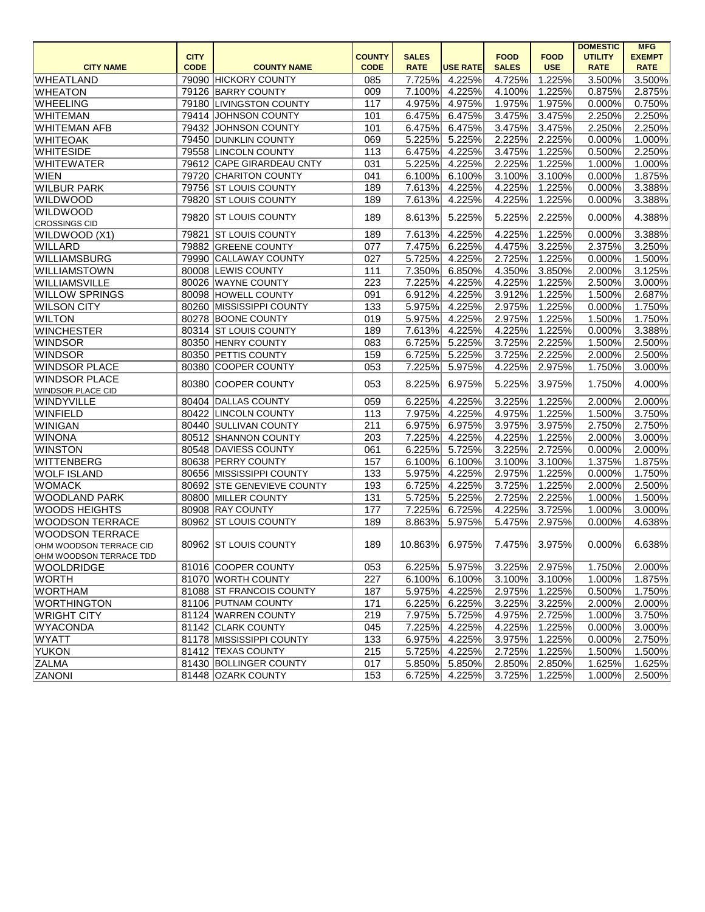| CITY NAME | CITY CODE | COUNTY NAME | COUNTY CODE | SALES RATE | USE RATE | FOOD SALES | FOOD USE | DOMESTIC UTILITY RATE | MFG EXEMPT RATE |
|---|---|---|---|---|---|---|---|---|---|
| WHEATLAND | 79090 | HICKORY COUNTY | 085 | 7.725% | 4.225% | 4.725% | 1.225% | 3.500% | 3.500% |
| WHEATON | 79126 | BARRY COUNTY | 009 | 7.100% | 4.225% | 4.100% | 1.225% | 0.875% | 2.875% |
| WHEELING | 79180 | LIVINGSTON COUNTY | 117 | 4.975% | 4.975% | 1.975% | 1.975% | 0.000% | 0.750% |
| WHITEMAN | 79414 | JOHNSON COUNTY | 101 | 6.475% | 6.475% | 3.475% | 3.475% | 2.250% | 2.250% |
| WHITEMAN AFB | 79432 | JOHNSON COUNTY | 101 | 6.475% | 6.475% | 3.475% | 3.475% | 2.250% | 2.250% |
| WHITEOAK | 79450 | DUNKLIN COUNTY | 069 | 5.225% | 5.225% | 2.225% | 2.225% | 0.000% | 1.000% |
| WHITESIDE | 79558 | LINCOLN COUNTY | 113 | 6.475% | 4.225% | 3.475% | 1.225% | 0.500% | 2.250% |
| WHITEWATER | 79612 | CAPE GIRARDEAU CNTY | 031 | 5.225% | 4.225% | 2.225% | 1.225% | 1.000% | 1.000% |
| WIEN | 79720 | CHARITON COUNTY | 041 | 6.100% | 6.100% | 3.100% | 3.100% | 0.000% | 1.875% |
| WILBUR PARK | 79756 | ST LOUIS COUNTY | 189 | 7.613% | 4.225% | 4.225% | 1.225% | 0.000% | 3.388% |
| WILDWOOD | 79820 | ST LOUIS COUNTY | 189 | 7.613% | 4.225% | 4.225% | 1.225% | 0.000% | 3.388% |
| WILDWOOD CROSSINGS CID | 79820 | ST LOUIS COUNTY | 189 | 8.613% | 5.225% | 5.225% | 2.225% | 0.000% | 4.388% |
| WILDWOOD (X1) | 79821 | ST LOUIS COUNTY | 189 | 7.613% | 4.225% | 4.225% | 1.225% | 0.000% | 3.388% |
| WILLARD | 79882 | GREENE COUNTY | 077 | 7.475% | 6.225% | 4.475% | 3.225% | 2.375% | 3.250% |
| WILLIAMSBURG | 79990 | CALLAWAY COUNTY | 027 | 5.725% | 4.225% | 2.725% | 1.225% | 0.000% | 1.500% |
| WILLIAMSTOWN | 80008 | LEWIS COUNTY | 111 | 7.350% | 6.850% | 4.350% | 3.850% | 2.000% | 3.125% |
| WILLIAMSVILLE | 80026 | WAYNE COUNTY | 223 | 7.225% | 4.225% | 4.225% | 1.225% | 2.500% | 3.000% |
| WILLOW SPRINGS | 80098 | HOWELL COUNTY | 091 | 6.912% | 4.225% | 3.912% | 1.225% | 1.500% | 2.687% |
| WILSON CITY | 80260 | MISSISSIPPI COUNTY | 133 | 5.975% | 4.225% | 2.975% | 1.225% | 0.000% | 1.750% |
| WILTON | 80278 | BOONE COUNTY | 019 | 5.975% | 4.225% | 2.975% | 1.225% | 1.500% | 1.750% |
| WINCHESTER | 80314 | ST LOUIS COUNTY | 189 | 7.613% | 4.225% | 4.225% | 1.225% | 0.000% | 3.388% |
| WINDSOR | 80350 | HENRY COUNTY | 083 | 6.725% | 5.225% | 3.725% | 2.225% | 1.500% | 2.500% |
| WINDSOR | 80350 | PETTIS COUNTY | 159 | 6.725% | 5.225% | 3.725% | 2.225% | 2.000% | 2.500% |
| WINDSOR PLACE | 80380 | COOPER COUNTY | 053 | 7.225% | 5.975% | 4.225% | 2.975% | 1.750% | 3.000% |
| WINDSOR PLACE WINDSOR PLACE CID | 80380 | COOPER COUNTY | 053 | 8.225% | 6.975% | 5.225% | 3.975% | 1.750% | 4.000% |
| WINDYVILLE | 80404 | DALLAS COUNTY | 059 | 6.225% | 4.225% | 3.225% | 1.225% | 2.000% | 2.000% |
| WINFIELD | 80422 | LINCOLN COUNTY | 113 | 7.975% | 4.225% | 4.975% | 1.225% | 1.500% | 3.750% |
| WINIGAN | 80440 | SULLIVAN COUNTY | 211 | 6.975% | 6.975% | 3.975% | 3.975% | 2.750% | 2.750% |
| WINONA | 80512 | SHANNON COUNTY | 203 | 7.225% | 4.225% | 4.225% | 1.225% | 2.000% | 3.000% |
| WINSTON | 80548 | DAVIESS COUNTY | 061 | 6.225% | 5.725% | 3.225% | 2.725% | 0.000% | 2.000% |
| WITTENBERG | 80638 | PERRY COUNTY | 157 | 6.100% | 6.100% | 3.100% | 3.100% | 1.375% | 1.875% |
| WOLF ISLAND | 80656 | MISSISSIPPI COUNTY | 133 | 5.975% | 4.225% | 2.975% | 1.225% | 0.000% | 1.750% |
| WOMACK | 80692 | STE GENEVIEVE COUNTY | 193 | 6.725% | 4.225% | 3.725% | 1.225% | 2.000% | 2.500% |
| WOODLAND PARK | 80800 | MILLER COUNTY | 131 | 5.725% | 5.225% | 2.725% | 2.225% | 1.000% | 1.500% |
| WOODS HEIGHTS | 80908 | RAY COUNTY | 177 | 7.225% | 6.725% | 4.225% | 3.725% | 1.000% | 3.000% |
| WOODSON TERRACE | 80962 | ST LOUIS COUNTY | 189 | 8.863% | 5.975% | 5.475% | 2.975% | 0.000% | 4.638% |
| WOODSON TERRACE OHM WOODSON TERRACE CID OHM WOODSON TERRACE TDD | 80962 | ST LOUIS COUNTY | 189 | 10.863% | 6.975% | 7.475% | 3.975% | 0.000% | 6.638% |
| WOOLDRIDGE | 81016 | COOPER COUNTY | 053 | 6.225% | 5.975% | 3.225% | 2.975% | 1.750% | 2.000% |
| WORTH | 81070 | WORTH COUNTY | 227 | 6.100% | 6.100% | 3.100% | 3.100% | 1.000% | 1.875% |
| WORTHAM | 81088 | ST FRANCOIS COUNTY | 187 | 5.975% | 4.225% | 2.975% | 1.225% | 0.500% | 1.750% |
| WORTHINGTON | 81106 | PUTNAM COUNTY | 171 | 6.225% | 6.225% | 3.225% | 3.225% | 2.000% | 2.000% |
| WRIGHT CITY | 81124 | WARREN COUNTY | 219 | 7.975% | 5.725% | 4.975% | 2.725% | 1.000% | 3.750% |
| WYACONDA | 81142 | CLARK COUNTY | 045 | 7.225% | 4.225% | 4.225% | 1.225% | 0.000% | 3.000% |
| WYATT | 81178 | MISSISSIPPI COUNTY | 133 | 6.975% | 4.225% | 3.975% | 1.225% | 0.000% | 2.750% |
| YUKON | 81412 | TEXAS COUNTY | 215 | 5.725% | 4.225% | 2.725% | 1.225% | 1.500% | 1.500% |
| ZALMA | 81430 | BOLLINGER COUNTY | 017 | 5.850% | 5.850% | 2.850% | 2.850% | 1.625% | 1.625% |
| ZANONI | 81448 | OZARK COUNTY | 153 | 6.725% | 4.225% | 3.725% | 1.225% | 1.000% | 2.500% |